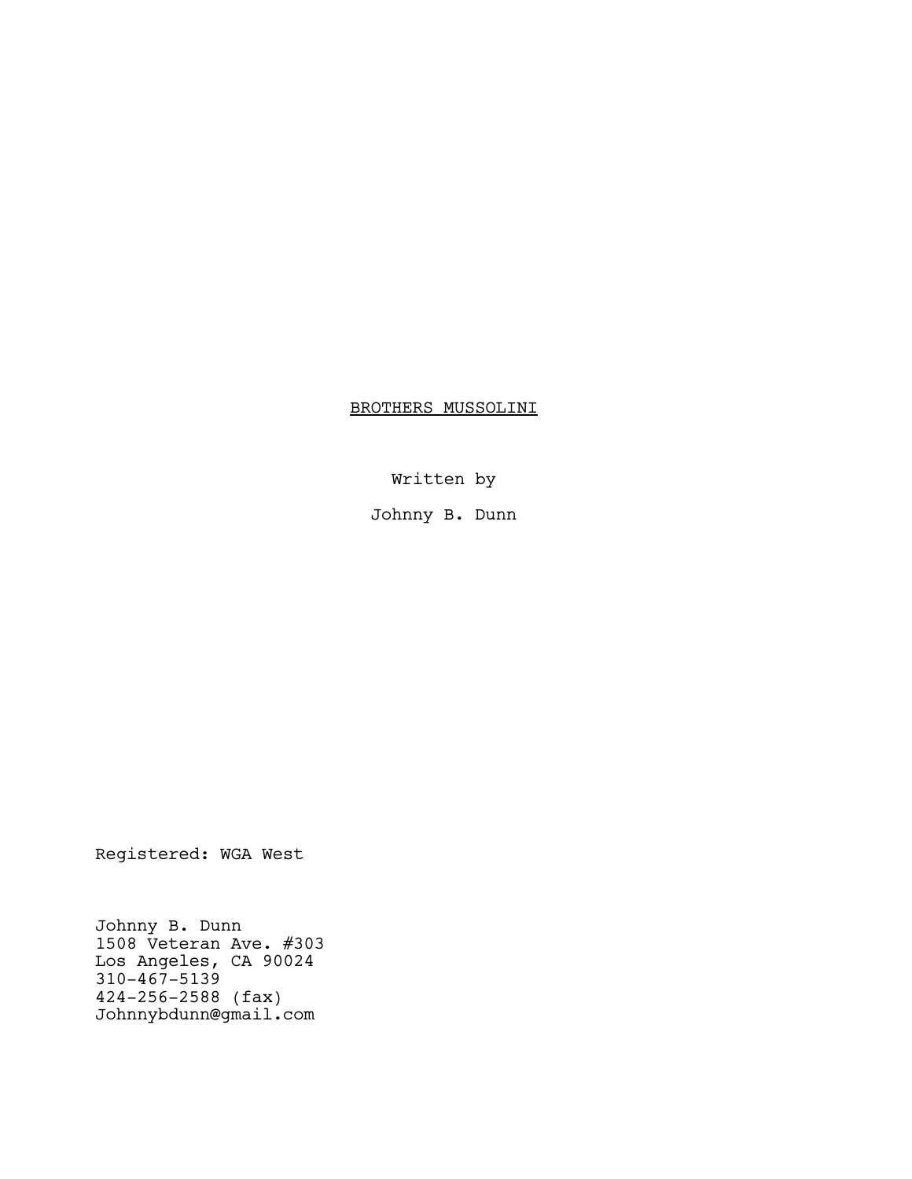<u>BROTHERS MUSSOLINI</u>

Written by

Johnny B. Dunn

Registered: WGA West

Johnny B. Dunn
1508 Veteran Ave. #303
Los Angeles, CA 90024
310-467-5139
424-256-2588 (fax)
Johnnybdunn@gmail.com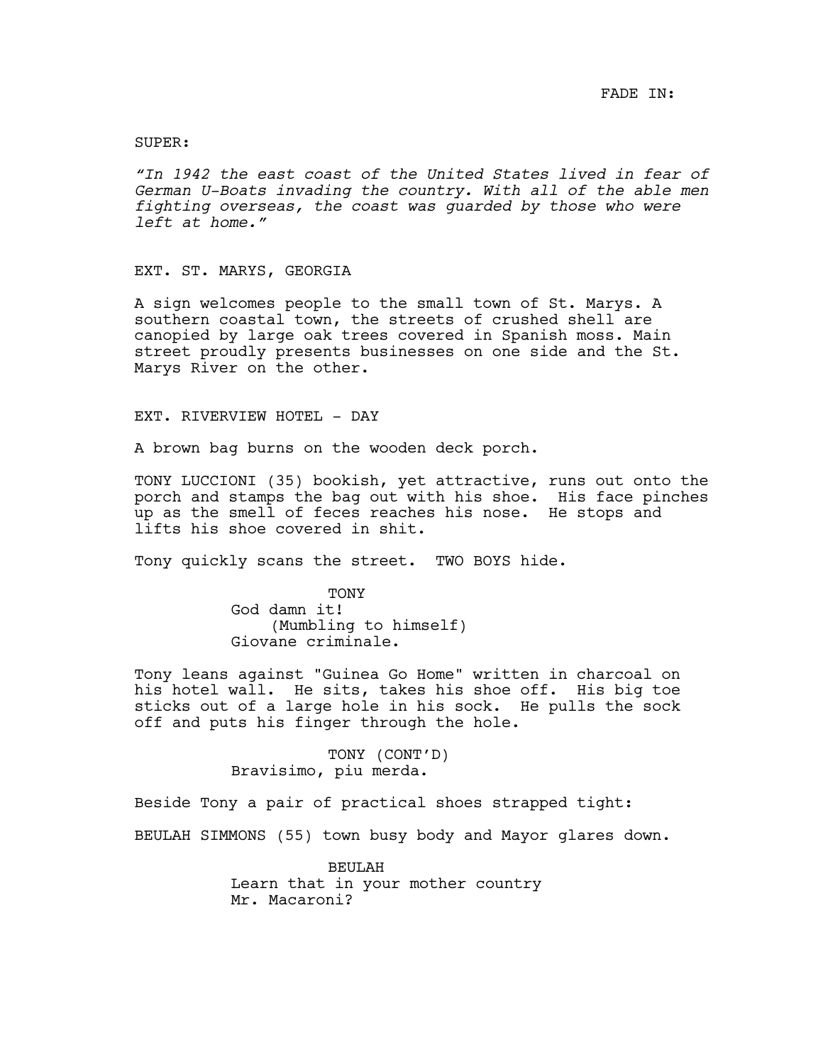FADE IN:

SUPER:

*"In 1942 the east coast of the United States lived in fear of German U-Boats invading the country. With all of the able men fighting overseas, the coast was guarded by those who were left at home."*

EXT. ST. MARYS, GEORGIA

A sign welcomes people to the small town of St. Marys. A southern coastal town, the streets of crushed shell are canopied by large oak trees covered in Spanish moss. Main street proudly presents businesses on one side and the St. Marys River on the other.

EXT. RIVERVIEW HOTEL - DAY

A brown bag burns on the wooden deck porch.

TONY LUCCIONI (35) bookish, yet attractive, runs out onto the porch and stamps the bag out with his shoe. His face pinches up as the smell of feces reaches his nose. He stops and lifts his shoe covered in shit.

Tony quickly scans the street. TWO BOYS hide.

TONY
God damn it!
(Mumbling to himself)
Giovane criminale.

Tony leans against "Guinea Go Home" written in charcoal on his hotel wall. He sits, takes his shoe off. His big toe sticks out of a large hole in his sock. He pulls the sock off and puts his finger through the hole.

TONY (CONT'D)
Bravisimo, piu merda.

Beside Tony a pair of practical shoes strapped tight:

BEULAH SIMMONS (55) town busy body and Mayor glares down.

BEULAH
Learn that in your mother country
Mr. Macaroni?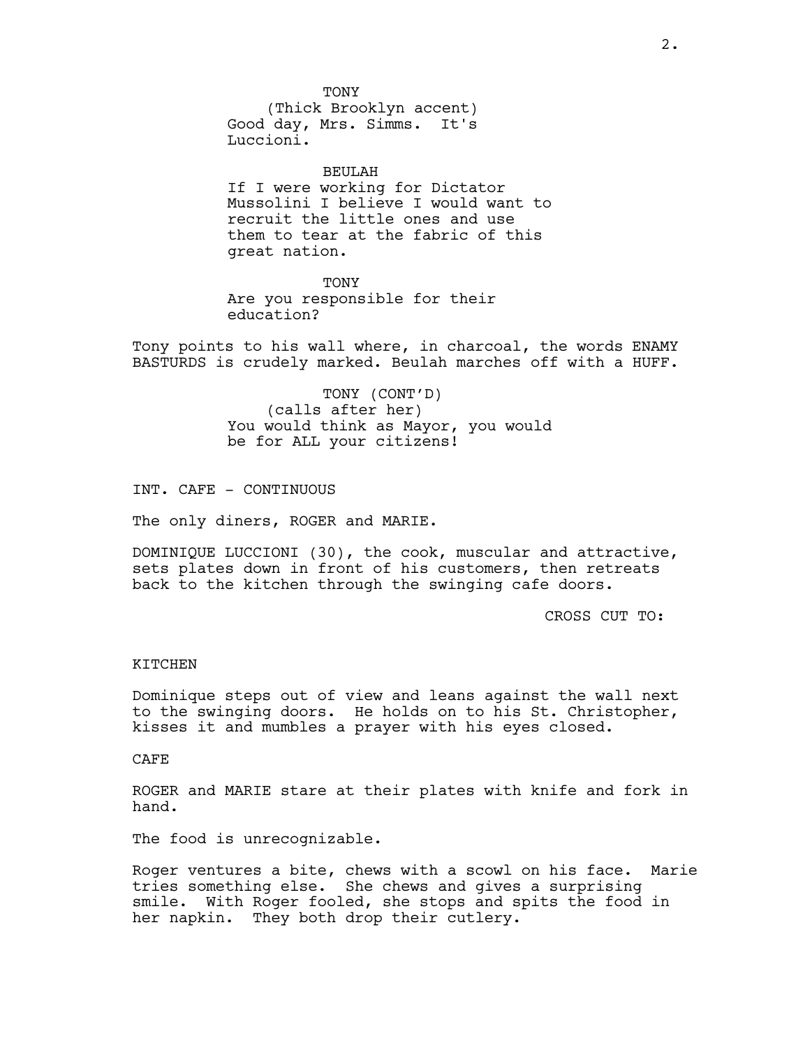TONY
(Thick Brooklyn accent)
Good day, Mrs. Simms. It's Luccioni.

BEULAH
If I were working for Dictator Mussolini I believe I would want to recruit the little ones and use them to tear at the fabric of this great nation.

TONY
Are you responsible for their education?

Tony points to his wall where, in charcoal, the words ENAMY BASTURDS is crudely marked. Beulah marches off with a HUFF.

TONY (CONT'D)
(calls after her)
You would think as Mayor, you would be for ALL your citizens!

INT. CAFE - CONTINUOUS

The only diners, ROGER and MARIE.

DOMINIQUE LUCCIONI (30), the cook, muscular and attractive, sets plates down in front of his customers, then retreats back to the kitchen through the swinging cafe doors.

CROSS CUT TO:

KITCHEN

Dominique steps out of view and leans against the wall next to the swinging doors. He holds on to his St. Christopher, kisses it and mumbles a prayer with his eyes closed.

CAFE

ROGER and MARIE stare at their plates with knife and fork in hand.

The food is unrecognizable.

Roger ventures a bite, chews with a scowl on his face. Marie tries something else. She chews and gives a surprising smile. With Roger fooled, she stops and spits the food in her napkin. They both drop their cutlery.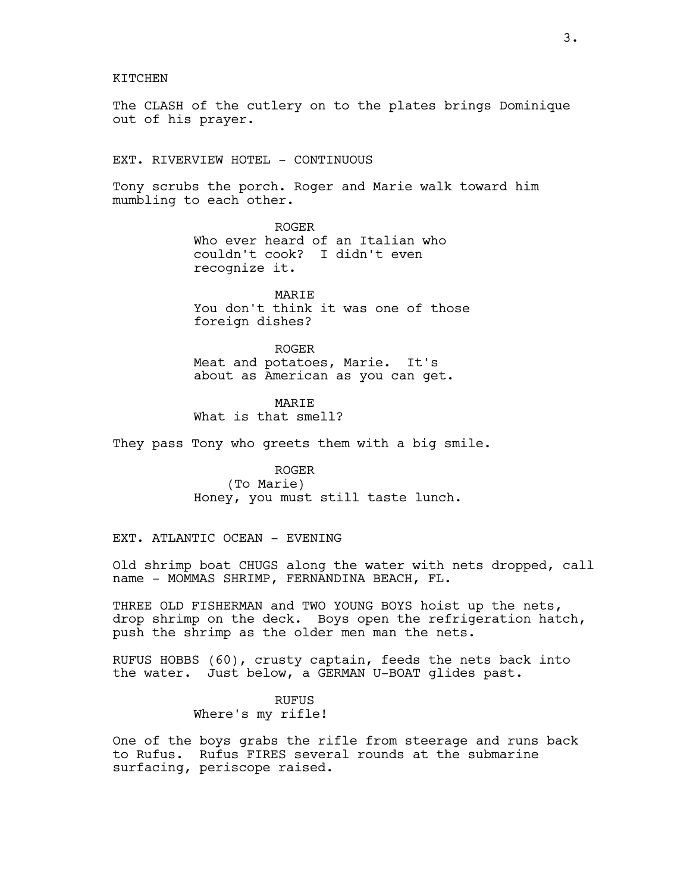KITCHEN

The CLASH of the cutlery on to the plates brings Dominique out of his prayer.

EXT. RIVERVIEW HOTEL - CONTINUOUS

Tony scrubs the porch. Roger and Marie walk toward him mumbling to each other.

ROGER
Who ever heard of an Italian who couldn't cook? I didn't even recognize it.

MARIE
You don't think it was one of those foreign dishes?

ROGER
Meat and potatoes, Marie. It's about as American as you can get.

MARIE
What is that smell?

They pass Tony who greets them with a big smile.

ROGER
(To Marie)
Honey, you must still taste lunch.

EXT. ATLANTIC OCEAN - EVENING

Old shrimp boat CHUGS along the water with nets dropped, call name - MOMMAS SHRIMP, FERNANDINA BEACH, FL.

THREE OLD FISHERMAN and TWO YOUNG BOYS hoist up the nets, drop shrimp on the deck. Boys open the refrigeration hatch, push the shrimp as the older men man the nets.

RUFUS HOBBS (60), crusty captain, feeds the nets back into the water. Just below, a GERMAN U-BOAT glides past.

RUFUS
Where's my rifle!

One of the boys grabs the rifle from steerage and runs back to Rufus. Rufus FIRES several rounds at the submarine surfacing, periscope raised.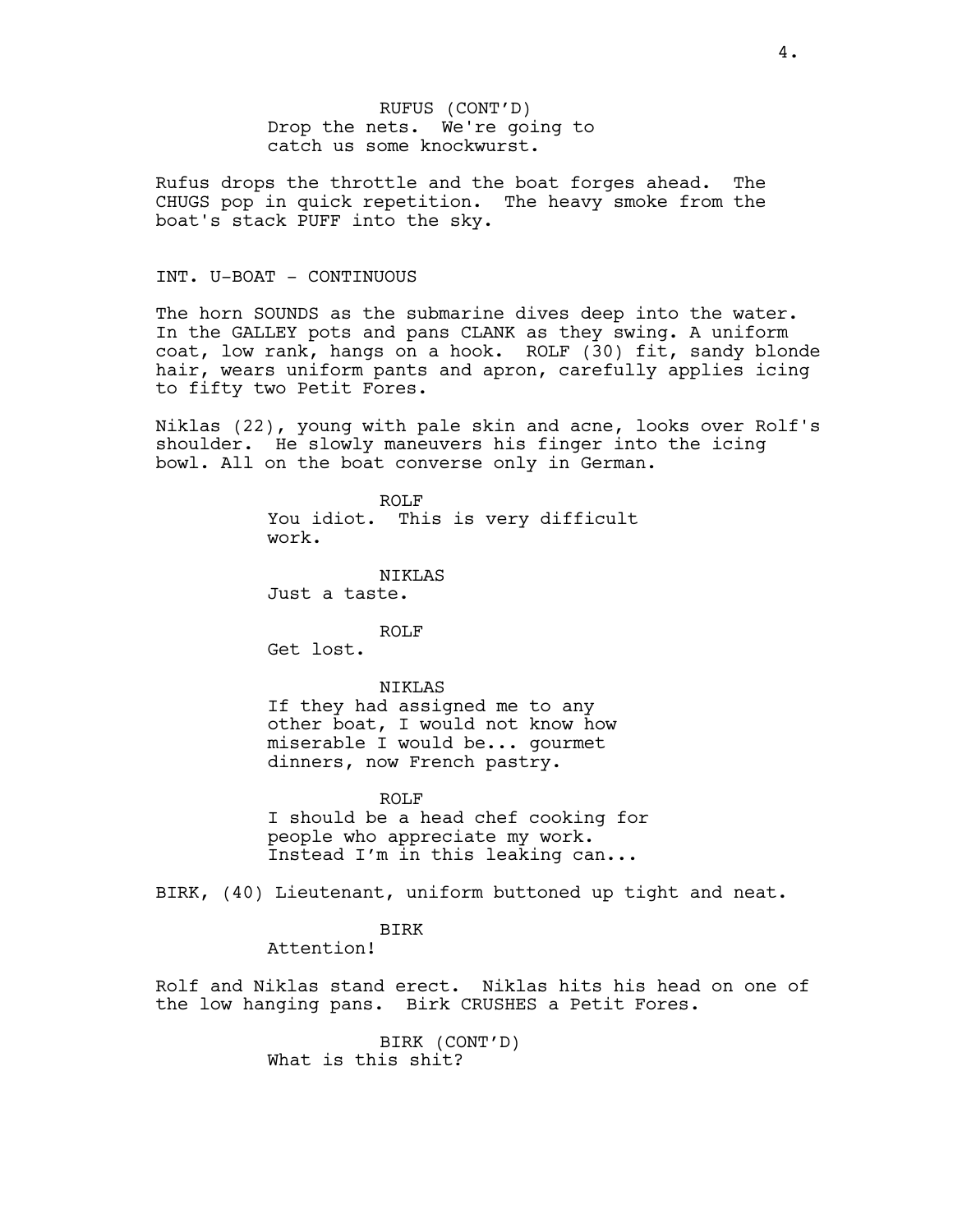RUFUS (CONT'D)
Drop the nets. We're going to catch us some knockwurst.

Rufus drops the throttle and the boat forges ahead. The CHUGS pop in quick repetition. The heavy smoke from the boat's stack PUFF into the sky.

INT. U-BOAT - CONTINUOUS

The horn SOUNDS as the submarine dives deep into the water. In the GALLEY pots and pans CLANK as they swing. A uniform coat, low rank, hangs on a hook. ROLF (30) fit, sandy blonde hair, wears uniform pants and apron, carefully applies icing to fifty two Petit Fores.

Niklas (22), young with pale skin and acne, looks over Rolf's shoulder. He slowly maneuvers his finger into the icing bowl. All on the boat converse only in German.

ROLF
You idiot. This is very difficult work.

NIKLAS
Just a taste.

ROLF
Get lost.

NIKLAS
If they had assigned me to any other boat, I would not know how miserable I would be... gourmet dinners, now French pastry.

ROLF
I should be a head chef cooking for people who appreciate my work. Instead I'm in this leaking can...

BIRK, (40) Lieutenant, uniform buttoned up tight and neat.

BIRK
Attention!

Rolf and Niklas stand erect. Niklas hits his head on one of the low hanging pans. Birk CRUSHES a Petit Fores.

BIRK (CONT'D)
What is this shit?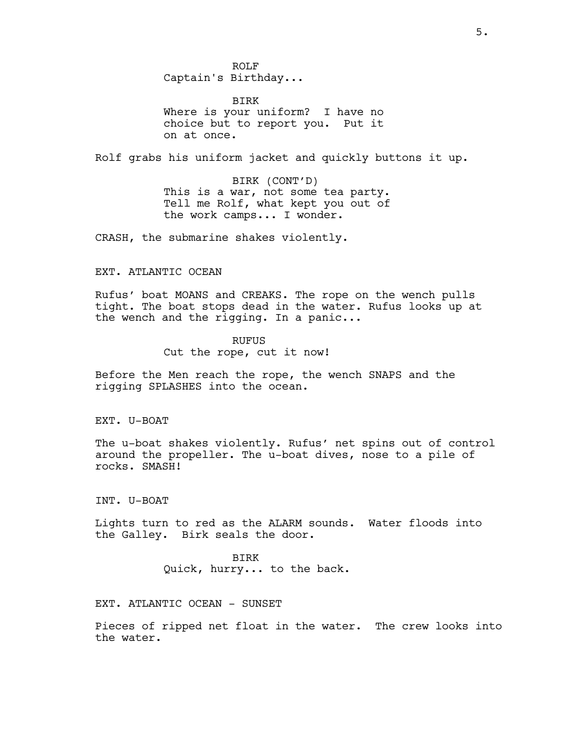ROLF
Captain's Birthday...

BIRK
Where is your uniform? I have no choice but to report you. Put it on at once.

Rolf grabs his uniform jacket and quickly buttons it up.

BIRK (CONT'D)
This is a war, not some tea party. Tell me Rolf, what kept you out of the work camps... I wonder.

CRASH, the submarine shakes violently.

EXT. ATLANTIC OCEAN

Rufus' boat MOANS and CREAKS. The rope on the wench pulls tight. The boat stops dead in the water. Rufus looks up at the wench and the rigging. In a panic...

RUFUS
Cut the rope, cut it now!

Before the Men reach the rope, the wench SNAPS and the rigging SPLASHES into the ocean.

EXT. U-BOAT

The u-boat shakes violently. Rufus' net spins out of control around the propeller. The u-boat dives, nose to a pile of rocks. SMASH!

INT. U-BOAT

Lights turn to red as the ALARM sounds. Water floods into the Galley. Birk seals the door.

BIRK
Quick, hurry... to the back.

EXT. ATLANTIC OCEAN - SUNSET

Pieces of ripped net float in the water. The crew looks into the water.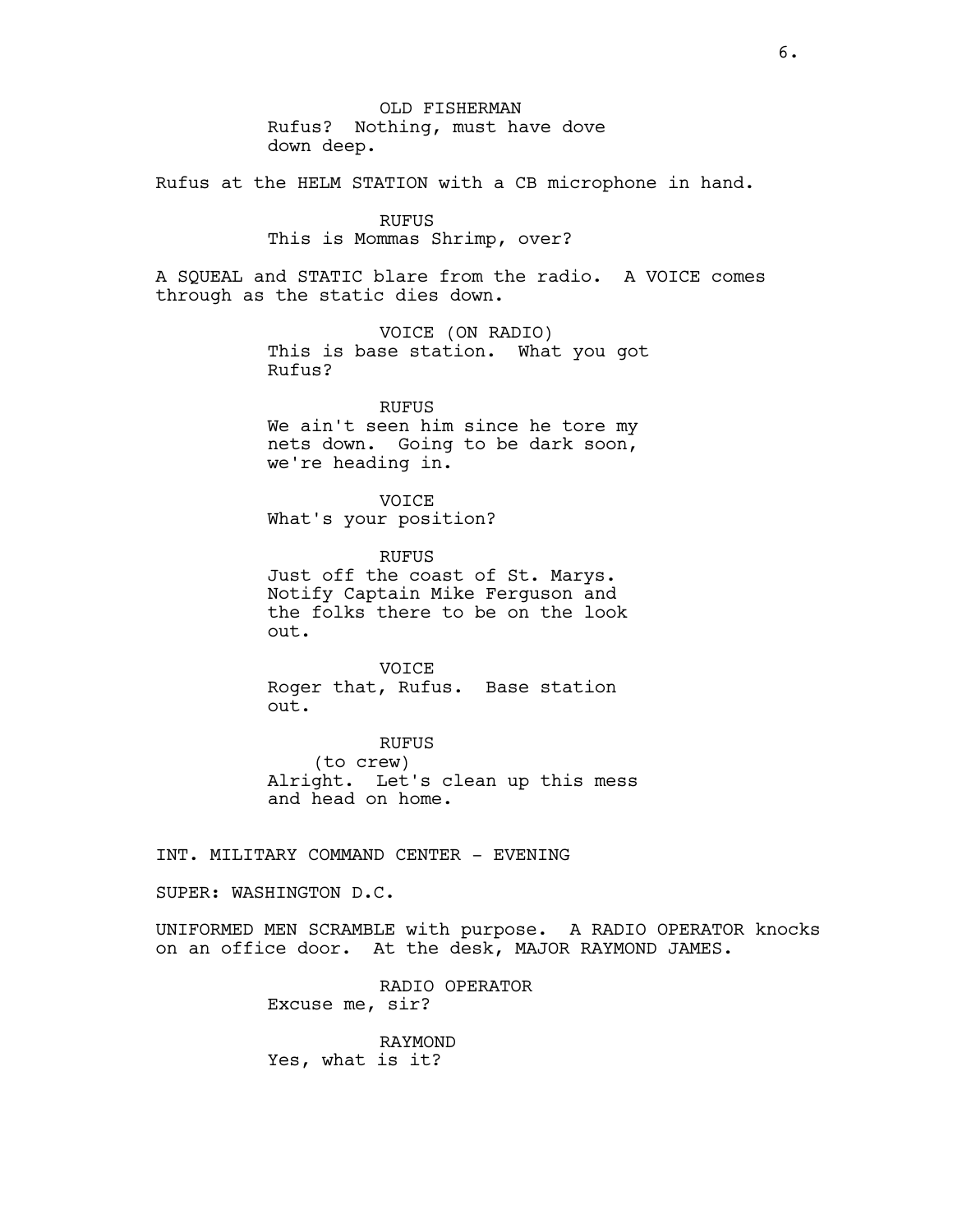OLD FISHERMAN
Rufus? Nothing, must have dove down deep.

Rufus at the HELM STATION with a CB microphone in hand.

RUFUS
This is Mommas Shrimp, over?

A SQUEAL and STATIC blare from the radio. A VOICE comes through as the static dies down.

VOICE (ON RADIO)
This is base station. What you got Rufus?

RUFUS
We ain't seen him since he tore my nets down. Going to be dark soon, we're heading in.

VOICE
What's your position?

RUFUS
Just off the coast of St. Marys. Notify Captain Mike Ferguson and the folks there to be on the look out.

VOICE
Roger that, Rufus. Base station out.

RUFUS
(to crew)
Alright. Let's clean up this mess and head on home.

INT. MILITARY COMMAND CENTER - EVENING

SUPER: WASHINGTON D.C.

UNIFORMED MEN SCRAMBLE with purpose. A RADIO OPERATOR knocks on an office door. At the desk, MAJOR RAYMOND JAMES.

RADIO OPERATOR
Excuse me, sir?

RAYMOND
Yes, what is it?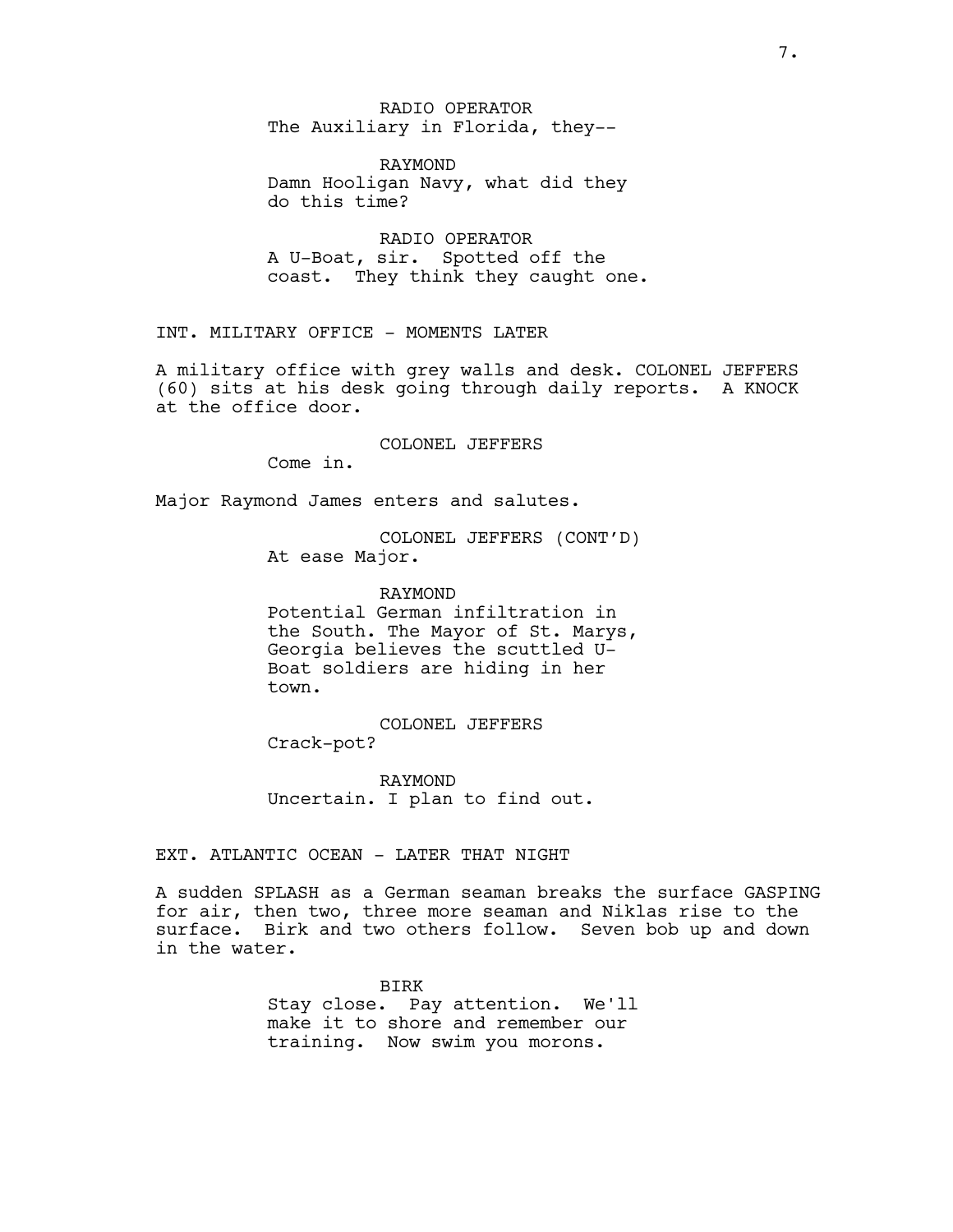RADIO OPERATOR
The Auxiliary in Florida, they--

RAYMOND
Damn Hooligan Navy, what did they do this time?

RADIO OPERATOR
A U-Boat, sir. Spotted off the coast. They think they caught one.

INT. MILITARY OFFICE - MOMENTS LATER

A military office with grey walls and desk. COLONEL JEFFERS (60) sits at his desk going through daily reports. A KNOCK at the office door.

COLONEL JEFFERS
Come in.

Major Raymond James enters and salutes.

COLONEL JEFFERS (CONT'D)
At ease Major.

RAYMOND
Potential German infiltration in the South. The Mayor of St. Marys, Georgia believes the scuttled U-Boat soldiers are hiding in her town.

COLONEL JEFFERS
Crack-pot?

RAYMOND
Uncertain. I plan to find out.

EXT. ATLANTIC OCEAN - LATER THAT NIGHT

A sudden SPLASH as a German seaman breaks the surface GASPING for air, then two, three more seaman and Niklas rise to the surface. Birk and two others follow. Seven bob up and down in the water.

BIRK
Stay close. Pay attention. We'll make it to shore and remember our training. Now swim you morons.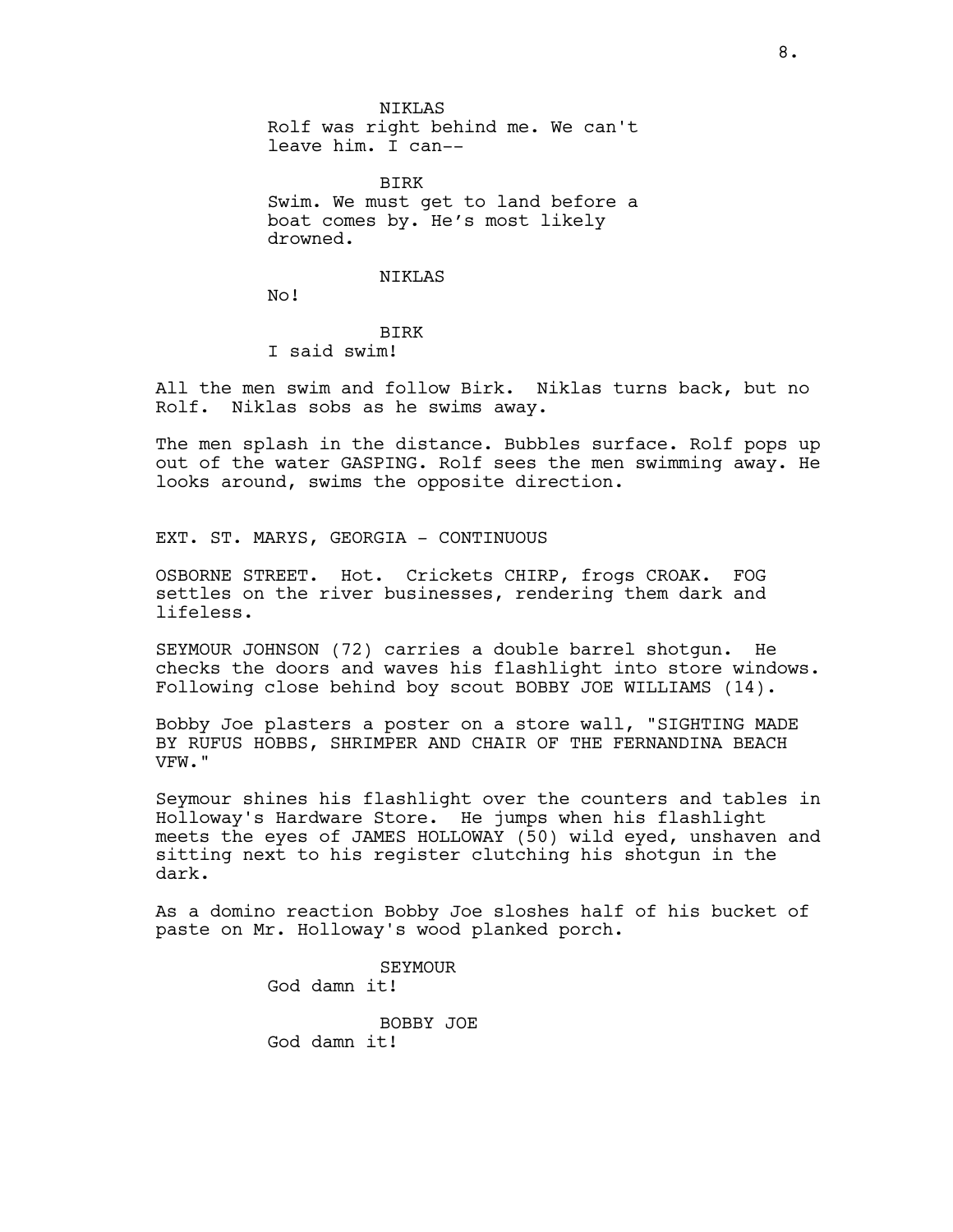NIKLAS
Rolf was right behind me. We can't leave him. I can--

BIRK
Swim. We must get to land before a boat comes by. He's most likely drowned.

NIKLAS
No!

BIRK
I said swim!

All the men swim and follow Birk. Niklas turns back, but no Rolf. Niklas sobs as he swims away.

The men splash in the distance. Bubbles surface. Rolf pops up out of the water GASPING. Rolf sees the men swimming away. He looks around, swims the opposite direction.

EXT. ST. MARYS, GEORGIA - CONTINUOUS

OSBORNE STREET. Hot. Crickets CHIRP, frogs CROAK. FOG settles on the river businesses, rendering them dark and lifeless.

SEYMOUR JOHNSON (72) carries a double barrel shotgun. He checks the doors and waves his flashlight into store windows. Following close behind boy scout BOBBY JOE WILLIAMS (14).

Bobby Joe plasters a poster on a store wall, "SIGHTING MADE BY RUFUS HOBBS, SHRIMPER AND CHAIR OF THE FERNANDINA BEACH VFW."

Seymour shines his flashlight over the counters and tables in Holloway's Hardware Store. He jumps when his flashlight meets the eyes of JAMES HOLLOWAY (50) wild eyed, unshaven and sitting next to his register clutching his shotgun in the dark.

As a domino reaction Bobby Joe sloshes half of his bucket of paste on Mr. Holloway's wood planked porch.

SEYMOUR
God damn it!

BOBBY JOE
God damn it!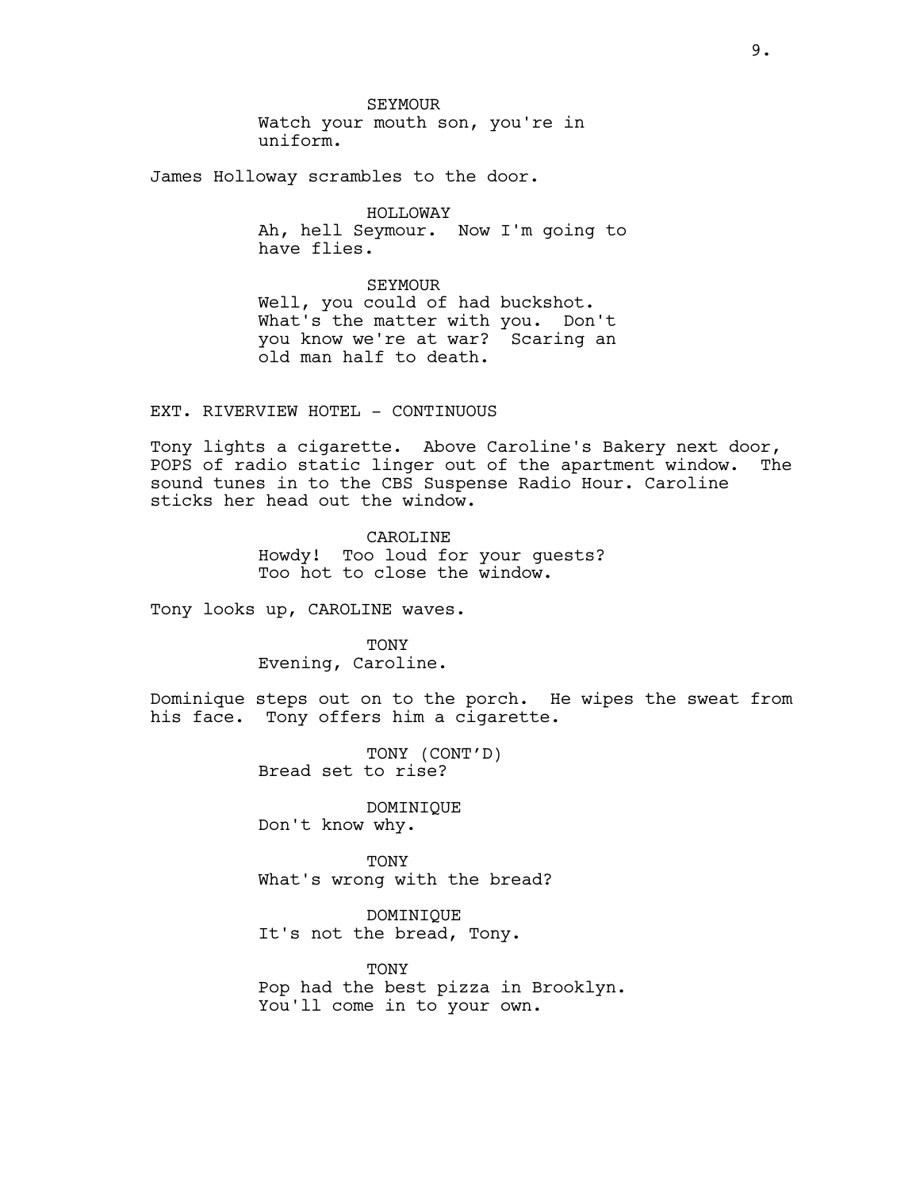SEYMOUR
Watch your mouth son, you're in uniform.

James Holloway scrambles to the door.

HOLLOWAY
Ah, hell Seymour. Now I'm going to have flies.

SEYMOUR
Well, you could of had buckshot. What's the matter with you. Don't you know we're at war? Scaring an old man half to death.

EXT. RIVERVIEW HOTEL - CONTINUOUS

Tony lights a cigarette. Above Caroline's Bakery next door, POPS of radio static linger out of the apartment window. The sound tunes in to the CBS Suspense Radio Hour. Caroline sticks her head out the window.

CAROLINE
Howdy! Too loud for your guests? Too hot to close the window.

Tony looks up, CAROLINE waves.

TONY
Evening, Caroline.

Dominique steps out on to the porch. He wipes the sweat from his face. Tony offers him a cigarette.

TONY (CONT'D)
Bread set to rise?

DOMINIQUE
Don't know why.

TONY
What's wrong with the bread?

DOMINIQUE
It's not the bread, Tony.

TONY
Pop had the best pizza in Brooklyn. You'll come in to your own.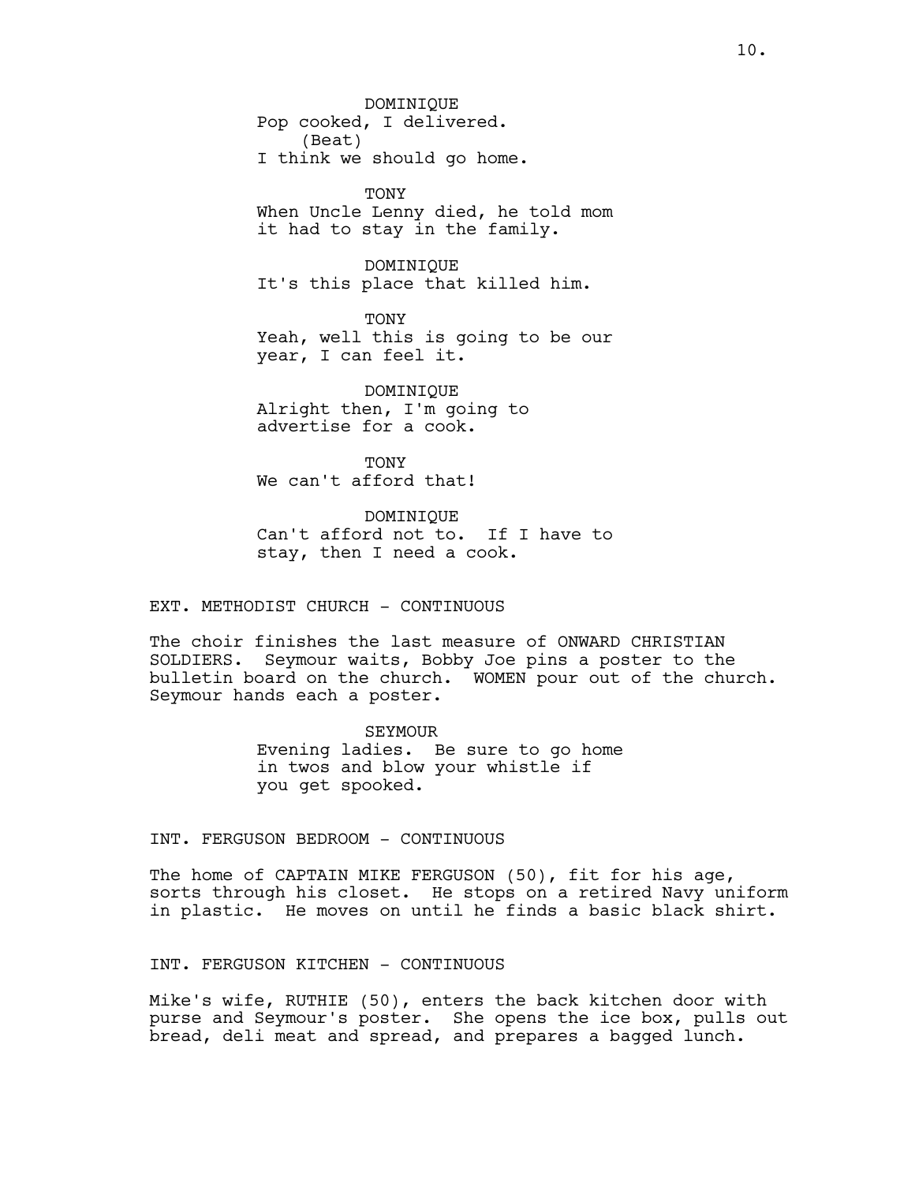DOMINIQUE
Pop cooked, I delivered.
(Beat)
I think we should go home.

TONY
When Uncle Lenny died, he told mom it had to stay in the family.

DOMINIQUE
It's this place that killed him.

TONY
Yeah, well this is going to be our year, I can feel it.

DOMINIQUE
Alright then, I'm going to advertise for a cook.

TONY
We can't afford that!

DOMINIQUE
Can't afford not to. If I have to stay, then I need a cook.

EXT. METHODIST CHURCH - CONTINUOUS

The choir finishes the last measure of ONWARD CHRISTIAN SOLDIERS. Seymour waits, Bobby Joe pins a poster to the bulletin board on the church. WOMEN pour out of the church. Seymour hands each a poster.

SEYMOUR
Evening ladies. Be sure to go home in twos and blow your whistle if you get spooked.

INT. FERGUSON BEDROOM - CONTINUOUS

The home of CAPTAIN MIKE FERGUSON (50), fit for his age, sorts through his closet. He stops on a retired Navy uniform in plastic. He moves on until he finds a basic black shirt.

INT. FERGUSON KITCHEN - CONTINUOUS

Mike's wife, RUTHIE (50), enters the back kitchen door with purse and Seymour's poster. She opens the ice box, pulls out bread, deli meat and spread, and prepares a bagged lunch.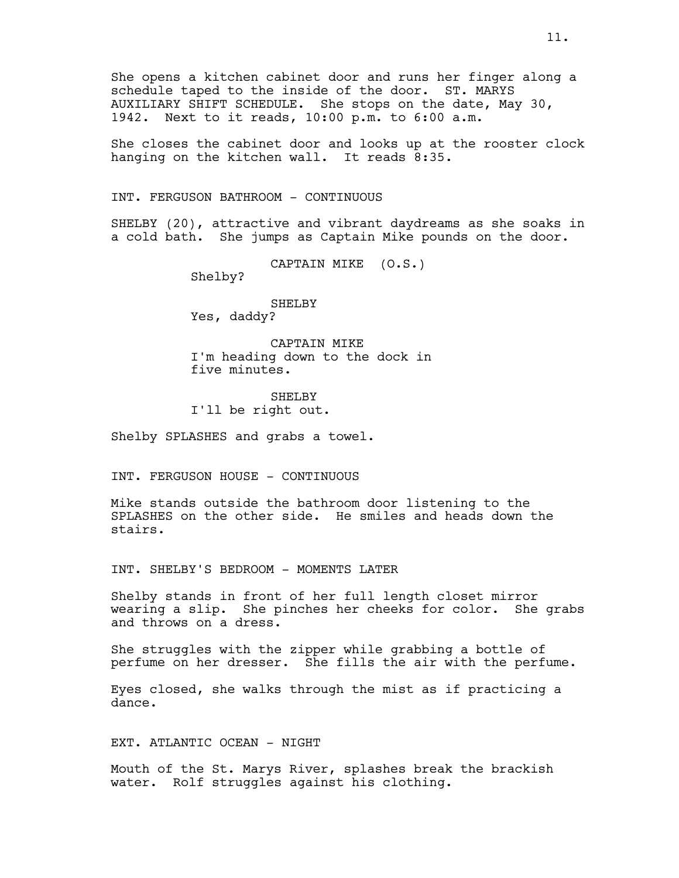She opens a kitchen cabinet door and runs her finger along a schedule taped to the inside of the door. ST. MARYS AUXILIARY SHIFT SCHEDULE. She stops on the date, May 30, 1942. Next to it reads, 10:00 p.m. to 6:00 a.m.

She closes the cabinet door and looks up at the rooster clock hanging on the kitchen wall. It reads 8:35.

INT. FERGUSON BATHROOM - CONTINUOUS

SHELBY (20), attractive and vibrant daydreams as she soaks in a cold bath. She jumps as Captain Mike pounds on the door.

CAPTAIN MIKE (O.S.)
Shelby?

SHELBY
Yes, daddy?

CAPTAIN MIKE
I'm heading down to the dock in five minutes.

SHELBY
I'll be right out.

Shelby SPLASHES and grabs a towel.

INT. FERGUSON HOUSE - CONTINUOUS

Mike stands outside the bathroom door listening to the SPLASHES on the other side. He smiles and heads down the stairs.

INT. SHELBY'S BEDROOM - MOMENTS LATER

Shelby stands in front of her full length closet mirror wearing a slip. She pinches her cheeks for color. She grabs and throws on a dress.

She struggles with the zipper while grabbing a bottle of perfume on her dresser. She fills the air with the perfume.

Eyes closed, she walks through the mist as if practicing a dance.

EXT. ATLANTIC OCEAN - NIGHT

Mouth of the St. Marys River, splashes break the brackish water. Rolf struggles against his clothing.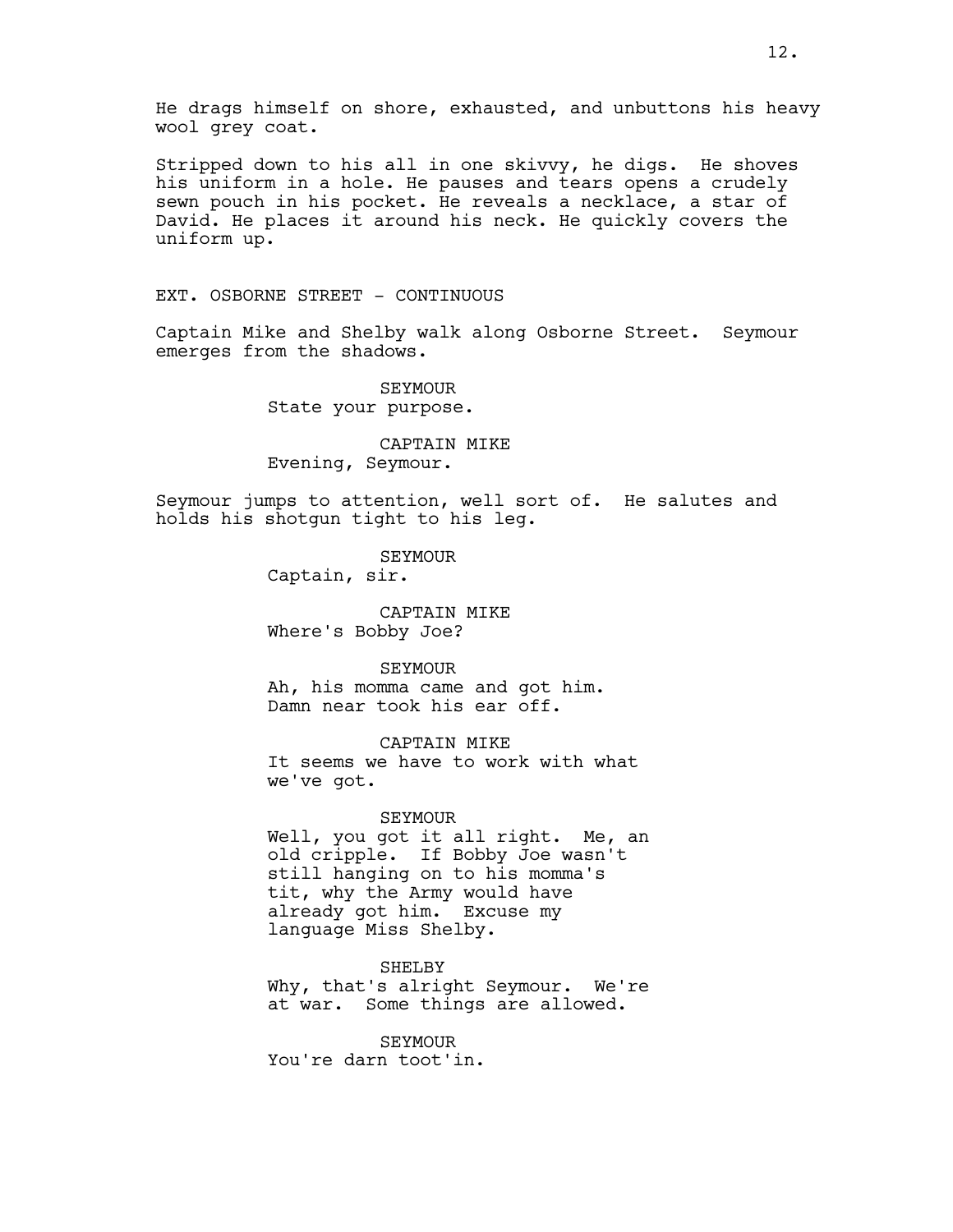He drags himself on shore, exhausted, and unbuttons his heavy wool grey coat.

Stripped down to his all in one skivvy, he digs. He shoves his uniform in a hole. He pauses and tears opens a crudely sewn pouch in his pocket. He reveals a necklace, a star of David. He places it around his neck. He quickly covers the uniform up.

EXT. OSBORNE STREET - CONTINUOUS

Captain Mike and Shelby walk along Osborne Street. Seymour emerges from the shadows.

SEYMOUR
State your purpose.

CAPTAIN MIKE
Evening, Seymour.

Seymour jumps to attention, well sort of. He salutes and holds his shotgun tight to his leg.

SEYMOUR
Captain, sir.

CAPTAIN MIKE
Where's Bobby Joe?

SEYMOUR
Ah, his momma came and got him. Damn near took his ear off.

CAPTAIN MIKE
It seems we have to work with what we've got.

SEYMOUR
Well, you got it all right. Me, an old cripple. If Bobby Joe wasn't still hanging on to his momma's tit, why the Army would have already got him. Excuse my language Miss Shelby.

SHELBY
Why, that's alright Seymour. We're at war. Some things are allowed.

SEYMOUR
You're darn toot'in.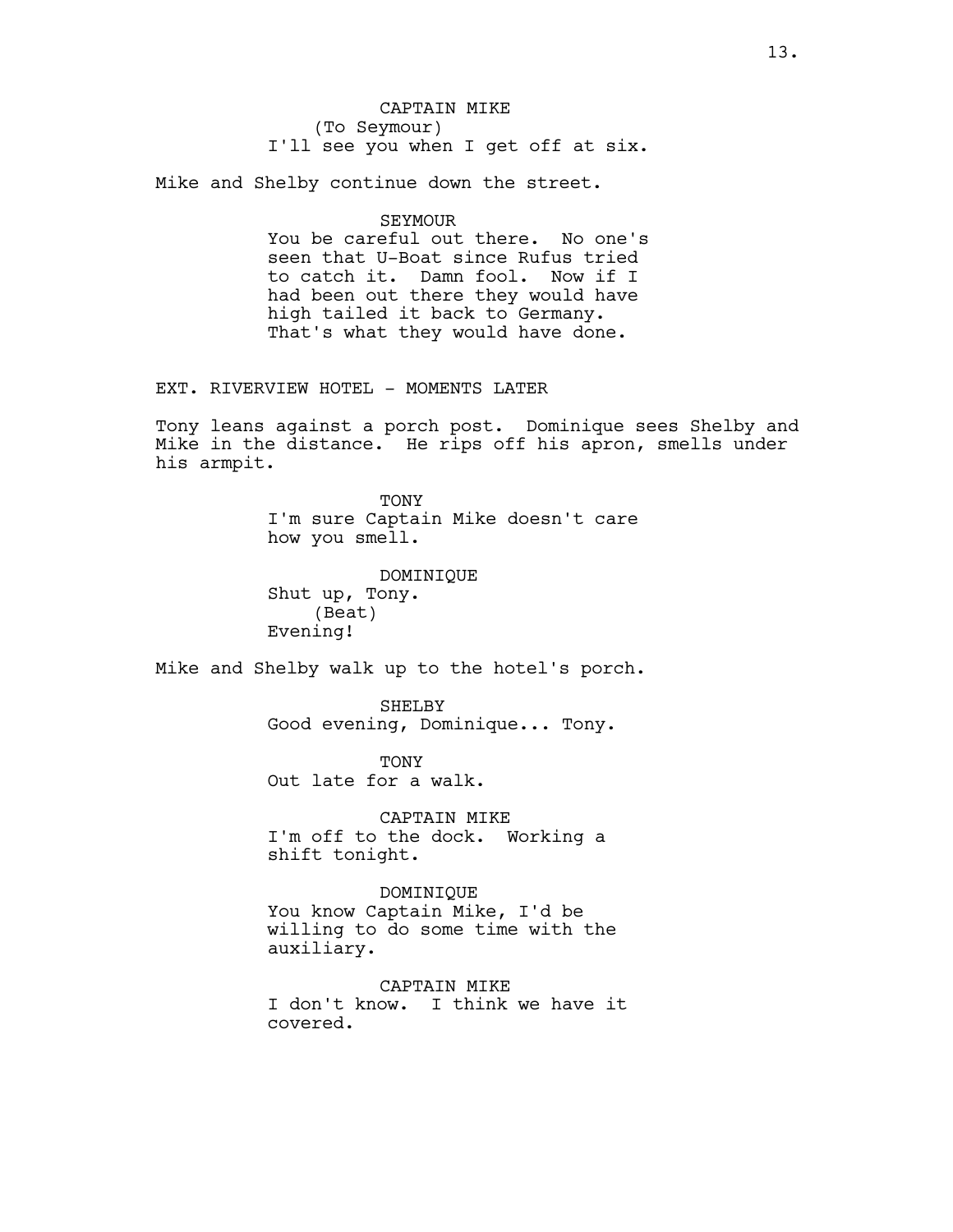CAPTAIN MIKE
(To Seymour)
I'll see you when I get off at six.

Mike and Shelby continue down the street.

SEYMOUR
You be careful out there. No one's seen that U-Boat since Rufus tried to catch it. Damn fool. Now if I had been out there they would have high tailed it back to Germany. That's what they would have done.

EXT. RIVERVIEW HOTEL - MOMENTS LATER

Tony leans against a porch post. Dominique sees Shelby and Mike in the distance. He rips off his apron, smells under his armpit.

TONY
I'm sure Captain Mike doesn't care how you smell.

DOMINIQUE
Shut up, Tony.
(Beat)
Evening!

Mike and Shelby walk up to the hotel's porch.

SHELBY
Good evening, Dominique... Tony.

TONY
Out late for a walk.

CAPTAIN MIKE
I'm off to the dock. Working a shift tonight.

DOMINIQUE
You know Captain Mike, I'd be willing to do some time with the auxiliary.

CAPTAIN MIKE
I don't know. I think we have it covered.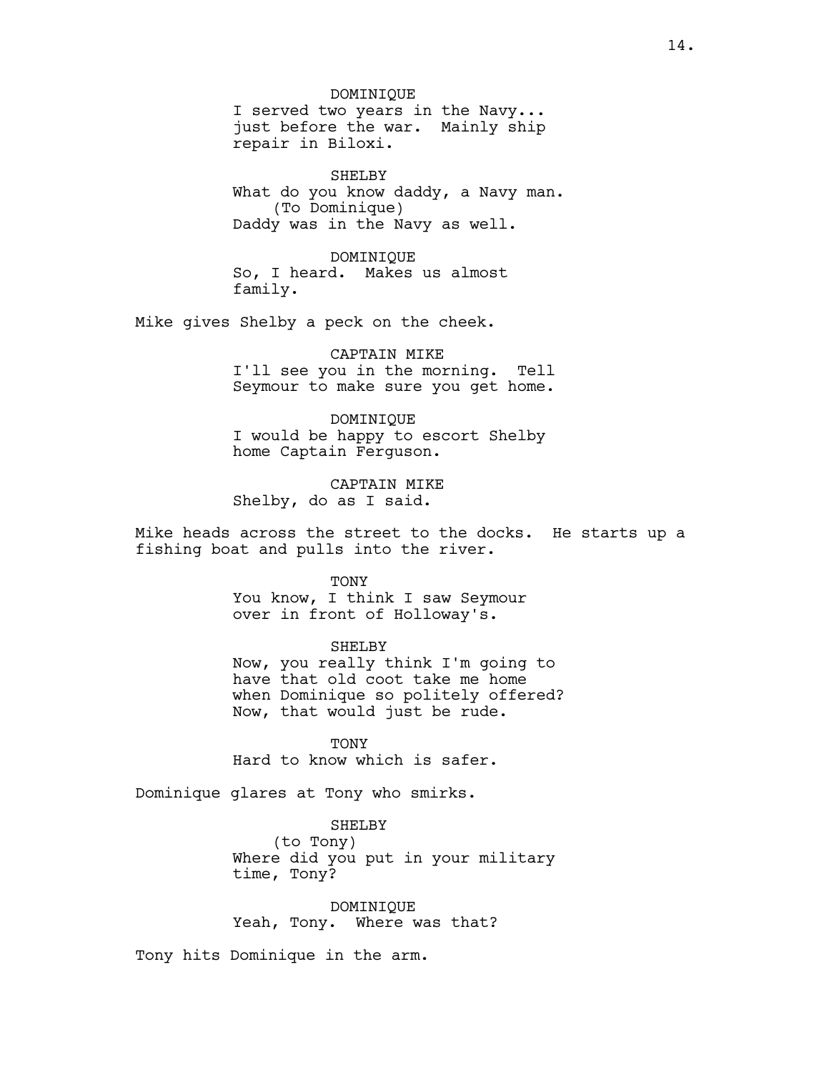DOMINIQUE
I served two years in the Navy...
just before the war. Mainly ship
repair in Biloxi.

SHELBY
What do you know daddy, a Navy man.
(To Dominique)
Daddy was in the Navy as well.

DOMINIQUE
So, I heard. Makes us almost
family.

Mike gives Shelby a peck on the cheek.

CAPTAIN MIKE
I'll see you in the morning. Tell
Seymour to make sure you get home.

DOMINIQUE
I would be happy to escort Shelby
home Captain Ferguson.

CAPTAIN MIKE
Shelby, do as I said.

Mike heads across the street to the docks. He starts up a
fishing boat and pulls into the river.

TONY
You know, I think I saw Seymour
over in front of Holloway's.

SHELBY
Now, you really think I'm going to
have that old coot take me home
when Dominique so politely offered?
Now, that would just be rude.

TONY
Hard to know which is safer.

Dominique glares at Tony who smirks.

SHELBY
(to Tony)
Where did you put in your military
time, Tony?

DOMINIQUE
Yeah, Tony. Where was that?

Tony hits Dominique in the arm.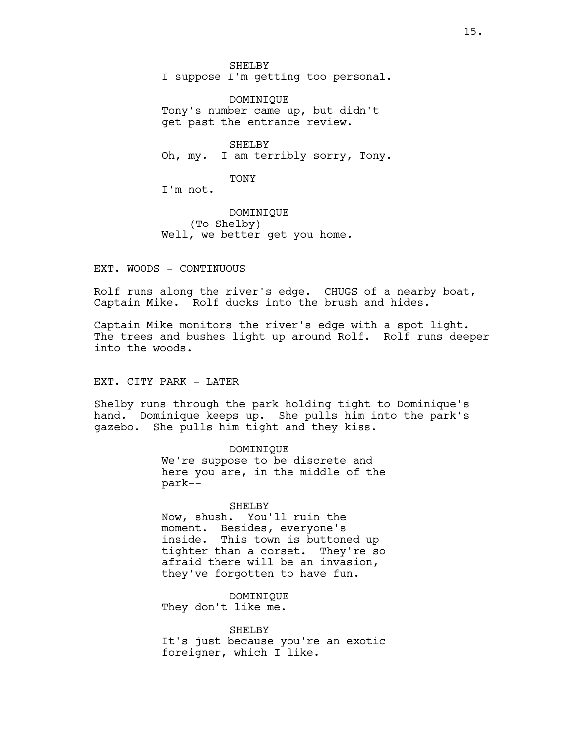SHELBY
I suppose I'm getting too personal.

DOMINIQUE
Tony's number came up, but didn't get past the entrance review.

SHELBY
Oh, my. I am terribly sorry, Tony.

TONY
I'm not.

DOMINIQUE
(To Shelby)
Well, we better get you home.

EXT. WOODS - CONTINUOUS

Rolf runs along the river's edge. CHUGS of a nearby boat, Captain Mike. Rolf ducks into the brush and hides.

Captain Mike monitors the river's edge with a spot light. The trees and bushes light up around Rolf. Rolf runs deeper into the woods.

EXT. CITY PARK - LATER

Shelby runs through the park holding tight to Dominique's hand. Dominique keeps up. She pulls him into the park's gazebo. She pulls him tight and they kiss.

DOMINIQUE
We're suppose to be discrete and here you are, in the middle of the park--

SHELBY
Now, shush. You'll ruin the moment. Besides, everyone's inside. This town is buttoned up tighter than a corset. They're so afraid there will be an invasion, they've forgotten to have fun.

DOMINIQUE
They don't like me.

SHELBY
It's just because you're an exotic foreigner, which I like.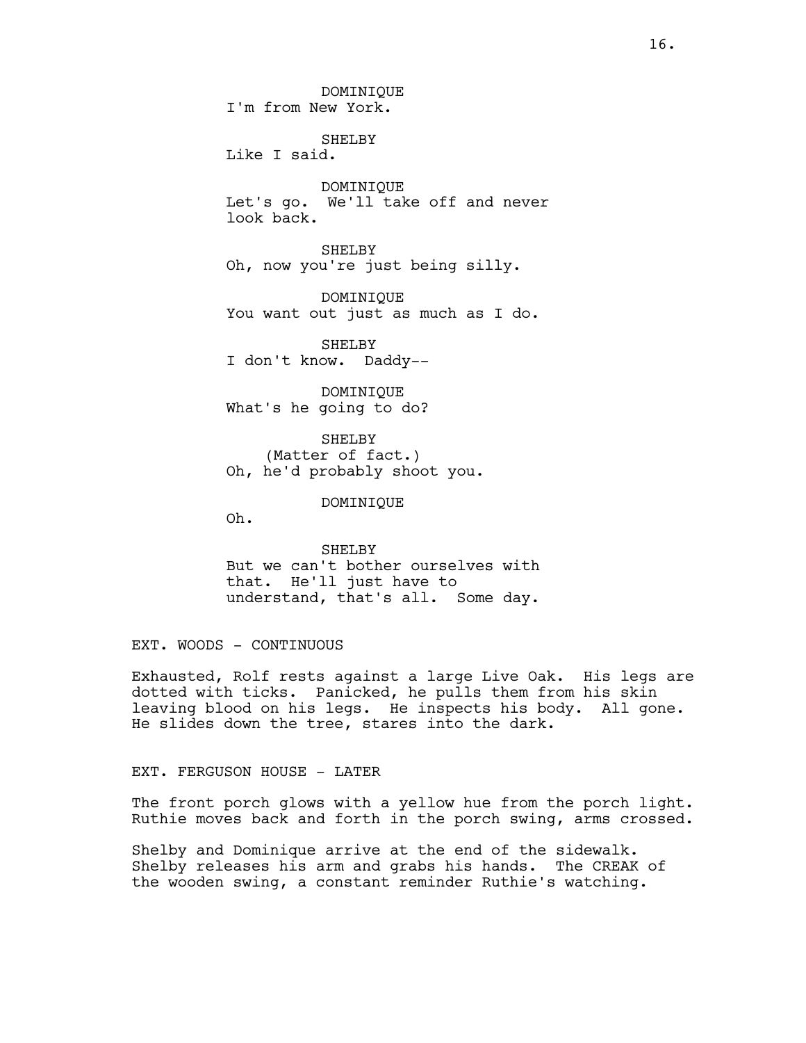DOMINIQUE
I'm from New York.

SHELBY
Like I said.

DOMINIQUE
Let's go.  We'll take off and never look back.

SHELBY
Oh, now you're just being silly.

DOMINIQUE
You want out just as much as I do.

SHELBY
I don't know.  Daddy--

DOMINIQUE
What's he going to do?

SHELBY
(Matter of fact.)
Oh, he'd probably shoot you.

DOMINIQUE
Oh.

SHELBY
But we can't bother ourselves with that.  He'll just have to understand, that's all.  Some day.

EXT. WOODS - CONTINUOUS

Exhausted, Rolf rests against a large Live Oak.  His legs are dotted with ticks.  Panicked, he pulls them from his skin leaving blood on his legs.  He inspects his body.  All gone. He slides down the tree, stares into the dark.

EXT. FERGUSON HOUSE - LATER

The front porch glows with a yellow hue from the porch light. Ruthie moves back and forth in the porch swing, arms crossed.

Shelby and Dominique arrive at the end of the sidewalk. Shelby releases his arm and grabs his hands.  The CREAK of the wooden swing, a constant reminder Ruthie's watching.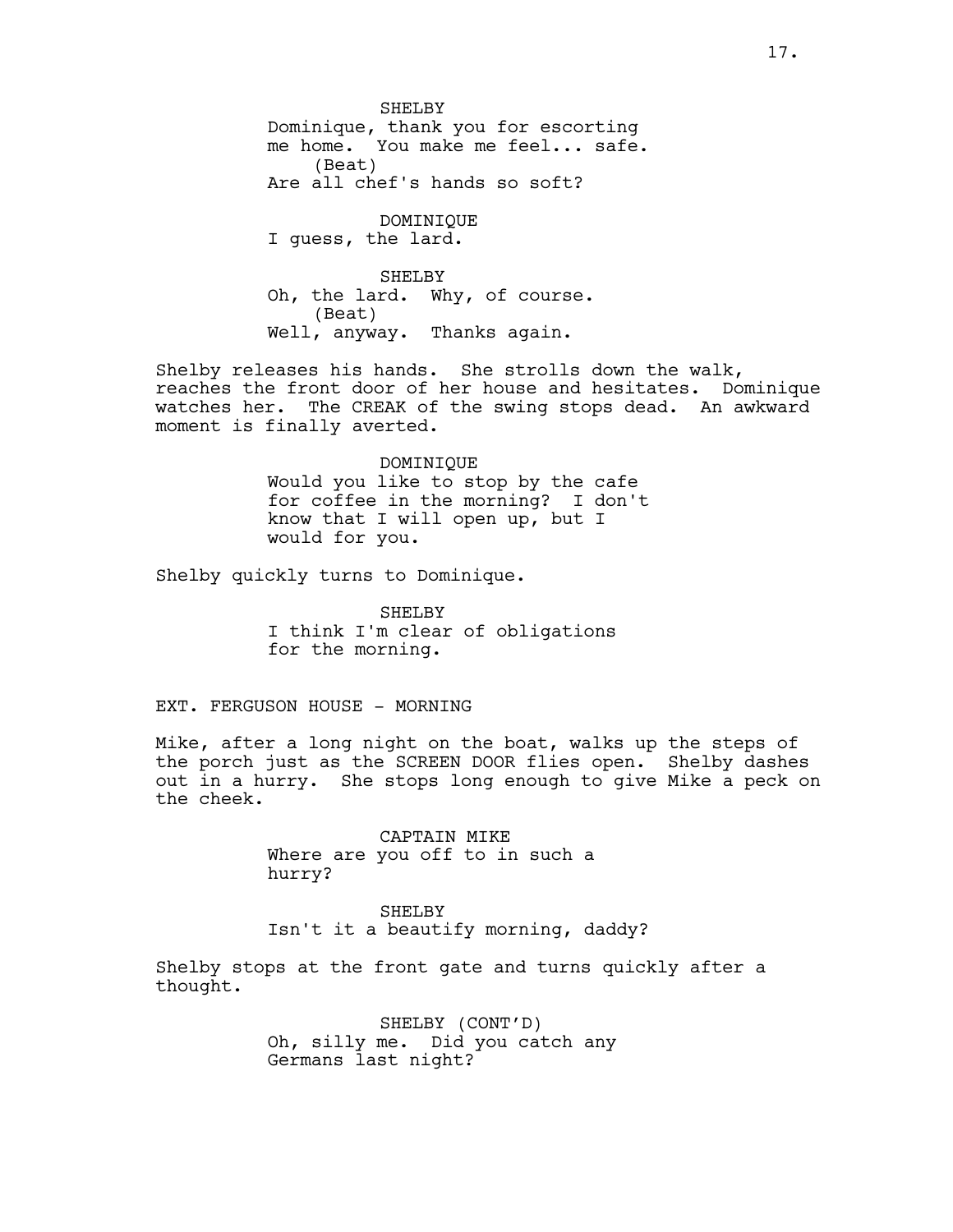SHELBY
Dominique, thank you for escorting me home. You make me feel... safe.
(Beat)
Are all chef's hands so soft?

DOMINIQUE
I guess, the lard.

SHELBY
Oh, the lard. Why, of course.
(Beat)
Well, anyway. Thanks again.

Shelby releases his hands. She strolls down the walk, reaches the front door of her house and hesitates. Dominique watches her. The CREAK of the swing stops dead. An awkward moment is finally averted.

DOMINIQUE
Would you like to stop by the cafe for coffee in the morning? I don't know that I will open up, but I would for you.

Shelby quickly turns to Dominique.

SHELBY
I think I'm clear of obligations for the morning.

EXT. FERGUSON HOUSE - MORNING

Mike, after a long night on the boat, walks up the steps of the porch just as the SCREEN DOOR flies open. Shelby dashes out in a hurry. She stops long enough to give Mike a peck on the cheek.

CAPTAIN MIKE
Where are you off to in such a hurry?

SHELBY
Isn't it a beautify morning, daddy?

Shelby stops at the front gate and turns quickly after a thought.

SHELBY (CONT'D)
Oh, silly me. Did you catch any Germans last night?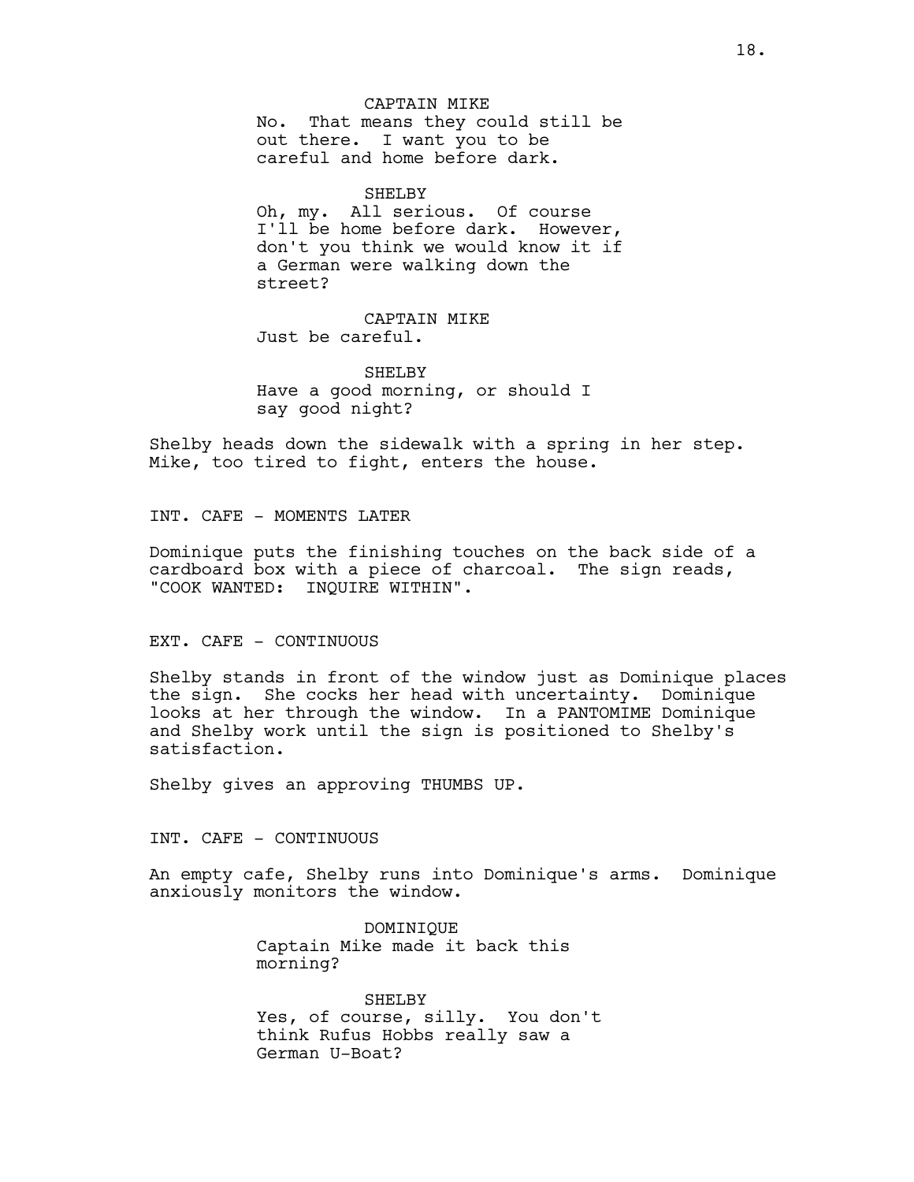CAPTAIN MIKE
No. That means they could still be out there. I want you to be careful and home before dark.

SHELBY
Oh, my. All serious. Of course I'll be home before dark. However, don't you think we would know it if a German were walking down the street?

CAPTAIN MIKE
Just be careful.

SHELBY
Have a good morning, or should I say good night?

Shelby heads down the sidewalk with a spring in her step. Mike, too tired to fight, enters the house.

INT. CAFE - MOMENTS LATER

Dominique puts the finishing touches on the back side of a cardboard box with a piece of charcoal. The sign reads, "COOK WANTED: INQUIRE WITHIN".

EXT. CAFE - CONTINUOUS

Shelby stands in front of the window just as Dominique places the sign. She cocks her head with uncertainty. Dominique looks at her through the window. In a PANTOMIME Dominique and Shelby work until the sign is positioned to Shelby's satisfaction.

Shelby gives an approving THUMBS UP.

INT. CAFE - CONTINUOUS

An empty cafe, Shelby runs into Dominique's arms. Dominique anxiously monitors the window.

DOMINIQUE
Captain Mike made it back this morning?

SHELBY
Yes, of course, silly. You don't think Rufus Hobbs really saw a German U-Boat?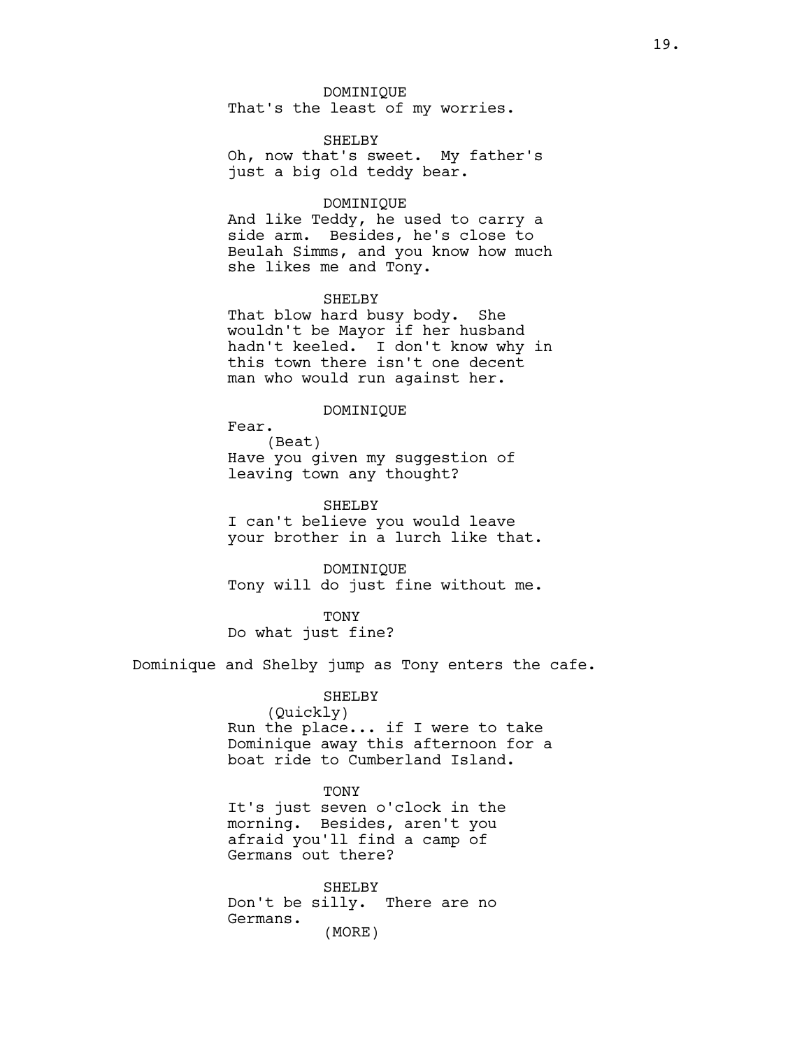DOMINIQUE
That's the least of my worries.

SHELBY
Oh, now that's sweet. My father's just a big old teddy bear.

DOMINIQUE
And like Teddy, he used to carry a side arm. Besides, he's close to Beulah Simms, and you know how much she likes me and Tony.

SHELBY
That blow hard busy body. She wouldn't be Mayor if her husband hadn't keeled. I don't know why in this town there isn't one decent man who would run against her.

DOMINIQUE
Fear.
(Beat)
Have you given my suggestion of leaving town any thought?

SHELBY
I can't believe you would leave your brother in a lurch like that.

DOMINIQUE
Tony will do just fine without me.

TONY
Do what just fine?

Dominique and Shelby jump as Tony enters the cafe.

SHELBY
(Quickly)
Run the place... if I were to take Dominique away this afternoon for a boat ride to Cumberland Island.

TONY
It's just seven o'clock in the morning. Besides, aren't you afraid you'll find a camp of Germans out there?

SHELBY
Don't be silly. There are no Germans.
(MORE)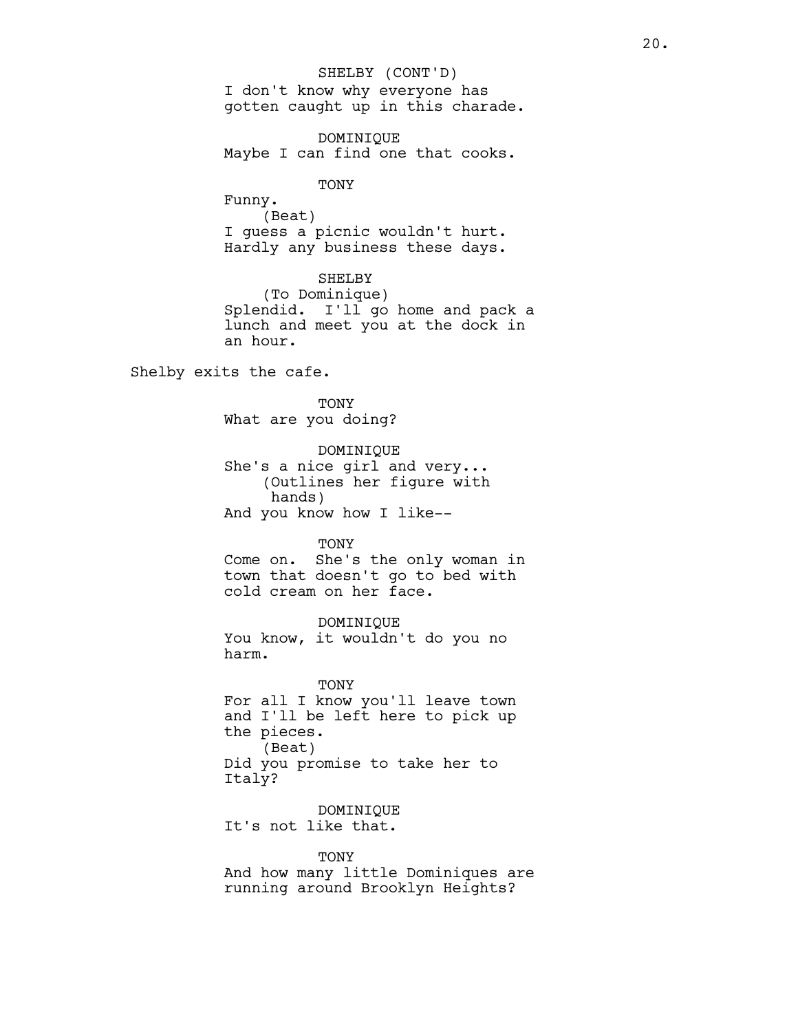SHELBY (CONT'D)
I don't know why everyone has gotten caught up in this charade.

DOMINIQUE
Maybe I can find one that cooks.

TONY
Funny.
(Beat)
I guess a picnic wouldn't hurt. Hardly any business these days.

SHELBY
(To Dominique)
Splendid. I'll go home and pack a lunch and meet you at the dock in an hour.

Shelby exits the cafe.

TONY
What are you doing?

DOMINIQUE
She's a nice girl and very...
(Outlines her figure with hands)
And you know how I like--

TONY
Come on. She's the only woman in town that doesn't go to bed with cold cream on her face.

DOMINIQUE
You know, it wouldn't do you no harm.

TONY
For all I know you'll leave town and I'll be left here to pick up the pieces.
(Beat)
Did you promise to take her to Italy?

DOMINIQUE
It's not like that.

TONY
And how many little Dominiques are running around Brooklyn Heights?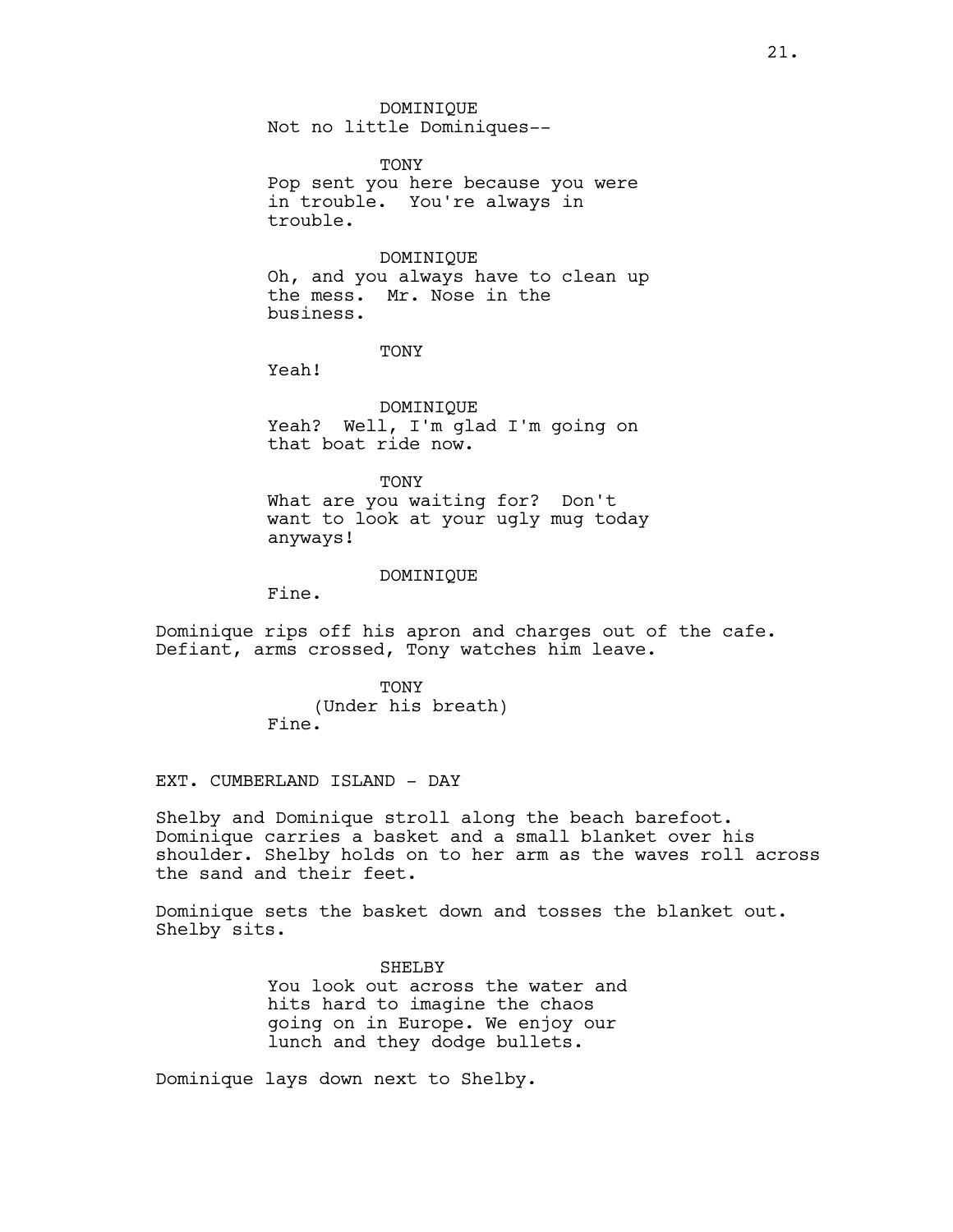DOMINIQUE
Not no little Dominiques--

TONY
Pop sent you here because you were in trouble. You're always in trouble.

DOMINIQUE
Oh, and you always have to clean up the mess. Mr. Nose in the business.

TONY
Yeah!

DOMINIQUE
Yeah? Well, I'm glad I'm going on that boat ride now.

TONY
What are you waiting for? Don't want to look at your ugly mug today anyways!

DOMINIQUE
Fine.

Dominique rips off his apron and charges out of the cafe. Defiant, arms crossed, Tony watches him leave.

TONY
(Under his breath)
Fine.

EXT. CUMBERLAND ISLAND - DAY

Shelby and Dominique stroll along the beach barefoot. Dominique carries a basket and a small blanket over his shoulder. Shelby holds on to her arm as the waves roll across the sand and their feet.

Dominique sets the basket down and tosses the blanket out. Shelby sits.

SHELBY
You look out across the water and hits hard to imagine the chaos going on in Europe. We enjoy our lunch and they dodge bullets.

Dominique lays down next to Shelby.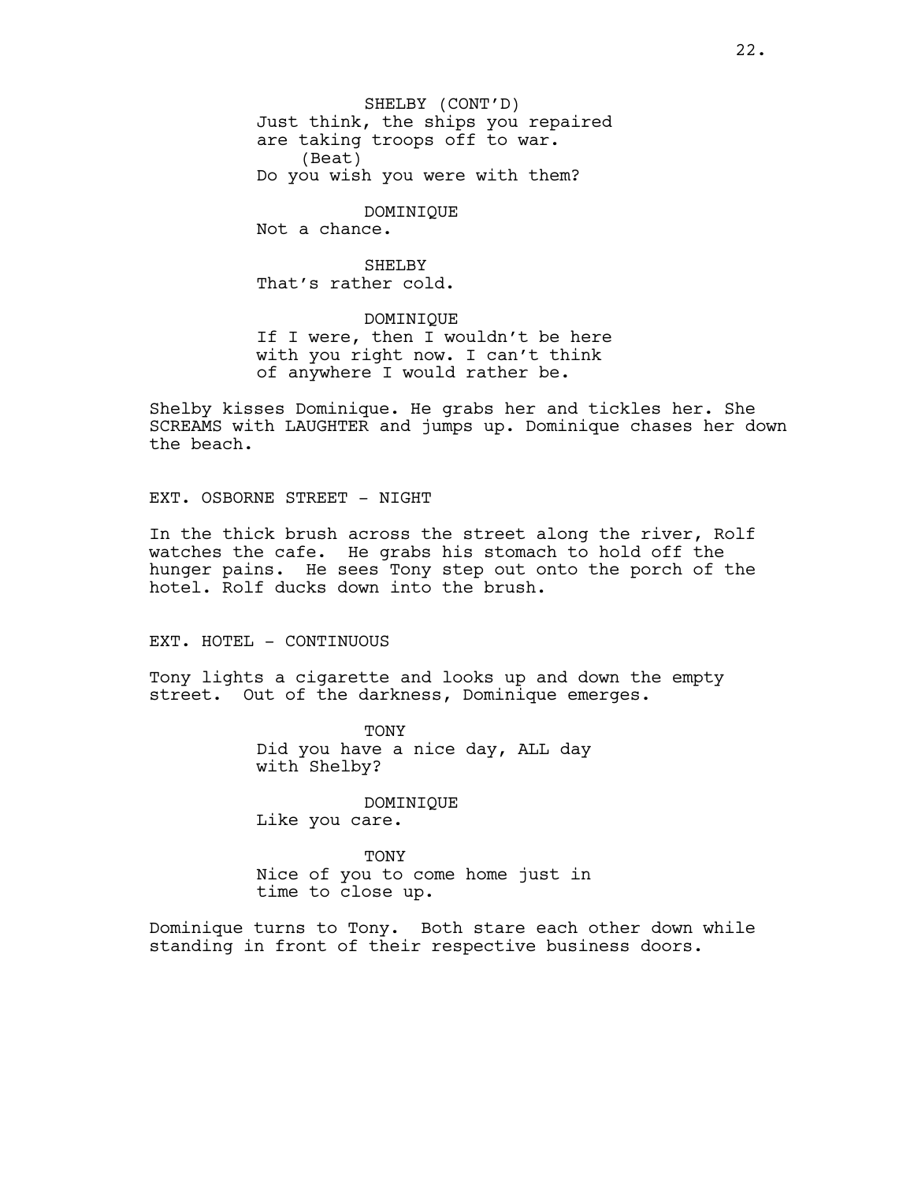SHELBY (CONT'D)
Just think, the ships you repaired are taking troops off to war.
(Beat)
Do you wish you were with them?

DOMINIQUE
Not a chance.

SHELBY
That's rather cold.

DOMINIQUE
If I were, then I wouldn't be here with you right now. I can't think of anywhere I would rather be.

Shelby kisses Dominique. He grabs her and tickles her. She SCREAMS with LAUGHTER and jumps up. Dominique chases her down the beach.

EXT. OSBORNE STREET - NIGHT

In the thick brush across the street along the river, Rolf watches the cafe. He grabs his stomach to hold off the hunger pains. He sees Tony step out onto the porch of the hotel. Rolf ducks down into the brush.

EXT. HOTEL - CONTINUOUS

Tony lights a cigarette and looks up and down the empty street. Out of the darkness, Dominique emerges.

TONY
Did you have a nice day, ALL day with Shelby?

DOMINIQUE
Like you care.

TONY
Nice of you to come home just in time to close up.

Dominique turns to Tony. Both stare each other down while standing in front of their respective business doors.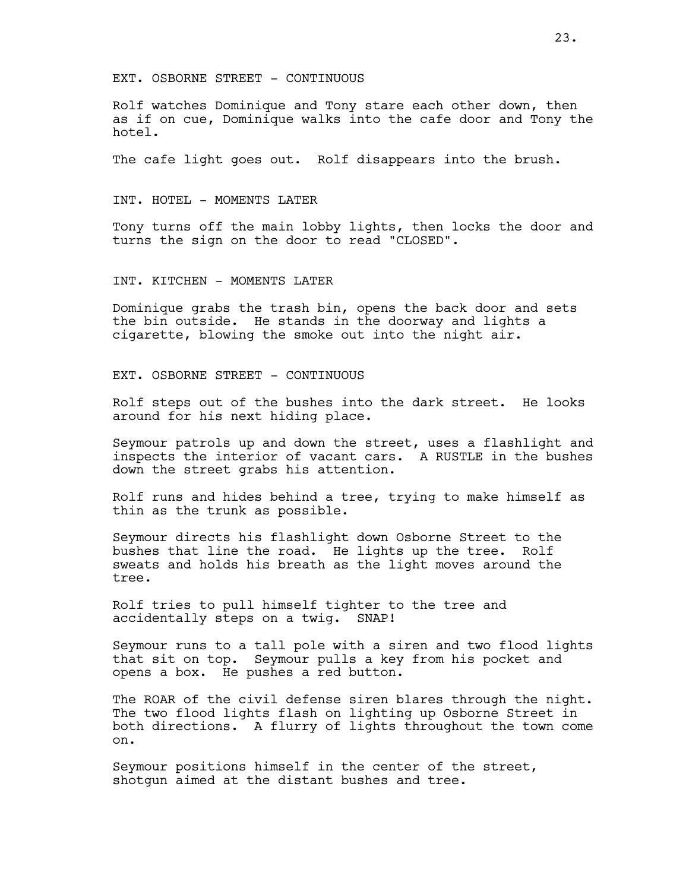EXT. OSBORNE STREET - CONTINUOUS

Rolf watches Dominique and Tony stare each other down, then as if on cue, Dominique walks into the cafe door and Tony the hotel.

The cafe light goes out. Rolf disappears into the brush.

INT. HOTEL - MOMENTS LATER

Tony turns off the main lobby lights, then locks the door and turns the sign on the door to read "CLOSED".

INT. KITCHEN - MOMENTS LATER

Dominique grabs the trash bin, opens the back door and sets the bin outside. He stands in the doorway and lights a cigarette, blowing the smoke out into the night air.

EXT. OSBORNE STREET - CONTINUOUS

Rolf steps out of the bushes into the dark street. He looks around for his next hiding place.

Seymour patrols up and down the street, uses a flashlight and inspects the interior of vacant cars. A RUSTLE in the bushes down the street grabs his attention.

Rolf runs and hides behind a tree, trying to make himself as thin as the trunk as possible.

Seymour directs his flashlight down Osborne Street to the bushes that line the road. He lights up the tree. Rolf sweats and holds his breath as the light moves around the tree.

Rolf tries to pull himself tighter to the tree and accidentally steps on a twig. SNAP!

Seymour runs to a tall pole with a siren and two flood lights that sit on top. Seymour pulls a key from his pocket and opens a box. He pushes a red button.

The ROAR of the civil defense siren blares through the night. The two flood lights flash on lighting up Osborne Street in both directions. A flurry of lights throughout the town come on.

Seymour positions himself in the center of the street, shotgun aimed at the distant bushes and tree.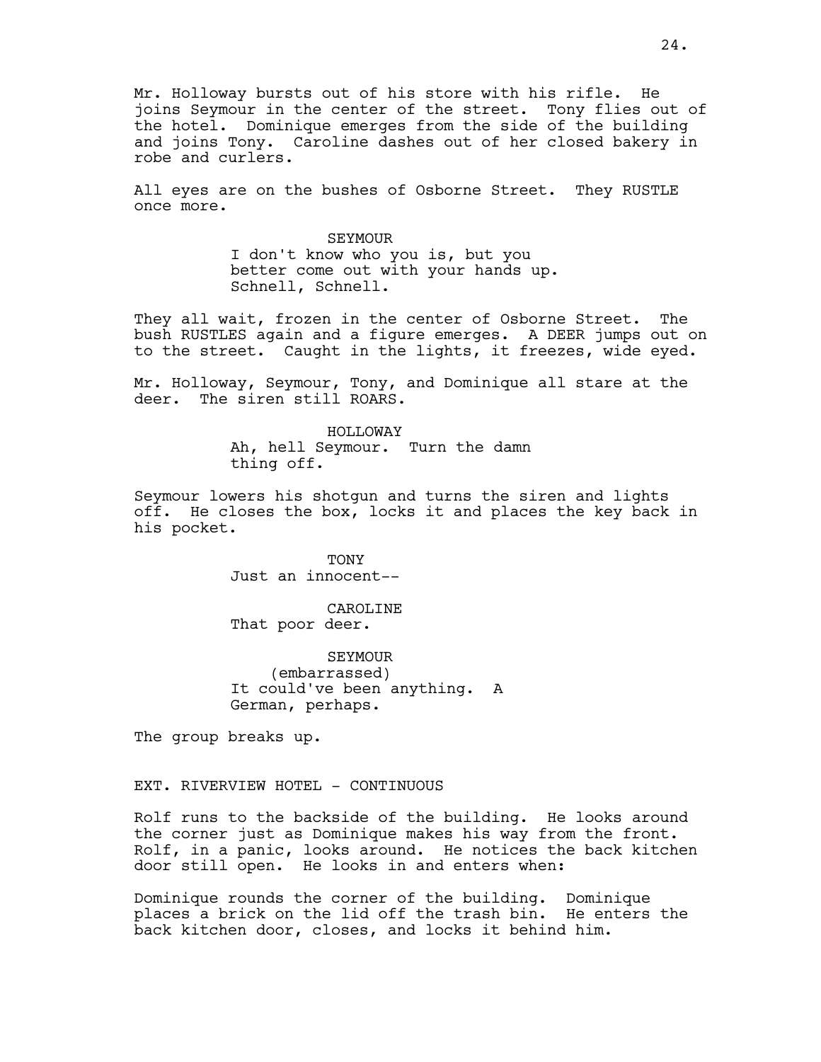Mr. Holloway bursts out of his store with his rifle. He joins Seymour in the center of the street. Tony flies out of the hotel. Dominique emerges from the side of the building and joins Tony. Caroline dashes out of her closed bakery in robe and curlers.

All eyes are on the bushes of Osborne Street. They RUSTLE once more.

SEYMOUR
I don't know who you is, but you better come out with your hands up. Schnell, Schnell.

They all wait, frozen in the center of Osborne Street. The bush RUSTLES again and a figure emerges. A DEER jumps out on to the street. Caught in the lights, it freezes, wide eyed.

Mr. Holloway, Seymour, Tony, and Dominique all stare at the deer. The siren still ROARS.

HOLLOWAY
Ah, hell Seymour. Turn the damn thing off.

Seymour lowers his shotgun and turns the siren and lights off. He closes the box, locks it and places the key back in his pocket.

TONY
Just an innocent--

CAROLINE
That poor deer.

SEYMOUR
(embarrassed)
It could've been anything. A German, perhaps.

The group breaks up.

EXT. RIVERVIEW HOTEL - CONTINUOUS

Rolf runs to the backside of the building. He looks around the corner just as Dominique makes his way from the front. Rolf, in a panic, looks around. He notices the back kitchen door still open. He looks in and enters when:

Dominique rounds the corner of the building. Dominique places a brick on the lid off the trash bin. He enters the back kitchen door, closes, and locks it behind him.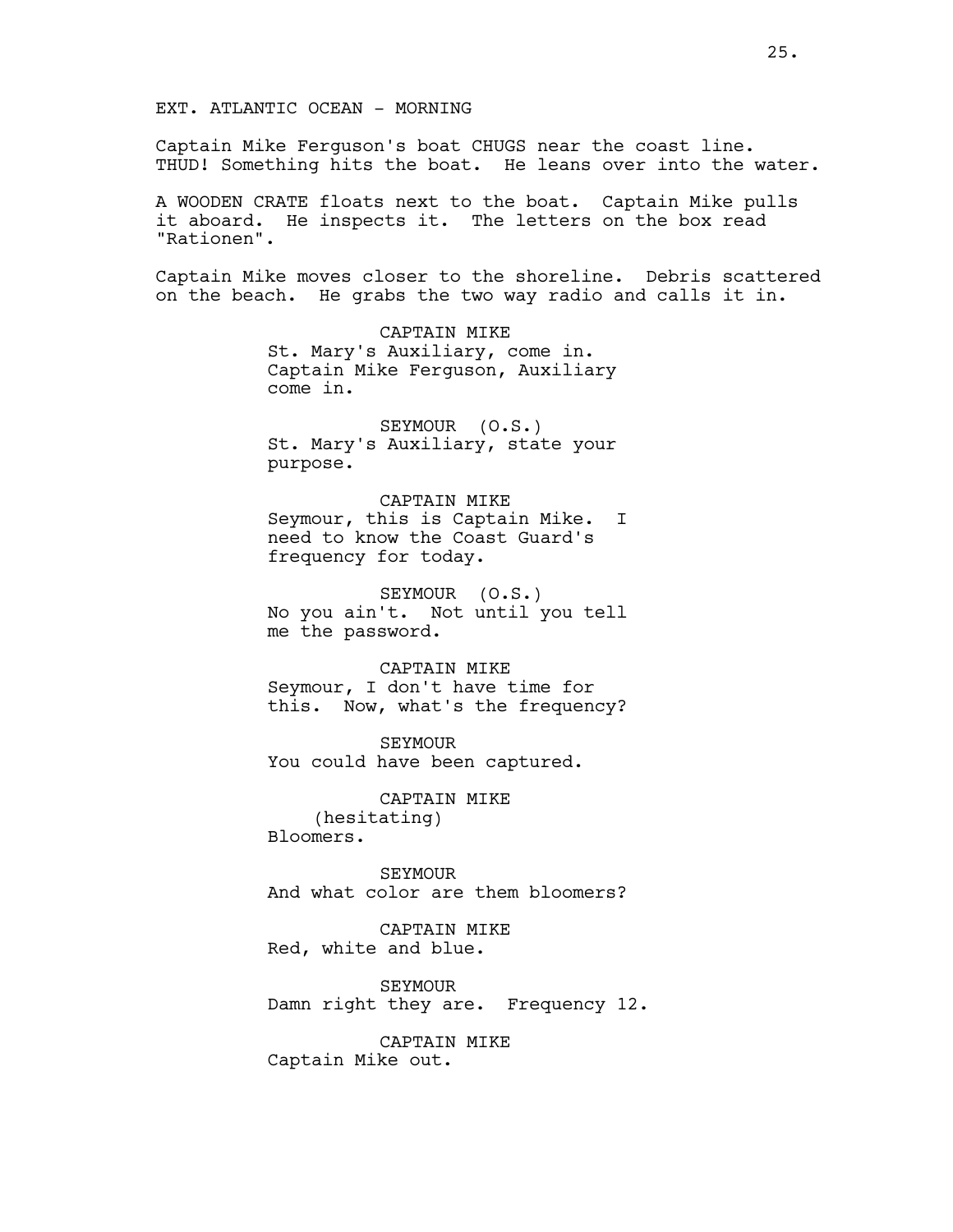EXT. ATLANTIC OCEAN - MORNING

Captain Mike Ferguson's boat CHUGS near the coast line. THUD! Something hits the boat. He leans over into the water.

A WOODEN CRATE floats next to the boat. Captain Mike pulls it aboard. He inspects it. The letters on the box read "Rationen".

Captain Mike moves closer to the shoreline. Debris scattered on the beach. He grabs the two way radio and calls it in.

CAPTAIN MIKE
St. Mary's Auxiliary, come in. Captain Mike Ferguson, Auxiliary come in.

SEYMOUR (O.S.)
St. Mary's Auxiliary, state your purpose.

CAPTAIN MIKE
Seymour, this is Captain Mike. I need to know the Coast Guard's frequency for today.

SEYMOUR (O.S.)
No you ain't. Not until you tell me the password.

CAPTAIN MIKE
Seymour, I don't have time for this. Now, what's the frequency?

SEYMOUR
You could have been captured.

CAPTAIN MIKE
(hesitating)
Bloomers.

SEYMOUR
And what color are them bloomers?

CAPTAIN MIKE
Red, white and blue.

SEYMOUR
Damn right they are. Frequency 12.

CAPTAIN MIKE
Captain Mike out.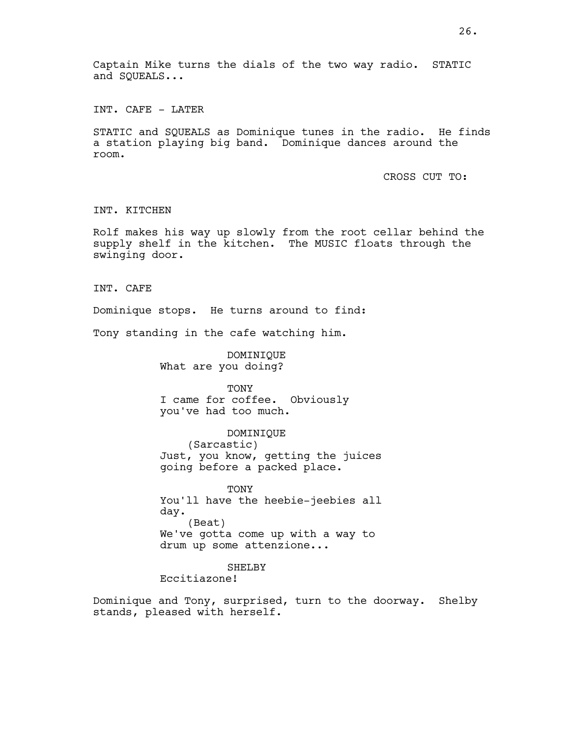Captain Mike turns the dials of the two way radio. STATIC and SQUEALS...

INT. CAFE - LATER

STATIC and SQUEALS as Dominique tunes in the radio. He finds a station playing big band. Dominique dances around the room.

CROSS CUT TO:

INT. KITCHEN

Rolf makes his way up slowly from the root cellar behind the supply shelf in the kitchen. The MUSIC floats through the swinging door.

INT. CAFE

Dominique stops. He turns around to find:

Tony standing in the cafe watching him.

DOMINIQUE
What are you doing?

TONY
I came for coffee. Obviously you've had too much.

DOMINIQUE
(Sarcastic)
Just, you know, getting the juices going before a packed place.

TONY
You'll have the heebie-jeebies all day.
(Beat)
We've gotta come up with a way to drum up some attenzione...

SHELBY
Eccitiazone!

Dominique and Tony, surprised, turn to the doorway. Shelby stands, pleased with herself.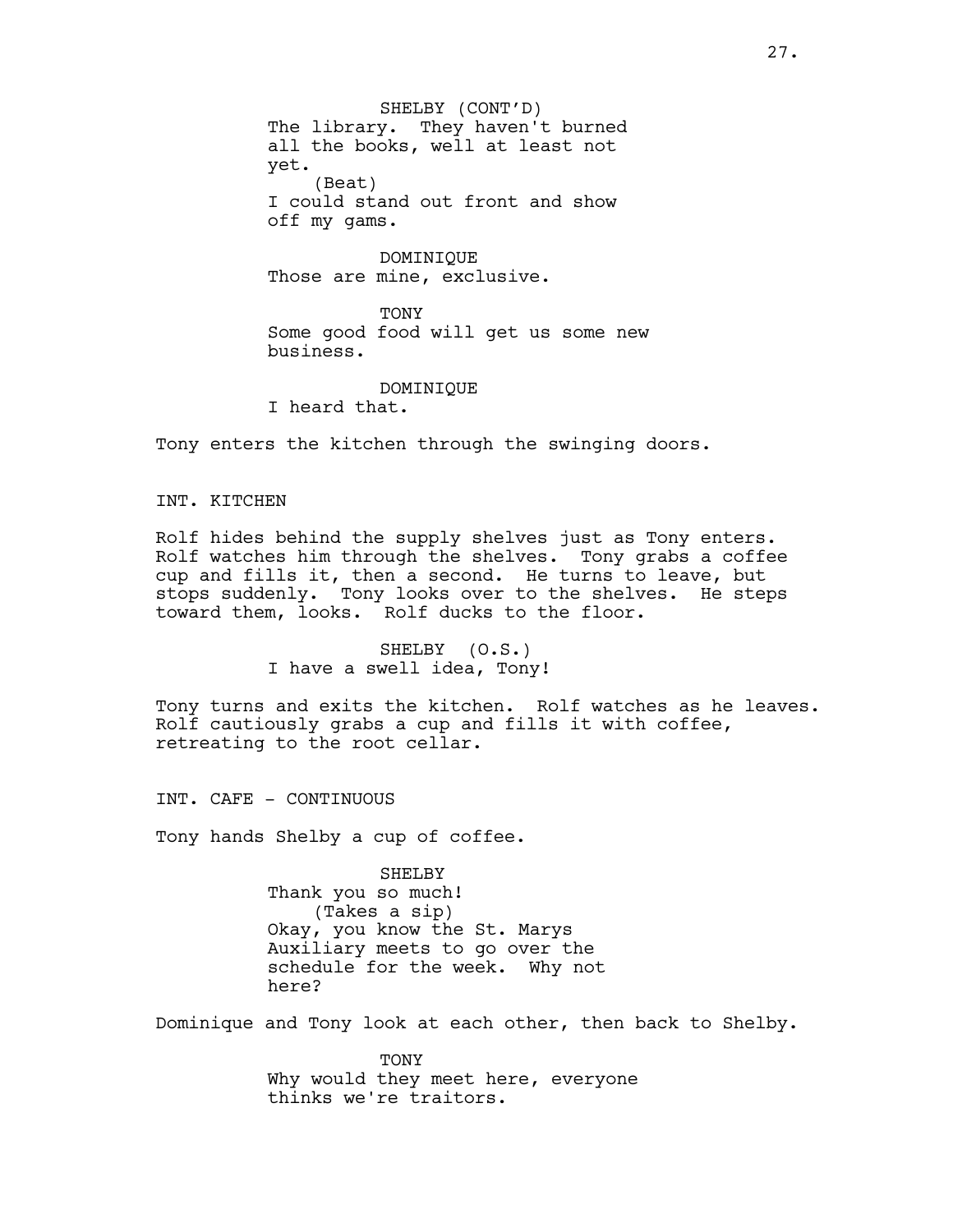SHELBY (CONT'D)
The library. They haven't burned all the books, well at least not yet.
(Beat)
I could stand out front and show off my gams.

DOMINIQUE
Those are mine, exclusive.

TONY
Some good food will get us some new business.

DOMINIQUE
I heard that.

Tony enters the kitchen through the swinging doors.

INT. KITCHEN

Rolf hides behind the supply shelves just as Tony enters. Rolf watches him through the shelves. Tony grabs a coffee cup and fills it, then a second. He turns to leave, but stops suddenly. Tony looks over to the shelves. He steps toward them, looks. Rolf ducks to the floor.

SHELBY (O.S.)
I have a swell idea, Tony!

Tony turns and exits the kitchen. Rolf watches as he leaves. Rolf cautiously grabs a cup and fills it with coffee, retreating to the root cellar.

INT. CAFE - CONTINUOUS

Tony hands Shelby a cup of coffee.

SHELBY
Thank you so much!
(Takes a sip)
Okay, you know the St. Marys Auxiliary meets to go over the schedule for the week. Why not here?

Dominique and Tony look at each other, then back to Shelby.

TONY
Why would they meet here, everyone thinks we're traitors.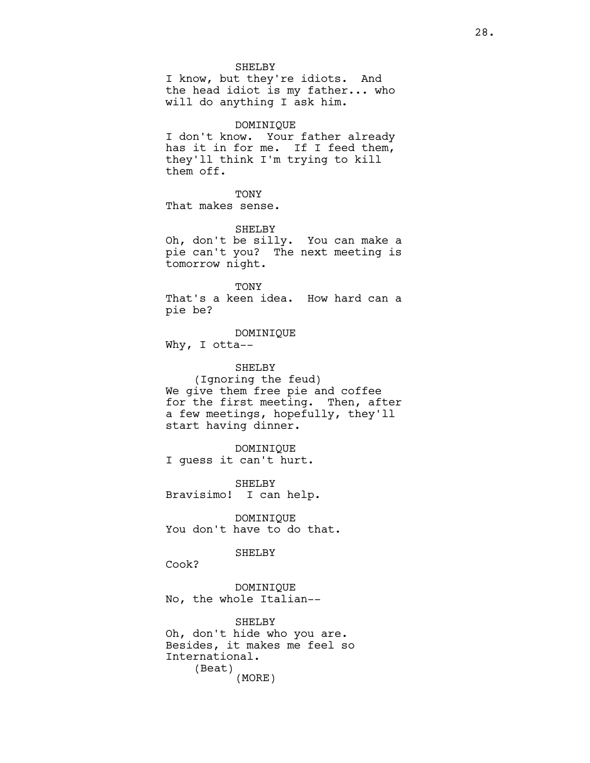SHELBY
I know, but they're idiots. And the head idiot is my father... who will do anything I ask him.

DOMINIQUE
I don't know. Your father already has it in for me. If I feed them, they'll think I'm trying to kill them off.

TONY
That makes sense.

SHELBY
Oh, don't be silly. You can make a pie can't you? The next meeting is tomorrow night.

TONY
That's a keen idea. How hard can a pie be?

DOMINIQUE
Why, I otta--

SHELBY
(Ignoring the feud)
We give them free pie and coffee for the first meeting. Then, after a few meetings, hopefully, they'll start having dinner.

DOMINIQUE
I guess it can't hurt.

SHELBY
Bravisimo! I can help.

DOMINIQUE
You don't have to do that.

SHELBY
Cook?

DOMINIQUE
No, the whole Italian--

SHELBY
Oh, don't hide who you are. Besides, it makes me feel so International.
(Beat)
(MORE)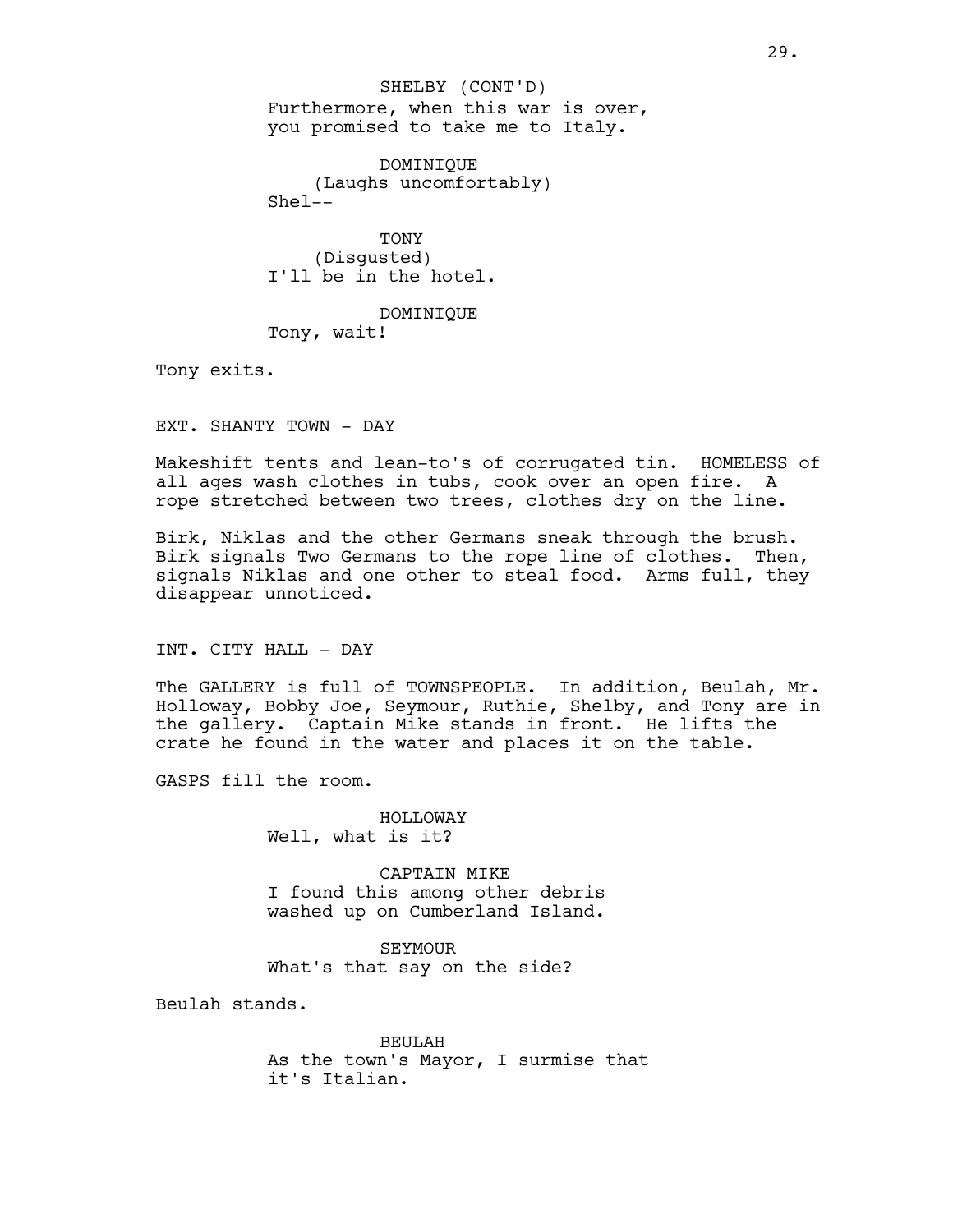SHELBY (CONT'D)
Furthermore, when this war is over, you promised to take me to Italy.

DOMINIQUE
(Laughs uncomfortably)
Shel--

TONY
(Disgusted)
I'll be in the hotel.

DOMINIQUE
Tony, wait!

Tony exits.

EXT. SHANTY TOWN - DAY

Makeshift tents and lean-to's of corrugated tin. HOMELESS of all ages wash clothes in tubs, cook over an open fire. A rope stretched between two trees, clothes dry on the line.

Birk, Niklas and the other Germans sneak through the brush. Birk signals Two Germans to the rope line of clothes. Then, signals Niklas and one other to steal food. Arms full, they disappear unnoticed.

INT. CITY HALL - DAY

The GALLERY is full of TOWNSPEOPLE. In addition, Beulah, Mr. Holloway, Bobby Joe, Seymour, Ruthie, Shelby, and Tony are in the gallery. Captain Mike stands in front. He lifts the crate he found in the water and places it on the table.

GASPS fill the room.

HOLLOWAY
Well, what is it?

CAPTAIN MIKE
I found this among other debris washed up on Cumberland Island.

SEYMOUR
What's that say on the side?

Beulah stands.

BEULAH
As the town's Mayor, I surmise that it's Italian.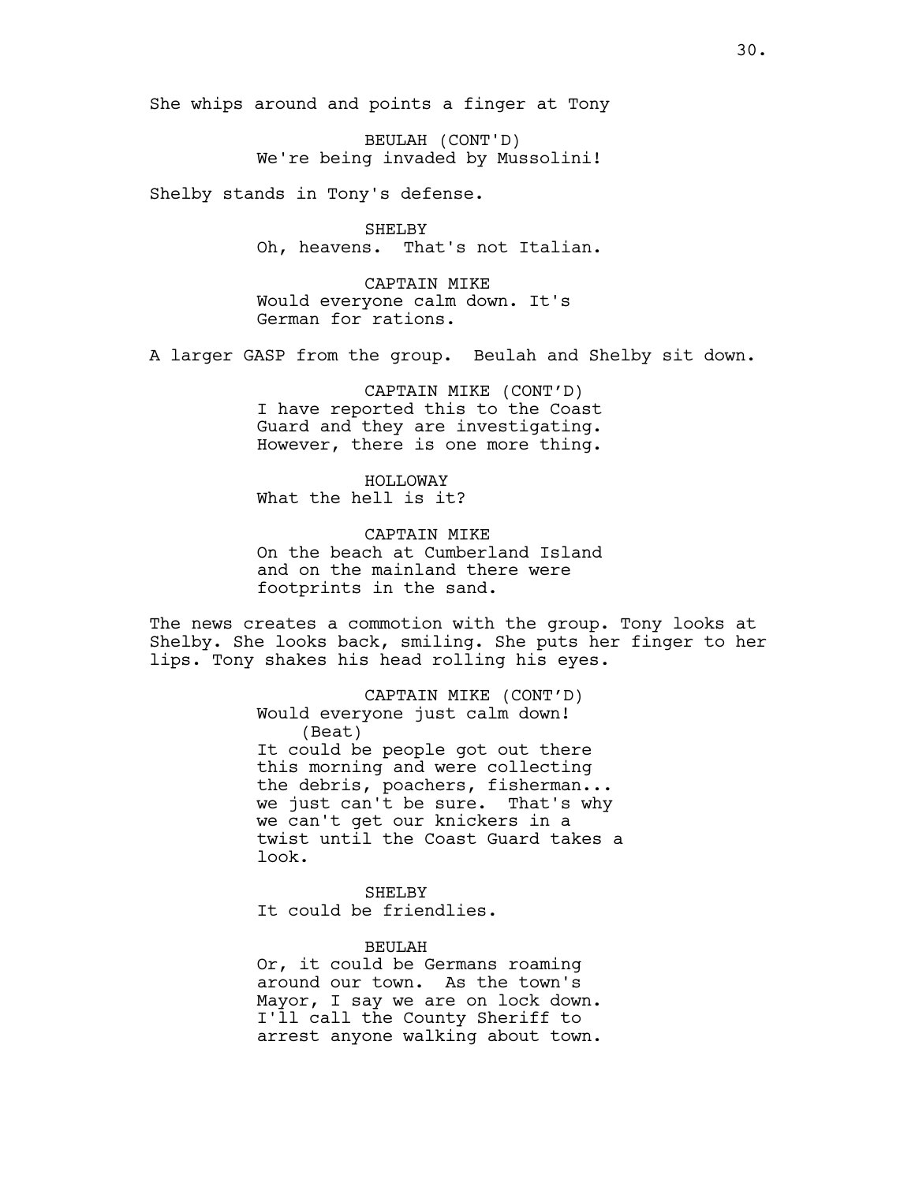She whips around and points a finger at Tony

BEULAH (CONT'D)
We're being invaded by Mussolini!

Shelby stands in Tony's defense.

SHELBY
Oh, heavens. That's not Italian.

CAPTAIN MIKE
Would everyone calm down. It's German for rations.

A larger GASP from the group. Beulah and Shelby sit down.

CAPTAIN MIKE (CONT'D)
I have reported this to the Coast Guard and they are investigating. However, there is one more thing.

HOLLOWAY
What the hell is it?

CAPTAIN MIKE
On the beach at Cumberland Island and on the mainland there were footprints in the sand.

The news creates a commotion with the group. Tony looks at Shelby. She looks back, smiling. She puts her finger to her lips. Tony shakes his head rolling his eyes.

CAPTAIN MIKE (CONT'D)
Would everyone just calm down!
(Beat)
It could be people got out there this morning and were collecting the debris, poachers, fisherman... we just can't be sure. That's why we can't get our knickers in a twist until the Coast Guard takes a look.

SHELBY
It could be friendlies.

BEULAH
Or, it could be Germans roaming around our town. As the town's Mayor, I say we are on lock down. I'll call the County Sheriff to arrest anyone walking about town.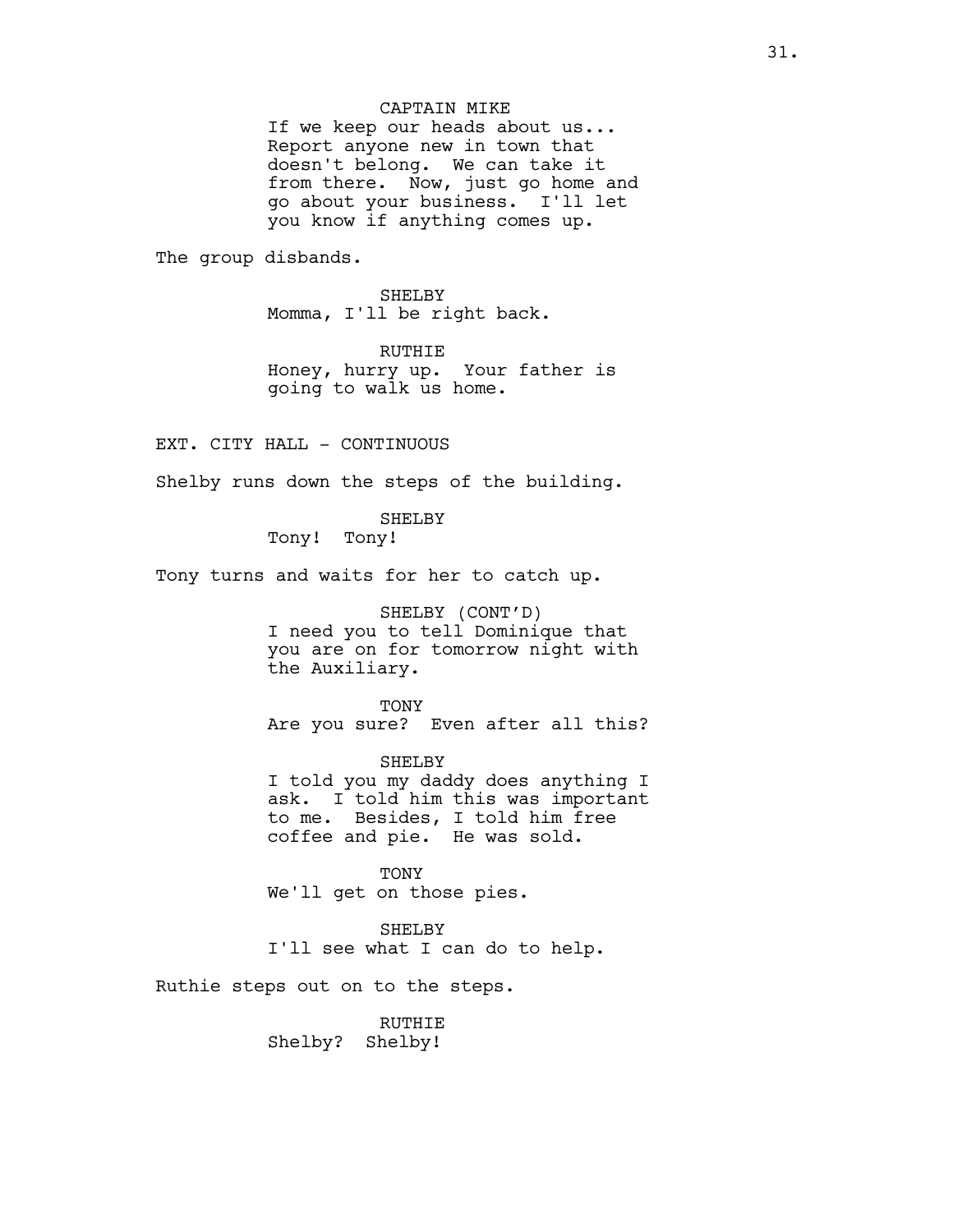CAPTAIN MIKE

If we keep our heads about us... Report anyone new in town that doesn't belong. We can take it from there. Now, just go home and go about your business. I'll let you know if anything comes up.

The group disbands.

SHELBY

Momma, I'll be right back.

RUTHIE

Honey, hurry up. Your father is going to walk us home.

EXT. CITY HALL - CONTINUOUS

Shelby runs down the steps of the building.

SHELBY

Tony! Tony!

Tony turns and waits for her to catch up.

SHELBY (CONT'D)

I need you to tell Dominique that you are on for tomorrow night with the Auxiliary.

TONY

Are you sure? Even after all this?

SHELBY

I told you my daddy does anything I ask. I told him this was important to me. Besides, I told him free coffee and pie. He was sold.

TONY

We'll get on those pies.

SHELBY

I'll see what I can do to help.

Ruthie steps out on to the steps.

RUTHIE

Shelby? Shelby!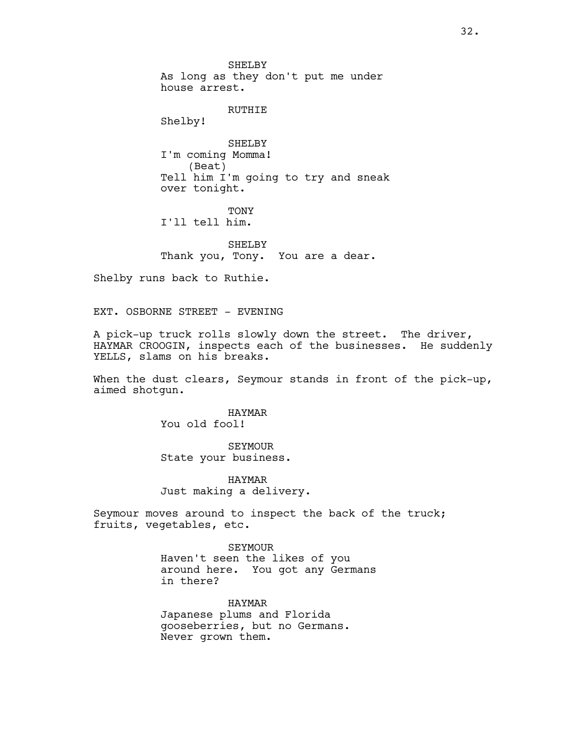SHELBY
As long as they don't put me under house arrest.

RUTHIE
Shelby!

SHELBY
I'm coming Momma!
(Beat)
Tell him I'm going to try and sneak over tonight.

TONY
I'll tell him.

SHELBY
Thank you, Tony. You are a dear.

Shelby runs back to Ruthie.

EXT. OSBORNE STREET - EVENING

A pick-up truck rolls slowly down the street. The driver, HAYMAR CROOGIN, inspects each of the businesses. He suddenly YELLS, slams on his breaks.

When the dust clears, Seymour stands in front of the pick-up, aimed shotgun.

HAYMAR
You old fool!

SEYMOUR
State your business.

HAYMAR
Just making a delivery.

Seymour moves around to inspect the back of the truck; fruits, vegetables, etc.

SEYMOUR
Haven't seen the likes of you around here. You got any Germans in there?

HAYMAR
Japanese plums and Florida gooseberries, but no Germans. Never grown them.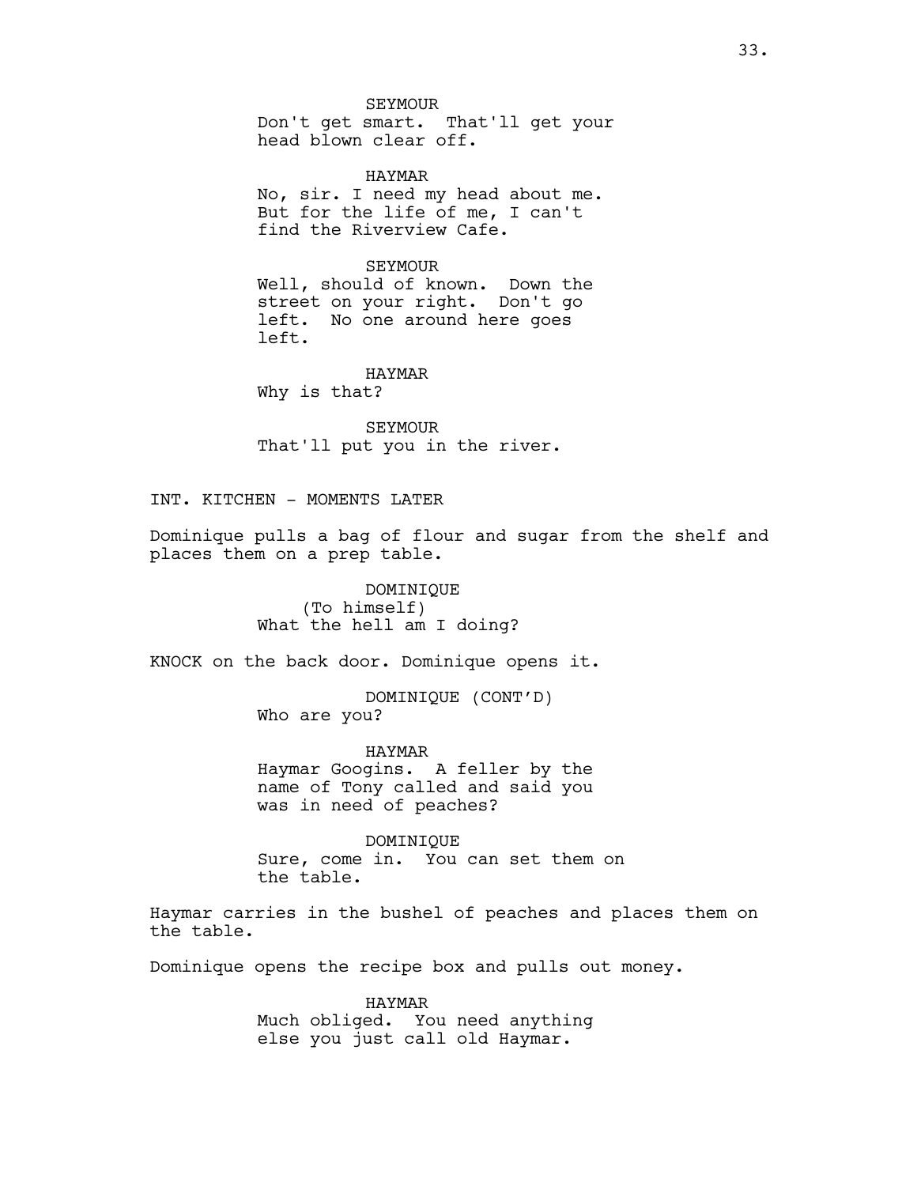SEYMOUR
Don't get smart. That'll get your head blown clear off.

HAYMAR
No, sir. I need my head about me. But for the life of me, I can't find the Riverview Cafe.

SEYMOUR
Well, should of known. Down the street on your right. Don't go left. No one around here goes left.

HAYMAR
Why is that?

SEYMOUR
That'll put you in the river.

INT. KITCHEN - MOMENTS LATER

Dominique pulls a bag of flour and sugar from the shelf and places them on a prep table.

DOMINIQUE
(To himself)
What the hell am I doing?

KNOCK on the back door. Dominique opens it.

DOMINIQUE (CONT'D)
Who are you?

HAYMAR
Haymar Googins. A feller by the name of Tony called and said you was in need of peaches?

DOMINIQUE
Sure, come in. You can set them on the table.

Haymar carries in the bushel of peaches and places them on the table.

Dominique opens the recipe box and pulls out money.

HAYMAR
Much obliged. You need anything else you just call old Haymar.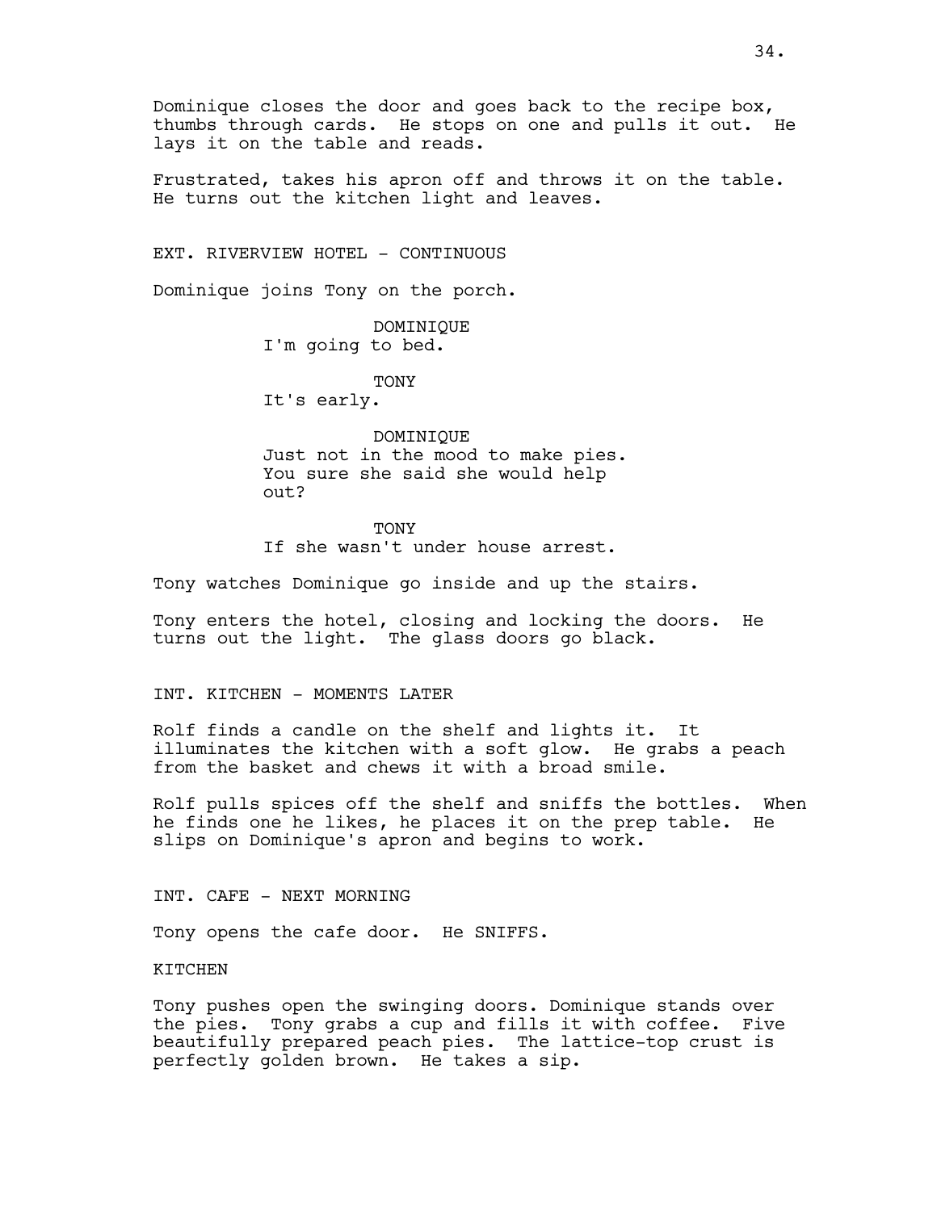Dominique closes the door and goes back to the recipe box, thumbs through cards. He stops on one and pulls it out. He lays it on the table and reads.

Frustrated, takes his apron off and throws it on the table. He turns out the kitchen light and leaves.

EXT. RIVERVIEW HOTEL - CONTINUOUS

Dominique joins Tony on the porch.

DOMINIQUE
I'm going to bed.

TONY
It's early.

DOMINIQUE
Just not in the mood to make pies. You sure she said she would help out?

TONY
If she wasn't under house arrest.

Tony watches Dominique go inside and up the stairs.

Tony enters the hotel, closing and locking the doors. He turns out the light. The glass doors go black.

INT. KITCHEN - MOMENTS LATER

Rolf finds a candle on the shelf and lights it. It illuminates the kitchen with a soft glow. He grabs a peach from the basket and chews it with a broad smile.

Rolf pulls spices off the shelf and sniffs the bottles. When he finds one he likes, he places it on the prep table. He slips on Dominique's apron and begins to work.

INT. CAFE - NEXT MORNING

Tony opens the cafe door. He SNIFFS.

KITCHEN

Tony pushes open the swinging doors. Dominique stands over the pies. Tony grabs a cup and fills it with coffee. Five beautifully prepared peach pies. The lattice-top crust is perfectly golden brown. He takes a sip.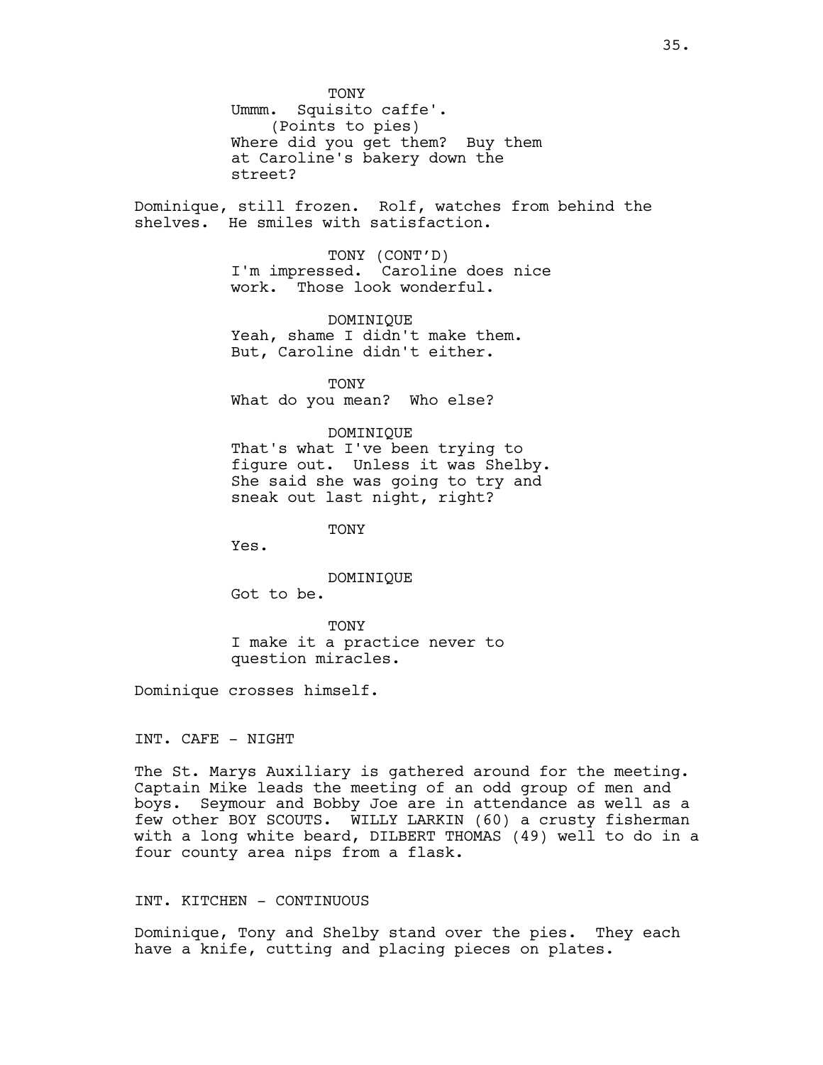TONY
Ummm. Squisito caffe'.
(Points to pies)
Where did you get them? Buy them at Caroline's bakery down the street?

Dominique, still frozen. Rolf, watches from behind the shelves. He smiles with satisfaction.

TONY (CONT'D)
I'm impressed. Caroline does nice work. Those look wonderful.

DOMINIQUE
Yeah, shame I didn't make them. But, Caroline didn't either.

TONY
What do you mean? Who else?

DOMINIQUE
That's what I've been trying to figure out. Unless it was Shelby. She said she was going to try and sneak out last night, right?

TONY
Yes.

DOMINIQUE
Got to be.

TONY
I make it a practice never to question miracles.

Dominique crosses himself.

INT. CAFE - NIGHT

The St. Marys Auxiliary is gathered around for the meeting. Captain Mike leads the meeting of an odd group of men and boys. Seymour and Bobby Joe are in attendance as well as a few other BOY SCOUTS. WILLY LARKIN (60) a crusty fisherman with a long white beard, DILBERT THOMAS (49) well to do in a four county area nips from a flask.

INT. KITCHEN - CONTINUOUS

Dominique, Tony and Shelby stand over the pies. They each have a knife, cutting and placing pieces on plates.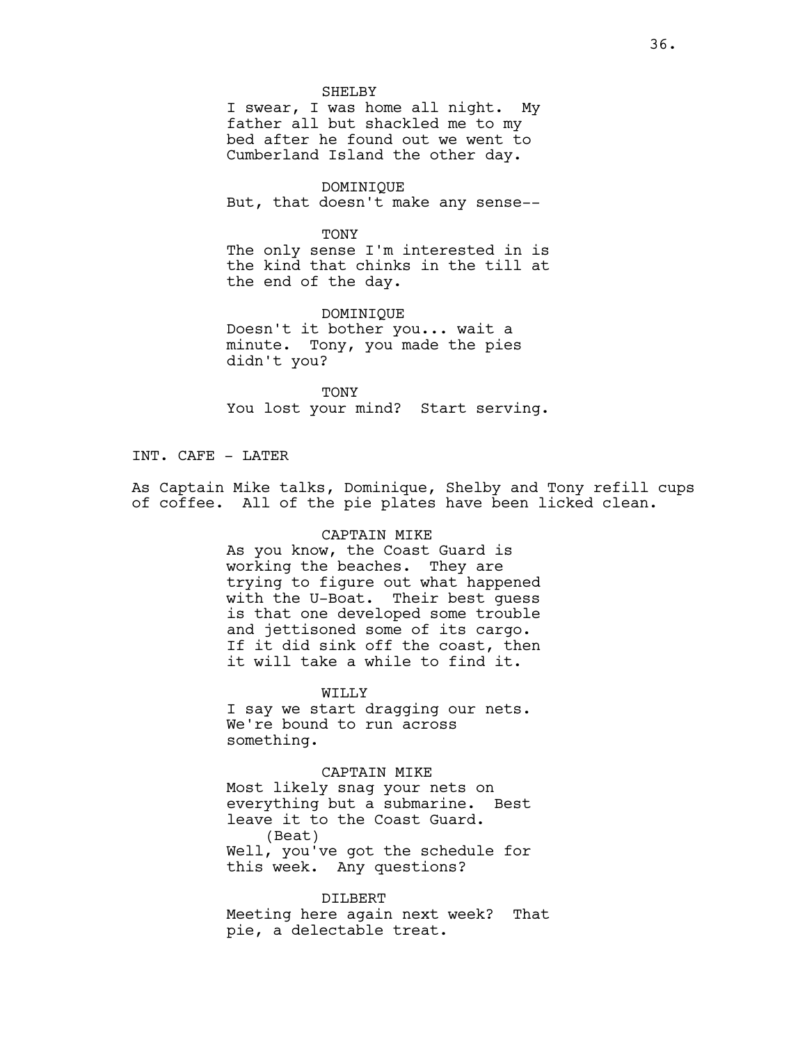SHELBY
I swear, I was home all night. My father all but shackled me to my bed after he found out we went to Cumberland Island the other day.

DOMINIQUE
But, that doesn't make any sense--

TONY
The only sense I'm interested in is the kind that chinks in the till at the end of the day.

DOMINIQUE
Doesn't it bother you... wait a minute. Tony, you made the pies didn't you?

TONY
You lost your mind? Start serving.

INT. CAFE - LATER

As Captain Mike talks, Dominique, Shelby and Tony refill cups of coffee. All of the pie plates have been licked clean.

CAPTAIN MIKE
As you know, the Coast Guard is working the beaches. They are trying to figure out what happened with the U-Boat. Their best guess is that one developed some trouble and jettisoned some of its cargo. If it did sink off the coast, then it will take a while to find it.

WILLY
I say we start dragging our nets. We're bound to run across something.

CAPTAIN MIKE
Most likely snag your nets on everything but a submarine. Best leave it to the Coast Guard.
(Beat)
Well, you've got the schedule for this week. Any questions?

DILBERT
Meeting here again next week? That pie, a delectable treat.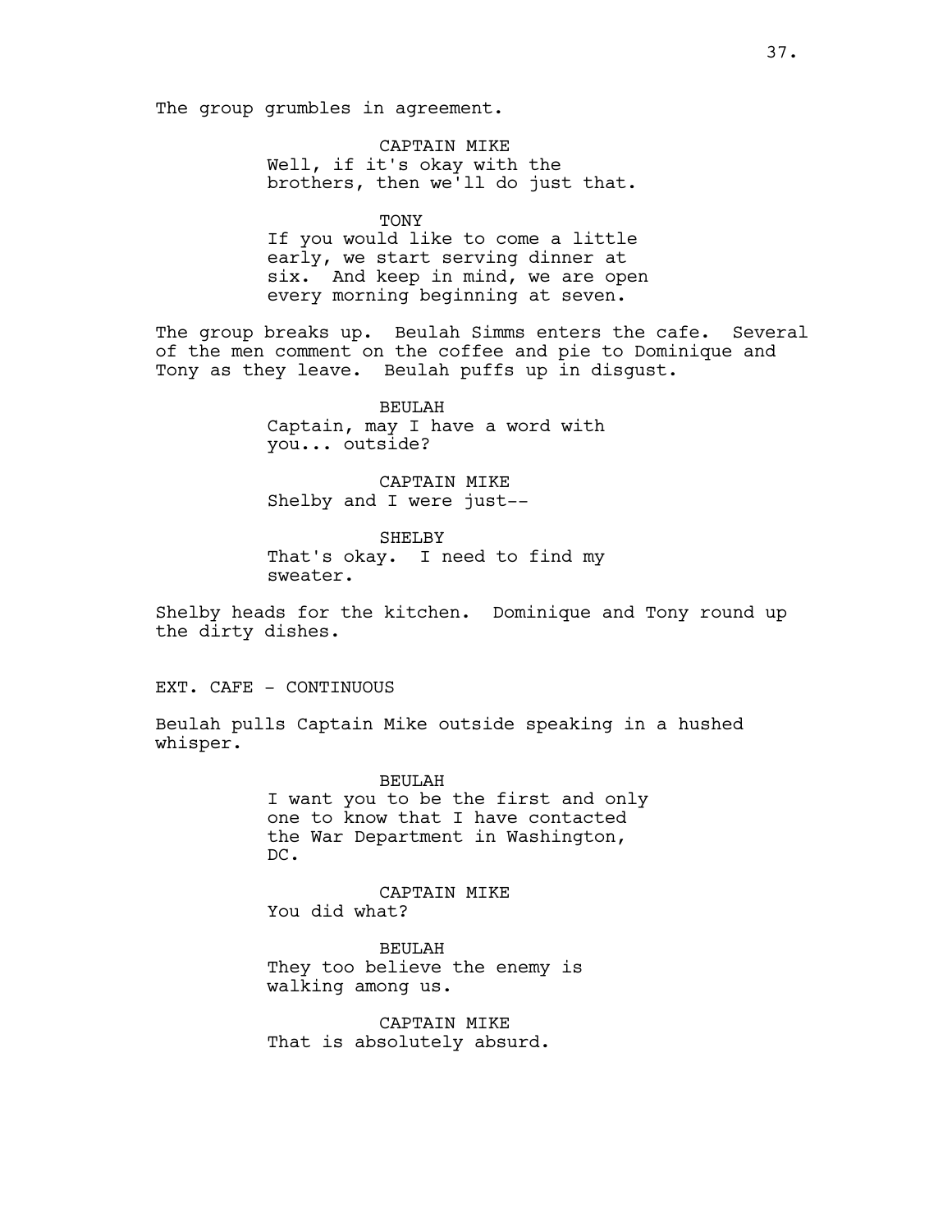The group grumbles in agreement.

CAPTAIN MIKE
Well, if it's okay with the brothers, then we'll do just that.

TONY
If you would like to come a little early, we start serving dinner at six. And keep in mind, we are open every morning beginning at seven.

The group breaks up. Beulah Simms enters the cafe. Several of the men comment on the coffee and pie to Dominique and Tony as they leave. Beulah puffs up in disgust.

BEULAH
Captain, may I have a word with you... outside?

CAPTAIN MIKE
Shelby and I were just--

SHELBY
That's okay. I need to find my sweater.

Shelby heads for the kitchen. Dominique and Tony round up the dirty dishes.

EXT. CAFE - CONTINUOUS

Beulah pulls Captain Mike outside speaking in a hushed whisper.

BEULAH
I want you to be the first and only one to know that I have contacted the War Department in Washington, DC.

CAPTAIN MIKE
You did what?

BEULAH
They too believe the enemy is walking among us.

CAPTAIN MIKE
That is absolutely absurd.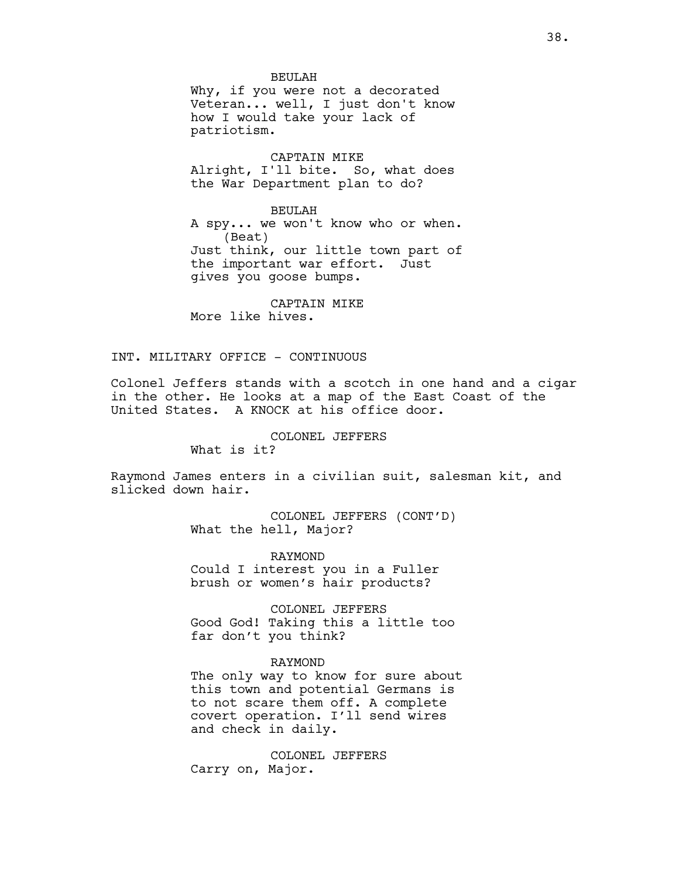BEULAH

Why, if you were not a decorated Veteran... well, I just don't know how I would take your lack of patriotism.

CAPTAIN MIKE

Alright, I'll bite. So, what does the War Department plan to do?

BEULAH

A spy... we won't know who or when.

(Beat)

Just think, our little town part of the important war effort. Just gives you goose bumps.

CAPTAIN MIKE

More like hives.

INT. MILITARY OFFICE - CONTINUOUS

Colonel Jeffers stands with a scotch in one hand and a cigar in the other. He looks at a map of the East Coast of the United States. A KNOCK at his office door.

COLONEL JEFFERS

What is it?

Raymond James enters in a civilian suit, salesman kit, and slicked down hair.

COLONEL JEFFERS (CONT'D)

What the hell, Major?

RAYMOND

Could I interest you in a Fuller brush or women's hair products?

COLONEL JEFFERS

Good God! Taking this a little too far don't you think?

RAYMOND

The only way to know for sure about this town and potential Germans is to not scare them off. A complete covert operation. I'll send wires and check in daily.

COLONEL JEFFERS

Carry on, Major.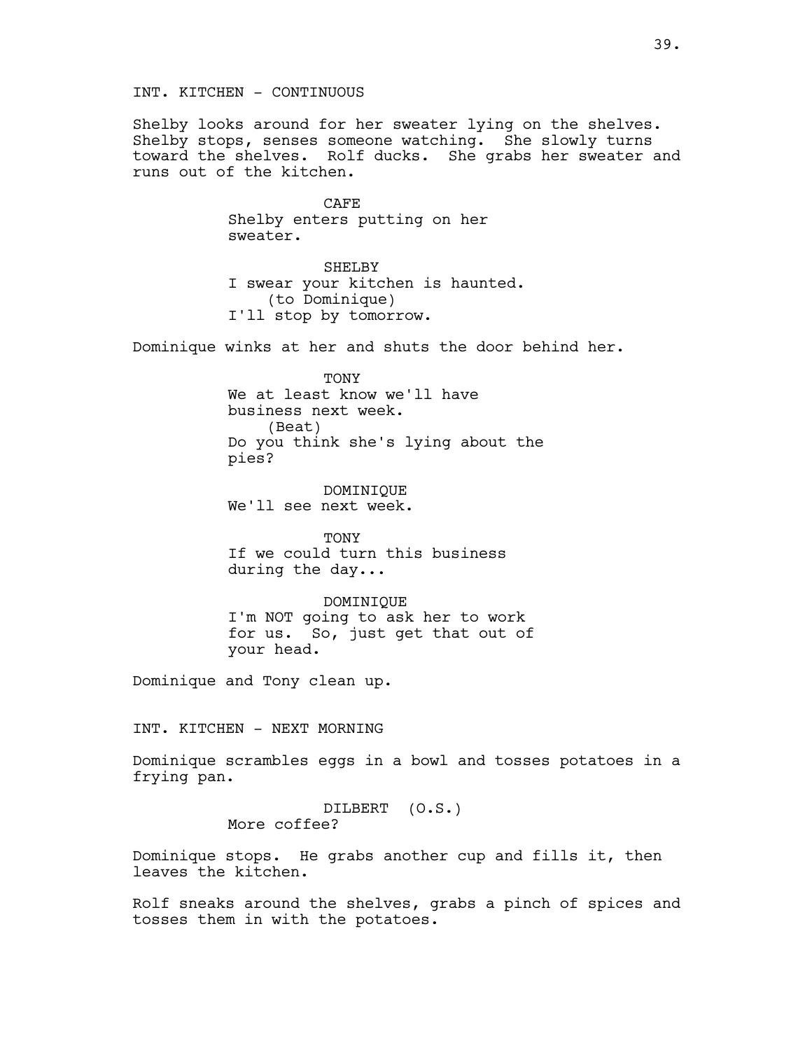INT. KITCHEN - CONTINUOUS

Shelby looks around for her sweater lying on the shelves. Shelby stops, senses someone watching. She slowly turns toward the shelves. Rolf ducks. She grabs her sweater and runs out of the kitchen.

CAFE

Shelby enters putting on her sweater.

SHELBY

I swear your kitchen is haunted.

(to Dominique)

I'll stop by tomorrow.

Dominique winks at her and shuts the door behind her.

TONY

We at least know we'll have business next week.

(Beat)

Do you think she's lying about the pies?

DOMINIQUE

We'll see next week.

TONY

If we could turn this business during the day...

DOMINIQUE

I'm NOT going to ask her to work for us. So, just get that out of your head.

Dominique and Tony clean up.

INT. KITCHEN - NEXT MORNING

Dominique scrambles eggs in a bowl and tosses potatoes in a frying pan.

DILBERT (O.S.)

More coffee?

Dominique stops. He grabs another cup and fills it, then leaves the kitchen.

Rolf sneaks around the shelves, grabs a pinch of spices and tosses them in with the potatoes.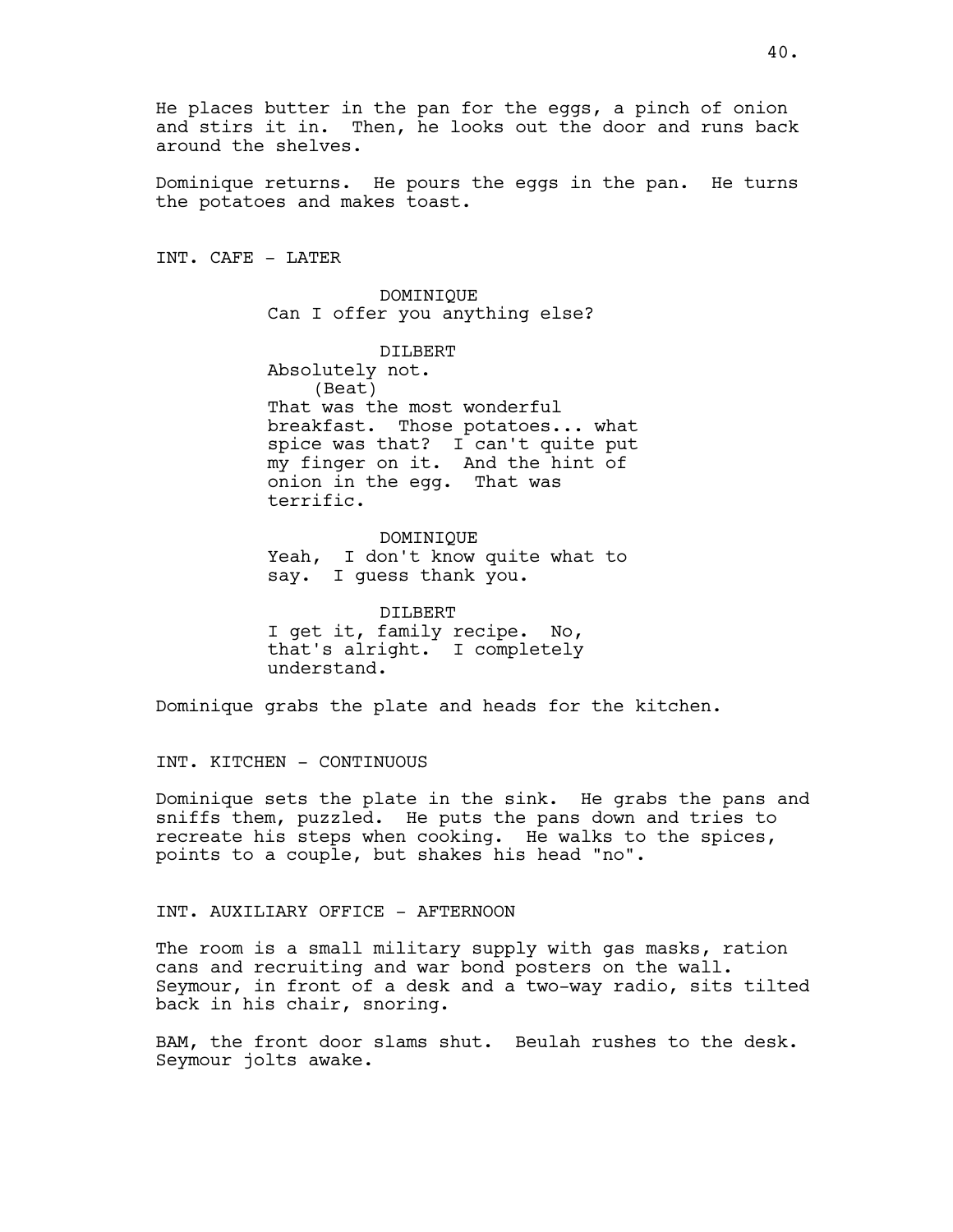He places butter in the pan for the eggs, a pinch of onion and stirs it in. Then, he looks out the door and runs back around the shelves.

Dominique returns. He pours the eggs in the pan. He turns the potatoes and makes toast.

INT. CAFE - LATER

DOMINIQUE
Can I offer you anything else?

DILBERT
Absolutely not.
(Beat)
That was the most wonderful breakfast. Those potatoes... what spice was that? I can't quite put my finger on it. And the hint of onion in the egg. That was terrific.

DOMINIQUE
Yeah, I don't know quite what to say. I guess thank you.

DILBERT
I get it, family recipe. No, that's alright. I completely understand.

Dominique grabs the plate and heads for the kitchen.

INT. KITCHEN - CONTINUOUS

Dominique sets the plate in the sink. He grabs the pans and sniffs them, puzzled. He puts the pans down and tries to recreate his steps when cooking. He walks to the spices, points to a couple, but shakes his head "no".

INT. AUXILIARY OFFICE - AFTERNOON

The room is a small military supply with gas masks, ration cans and recruiting and war bond posters on the wall. Seymour, in front of a desk and a two-way radio, sits tilted back in his chair, snoring.

BAM, the front door slams shut. Beulah rushes to the desk. Seymour jolts awake.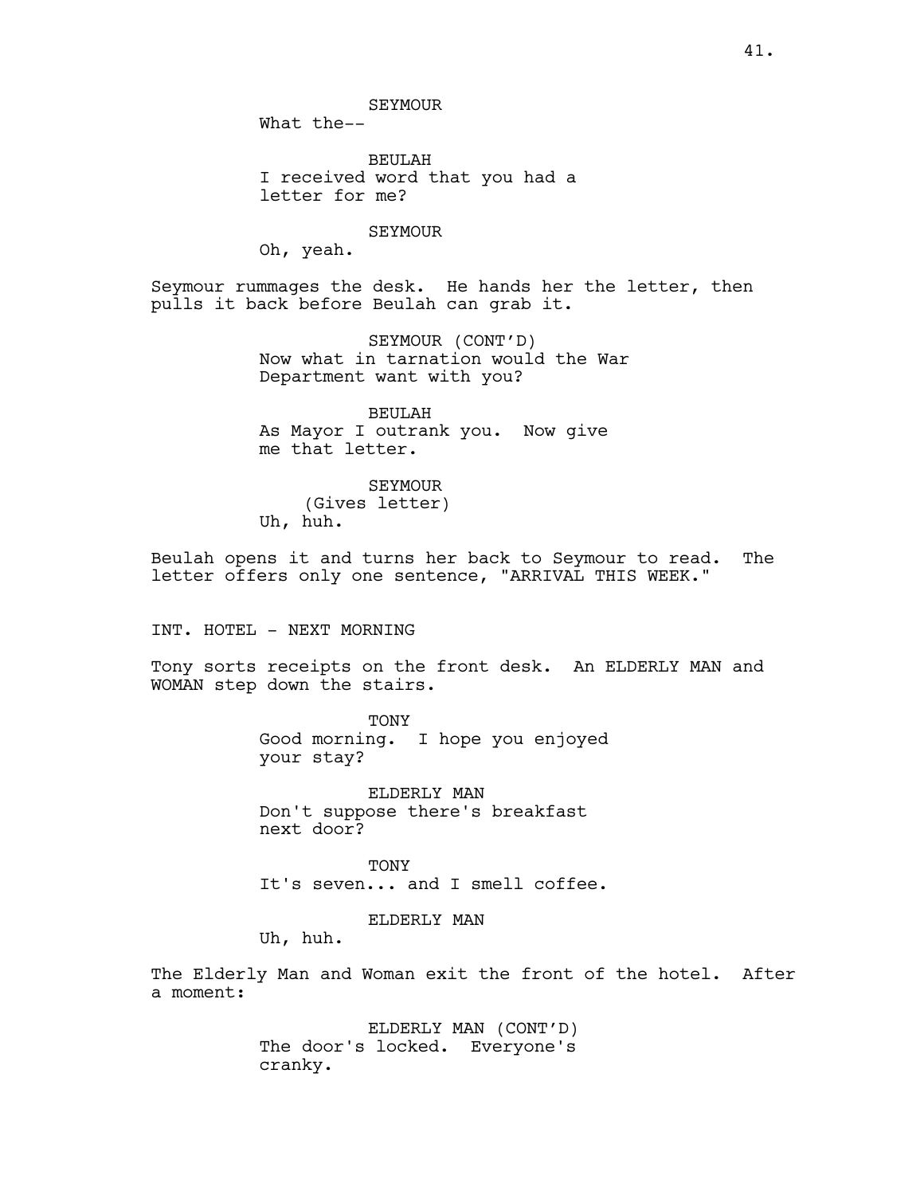SEYMOUR
What the--

BEULAH
I received word that you had a letter for me?

SEYMOUR
Oh, yeah.

Seymour rummages the desk. He hands her the letter, then pulls it back before Beulah can grab it.

SEYMOUR (CONT'D)
Now what in tarnation would the War Department want with you?

BEULAH
As Mayor I outrank you. Now give me that letter.

SEYMOUR
(Gives letter)
Uh, huh.

Beulah opens it and turns her back to Seymour to read. The letter offers only one sentence, "ARRIVAL THIS WEEK."

INT. HOTEL - NEXT MORNING

Tony sorts receipts on the front desk. An ELDERLY MAN and WOMAN step down the stairs.

TONY
Good morning. I hope you enjoyed your stay?

ELDERLY MAN
Don't suppose there's breakfast next door?

TONY
It's seven... and I smell coffee.

ELDERLY MAN
Uh, huh.

The Elderly Man and Woman exit the front of the hotel. After a moment:

ELDERLY MAN (CONT'D)
The door's locked. Everyone's cranky.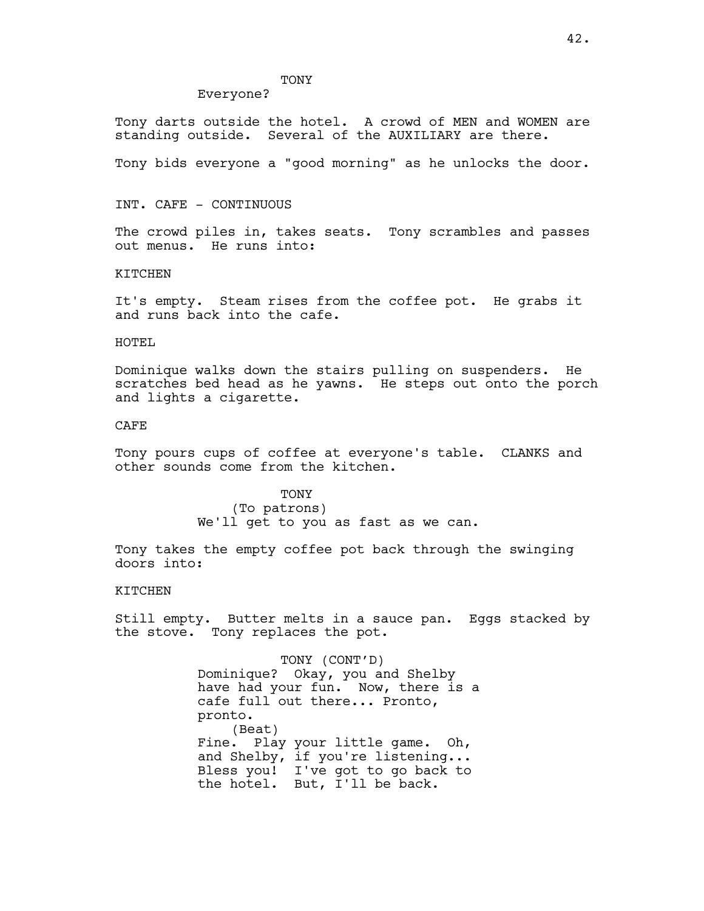TONY

Everyone?

Tony darts outside the hotel. A crowd of MEN and WOMEN are standing outside. Several of the AUXILIARY are there.

Tony bids everyone a "good morning" as he unlocks the door.

INT. CAFE - CONTINUOUS

The crowd piles in, takes seats. Tony scrambles and passes out menus. He runs into:

KITCHEN

It's empty. Steam rises from the coffee pot. He grabs it and runs back into the cafe.

HOTEL

Dominique walks down the stairs pulling on suspenders. He scratches bed head as he yawns. He steps out onto the porch and lights a cigarette.

CAFE

Tony pours cups of coffee at everyone's table. CLANKS and other sounds come from the kitchen.

TONY
(To patrons)
We'll get to you as fast as we can.

Tony takes the empty coffee pot back through the swinging doors into:

KITCHEN

Still empty. Butter melts in a sauce pan. Eggs stacked by the stove. Tony replaces the pot.

TONY (CONT'D)
Dominique? Okay, you and Shelby have had your fun. Now, there is a cafe full out there... Pronto, pronto.
(Beat)
Fine. Play your little game. Oh, and Shelby, if you're listening... Bless you! I've got to go back to the hotel. But, I'll be back.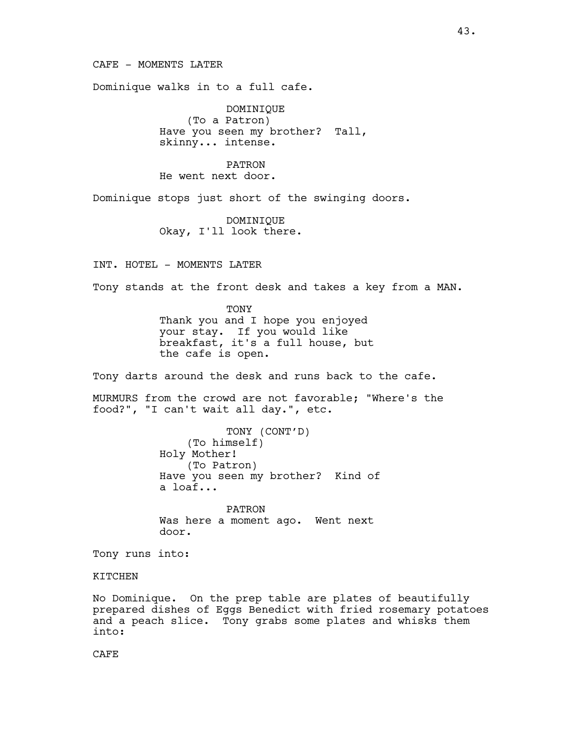CAFE - MOMENTS LATER

Dominique walks in to a full cafe.

DOMINIQUE
(To a Patron)
Have you seen my brother? Tall, skinny... intense.

PATRON
He went next door.

Dominique stops just short of the swinging doors.

DOMINIQUE
Okay, I'll look there.

INT. HOTEL - MOMENTS LATER

Tony stands at the front desk and takes a key from a MAN.

TONY
Thank you and I hope you enjoyed your stay. If you would like breakfast, it's a full house, but the cafe is open.

Tony darts around the desk and runs back to the cafe.

MURMURS from the crowd are not favorable; "Where's the food?", "I can't wait all day.", etc.

TONY (CONT'D)
(To himself)
Holy Mother!
(To Patron)
Have you seen my brother? Kind of a loaf...

PATRON
Was here a moment ago. Went next door.

Tony runs into:

KITCHEN

No Dominique. On the prep table are plates of beautifully prepared dishes of Eggs Benedict with fried rosemary potatoes and a peach slice. Tony grabs some plates and whisks them into:

CAFE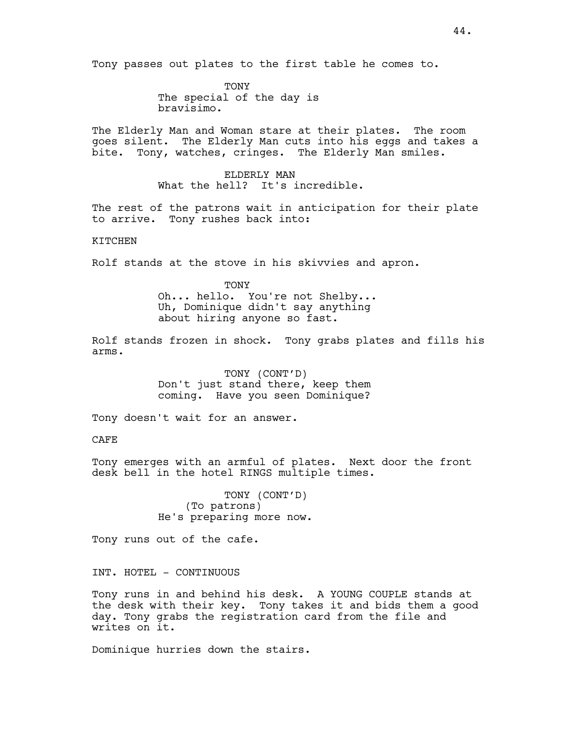Tony passes out plates to the first table he comes to.

TONY
The special of the day is bravisimo.

The Elderly Man and Woman stare at their plates. The room goes silent. The Elderly Man cuts into his eggs and takes a bite. Tony, watches, cringes. The Elderly Man smiles.

ELDERLY MAN
What the hell? It's incredible.

The rest of the patrons wait in anticipation for their plate to arrive. Tony rushes back into:

KITCHEN

Rolf stands at the stove in his skivvies and apron.

TONY
Oh... hello. You're not Shelby... Uh, Dominique didn't say anything about hiring anyone so fast.

Rolf stands frozen in shock. Tony grabs plates and fills his arms.

TONY (CONT'D)
Don't just stand there, keep them coming. Have you seen Dominique?

Tony doesn't wait for an answer.

CAFE

Tony emerges with an armful of plates. Next door the front desk bell in the hotel RINGS multiple times.

TONY (CONT'D)
(To patrons)
He's preparing more now.

Tony runs out of the cafe.

INT. HOTEL - CONTINUOUS

Tony runs in and behind his desk. A YOUNG COUPLE stands at the desk with their key. Tony takes it and bids them a good day. Tony grabs the registration card from the file and writes on it.

Dominique hurries down the stairs.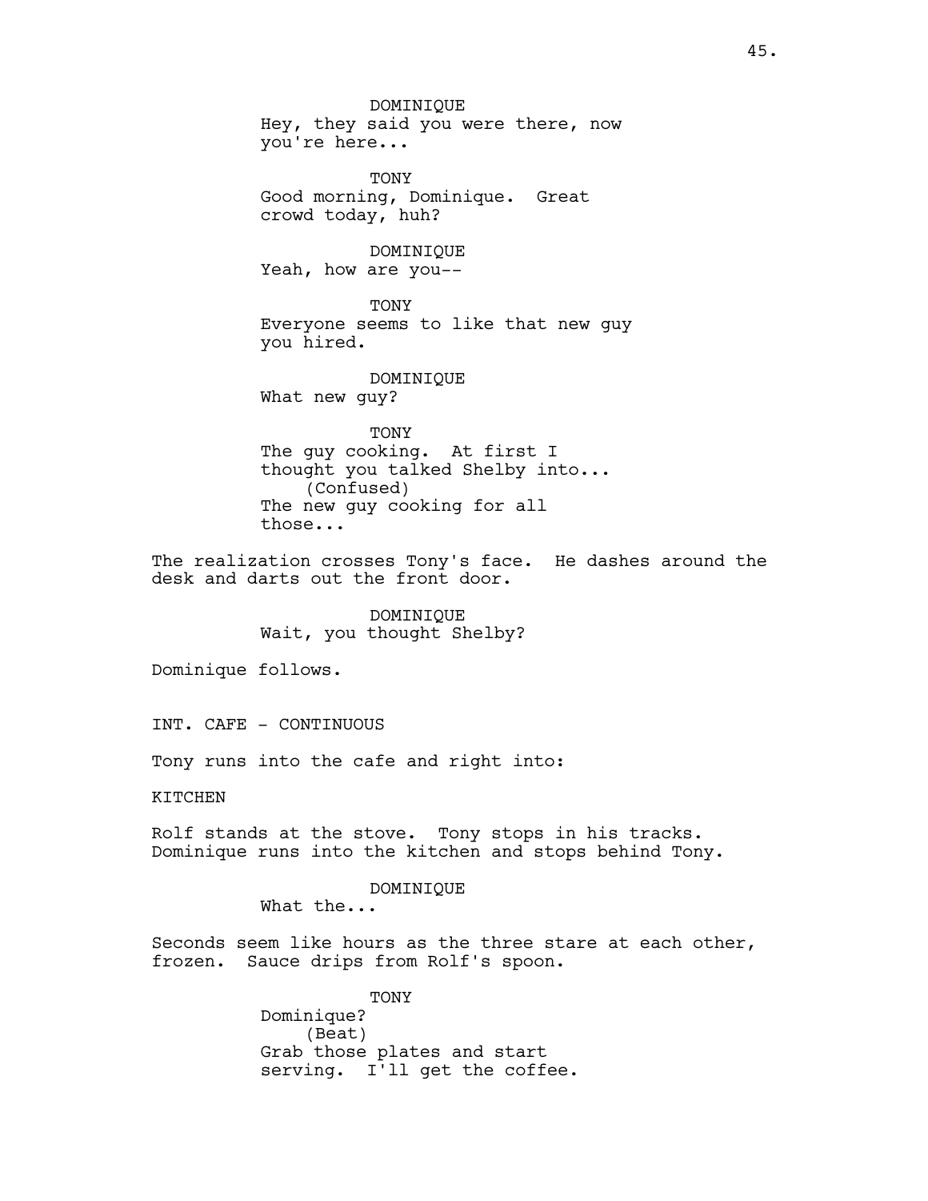DOMINIQUE
Hey, they said you were there, now you're here...

TONY
Good morning, Dominique. Great crowd today, huh?

DOMINIQUE
Yeah, how are you--

TONY
Everyone seems to like that new guy you hired.

DOMINIQUE
What new guy?

TONY
The guy cooking. At first I thought you talked Shelby into...
(Confused)
The new guy cooking for all those...

The realization crosses Tony's face. He dashes around the desk and darts out the front door.

DOMINIQUE
Wait, you thought Shelby?

Dominique follows.

INT. CAFE - CONTINUOUS

Tony runs into the cafe and right into:

KITCHEN

Rolf stands at the stove. Tony stops in his tracks. Dominique runs into the kitchen and stops behind Tony.

DOMINIQUE
What the...

Seconds seem like hours as the three stare at each other, frozen. Sauce drips from Rolf's spoon.

TONY
Dominique?
(Beat)
Grab those plates and start serving. I'll get the coffee.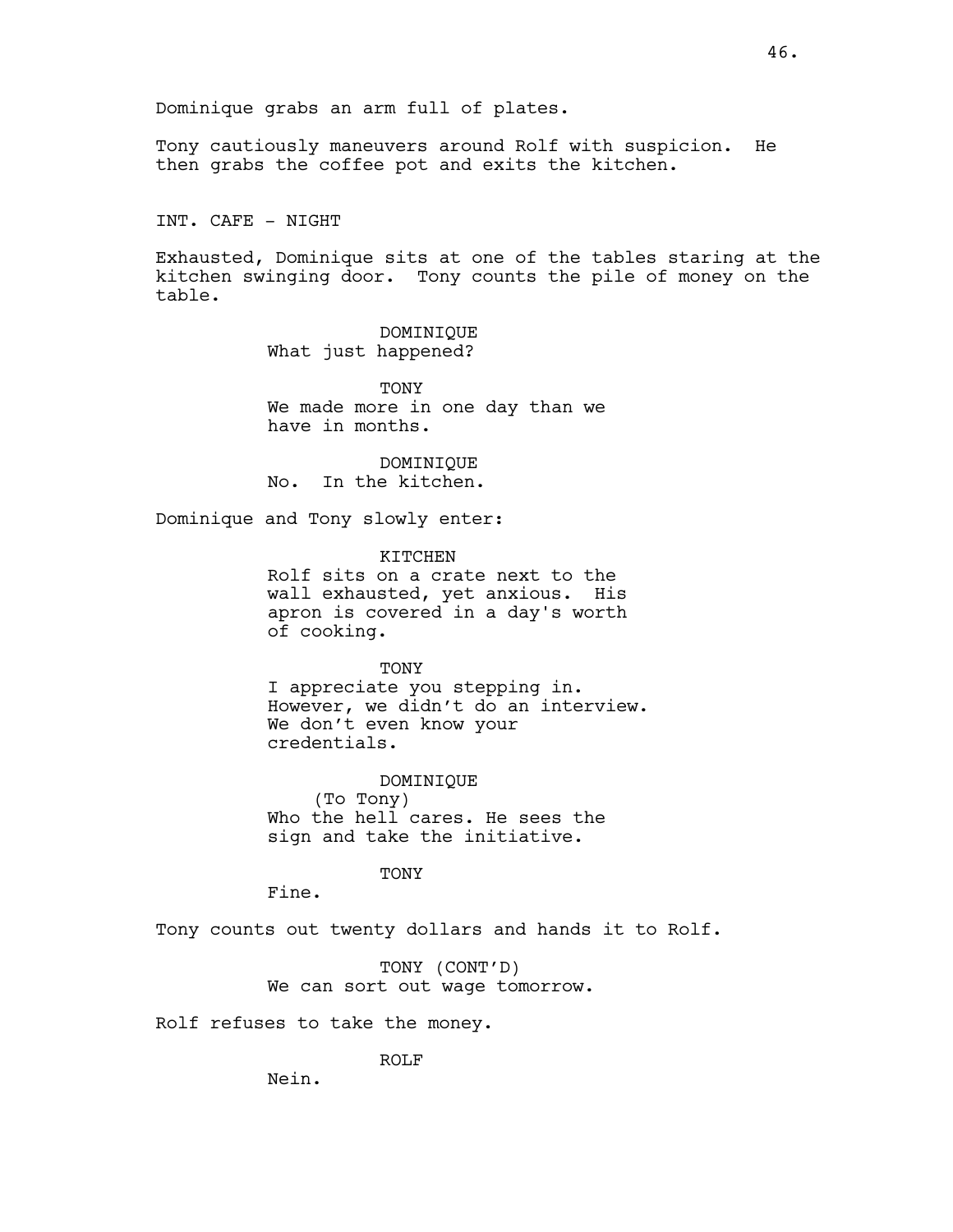Dominique grabs an arm full of plates.

Tony cautiously maneuvers around Rolf with suspicion. He then grabs the coffee pot and exits the kitchen.

INT. CAFE - NIGHT

Exhausted, Dominique sits at one of the tables staring at the kitchen swinging door. Tony counts the pile of money on the table.

DOMINIQUE
What just happened?

TONY
We made more in one day than we have in months.

DOMINIQUE
No. In the kitchen.

Dominique and Tony slowly enter:

KITCHEN
Rolf sits on a crate next to the wall exhausted, yet anxious. His apron is covered in a day's worth of cooking.

TONY
I appreciate you stepping in. However, we didn't do an interview. We don't even know your credentials.

DOMINIQUE
(To Tony)
Who the hell cares. He sees the sign and take the initiative.

TONY
Fine.

Tony counts out twenty dollars and hands it to Rolf.

TONY (CONT'D)
We can sort out wage tomorrow.

Rolf refuses to take the money.

ROLF
Nein.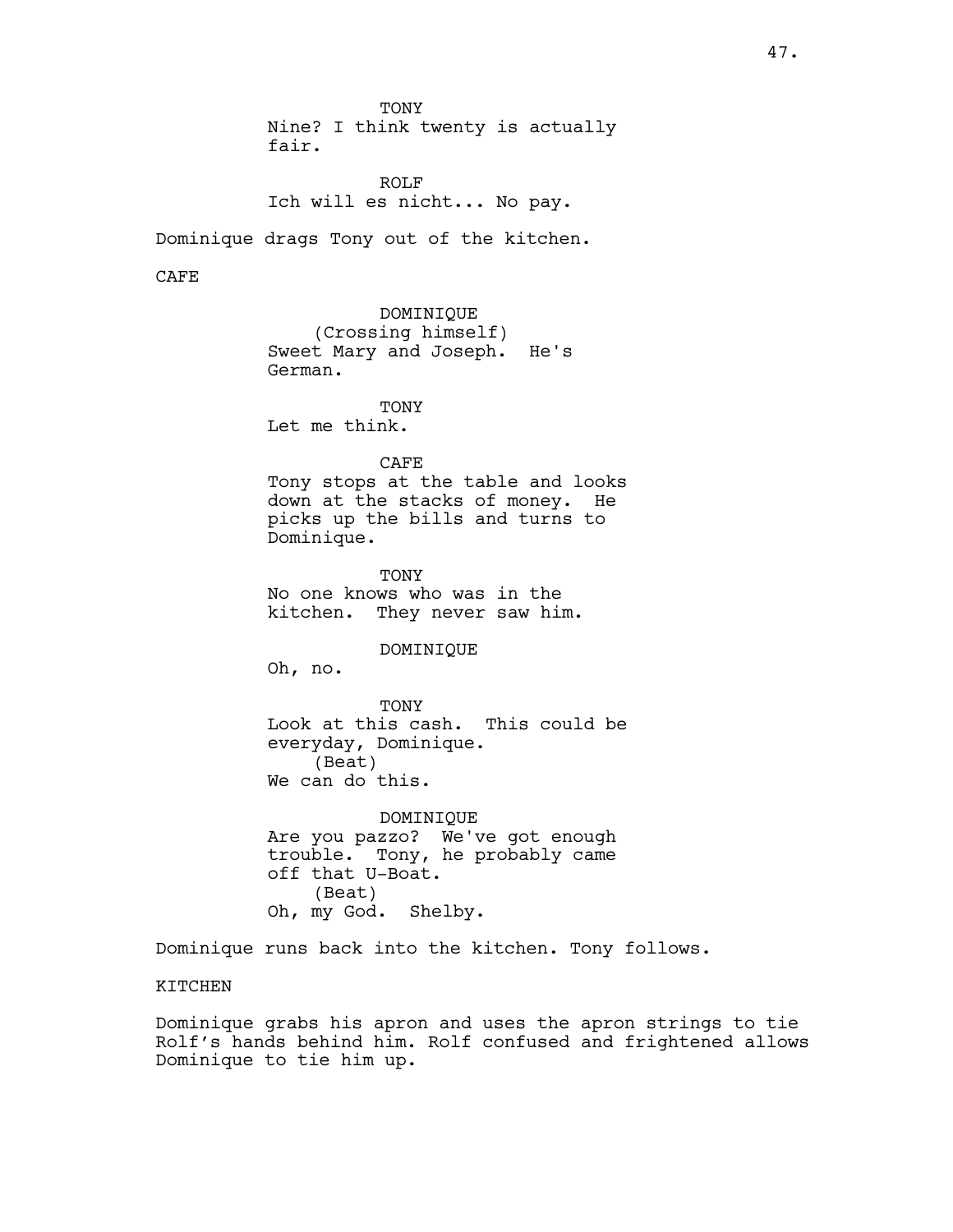TONY
Nine? I think twenty is actually fair.

ROLF
Ich will es nicht... No pay.

Dominique drags Tony out of the kitchen.

CAFE

DOMINIQUE
(Crossing himself)
Sweet Mary and Joseph. He's German.

TONY
Let me think.

CAFE
Tony stops at the table and looks down at the stacks of money. He picks up the bills and turns to Dominique.

TONY
No one knows who was in the kitchen. They never saw him.

DOMINIQUE
Oh, no.

TONY
Look at this cash. This could be everyday, Dominique.
(Beat)
We can do this.

DOMINIQUE
Are you pazzo? We've got enough trouble. Tony, he probably came off that U-Boat.
(Beat)
Oh, my God. Shelby.

Dominique runs back into the kitchen. Tony follows.

KITCHEN

Dominique grabs his apron and uses the apron strings to tie Rolf's hands behind him. Rolf confused and frightened allows Dominique to tie him up.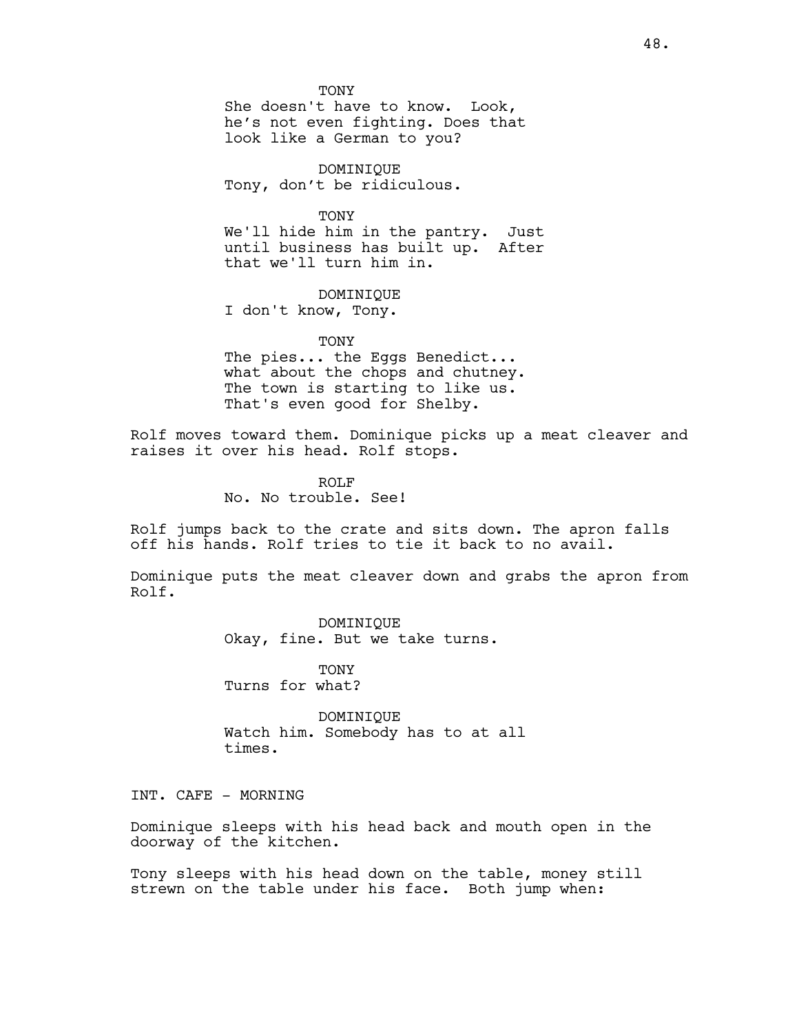TONY
She doesn't have to know. Look, he's not even fighting. Does that look like a German to you?

DOMINIQUE
Tony, don't be ridiculous.

TONY
We'll hide him in the pantry. Just until business has built up. After that we'll turn him in.

DOMINIQUE
I don't know, Tony.

TONY
The pies... the Eggs Benedict... what about the chops and chutney. The town is starting to like us. That's even good for Shelby.

Rolf moves toward them. Dominique picks up a meat cleaver and raises it over his head. Rolf stops.

ROLF
No. No trouble. See!

Rolf jumps back to the crate and sits down. The apron falls off his hands. Rolf tries to tie it back to no avail.

Dominique puts the meat cleaver down and grabs the apron from Rolf.

DOMINIQUE
Okay, fine. But we take turns.

TONY
Turns for what?

DOMINIQUE
Watch him. Somebody has to at all times.

INT. CAFE - MORNING

Dominique sleeps with his head back and mouth open in the doorway of the kitchen.

Tony sleeps with his head down on the table, money still strewn on the table under his face. Both jump when: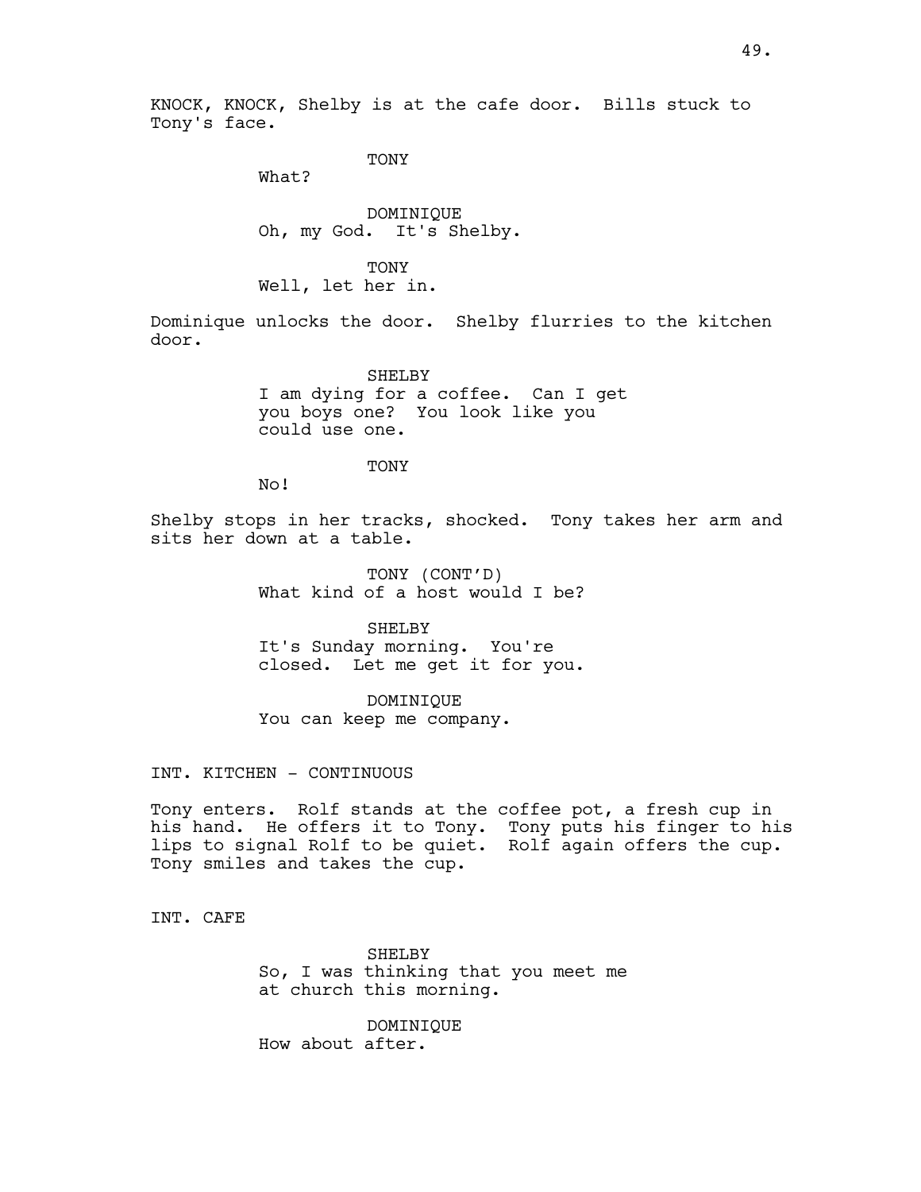KNOCK, KNOCK, Shelby is at the cafe door. Bills stuck to Tony's face.

TONY
What?

DOMINIQUE
Oh, my God. It's Shelby.

TONY
Well, let her in.

Dominique unlocks the door. Shelby flurries to the kitchen door.

SHELBY
I am dying for a coffee. Can I get you boys one? You look like you could use one.

TONY
No!

Shelby stops in her tracks, shocked. Tony takes her arm and sits her down at a table.

TONY (CONT'D)
What kind of a host would I be?

SHELBY
It's Sunday morning. You're closed. Let me get it for you.

DOMINIQUE
You can keep me company.

INT. KITCHEN - CONTINUOUS

Tony enters. Rolf stands at the coffee pot, a fresh cup in his hand. He offers it to Tony. Tony puts his finger to his lips to signal Rolf to be quiet. Rolf again offers the cup. Tony smiles and takes the cup.

INT. CAFE

SHELBY
So, I was thinking that you meet me at church this morning.

DOMINIQUE
How about after.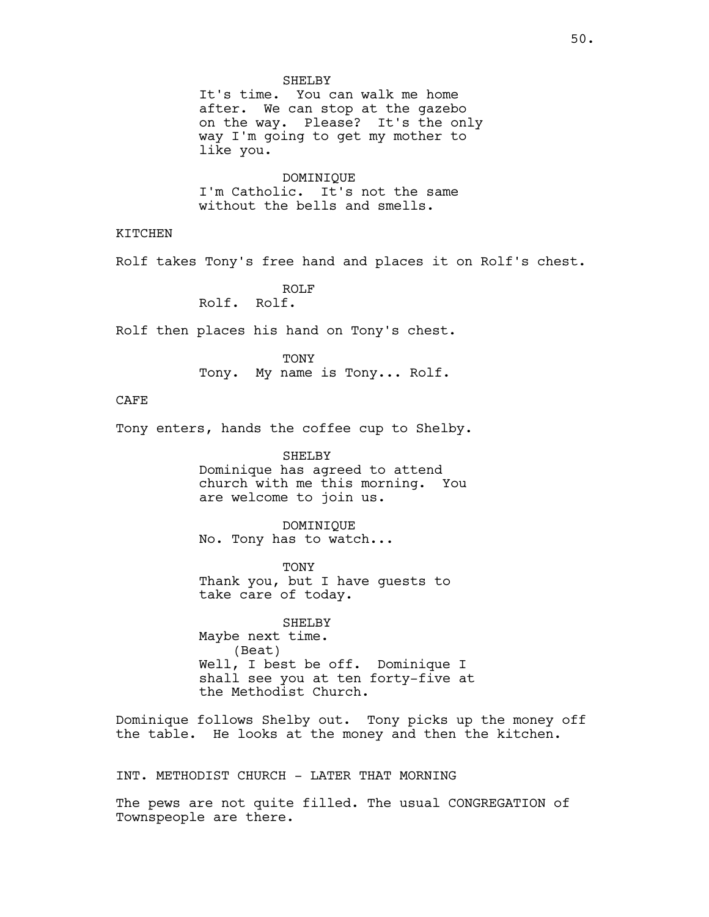SHELBY
It's time. You can walk me home after. We can stop at the gazebo on the way. Please? It's the only way I'm going to get my mother to like you.

DOMINIQUE
I'm Catholic. It's not the same without the bells and smells.

KITCHEN

Rolf takes Tony's free hand and places it on Rolf's chest.

ROLF
Rolf. Rolf.

Rolf then places his hand on Tony's chest.

TONY
Tony. My name is Tony... Rolf.

CAFE

Tony enters, hands the coffee cup to Shelby.

SHELBY
Dominique has agreed to attend church with me this morning. You are welcome to join us.

DOMINIQUE
No. Tony has to watch...

TONY
Thank you, but I have guests to take care of today.

SHELBY
Maybe next time.
(Beat)
Well, I best be off. Dominique I shall see you at ten forty-five at the Methodist Church.

Dominique follows Shelby out. Tony picks up the money off the table. He looks at the money and then the kitchen.

INT. METHODIST CHURCH - LATER THAT MORNING

The pews are not quite filled. The usual CONGREGATION of Townspeople are there.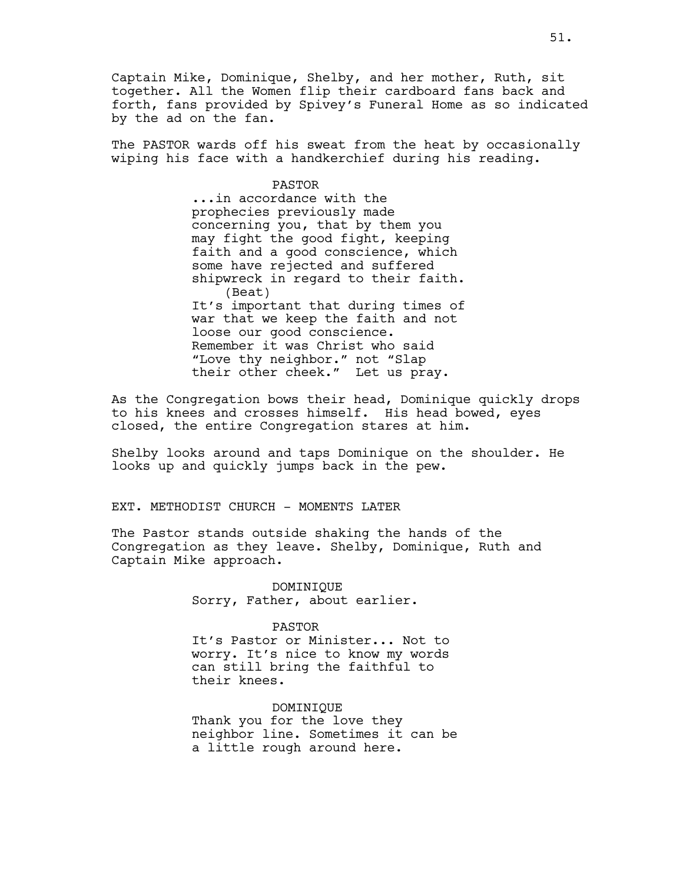Captain Mike, Dominique, Shelby, and her mother, Ruth, sit together. All the Women flip their cardboard fans back and forth, fans provided by Spivey's Funeral Home as so indicated by the ad on the fan.

The PASTOR wards off his sweat from the heat by occasionally wiping his face with a handkerchief during his reading.

PASTOR
...in accordance with the prophecies previously made concerning you, that by them you may fight the good fight, keeping faith and a good conscience, which some have rejected and suffered shipwreck in regard to their faith.
(Beat)
It's important that during times of war that we keep the faith and not loose our good conscience. Remember it was Christ who said "Love thy neighbor." not "Slap their other cheek." Let us pray.

As the Congregation bows their head, Dominique quickly drops to his knees and crosses himself. His head bowed, eyes closed, the entire Congregation stares at him.

Shelby looks around and taps Dominique on the shoulder. He looks up and quickly jumps back in the pew.

EXT. METHODIST CHURCH - MOMENTS LATER

The Pastor stands outside shaking the hands of the Congregation as they leave. Shelby, Dominique, Ruth and Captain Mike approach.

DOMINIQUE
Sorry, Father, about earlier.

PASTOR
It's Pastor or Minister... Not to worry. It's nice to know my words can still bring the faithful to their knees.

DOMINIQUE
Thank you for the love they neighbor line. Sometimes it can be a little rough around here.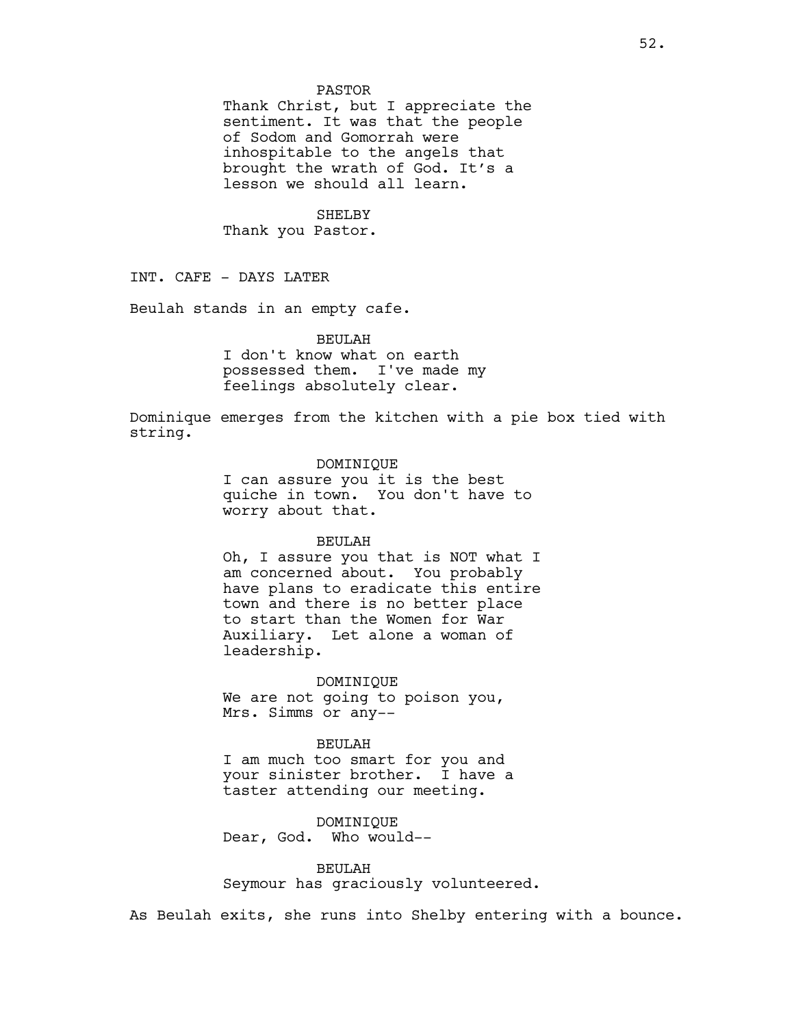PASTOR
Thank Christ, but I appreciate the sentiment. It was that the people of Sodom and Gomorrah were inhospitable to the angels that brought the wrath of God. It's a lesson we should all learn.

SHELBY
Thank you Pastor.

INT. CAFE - DAYS LATER

Beulah stands in an empty cafe.

BEULAH
I don't know what on earth possessed them. I've made my feelings absolutely clear.

Dominique emerges from the kitchen with a pie box tied with string.

DOMINIQUE
I can assure you it is the best quiche in town. You don't have to worry about that.

BEULAH
Oh, I assure you that is NOT what I am concerned about. You probably have plans to eradicate this entire town and there is no better place to start than the Women for War Auxiliary. Let alone a woman of leadership.

DOMINIQUE
We are not going to poison you, Mrs. Simms or any--

BEULAH
I am much too smart for you and your sinister brother. I have a taster attending our meeting.

DOMINIQUE
Dear, God. Who would--

BEULAH
Seymour has graciously volunteered.

As Beulah exits, she runs into Shelby entering with a bounce.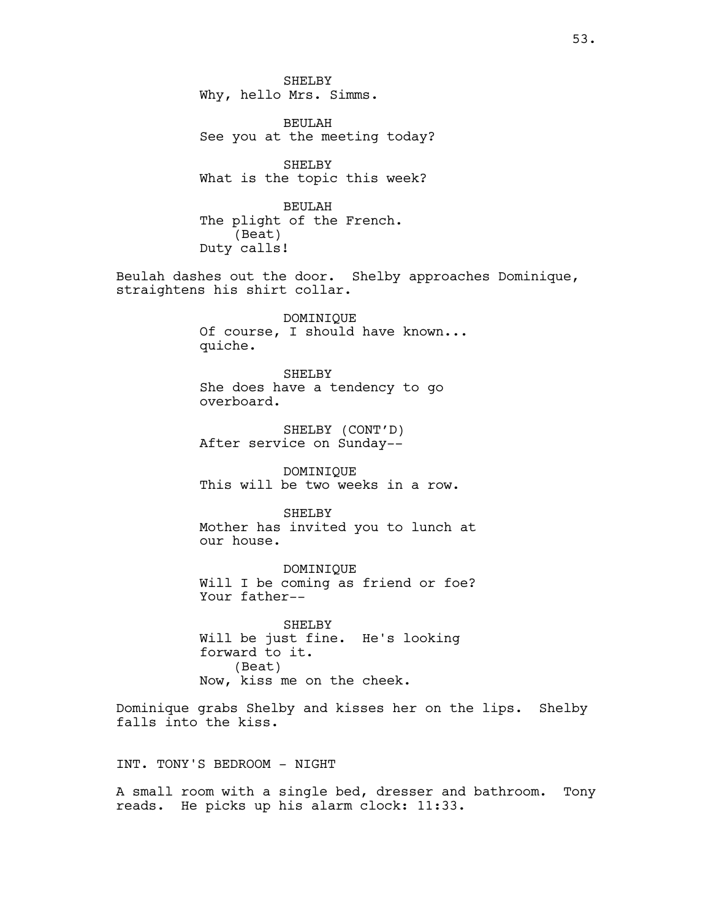SHELBY
Why, hello Mrs. Simms.

BEULAH
See you at the meeting today?

SHELBY
What is the topic this week?

BEULAH
The plight of the French.
(Beat)
Duty calls!

Beulah dashes out the door. Shelby approaches Dominique, straightens his shirt collar.

DOMINIQUE
Of course, I should have known... quiche.

SHELBY
She does have a tendency to go overboard.

SHELBY (CONT'D)
After service on Sunday--

DOMINIQUE
This will be two weeks in a row.

SHELBY
Mother has invited you to lunch at our house.

DOMINIQUE
Will I be coming as friend or foe? Your father--

SHELBY
Will be just fine. He's looking forward to it.
(Beat)
Now, kiss me on the cheek.

Dominique grabs Shelby and kisses her on the lips. Shelby falls into the kiss.

INT. TONY'S BEDROOM - NIGHT

A small room with a single bed, dresser and bathroom. Tony reads. He picks up his alarm clock: 11:33.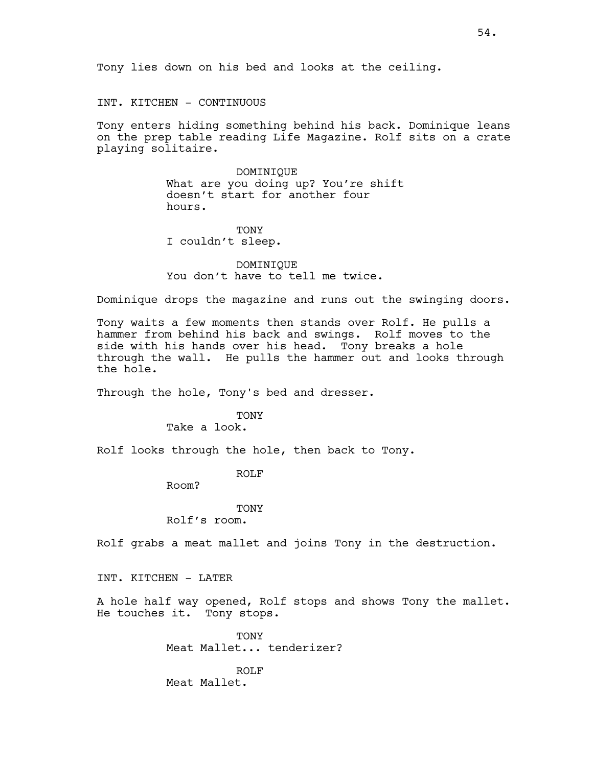Tony lies down on his bed and looks at the ceiling.

INT. KITCHEN - CONTINUOUS

Tony enters hiding something behind his back. Dominique leans on the prep table reading Life Magazine. Rolf sits on a crate playing solitaire.

DOMINIQUE
What are you doing up? You're shift doesn't start for another four hours.

TONY
I couldn't sleep.

DOMINIQUE
You don't have to tell me twice.

Dominique drops the magazine and runs out the swinging doors.

Tony waits a few moments then stands over Rolf. He pulls a hammer from behind his back and swings. Rolf moves to the side with his hands over his head. Tony breaks a hole through the wall. He pulls the hammer out and looks through the hole.

Through the hole, Tony's bed and dresser.

TONY
Take a look.

Rolf looks through the hole, then back to Tony.

ROLF
Room?

TONY
Rolf's room.

Rolf grabs a meat mallet and joins Tony in the destruction.

INT. KITCHEN - LATER

A hole half way opened, Rolf stops and shows Tony the mallet. He touches it. Tony stops.

TONY
Meat Mallet... tenderizer?

ROLF
Meat Mallet.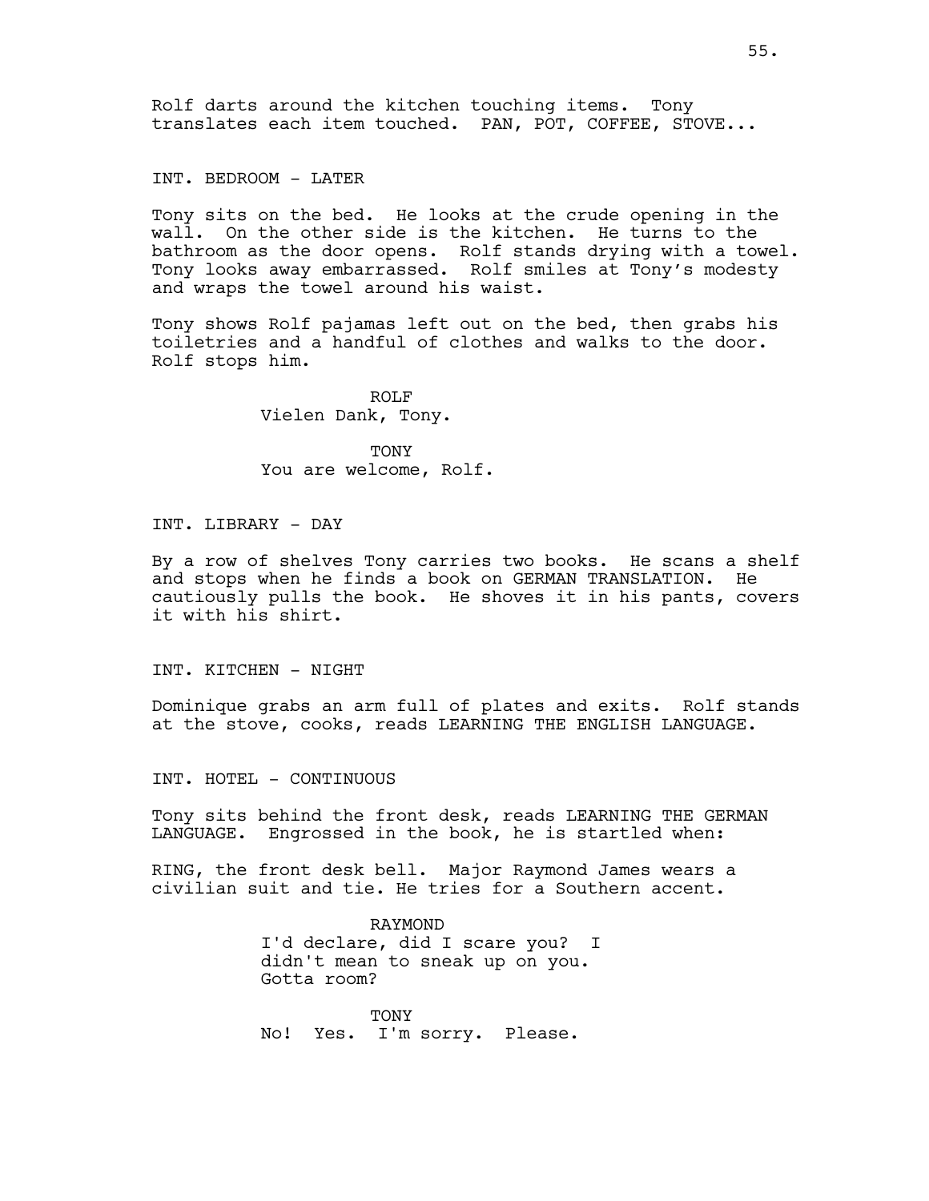Rolf darts around the kitchen touching items. Tony translates each item touched. PAN, POT, COFFEE, STOVE...

INT. BEDROOM - LATER

Tony sits on the bed. He looks at the crude opening in the wall. On the other side is the kitchen. He turns to the bathroom as the door opens. Rolf stands drying with a towel. Tony looks away embarrassed. Rolf smiles at Tony's modesty and wraps the towel around his waist.

Tony shows Rolf pajamas left out on the bed, then grabs his toiletries and a handful of clothes and walks to the door. Rolf stops him.

ROLF
Vielen Dank, Tony.

TONY
You are welcome, Rolf.

INT. LIBRARY - DAY

By a row of shelves Tony carries two books. He scans a shelf and stops when he finds a book on GERMAN TRANSLATION. He cautiously pulls the book. He shoves it in his pants, covers it with his shirt.

INT. KITCHEN - NIGHT

Dominique grabs an arm full of plates and exits. Rolf stands at the stove, cooks, reads LEARNING THE ENGLISH LANGUAGE.

INT. HOTEL - CONTINUOUS

Tony sits behind the front desk, reads LEARNING THE GERMAN LANGUAGE. Engrossed in the book, he is startled when:

RING, the front desk bell. Major Raymond James wears a civilian suit and tie. He tries for a Southern accent.

RAYMOND
I'd declare, did I scare you? I didn't mean to sneak up on you. Gotta room?

TONY
No! Yes. I'm sorry. Please.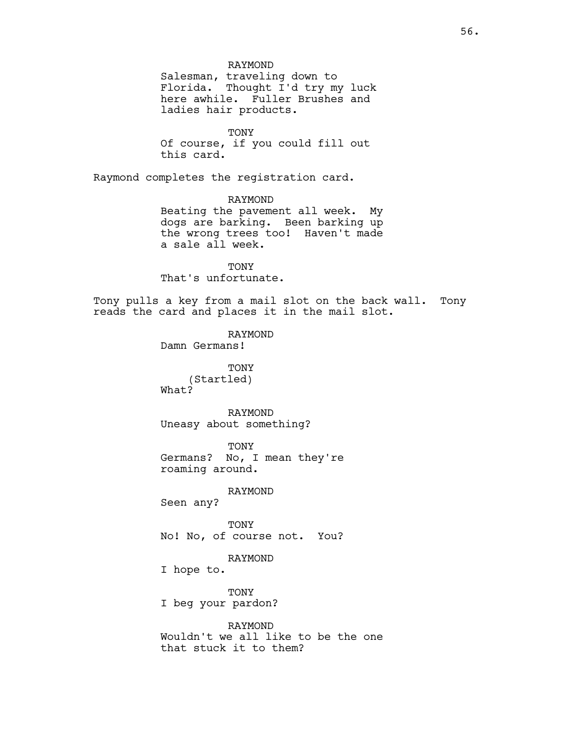RAYMOND
Salesman, traveling down to Florida. Thought I'd try my luck here awhile. Fuller Brushes and ladies hair products.

TONY
Of course, if you could fill out this card.

Raymond completes the registration card.

RAYMOND
Beating the pavement all week. My dogs are barking. Been barking up the wrong trees too! Haven't made a sale all week.

TONY
That's unfortunate.

Tony pulls a key from a mail slot on the back wall. Tony reads the card and places it in the mail slot.

RAYMOND
Damn Germans!

TONY
(Startled)
What?

RAYMOND
Uneasy about something?

TONY
Germans? No, I mean they're roaming around.

RAYMOND
Seen any?

TONY
No! No, of course not. You?

RAYMOND
I hope to.

TONY
I beg your pardon?

RAYMOND
Wouldn't we all like to be the one that stuck it to them?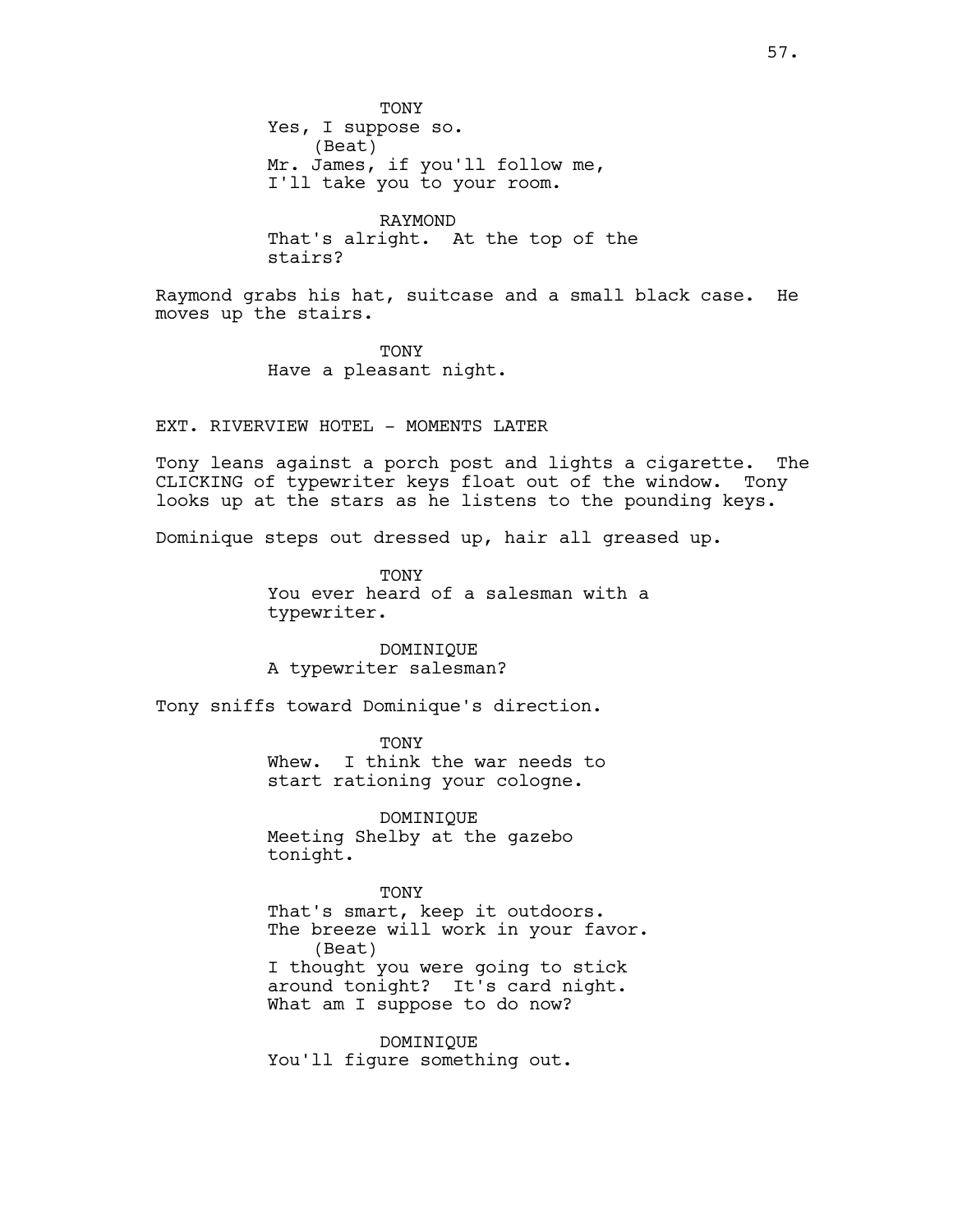TONY
Yes, I suppose so.
(Beat)
Mr. James, if you'll follow me, I'll take you to your room.

RAYMOND
That's alright. At the top of the stairs?

Raymond grabs his hat, suitcase and a small black case. He moves up the stairs.

TONY
Have a pleasant night.

EXT. RIVERVIEW HOTEL - MOMENTS LATER

Tony leans against a porch post and lights a cigarette. The CLICKING of typewriter keys float out of the window. Tony looks up at the stars as he listens to the pounding keys.

Dominique steps out dressed up, hair all greased up.

TONY
You ever heard of a salesman with a typewriter.

DOMINIQUE
A typewriter salesman?

Tony sniffs toward Dominique's direction.

TONY
Whew. I think the war needs to start rationing your cologne.

DOMINIQUE
Meeting Shelby at the gazebo tonight.

TONY
That's smart, keep it outdoors. The breeze will work in your favor.
(Beat)
I thought you were going to stick around tonight? It's card night. What am I suppose to do now?

DOMINIQUE
You'll figure something out.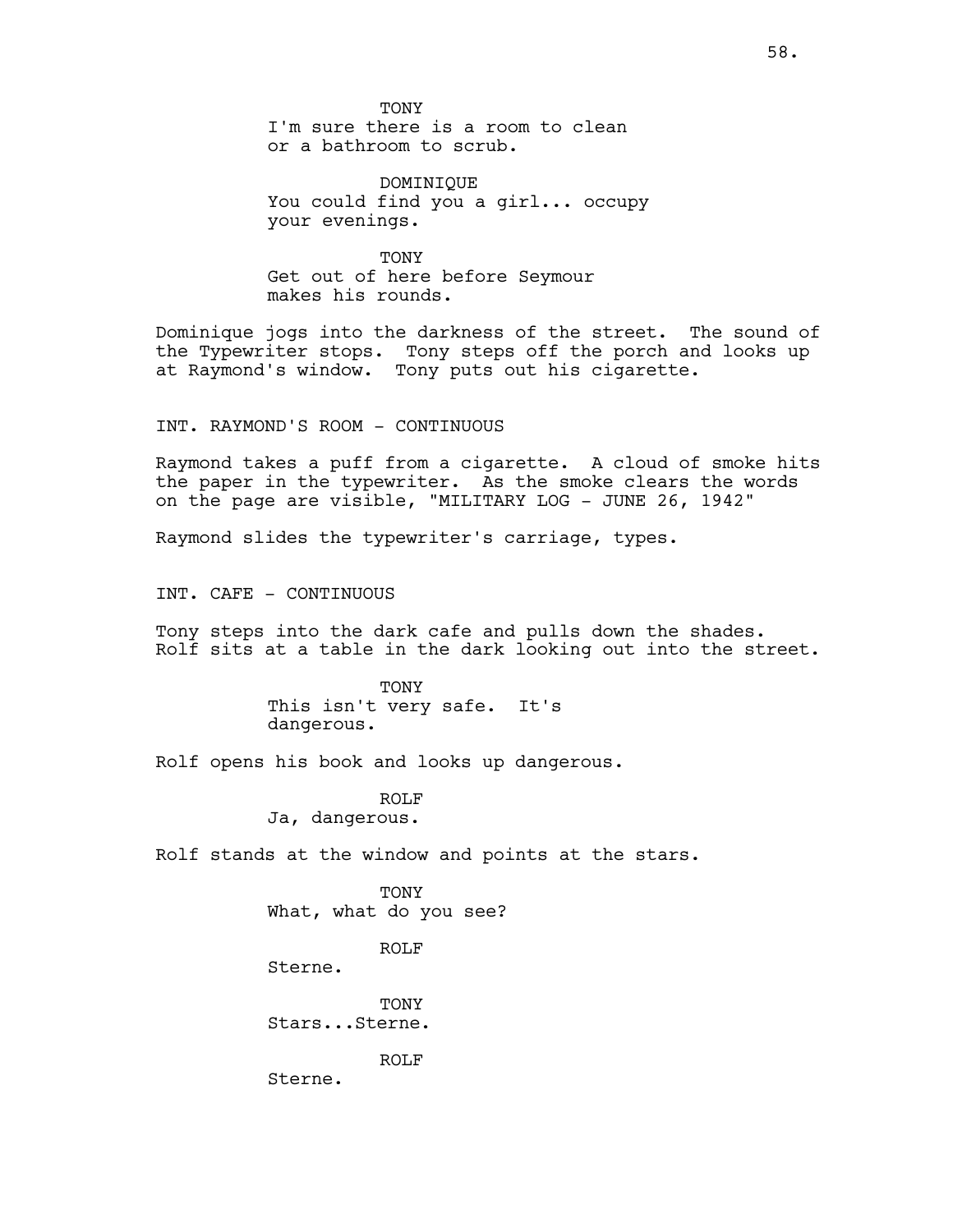TONY
I'm sure there is a room to clean or a bathroom to scrub.

DOMINIQUE
You could find you a girl... occupy your evenings.

TONY
Get out of here before Seymour makes his rounds.

Dominique jogs into the darkness of the street. The sound of the Typewriter stops. Tony steps off the porch and looks up at Raymond's window. Tony puts out his cigarette.

INT. RAYMOND'S ROOM - CONTINUOUS

Raymond takes a puff from a cigarette. A cloud of smoke hits the paper in the typewriter. As the smoke clears the words on the page are visible, "MILITARY LOG - JUNE 26, 1942"

Raymond slides the typewriter's carriage, types.

INT. CAFE - CONTINUOUS

Tony steps into the dark cafe and pulls down the shades. Rolf sits at a table in the dark looking out into the street.

TONY
This isn't very safe. It's dangerous.

Rolf opens his book and looks up dangerous.

ROLF
Ja, dangerous.

Rolf stands at the window and points at the stars.

TONY
What, what do you see?

ROLF
Sterne.

TONY
Stars...Sterne.

ROLF
Sterne.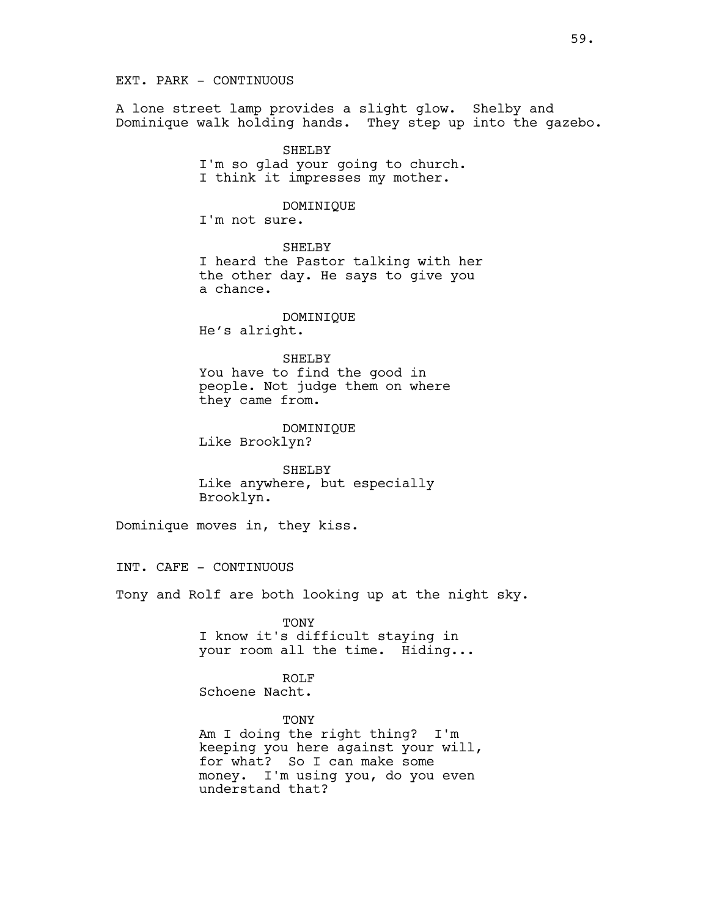EXT. PARK - CONTINUOUS

A lone street lamp provides a slight glow. Shelby and Dominique walk holding hands. They step up into the gazebo.

SHELBY
I'm so glad your going to church. I think it impresses my mother.

DOMINIQUE
I'm not sure.

SHELBY
I heard the Pastor talking with her the other day. He says to give you a chance.

DOMINIQUE
He’s alright.

SHELBY
You have to find the good in people. Not judge them on where they came from.

DOMINIQUE
Like Brooklyn?

SHELBY
Like anywhere, but especially Brooklyn.

Dominique moves in, they kiss.

INT. CAFE - CONTINUOUS

Tony and Rolf are both looking up at the night sky.

TONY
I know it's difficult staying in your room all the time. Hiding...

ROLF
Schoene Nacht.

TONY
Am I doing the right thing? I'm keeping you here against your will, for what? So I can make some money. I'm using you, do you even understand that?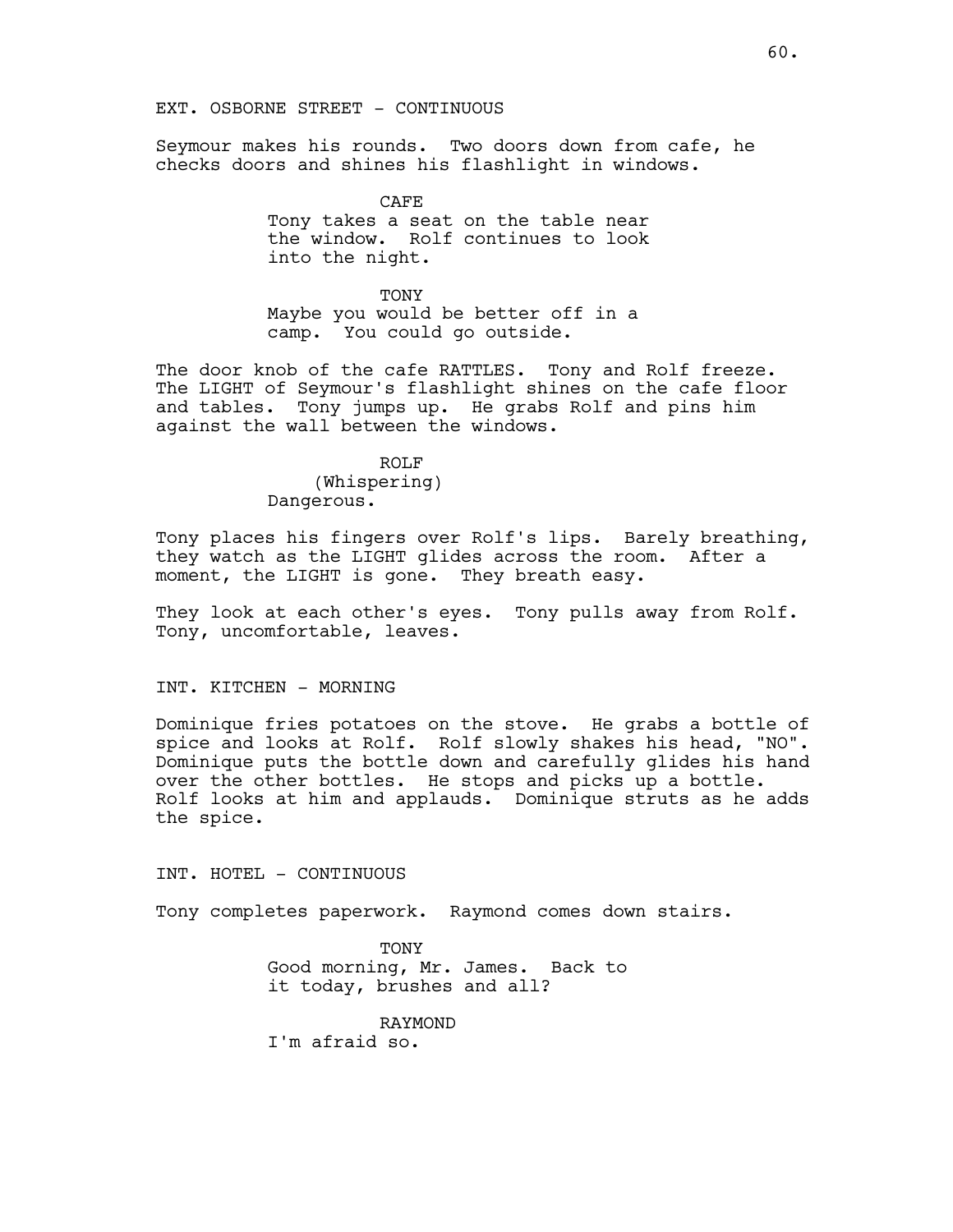EXT. OSBORNE STREET - CONTINUOUS

Seymour makes his rounds. Two doors down from cafe, he checks doors and shines his flashlight in windows.

CAFE

Tony takes a seat on the table near the window. Rolf continues to look into the night.

TONY

Maybe you would be better off in a camp. You could go outside.

The door knob of the cafe RATTLES. Tony and Rolf freeze. The LIGHT of Seymour's flashlight shines on the cafe floor and tables. Tony jumps up. He grabs Rolf and pins him against the wall between the windows.

ROLF

(Whispering)

Dangerous.

Tony places his fingers over Rolf's lips. Barely breathing, they watch as the LIGHT glides across the room. After a moment, the LIGHT is gone. They breath easy.

They look at each other's eyes. Tony pulls away from Rolf. Tony, uncomfortable, leaves.

INT. KITCHEN - MORNING

Dominique fries potatoes on the stove. He grabs a bottle of spice and looks at Rolf. Rolf slowly shakes his head, "NO". Dominique puts the bottle down and carefully glides his hand over the other bottles. He stops and picks up a bottle. Rolf looks at him and applauds. Dominique struts as he adds the spice.

INT. HOTEL - CONTINUOUS

Tony completes paperwork. Raymond comes down stairs.

TONY

Good morning, Mr. James. Back to it today, brushes and all?

RAYMOND

I'm afraid so.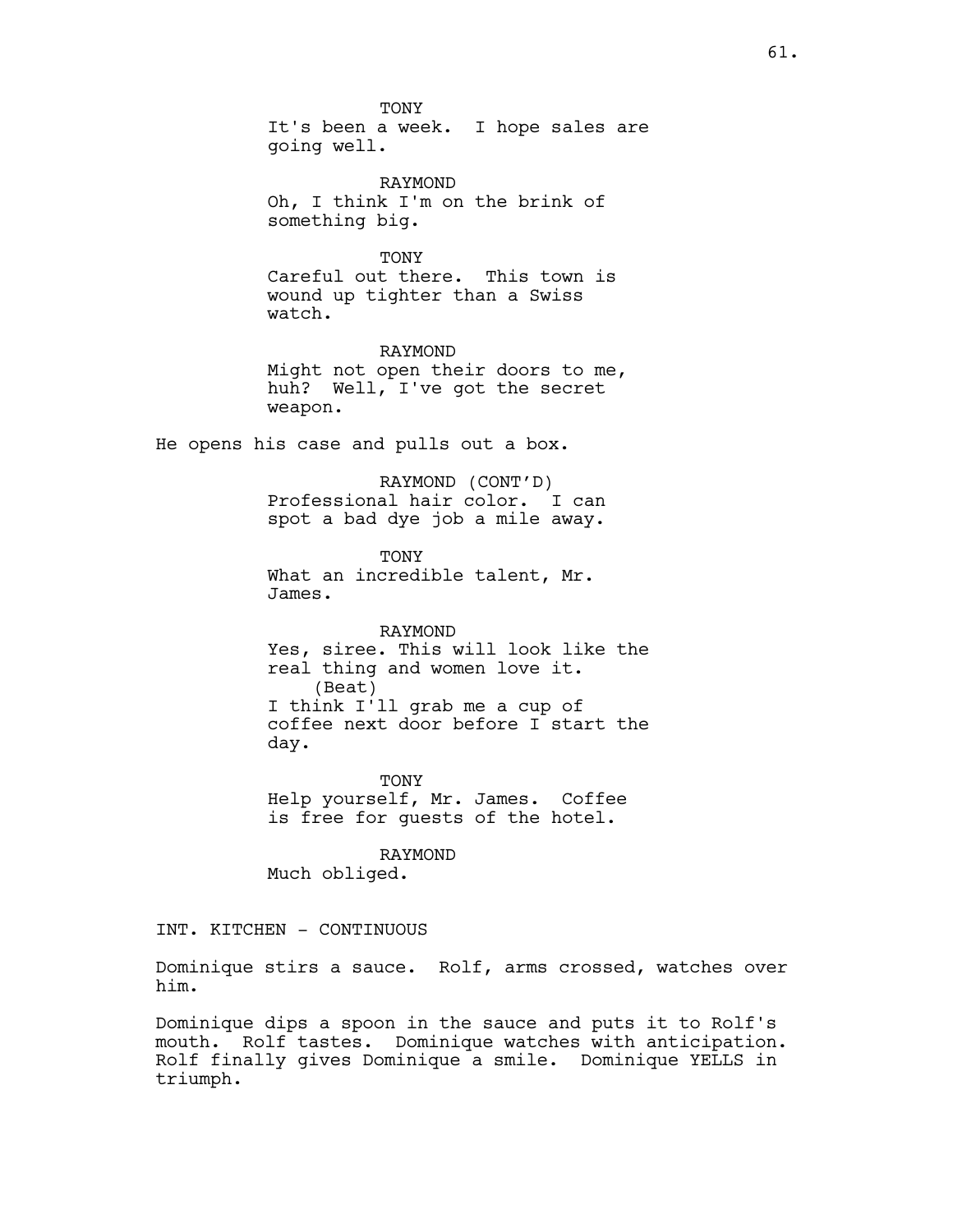TONY
It's been a week. I hope sales are going well.

RAYMOND
Oh, I think I'm on the brink of something big.

TONY
Careful out there. This town is wound up tighter than a Swiss watch.

RAYMOND
Might not open their doors to me, huh? Well, I've got the secret weapon.

He opens his case and pulls out a box.

RAYMOND (CONT'D)
Professional hair color. I can spot a bad dye job a mile away.

TONY
What an incredible talent, Mr. James.

RAYMOND
Yes, siree. This will look like the real thing and women love it.
(Beat)
I think I'll grab me a cup of coffee next door before I start the day.

TONY
Help yourself, Mr. James. Coffee is free for guests of the hotel.

RAYMOND
Much obliged.

INT. KITCHEN - CONTINUOUS

Dominique stirs a sauce. Rolf, arms crossed, watches over him.

Dominique dips a spoon in the sauce and puts it to Rolf's mouth. Rolf tastes. Dominique watches with anticipation. Rolf finally gives Dominique a smile. Dominique YELLS in triumph.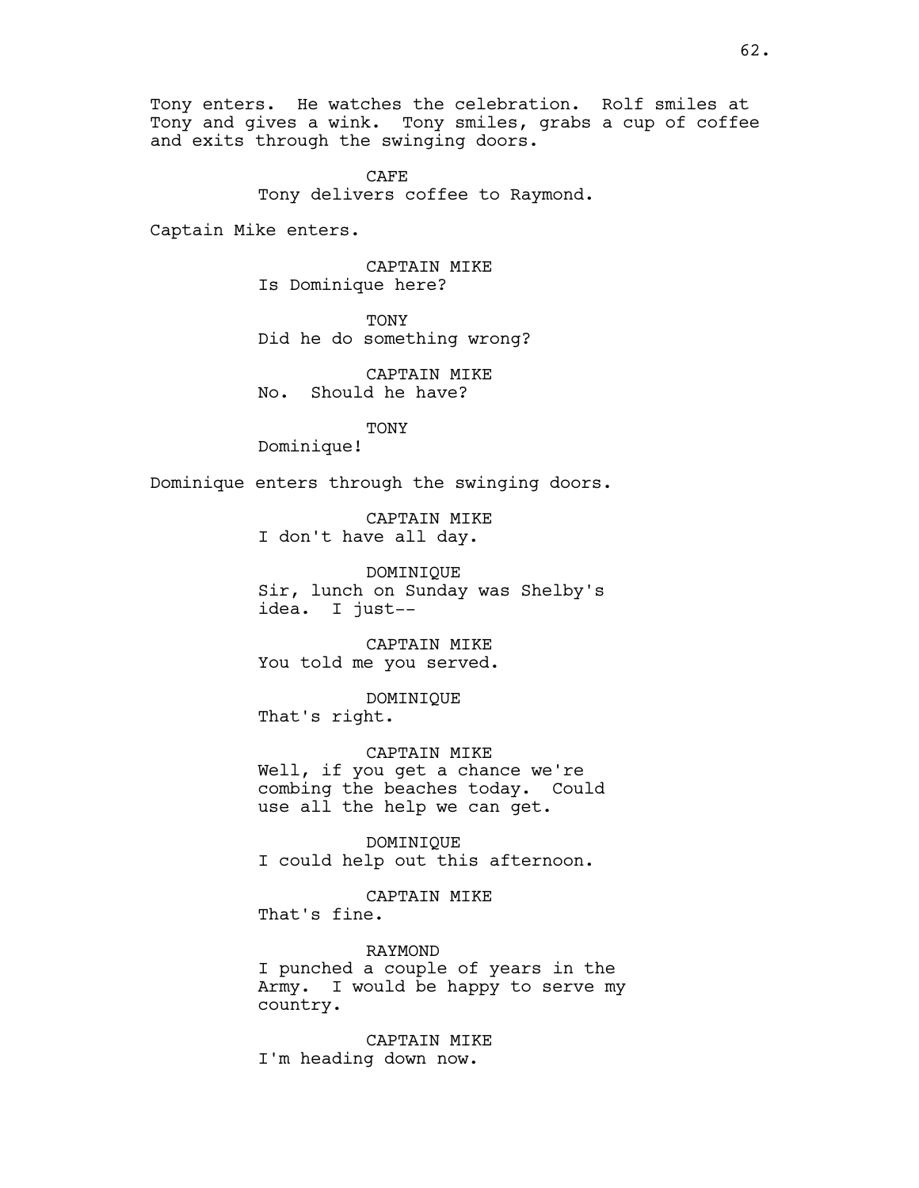Tony enters. He watches the celebration. Rolf smiles at Tony and gives a wink. Tony smiles, grabs a cup of coffee and exits through the swinging doors.

CAFE

Tony delivers coffee to Raymond.

Captain Mike enters.

CAPTAIN MIKE
Is Dominique here?

TONY
Did he do something wrong?

CAPTAIN MIKE
No. Should he have?

TONY
Dominique!

Dominique enters through the swinging doors.

CAPTAIN MIKE
I don't have all day.

DOMINIQUE
Sir, lunch on Sunday was Shelby's idea. I just--

CAPTAIN MIKE
You told me you served.

DOMINIQUE
That's right.

CAPTAIN MIKE
Well, if you get a chance we're combing the beaches today. Could use all the help we can get.

DOMINIQUE
I could help out this afternoon.

CAPTAIN MIKE
That's fine.

RAYMOND
I punched a couple of years in the Army. I would be happy to serve my country.

CAPTAIN MIKE
I'm heading down now.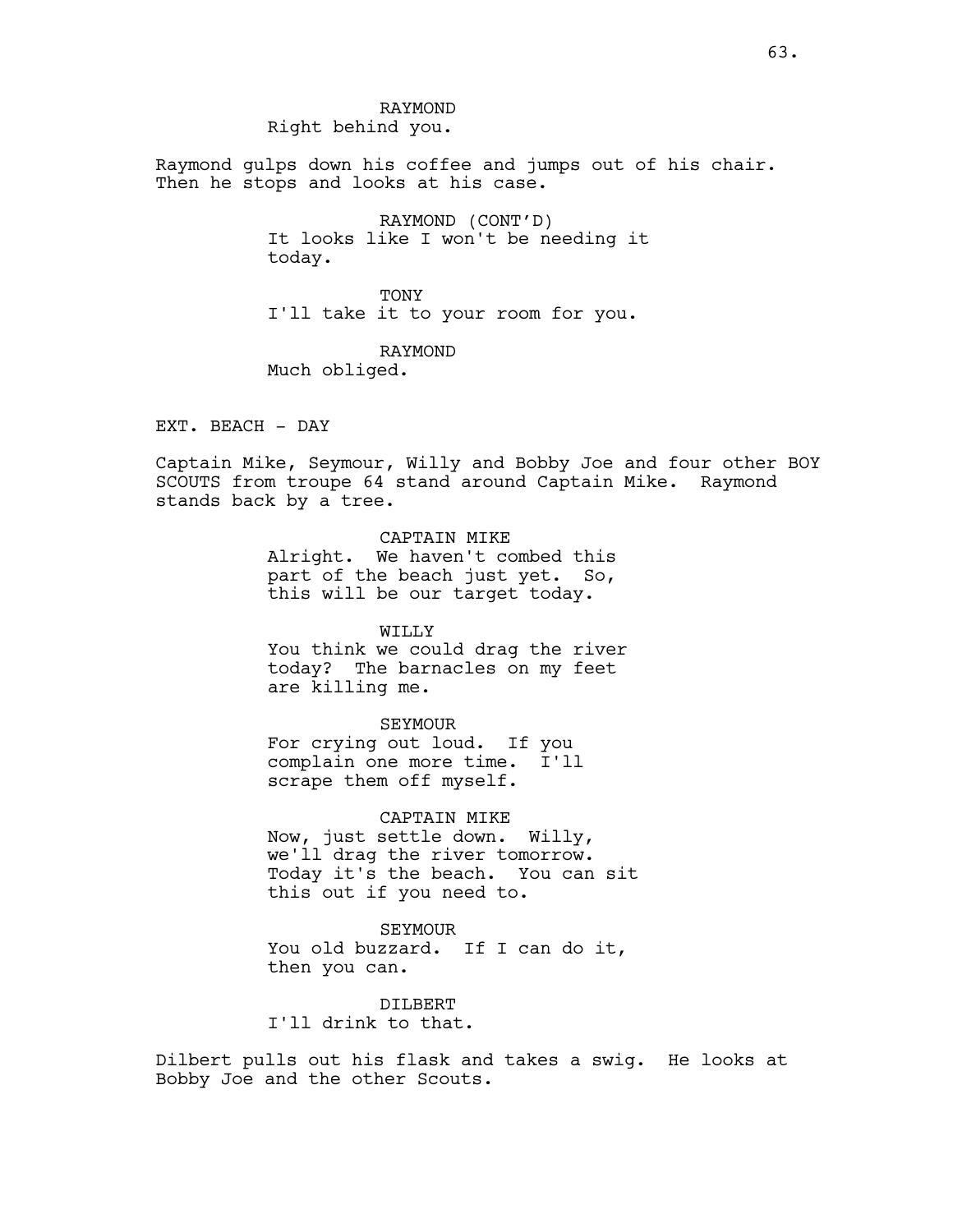RAYMOND
Right behind you.

Raymond gulps down his coffee and jumps out of his chair. Then he stops and looks at his case.

RAYMOND (CONT'D)
It looks like I won't be needing it today.

TONY
I'll take it to your room for you.

RAYMOND
Much obliged.

EXT. BEACH - DAY

Captain Mike, Seymour, Willy and Bobby Joe and four other BOY SCOUTS from troupe 64 stand around Captain Mike. Raymond stands back by a tree.

CAPTAIN MIKE
Alright. We haven't combed this part of the beach just yet. So, this will be our target today.

WILLY
You think we could drag the river today? The barnacles on my feet are killing me.

SEYMOUR
For crying out loud. If you complain one more time. I'll scrape them off myself.

CAPTAIN MIKE
Now, just settle down. Willy, we'll drag the river tomorrow. Today it's the beach. You can sit this out if you need to.

SEYMOUR
You old buzzard. If I can do it, then you can.

DILBERT
I'll drink to that.

Dilbert pulls out his flask and takes a swig. He looks at Bobby Joe and the other Scouts.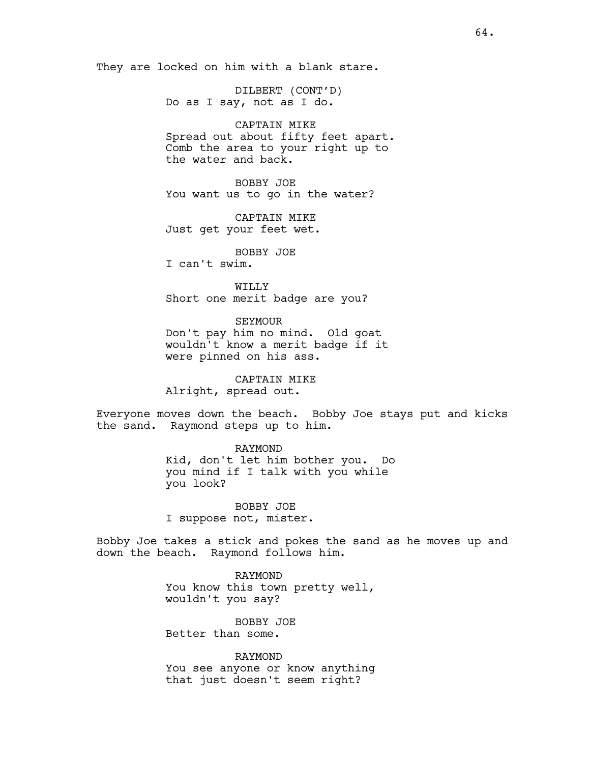They are locked on him with a blank stare.

DILBERT (CONT'D)
Do as I say, not as I do.

CAPTAIN MIKE
Spread out about fifty feet apart. Comb the area to your right up to the water and back.

BOBBY JOE
You want us to go in the water?

CAPTAIN MIKE
Just get your feet wet.

BOBBY JOE
I can't swim.

WILLY
Short one merit badge are you?

SEYMOUR
Don't pay him no mind. Old goat wouldn't know a merit badge if it were pinned on his ass.

CAPTAIN MIKE
Alright, spread out.

Everyone moves down the beach. Bobby Joe stays put and kicks the sand. Raymond steps up to him.

RAYMOND
Kid, don't let him bother you. Do you mind if I talk with you while you look?

BOBBY JOE
I suppose not, mister.

Bobby Joe takes a stick and pokes the sand as he moves up and down the beach. Raymond follows him.

RAYMOND
You know this town pretty well, wouldn't you say?

BOBBY JOE
Better than some.

RAYMOND
You see anyone or know anything that just doesn't seem right?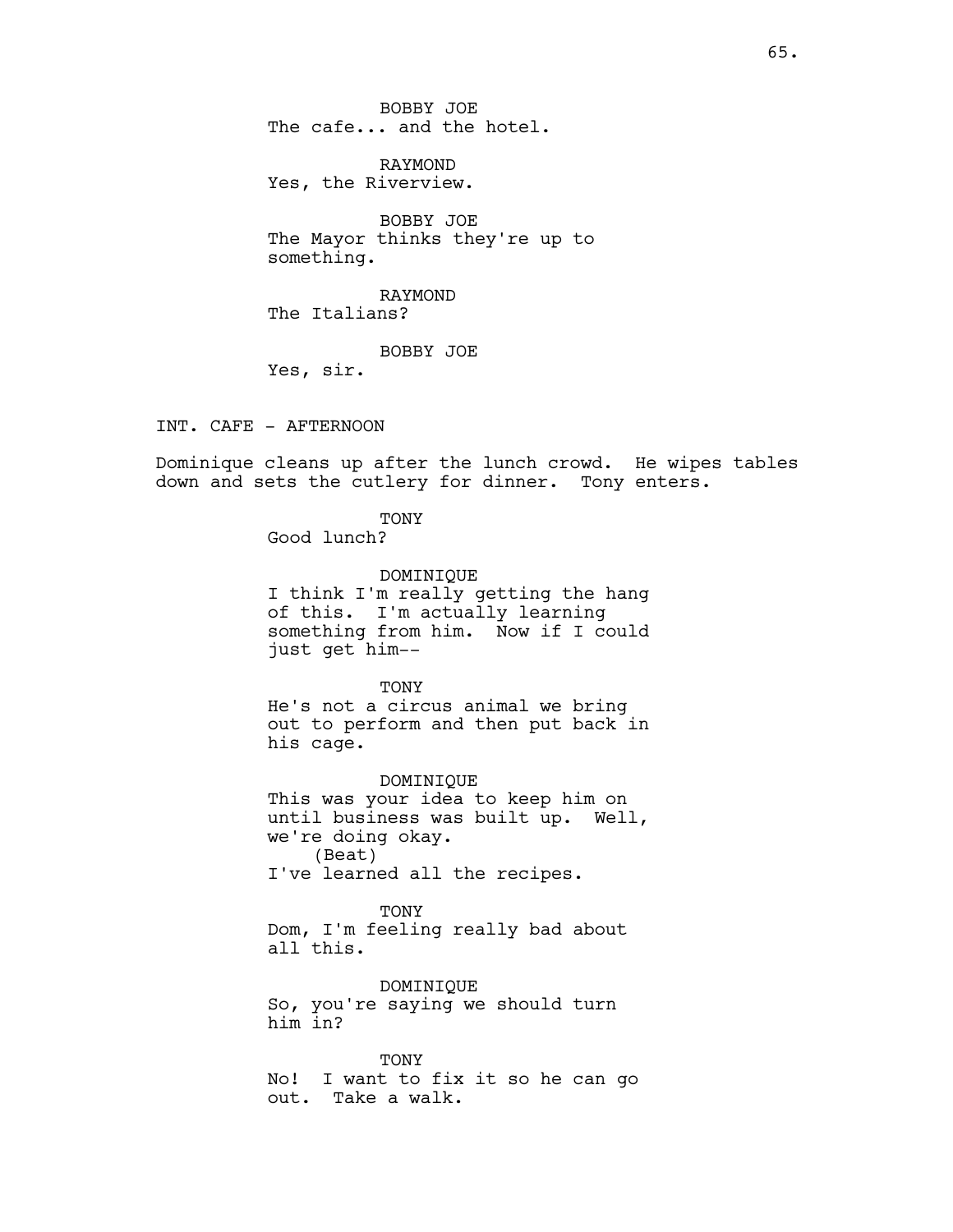BOBBY JOE
The cafe... and the hotel.

RAYMOND
Yes, the Riverview.

BOBBY JOE
The Mayor thinks they're up to something.

RAYMOND
The Italians?

BOBBY JOE
Yes, sir.

INT. CAFE - AFTERNOON

Dominique cleans up after the lunch crowd. He wipes tables down and sets the cutlery for dinner. Tony enters.

TONY
Good lunch?

DOMINIQUE
I think I'm really getting the hang of this. I'm actually learning something from him. Now if I could just get him--

TONY
He's not a circus animal we bring out to perform and then put back in his cage.

DOMINIQUE
This was your idea to keep him on until business was built up. Well, we're doing okay.
(Beat)
I've learned all the recipes.

TONY
Dom, I'm feeling really bad about all this.

DOMINIQUE
So, you're saying we should turn him in?

TONY
No! I want to fix it so he can go out. Take a walk.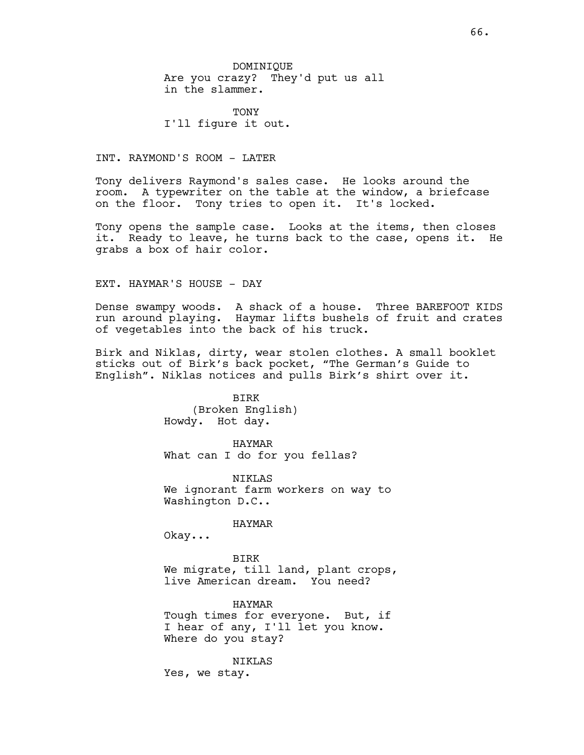DOMINIQUE
Are you crazy? They'd put us all in the slammer.

TONY
I'll figure it out.

INT. RAYMOND'S ROOM - LATER

Tony delivers Raymond's sales case. He looks around the room. A typewriter on the table at the window, a briefcase on the floor. Tony tries to open it. It's locked.

Tony opens the sample case. Looks at the items, then closes it. Ready to leave, he turns back to the case, opens it. He grabs a box of hair color.

EXT. HAYMAR'S HOUSE - DAY

Dense swampy woods. A shack of a house. Three BAREFOOT KIDS run around playing. Haymar lifts bushels of fruit and crates of vegetables into the back of his truck.

Birk and Niklas, dirty, wear stolen clothes. A small booklet sticks out of Birk's back pocket, "The German's Guide to English". Niklas notices and pulls Birk's shirt over it.

BIRK
(Broken English)
Howdy. Hot day.

HAYMAR
What can I do for you fellas?

NIKLAS
We ignorant farm workers on way to Washington D.C..

HAYMAR
Okay...

BIRK
We migrate, till land, plant crops, live American dream. You need?

HAYMAR
Tough times for everyone. But, if I hear of any, I'll let you know. Where do you stay?

NIKLAS
Yes, we stay.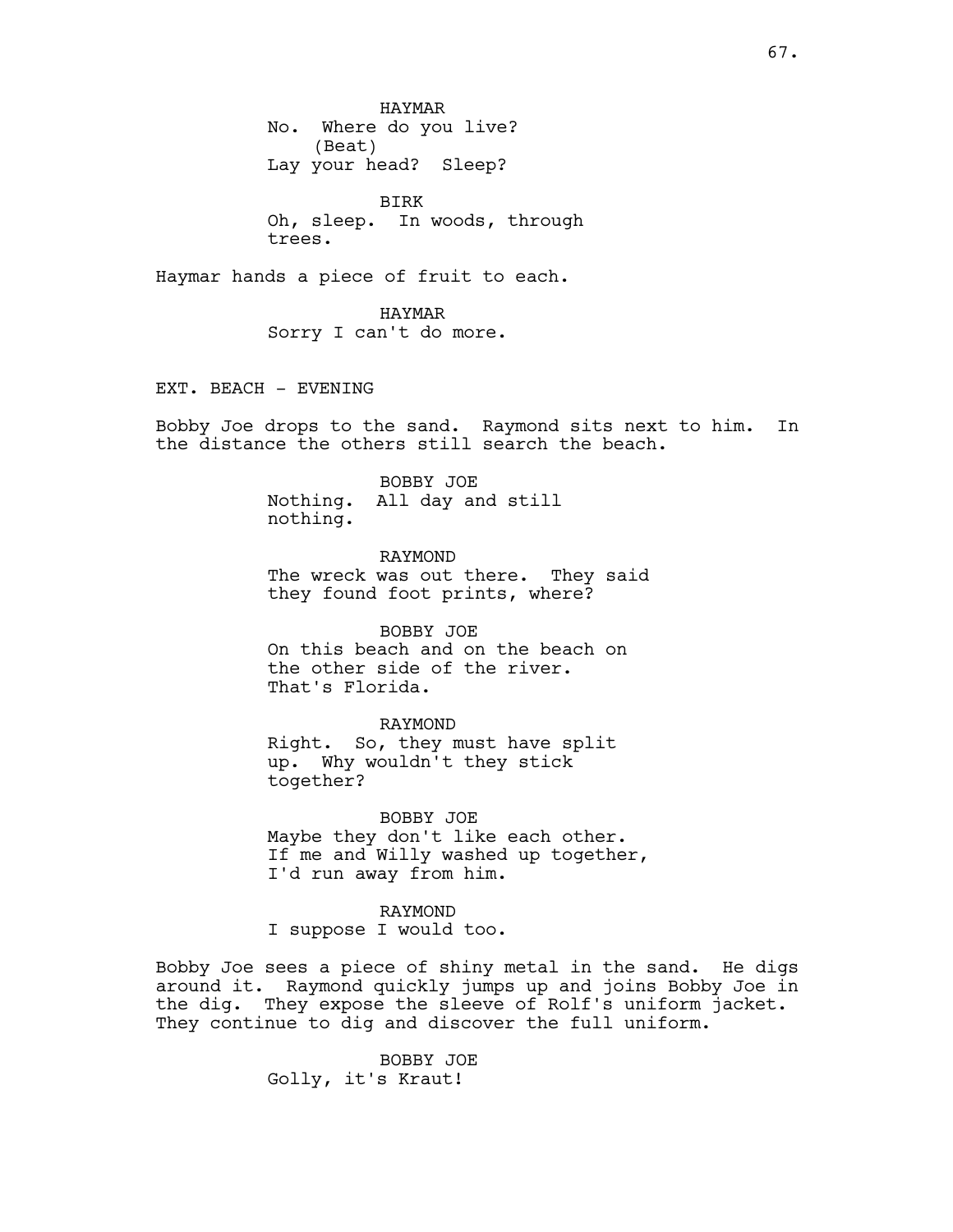HAYMAR
No. Where do you live?
(Beat)
Lay your head? Sleep?

BIRK
Oh, sleep. In woods, through trees.

Haymar hands a piece of fruit to each.

HAYMAR
Sorry I can't do more.

EXT. BEACH - EVENING

Bobby Joe drops to the sand. Raymond sits next to him. In the distance the others still search the beach.

BOBBY JOE
Nothing. All day and still nothing.

RAYMOND
The wreck was out there. They said they found foot prints, where?

BOBBY JOE
On this beach and on the beach on the other side of the river. That's Florida.

RAYMOND
Right. So, they must have split up. Why wouldn't they stick together?

BOBBY JOE
Maybe they don't like each other. If me and Willy washed up together, I'd run away from him.

RAYMOND
I suppose I would too.

Bobby Joe sees a piece of shiny metal in the sand. He digs around it. Raymond quickly jumps up and joins Bobby Joe in the dig. They expose the sleeve of Rolf's uniform jacket. They continue to dig and discover the full uniform.

BOBBY JOE
Golly, it's Kraut!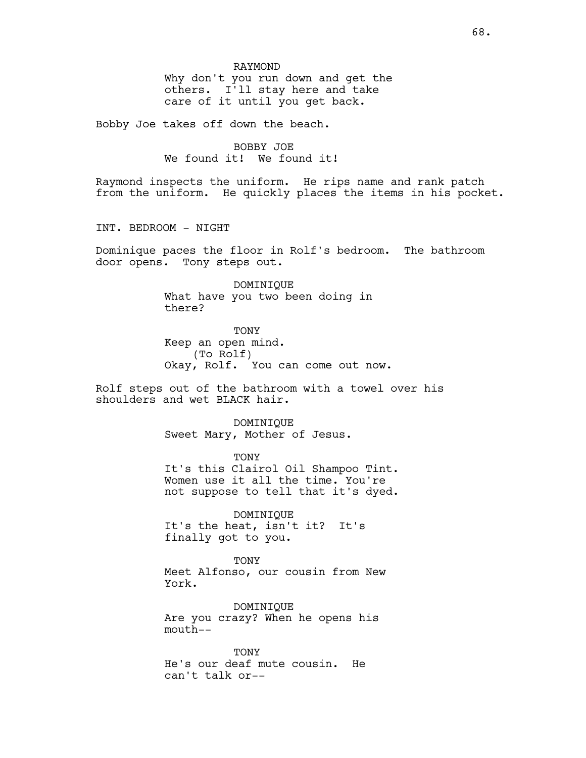RAYMOND
Why don't you run down and get the others. I'll stay here and take care of it until you get back.

Bobby Joe takes off down the beach.

BOBBY JOE
We found it! We found it!

Raymond inspects the uniform. He rips name and rank patch from the uniform. He quickly places the items in his pocket.

INT. BEDROOM - NIGHT

Dominique paces the floor in Rolf's bedroom. The bathroom door opens. Tony steps out.

DOMINIQUE
What have you two been doing in there?

TONY
Keep an open mind.
(To Rolf)
Okay, Rolf. You can come out now.

Rolf steps out of the bathroom with a towel over his shoulders and wet BLACK hair.

DOMINIQUE
Sweet Mary, Mother of Jesus.

TONY
It's this Clairol Oil Shampoo Tint. Women use it all the time. You're not suppose to tell that it's dyed.

DOMINIQUE
It's the heat, isn't it? It's finally got to you.

TONY
Meet Alfonso, our cousin from New York.

DOMINIQUE
Are you crazy? When he opens his mouth--

TONY
He's our deaf mute cousin. He can't talk or--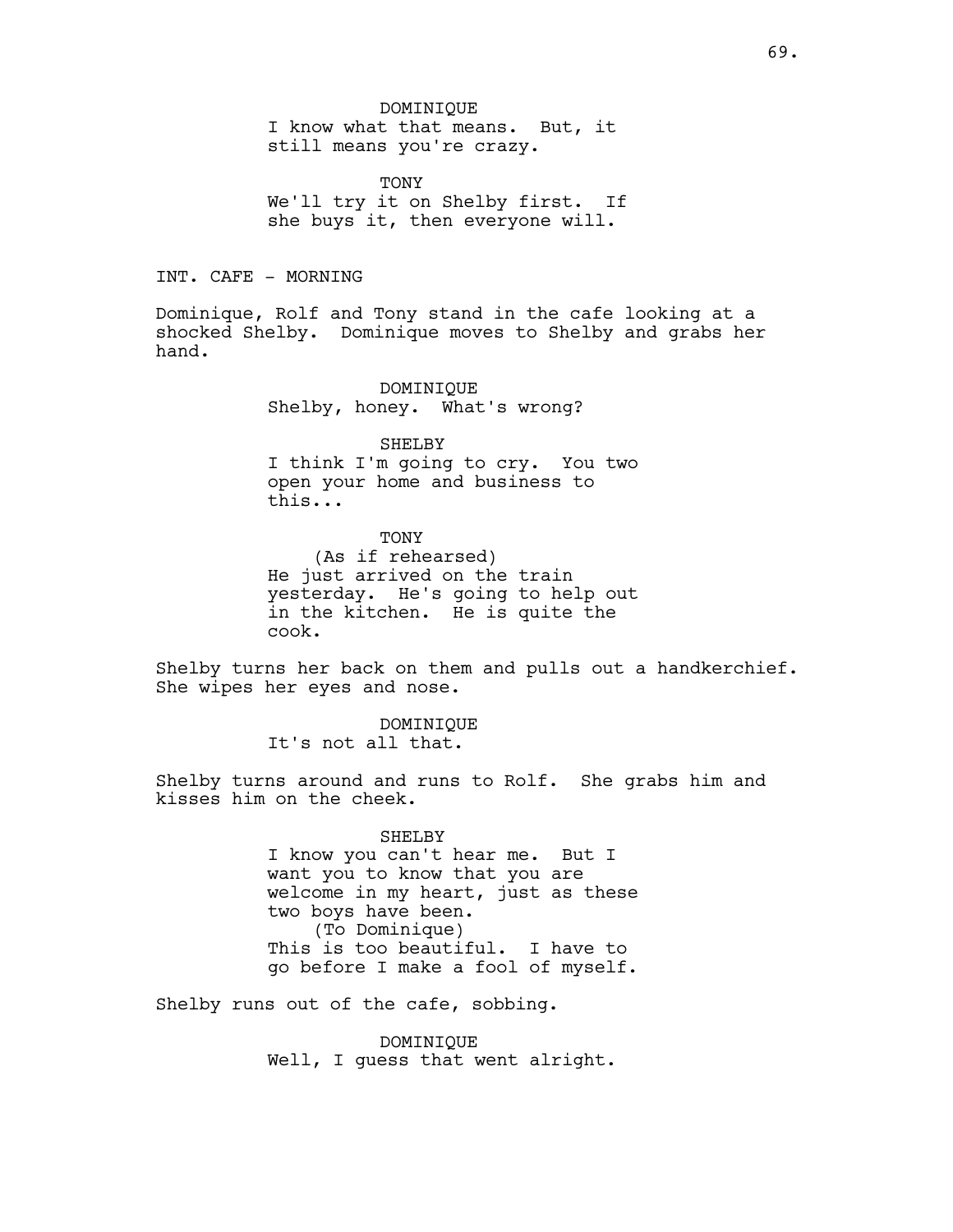DOMINIQUE
I know what that means. But, it still means you're crazy.

TONY
We'll try it on Shelby first. If she buys it, then everyone will.

INT. CAFE - MORNING

Dominique, Rolf and Tony stand in the cafe looking at a shocked Shelby. Dominique moves to Shelby and grabs her hand.

DOMINIQUE
Shelby, honey. What's wrong?

SHELBY
I think I'm going to cry. You two open your home and business to this...

TONY
(As if rehearsed)
He just arrived on the train yesterday. He's going to help out in the kitchen. He is quite the cook.

Shelby turns her back on them and pulls out a handkerchief. She wipes her eyes and nose.

DOMINIQUE
It's not all that.

Shelby turns around and runs to Rolf. She grabs him and kisses him on the cheek.

SHELBY
I know you can't hear me. But I want you to know that you are welcome in my heart, just as these two boys have been.
(To Dominique)
This is too beautiful. I have to go before I make a fool of myself.

Shelby runs out of the cafe, sobbing.

DOMINIQUE
Well, I guess that went alright.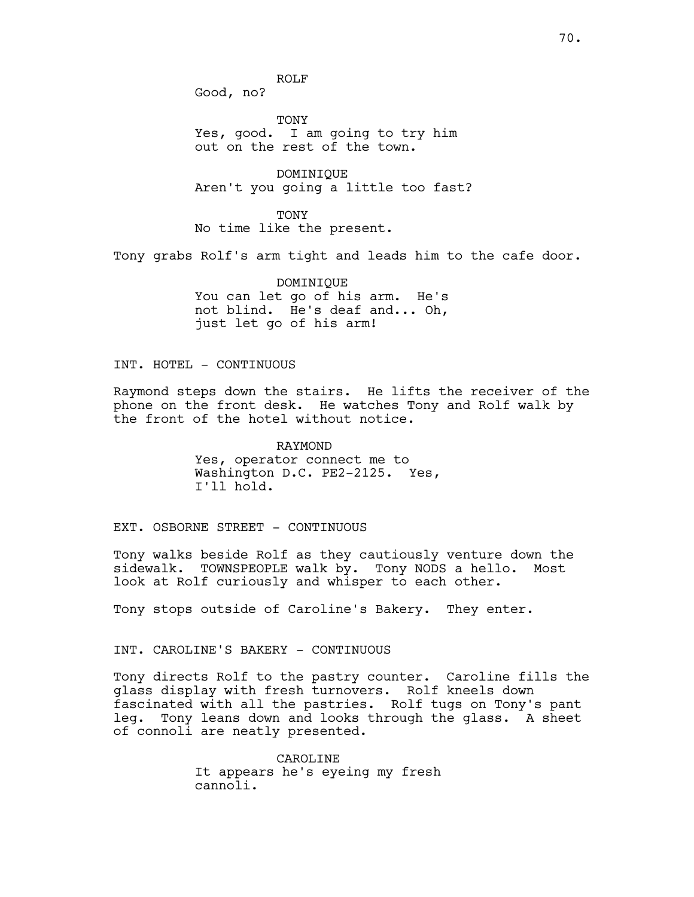ROLF
Good, no?

TONY
Yes, good. I am going to try him out on the rest of the town.

DOMINIQUE
Aren't you going a little too fast?

TONY
No time like the present.

Tony grabs Rolf's arm tight and leads him to the cafe door.

DOMINIQUE
You can let go of his arm. He's not blind. He's deaf and... Oh, just let go of his arm!

INT. HOTEL - CONTINUOUS

Raymond steps down the stairs. He lifts the receiver of the phone on the front desk. He watches Tony and Rolf walk by the front of the hotel without notice.

RAYMOND
Yes, operator connect me to Washington D.C. PE2-2125. Yes, I'll hold.

EXT. OSBORNE STREET - CONTINUOUS

Tony walks beside Rolf as they cautiously venture down the sidewalk. TOWNSPEOPLE walk by. Tony NODS a hello. Most look at Rolf curiously and whisper to each other.

Tony stops outside of Caroline's Bakery. They enter.

INT. CAROLINE'S BAKERY - CONTINUOUS

Tony directs Rolf to the pastry counter. Caroline fills the glass display with fresh turnovers. Rolf kneels down fascinated with all the pastries. Rolf tugs on Tony's pant leg. Tony leans down and looks through the glass. A sheet of connoli are neatly presented.

CAROLINE
It appears he's eyeing my fresh cannoli.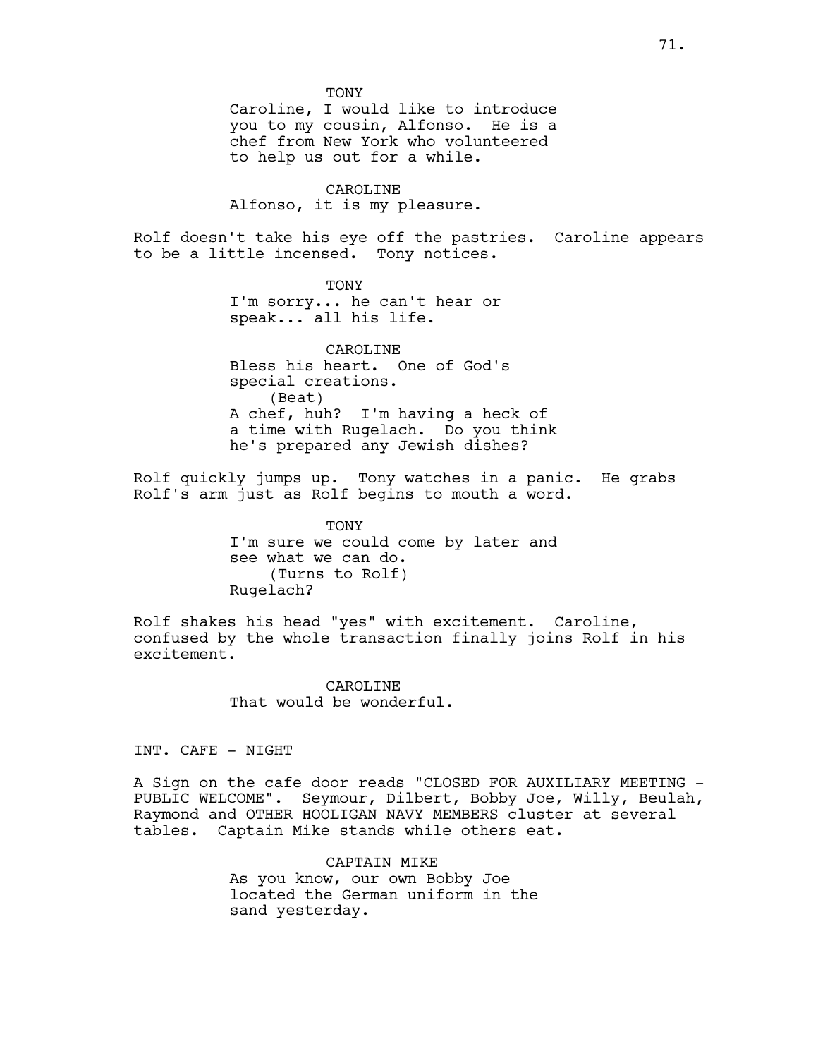TONY
Caroline, I would like to introduce you to my cousin, Alfonso. He is a chef from New York who volunteered to help us out for a while.

CAROLINE
Alfonso, it is my pleasure.

Rolf doesn't take his eye off the pastries. Caroline appears to be a little incensed. Tony notices.

TONY
I'm sorry... he can't hear or speak... all his life.

CAROLINE
Bless his heart. One of God's special creations.
(Beat)
A chef, huh? I'm having a heck of a time with Rugelach. Do you think he's prepared any Jewish dishes?

Rolf quickly jumps up. Tony watches in a panic. He grabs Rolf's arm just as Rolf begins to mouth a word.

TONY
I'm sure we could come by later and see what we can do.
(Turns to Rolf)
Rugelach?

Rolf shakes his head "yes" with excitement. Caroline, confused by the whole transaction finally joins Rolf in his excitement.

CAROLINE
That would be wonderful.

INT. CAFE - NIGHT

A Sign on the cafe door reads "CLOSED FOR AUXILIARY MEETING - PUBLIC WELCOME". Seymour, Dilbert, Bobby Joe, Willy, Beulah, Raymond and OTHER HOOLIGAN NAVY MEMBERS cluster at several tables. Captain Mike stands while others eat.

CAPTAIN MIKE
As you know, our own Bobby Joe located the German uniform in the sand yesterday.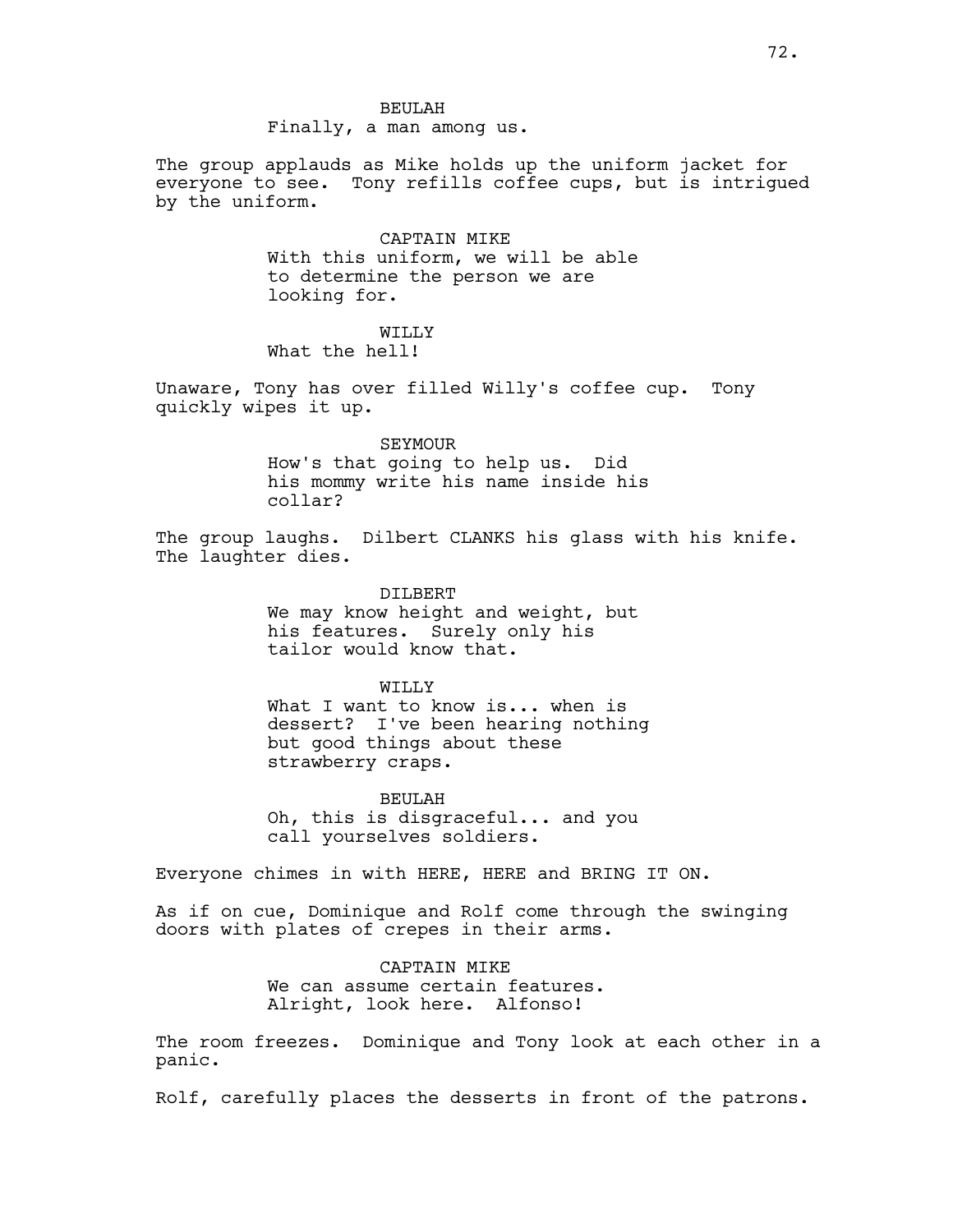BEULAH
Finally, a man among us.

The group applauds as Mike holds up the uniform jacket for everyone to see. Tony refills coffee cups, but is intrigued by the uniform.

CAPTAIN MIKE
With this uniform, we will be able to determine the person we are looking for.

WILLY
What the hell!

Unaware, Tony has over filled Willy's coffee cup. Tony quickly wipes it up.

SEYMOUR
How's that going to help us. Did his mommy write his name inside his collar?

The group laughs. Dilbert CLANKS his glass with his knife. The laughter dies.

DILBERT
We may know height and weight, but his features. Surely only his tailor would know that.

WILLY
What I want to know is... when is dessert? I've been hearing nothing but good things about these strawberry craps.

BEULAH
Oh, this is disgraceful... and you call yourselves soldiers.

Everyone chimes in with HERE, HERE and BRING IT ON.

As if on cue, Dominique and Rolf come through the swinging doors with plates of crepes in their arms.

CAPTAIN MIKE
We can assume certain features. Alright, look here. Alfonso!

The room freezes. Dominique and Tony look at each other in a panic.

Rolf, carefully places the desserts in front of the patrons.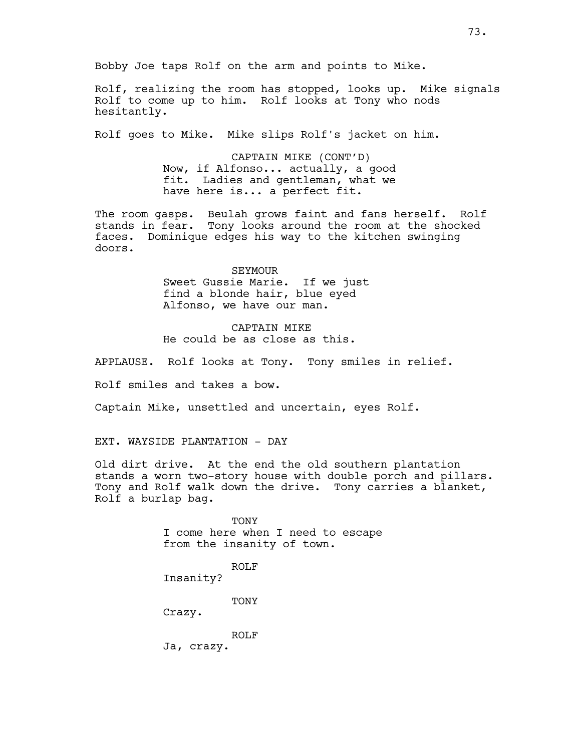Bobby Joe taps Rolf on the arm and points to Mike.

Rolf, realizing the room has stopped, looks up. Mike signals Rolf to come up to him. Rolf looks at Tony who nods hesitantly.

Rolf goes to Mike. Mike slips Rolf's jacket on him.

CAPTAIN MIKE (CONT'D)
Now, if Alfonso... actually, a good fit. Ladies and gentleman, what we have here is... a perfect fit.

The room gasps. Beulah grows faint and fans herself. Rolf stands in fear. Tony looks around the room at the shocked faces. Dominique edges his way to the kitchen swinging doors.

SEYMOUR
Sweet Gussie Marie. If we just find a blonde hair, blue eyed Alfonso, we have our man.

CAPTAIN MIKE
He could be as close as this.

APPLAUSE. Rolf looks at Tony. Tony smiles in relief.

Rolf smiles and takes a bow.

Captain Mike, unsettled and uncertain, eyes Rolf.

EXT. WAYSIDE PLANTATION - DAY

Old dirt drive. At the end the old southern plantation stands a worn two-story house with double porch and pillars. Tony and Rolf walk down the drive. Tony carries a blanket, Rolf a burlap bag.

TONY
I come here when I need to escape from the insanity of town.

ROLF
Insanity?

TONY
Crazy.

ROLF
Ja, crazy.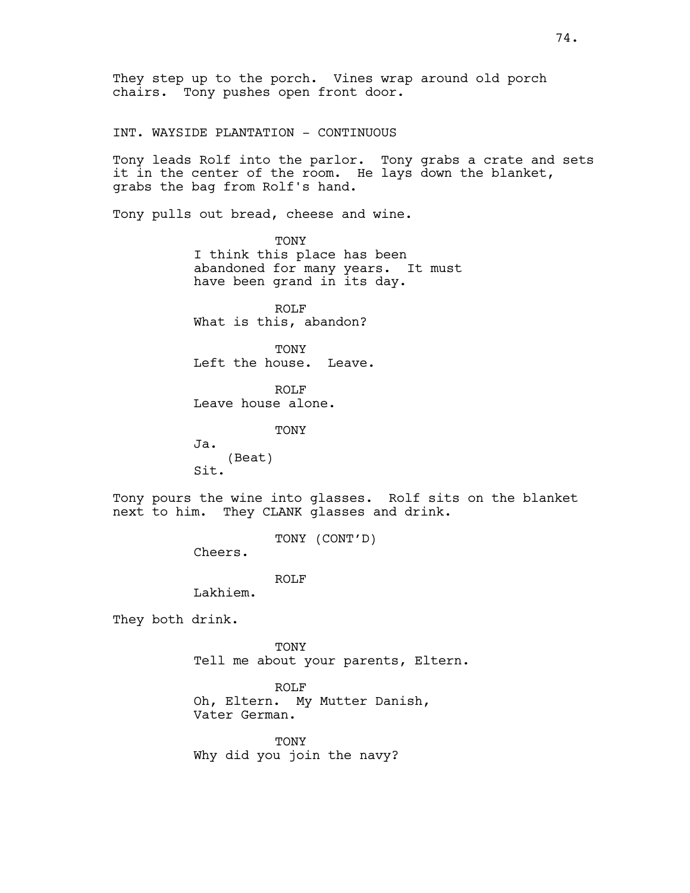They step up to the porch. Vines wrap around old porch chairs. Tony pushes open front door.

INT. WAYSIDE PLANTATION - CONTINUOUS

Tony leads Rolf into the parlor. Tony grabs a crate and sets it in the center of the room. He lays down the blanket, grabs the bag from Rolf's hand.

Tony pulls out bread, cheese and wine.

TONY
I think this place has been abandoned for many years. It must have been grand in its day.

ROLF
What is this, abandon?

TONY
Left the house. Leave.

ROLF
Leave house alone.

TONY
Ja.
(Beat)
Sit.

Tony pours the wine into glasses. Rolf sits on the blanket next to him. They CLANK glasses and drink.

TONY (CONT'D)
Cheers.

ROLF
Lakhiem.

They both drink.

TONY
Tell me about your parents, Eltern.

ROLF
Oh, Eltern. My Mutter Danish, Vater German.

TONY
Why did you join the navy?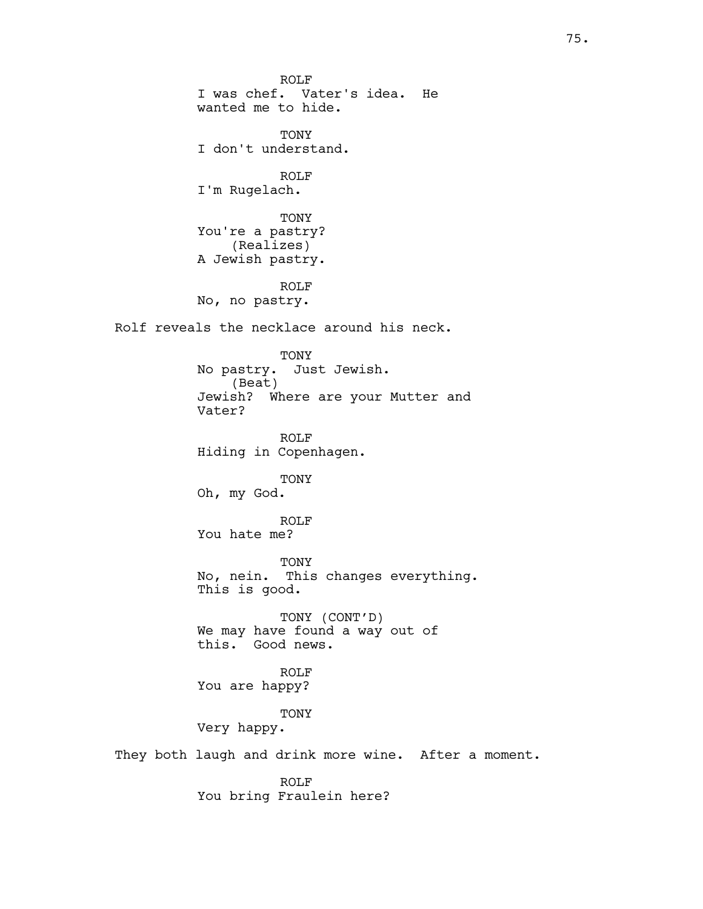ROLF
I was chef. Vater's idea. He wanted me to hide.

TONY
I don't understand.

ROLF
I'm Rugelach.

TONY
You're a pastry?
(Realizes)
A Jewish pastry.

ROLF
No, no pastry.

Rolf reveals the necklace around his neck.

TONY
No pastry. Just Jewish.
(Beat)
Jewish? Where are your Mutter and Vater?

ROLF
Hiding in Copenhagen.

TONY
Oh, my God.

ROLF
You hate me?

TONY
No, nein. This changes everything. This is good.

TONY (CONT'D)
We may have found a way out of this. Good news.

ROLF
You are happy?

TONY
Very happy.

They both laugh and drink more wine. After a moment.

ROLF
You bring Fraulein here?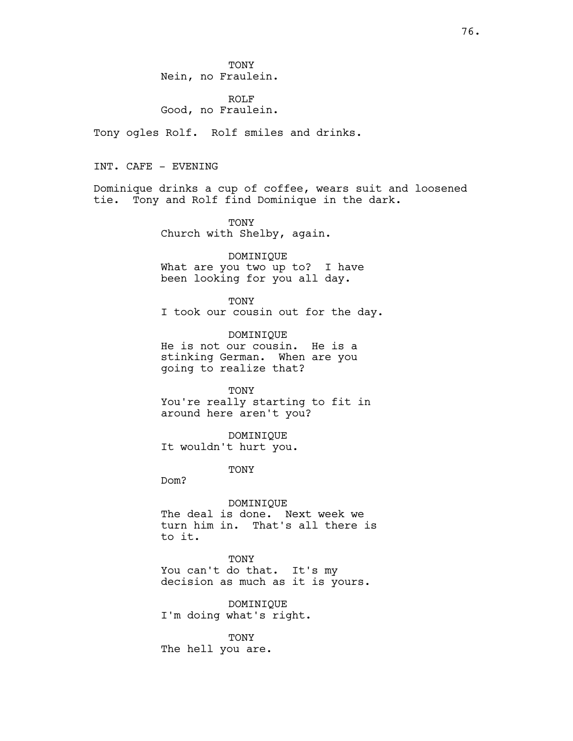TONY
Nein, no Fraulein.

ROLF
Good, no Fraulein.

Tony ogles Rolf. Rolf smiles and drinks.

INT. CAFE - EVENING

Dominique drinks a cup of coffee, wears suit and loosened tie. Tony and Rolf find Dominique in the dark.

TONY
Church with Shelby, again.

DOMINIQUE
What are you two up to? I have been looking for you all day.

TONY
I took our cousin out for the day.

DOMINIQUE
He is not our cousin. He is a stinking German. When are you going to realize that?

TONY
You're really starting to fit in around here aren't you?

DOMINIQUE
It wouldn't hurt you.

TONY
Dom?

DOMINIQUE
The deal is done. Next week we turn him in. That's all there is to it.

TONY
You can't do that. It's my decision as much as it is yours.

DOMINIQUE
I'm doing what's right.

TONY
The hell you are.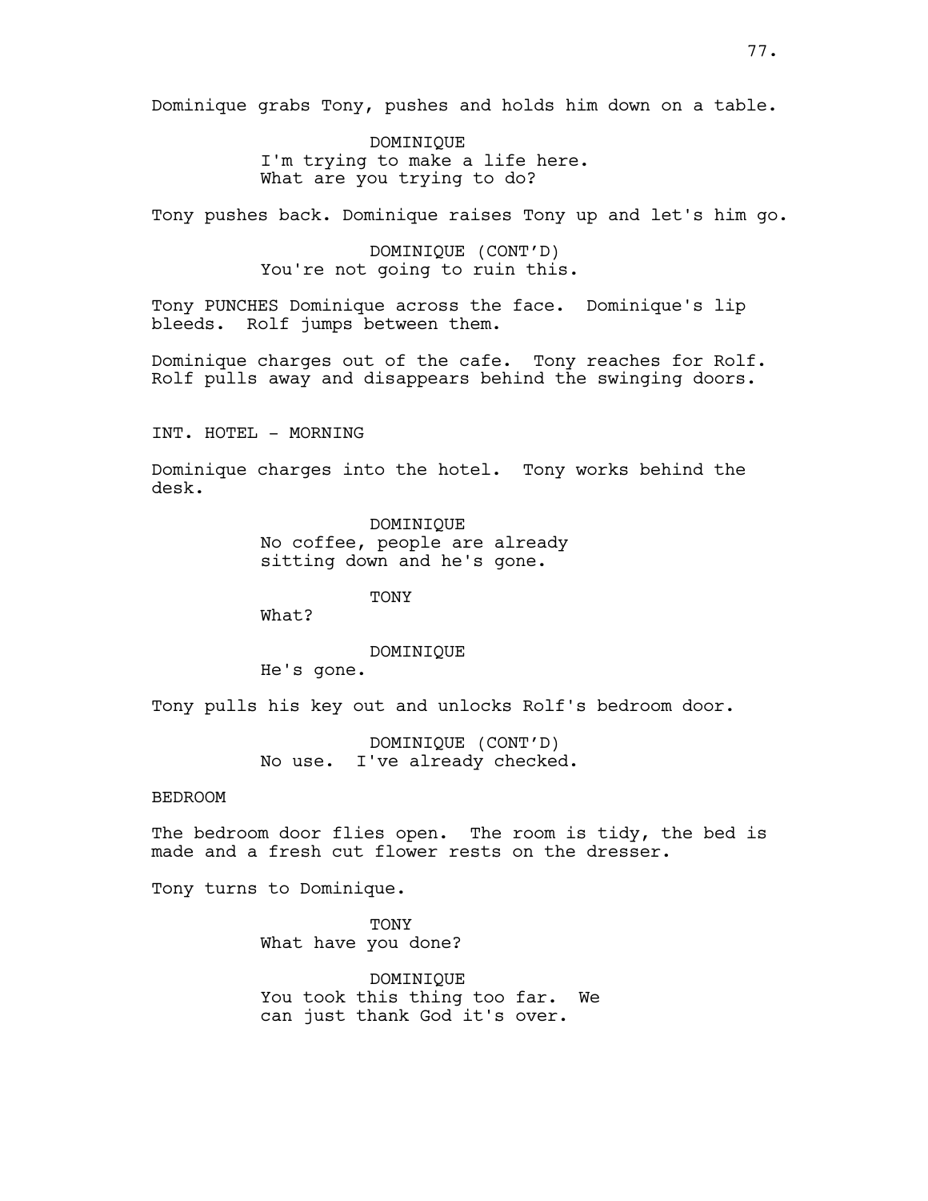Dominique grabs Tony, pushes and holds him down on a table.

DOMINIQUE
I'm trying to make a life here.
What are you trying to do?

Tony pushes back. Dominique raises Tony up and let's him go.

DOMINIQUE (CONT'D)
You're not going to ruin this.

Tony PUNCHES Dominique across the face. Dominique's lip bleeds. Rolf jumps between them.

Dominique charges out of the cafe. Tony reaches for Rolf. Rolf pulls away and disappears behind the swinging doors.

INT. HOTEL - MORNING

Dominique charges into the hotel. Tony works behind the desk.

DOMINIQUE
No coffee, people are already
sitting down and he's gone.

TONY
What?

DOMINIQUE
He's gone.

Tony pulls his key out and unlocks Rolf's bedroom door.

DOMINIQUE (CONT'D)
No use. I've already checked.

BEDROOM

The bedroom door flies open. The room is tidy, the bed is made and a fresh cut flower rests on the dresser.

Tony turns to Dominique.

TONY
What have you done?

DOMINIQUE
You took this thing too far. We
can just thank God it's over.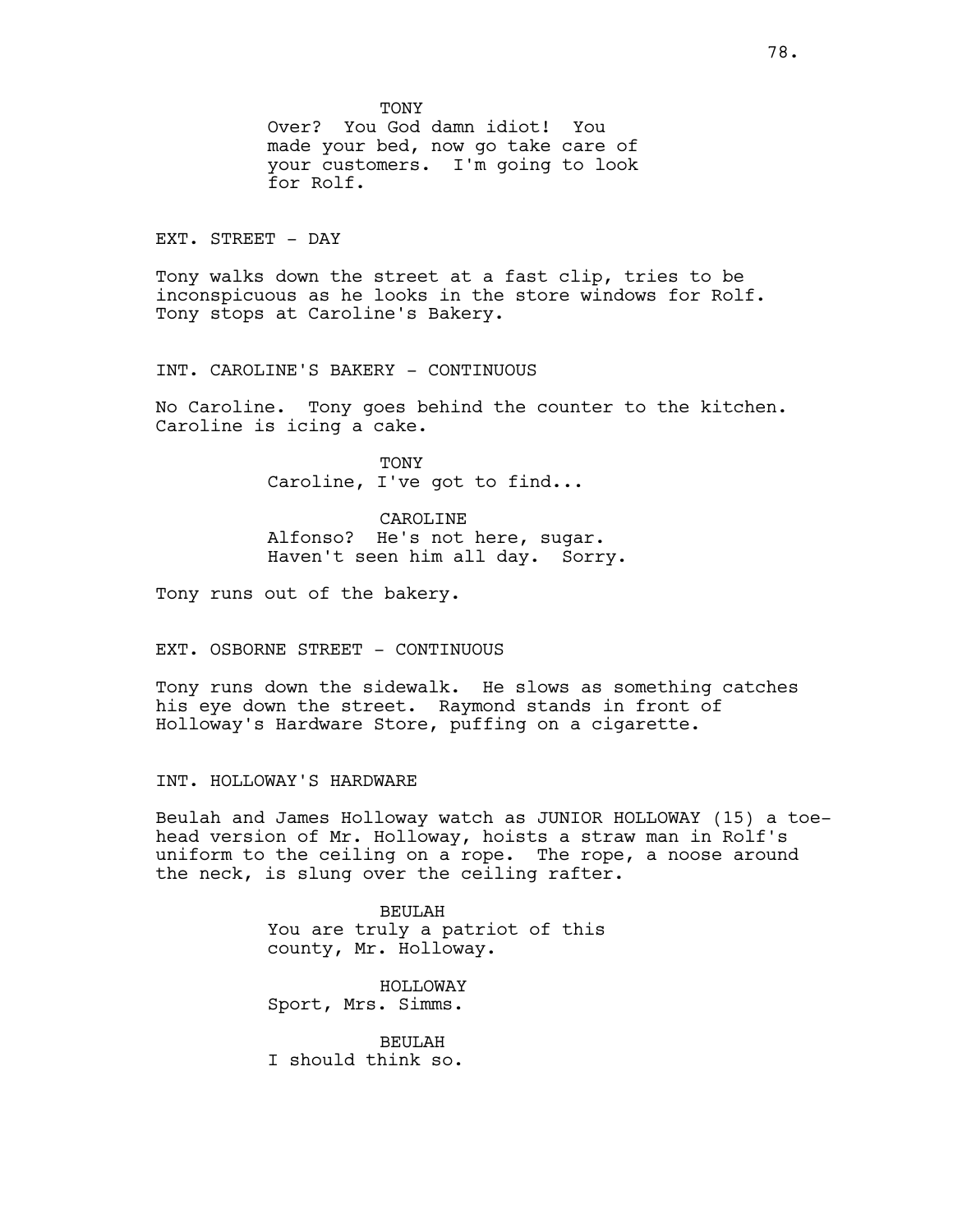TONY
Over? You God damn idiot! You made your bed, now go take care of your customers. I'm going to look for Rolf.

EXT. STREET - DAY

Tony walks down the street at a fast clip, tries to be inconspicuous as he looks in the store windows for Rolf. Tony stops at Caroline's Bakery.

INT. CAROLINE'S BAKERY - CONTINUOUS

No Caroline. Tony goes behind the counter to the kitchen. Caroline is icing a cake.

TONY
Caroline, I've got to find...

CAROLINE
Alfonso? He's not here, sugar. Haven't seen him all day. Sorry.

Tony runs out of the bakery.

EXT. OSBORNE STREET - CONTINUOUS

Tony runs down the sidewalk. He slows as something catches his eye down the street. Raymond stands in front of Holloway's Hardware Store, puffing on a cigarette.

INT. HOLLOWAY'S HARDWARE

Beulah and James Holloway watch as JUNIOR HOLLOWAY (15) a toe-head version of Mr. Holloway, hoists a straw man in Rolf's uniform to the ceiling on a rope. The rope, a noose around the neck, is slung over the ceiling rafter.

BEULAH
You are truly a patriot of this county, Mr. Holloway.

HOLLOWAY
Sport, Mrs. Simms.

BEULAH
I should think so.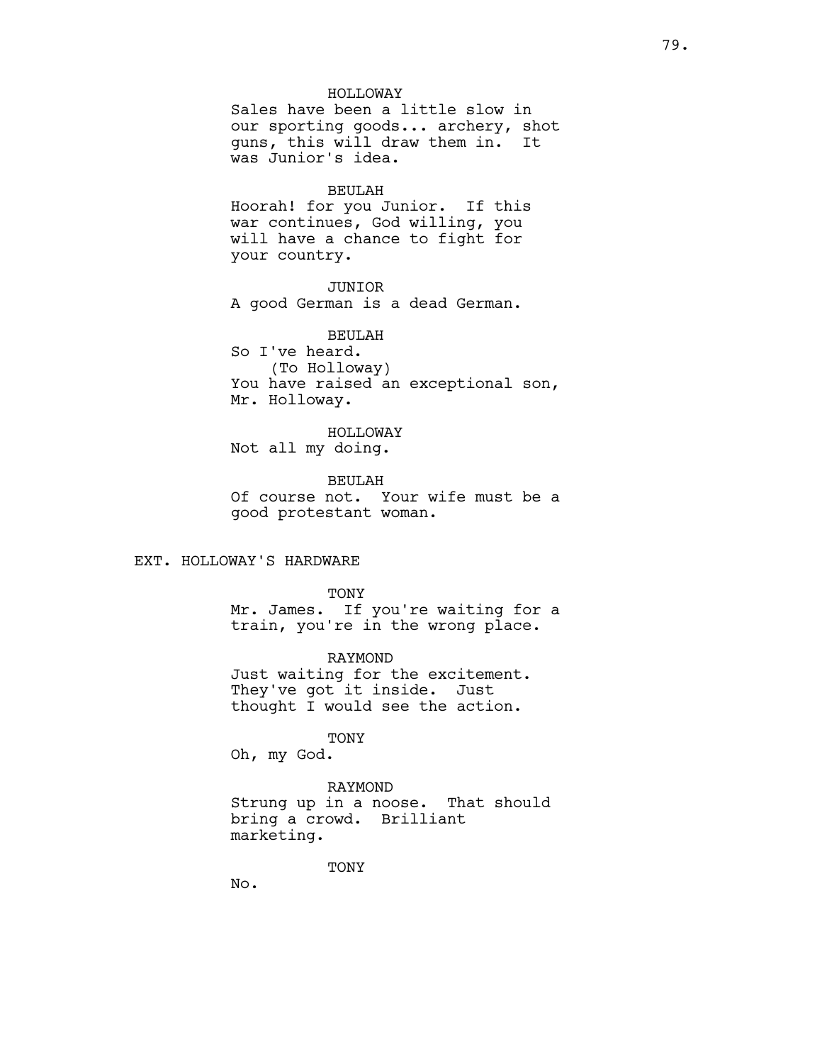HOLLOWAY

Sales have been a little slow in our sporting goods... archery, shot guns, this will draw them in. It was Junior's idea.

BEULAH

Hoorah! for you Junior. If this war continues, God willing, you will have a chance to fight for your country.

JUNIOR

A good German is a dead German.

BEULAH

So I've heard.
(To Holloway)
You have raised an exceptional son, Mr. Holloway.

HOLLOWAY

Not all my doing.

BEULAH

Of course not. Your wife must be a good protestant woman.

EXT. HOLLOWAY'S HARDWARE

TONY

Mr. James. If you're waiting for a train, you're in the wrong place.

RAYMOND

Just waiting for the excitement. They've got it inside. Just thought I would see the action.

TONY

Oh, my God.

RAYMOND

Strung up in a noose. That should bring a crowd. Brilliant marketing.

TONY

No.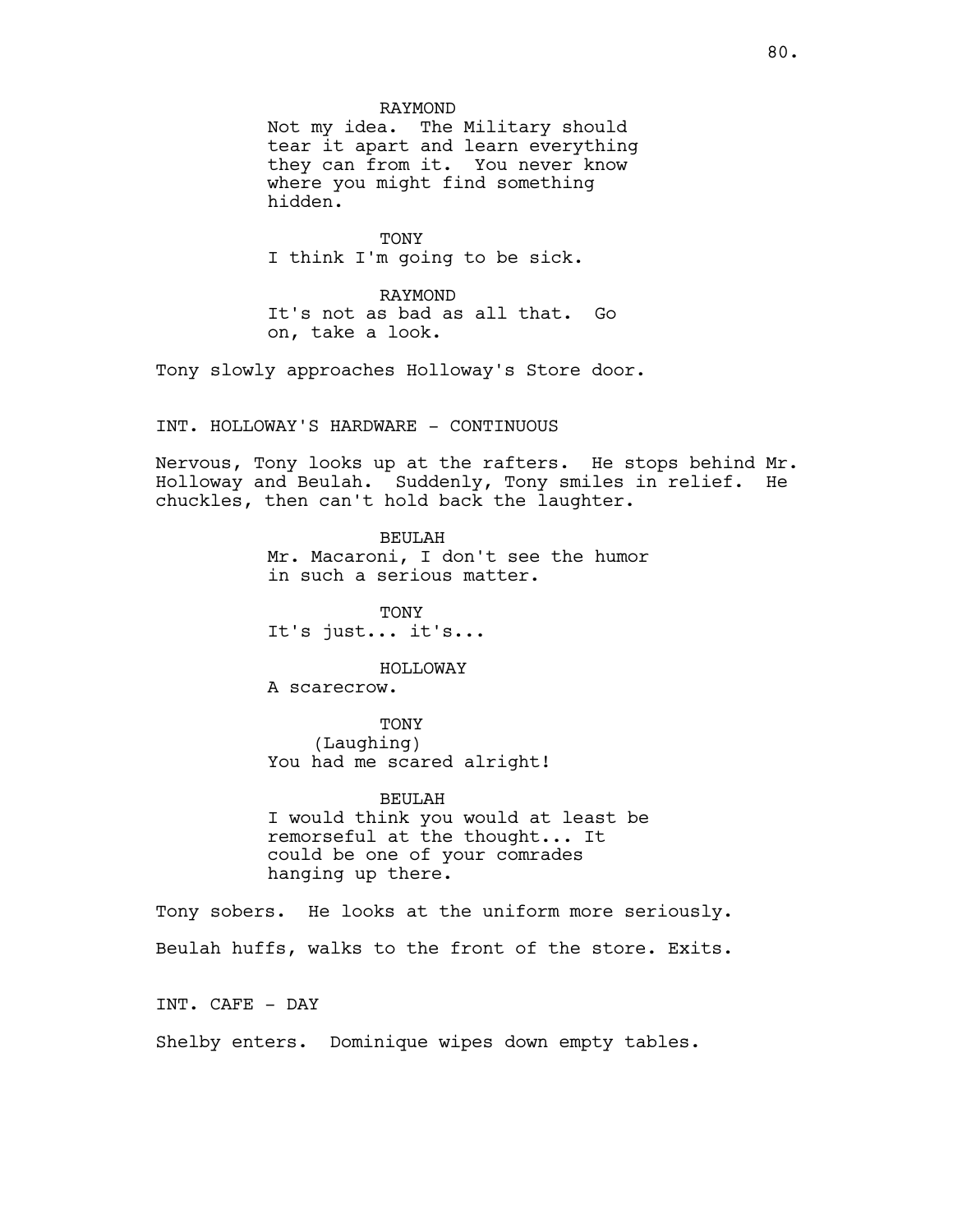RAYMOND
Not my idea. The Military should tear it apart and learn everything they can from it. You never know where you might find something hidden.

TONY
I think I'm going to be sick.

RAYMOND
It's not as bad as all that. Go on, take a look.

Tony slowly approaches Holloway's Store door.

INT. HOLLOWAY'S HARDWARE - CONTINUOUS

Nervous, Tony looks up at the rafters. He stops behind Mr. Holloway and Beulah. Suddenly, Tony smiles in relief. He chuckles, then can't hold back the laughter.

BEULAH
Mr. Macaroni, I don't see the humor in such a serious matter.

TONY
It's just... it's...

HOLLOWAY
A scarecrow.

TONY
(Laughing)
You had me scared alright!

BEULAH
I would think you would at least be remorseful at the thought... It could be one of your comrades hanging up there.

Tony sobers. He looks at the uniform more seriously.

Beulah huffs, walks to the front of the store. Exits.

INT. CAFE - DAY

Shelby enters. Dominique wipes down empty tables.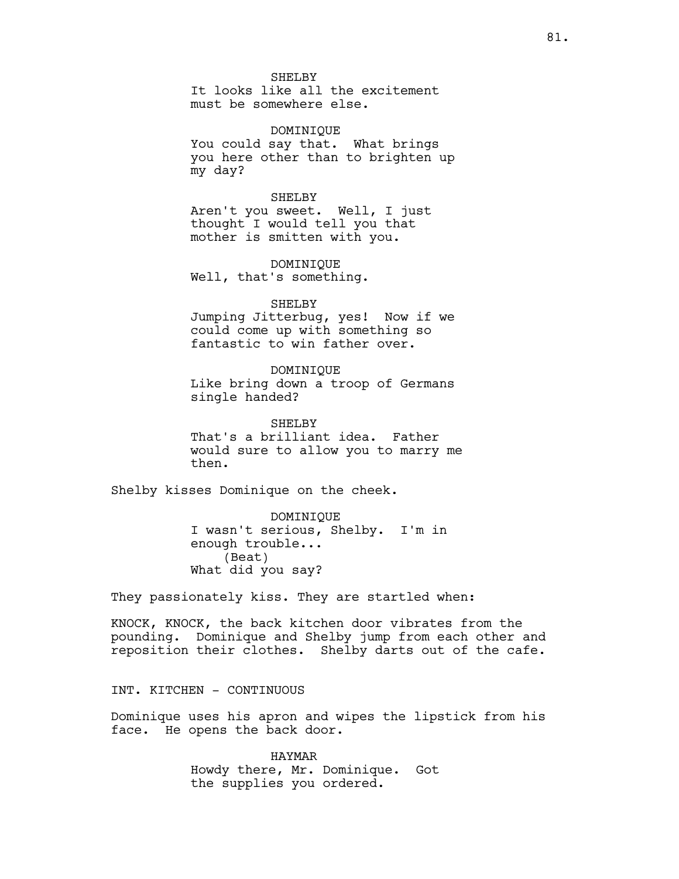SHELBY
It looks like all the excitement must be somewhere else.

DOMINIQUE
You could say that. What brings you here other than to brighten up my day?

SHELBY
Aren't you sweet. Well, I just thought I would tell you that mother is smitten with you.

DOMINIQUE
Well, that's something.

SHELBY
Jumping Jitterbug, yes! Now if we could come up with something so fantastic to win father over.

DOMINIQUE
Like bring down a troop of Germans single handed?

SHELBY
That's a brilliant idea. Father would sure to allow you to marry me then.

Shelby kisses Dominique on the cheek.

DOMINIQUE
I wasn't serious, Shelby. I'm in enough trouble...
(Beat)
What did you say?

They passionately kiss. They are startled when:

KNOCK, KNOCK, the back kitchen door vibrates from the pounding. Dominique and Shelby jump from each other and reposition their clothes. Shelby darts out of the cafe.

INT. KITCHEN - CONTINUOUS

Dominique uses his apron and wipes the lipstick from his face. He opens the back door.

HAYMAR
Howdy there, Mr. Dominique. Got the supplies you ordered.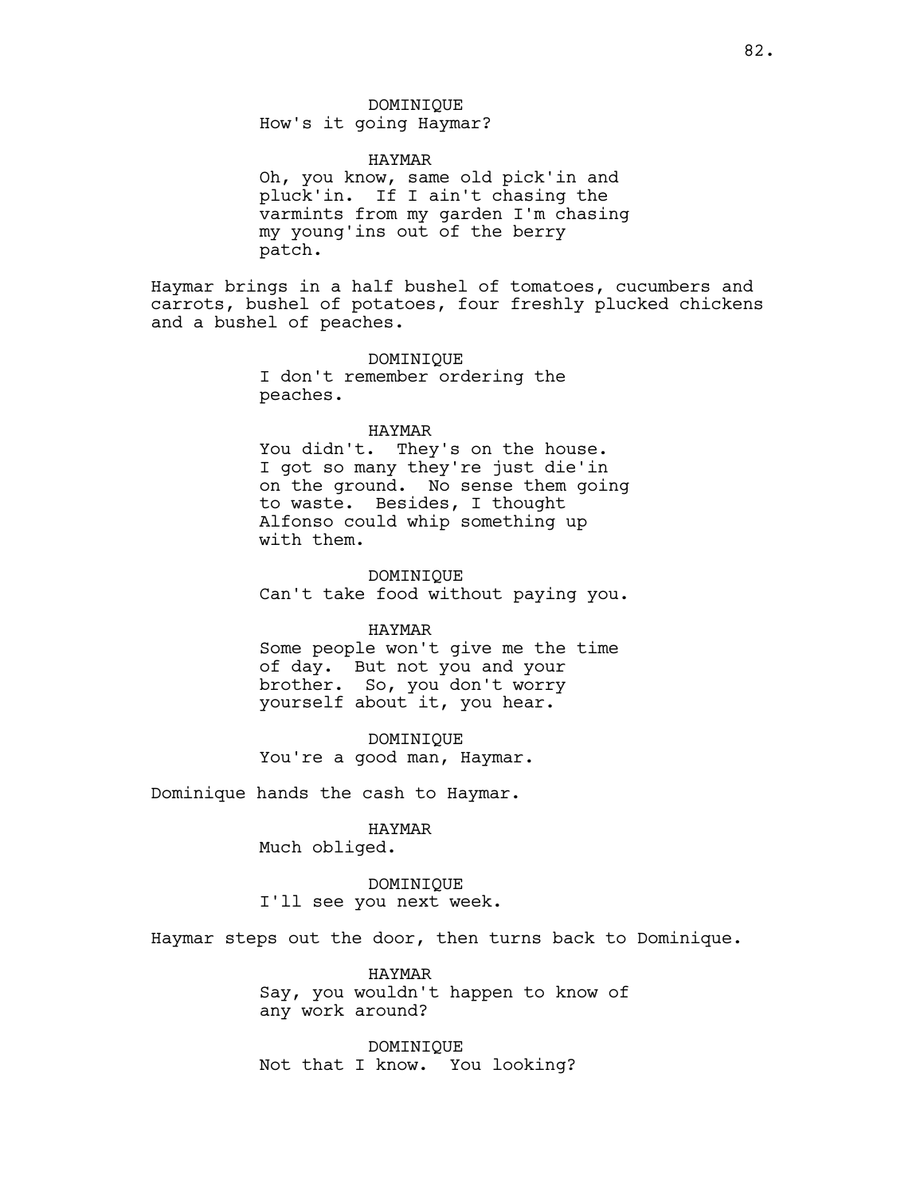DOMINIQUE
How's it going Haymar?

HAYMAR
Oh, you know, same old pick'in and pluck'in. If I ain't chasing the varmints from my garden I'm chasing my young'ins out of the berry patch.

Haymar brings in a half bushel of tomatoes, cucumbers and carrots, bushel of potatoes, four freshly plucked chickens and a bushel of peaches.

DOMINIQUE
I don't remember ordering the peaches.

HAYMAR
You didn't. They's on the house. I got so many they're just die'in on the ground. No sense them going to waste. Besides, I thought Alfonso could whip something up with them.

DOMINIQUE
Can't take food without paying you.

HAYMAR
Some people won't give me the time of day. But not you and your brother. So, you don't worry yourself about it, you hear.

DOMINIQUE
You're a good man, Haymar.

Dominique hands the cash to Haymar.

HAYMAR
Much obliged.

DOMINIQUE
I'll see you next week.

Haymar steps out the door, then turns back to Dominique.

HAYMAR
Say, you wouldn't happen to know of any work around?

DOMINIQUE
Not that I know. You looking?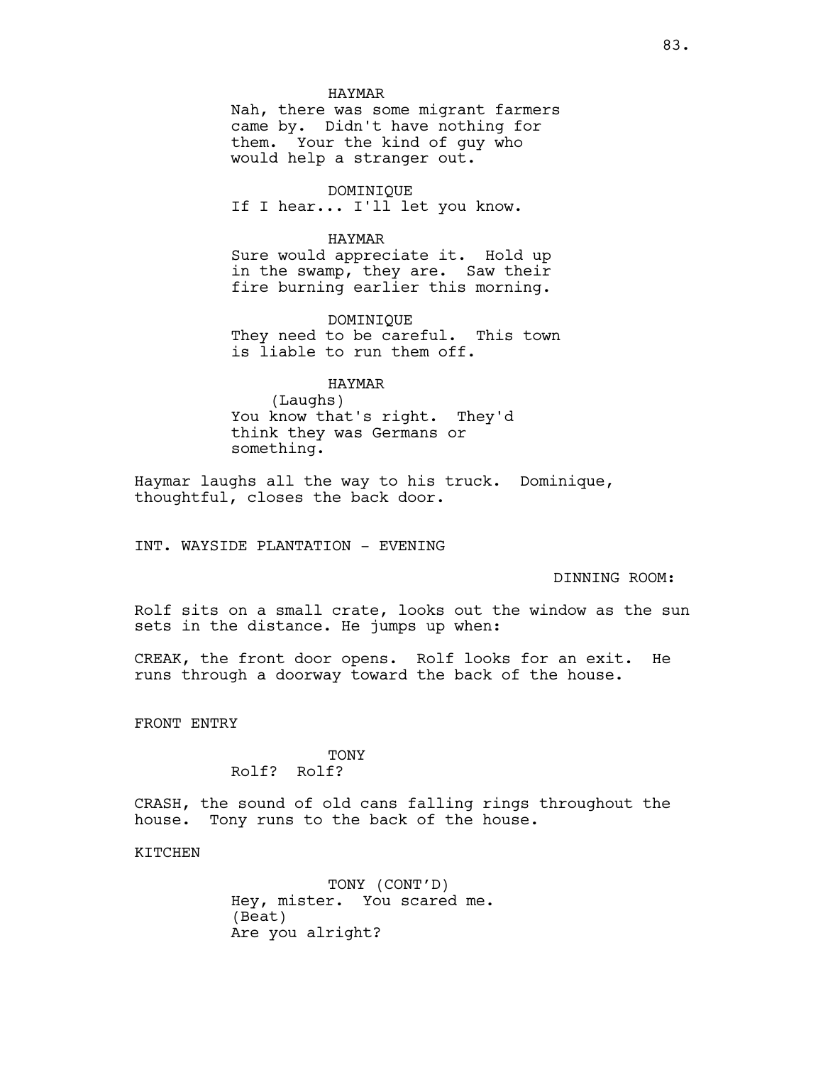HAYMAR
Nah, there was some migrant farmers came by. Didn't have nothing for them. Your the kind of guy who would help a stranger out.

DOMINIQUE
If I hear... I'll let you know.

HAYMAR
Sure would appreciate it. Hold up in the swamp, they are. Saw their fire burning earlier this morning.

DOMINIQUE
They need to be careful. This town is liable to run them off.

HAYMAR
(Laughs)
You know that's right. They'd think they was Germans or something.

Haymar laughs all the way to his truck. Dominique, thoughtful, closes the back door.

INT. WAYSIDE PLANTATION - EVENING

DINNING ROOM:

Rolf sits on a small crate, looks out the window as the sun sets in the distance. He jumps up when:

CREAK, the front door opens. Rolf looks for an exit. He runs through a doorway toward the back of the house.

FRONT ENTRY

TONY
Rolf? Rolf?

CRASH, the sound of old cans falling rings throughout the house. Tony runs to the back of the house.

KITCHEN

TONY (CONT'D)
Hey, mister. You scared me.
(Beat)
Are you alright?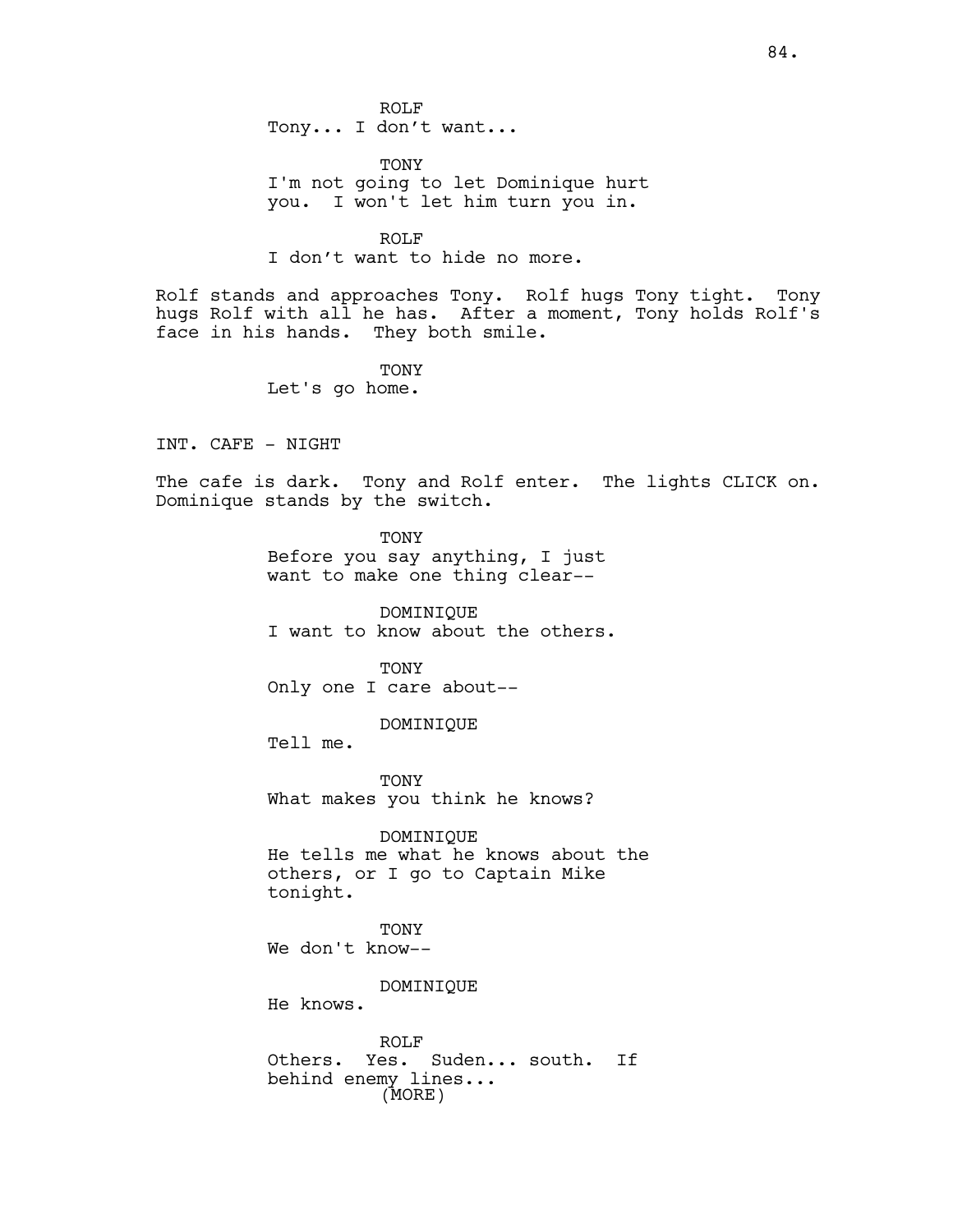ROLF
Tony... I don't want...

TONY
I'm not going to let Dominique hurt you. I won't let him turn you in.

ROLF
I don't want to hide no more.

Rolf stands and approaches Tony. Rolf hugs Tony tight. Tony hugs Rolf with all he has. After a moment, Tony holds Rolf's face in his hands. They both smile.

TONY
Let's go home.

INT. CAFE - NIGHT

The cafe is dark. Tony and Rolf enter. The lights CLICK on. Dominique stands by the switch.

TONY
Before you say anything, I just want to make one thing clear--

DOMINIQUE
I want to know about the others.

TONY
Only one I care about--

DOMINIQUE
Tell me.

TONY
What makes you think he knows?

DOMINIQUE
He tells me what he knows about the others, or I go to Captain Mike tonight.

TONY
We don't know--

DOMINIQUE
He knows.

ROLF
Others. Yes. Suden... south. If behind enemy lines...
(MORE)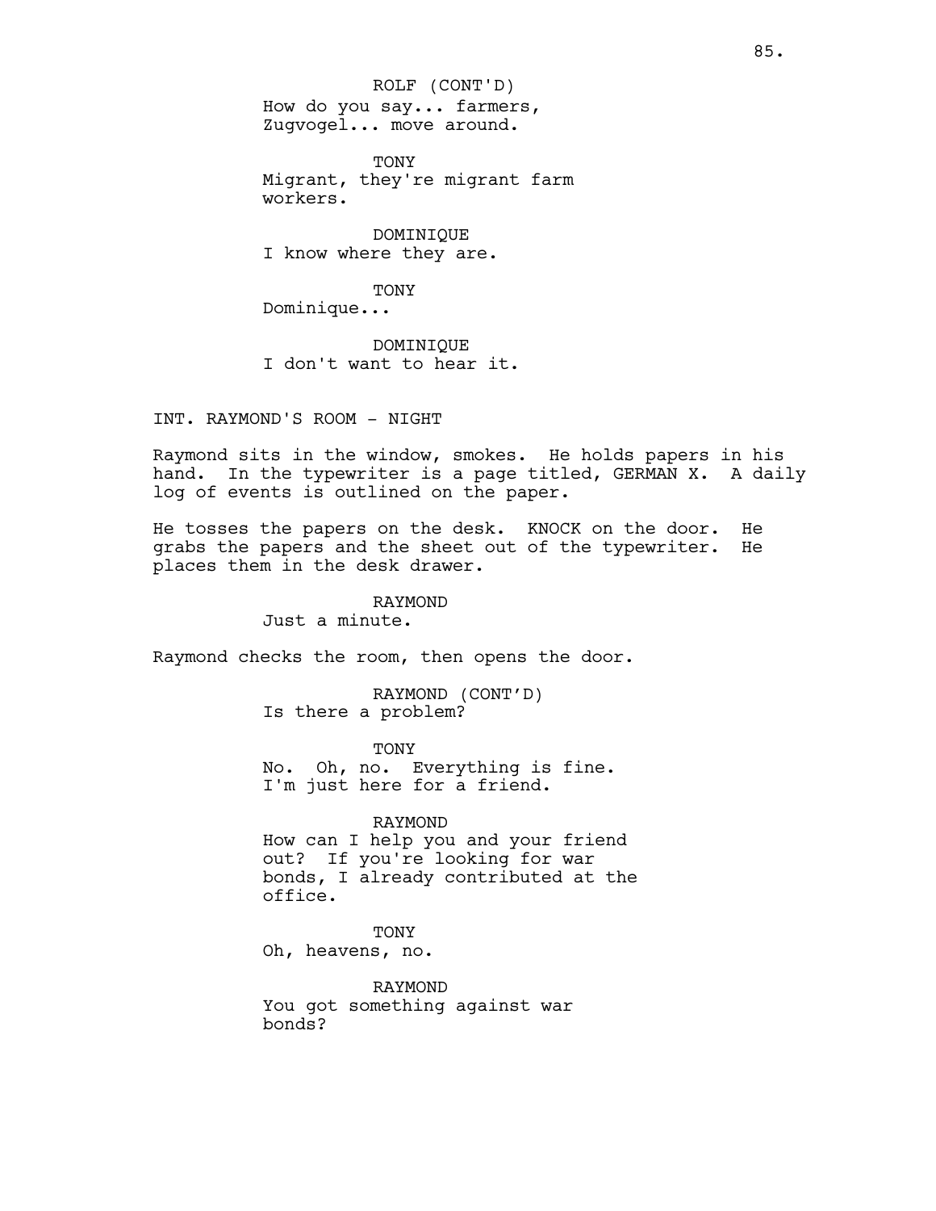ROLF (CONT'D)
How do you say... farmers, Zugvogel... move around.

TONY
Migrant, they're migrant farm workers.

DOMINIQUE
I know where they are.

TONY
Dominique...

DOMINIQUE
I don't want to hear it.

INT. RAYMOND'S ROOM - NIGHT

Raymond sits in the window, smokes. He holds papers in his hand. In the typewriter is a page titled, GERMAN X. A daily log of events is outlined on the paper.

He tosses the papers on the desk. KNOCK on the door. He grabs the papers and the sheet out of the typewriter. He places them in the desk drawer.

RAYMOND
Just a minute.

Raymond checks the room, then opens the door.

RAYMOND (CONT'D)
Is there a problem?

TONY
No. Oh, no. Everything is fine. I'm just here for a friend.

RAYMOND
How can I help you and your friend out? If you're looking for war bonds, I already contributed at the office.

TONY
Oh, heavens, no.

RAYMOND
You got something against war bonds?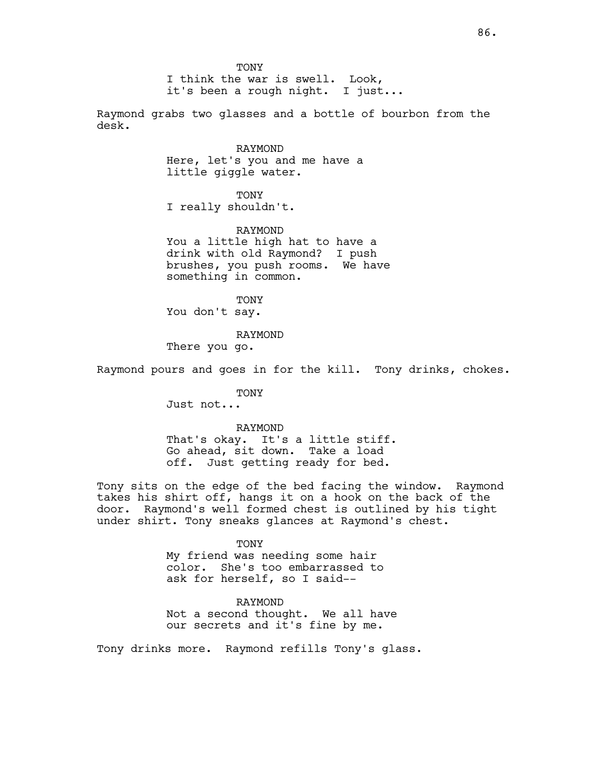TONY
I think the war is swell. Look, it's been a rough night. I just...

Raymond grabs two glasses and a bottle of bourbon from the desk.

RAYMOND
Here, let's you and me have a little giggle water.

TONY
I really shouldn't.

RAYMOND
You a little high hat to have a drink with old Raymond? I push brushes, you push rooms. We have something in common.

TONY
You don't say.

RAYMOND
There you go.

Raymond pours and goes in for the kill. Tony drinks, chokes.

TONY
Just not...

RAYMOND
That's okay. It's a little stiff. Go ahead, sit down. Take a load off. Just getting ready for bed.

Tony sits on the edge of the bed facing the window. Raymond takes his shirt off, hangs it on a hook on the back of the door. Raymond's well formed chest is outlined by his tight under shirt. Tony sneaks glances at Raymond's chest.

TONY
My friend was needing some hair color. She's too embarrassed to ask for herself, so I said--

RAYMOND
Not a second thought. We all have our secrets and it's fine by me.

Tony drinks more. Raymond refills Tony's glass.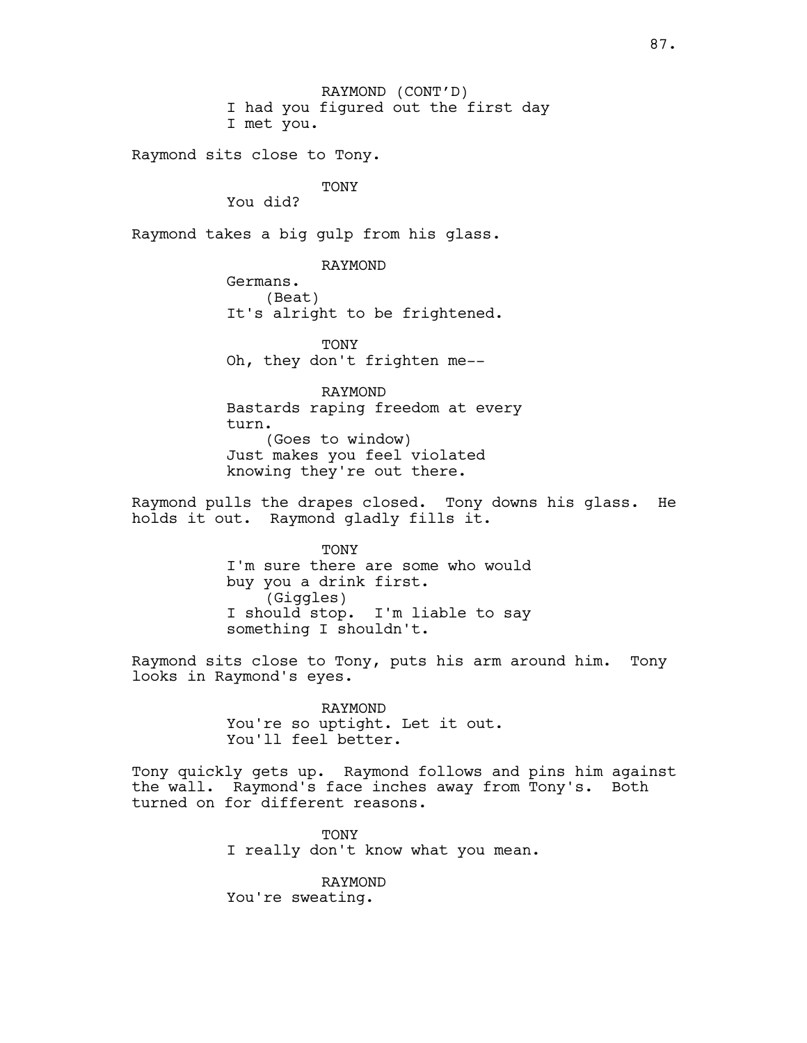RAYMOND (CONT'D)
I had you figured out the first day
I met you.

Raymond sits close to Tony.

TONY
You did?

Raymond takes a big gulp from his glass.

RAYMOND
Germans.
(Beat)
It's alright to be frightened.

TONY
Oh, they don't frighten me--

RAYMOND
Bastards raping freedom at every
turn.
(Goes to window)
Just makes you feel violated
knowing they're out there.

Raymond pulls the drapes closed. Tony downs his glass. He holds it out. Raymond gladly fills it.

TONY
I'm sure there are some who would
buy you a drink first.
(Giggles)
I should stop. I'm liable to say
something I shouldn't.

Raymond sits close to Tony, puts his arm around him. Tony looks in Raymond's eyes.

RAYMOND
You're so uptight. Let it out.
You'll feel better.

Tony quickly gets up. Raymond follows and pins him against the wall. Raymond's face inches away from Tony's. Both turned on for different reasons.

TONY
I really don't know what you mean.

RAYMOND
You're sweating.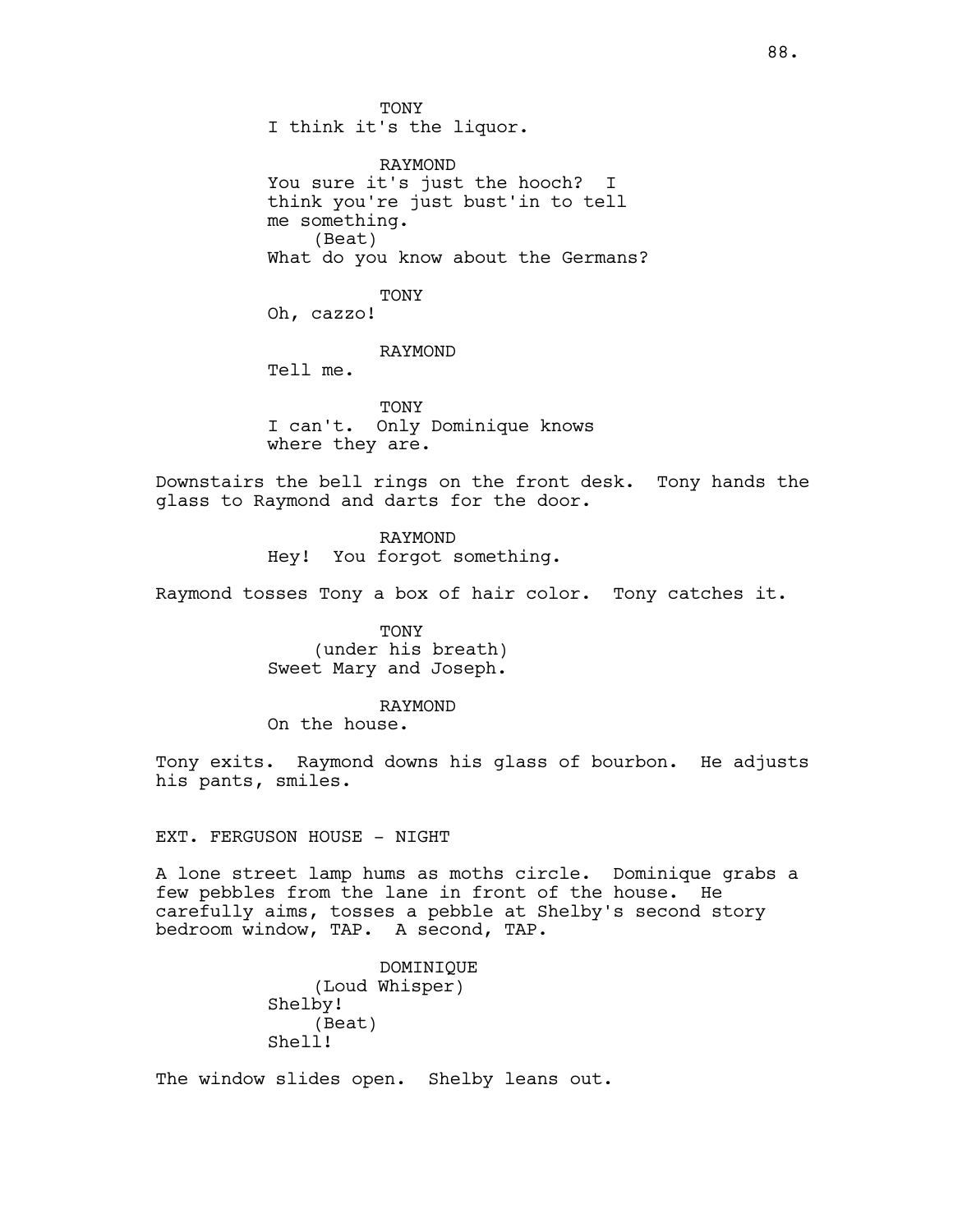TONY
I think it's the liquor.

RAYMOND
You sure it's just the hooch? I think you're just bust'in to tell me something.
(Beat)
What do you know about the Germans?

TONY
Oh, cazzo!

RAYMOND
Tell me.

TONY
I can't. Only Dominique knows where they are.

Downstairs the bell rings on the front desk. Tony hands the glass to Raymond and darts for the door.

RAYMOND
Hey! You forgot something.

Raymond tosses Tony a box of hair color. Tony catches it.

TONY
(under his breath)
Sweet Mary and Joseph.

RAYMOND
On the house.

Tony exits. Raymond downs his glass of bourbon. He adjusts his pants, smiles.

EXT. FERGUSON HOUSE - NIGHT

A lone street lamp hums as moths circle. Dominique grabs a few pebbles from the lane in front of the house. He carefully aims, tosses a pebble at Shelby's second story bedroom window, TAP. A second, TAP.

DOMINIQUE
(Loud Whisper)
Shelby!
(Beat)
Shell!

The window slides open. Shelby leans out.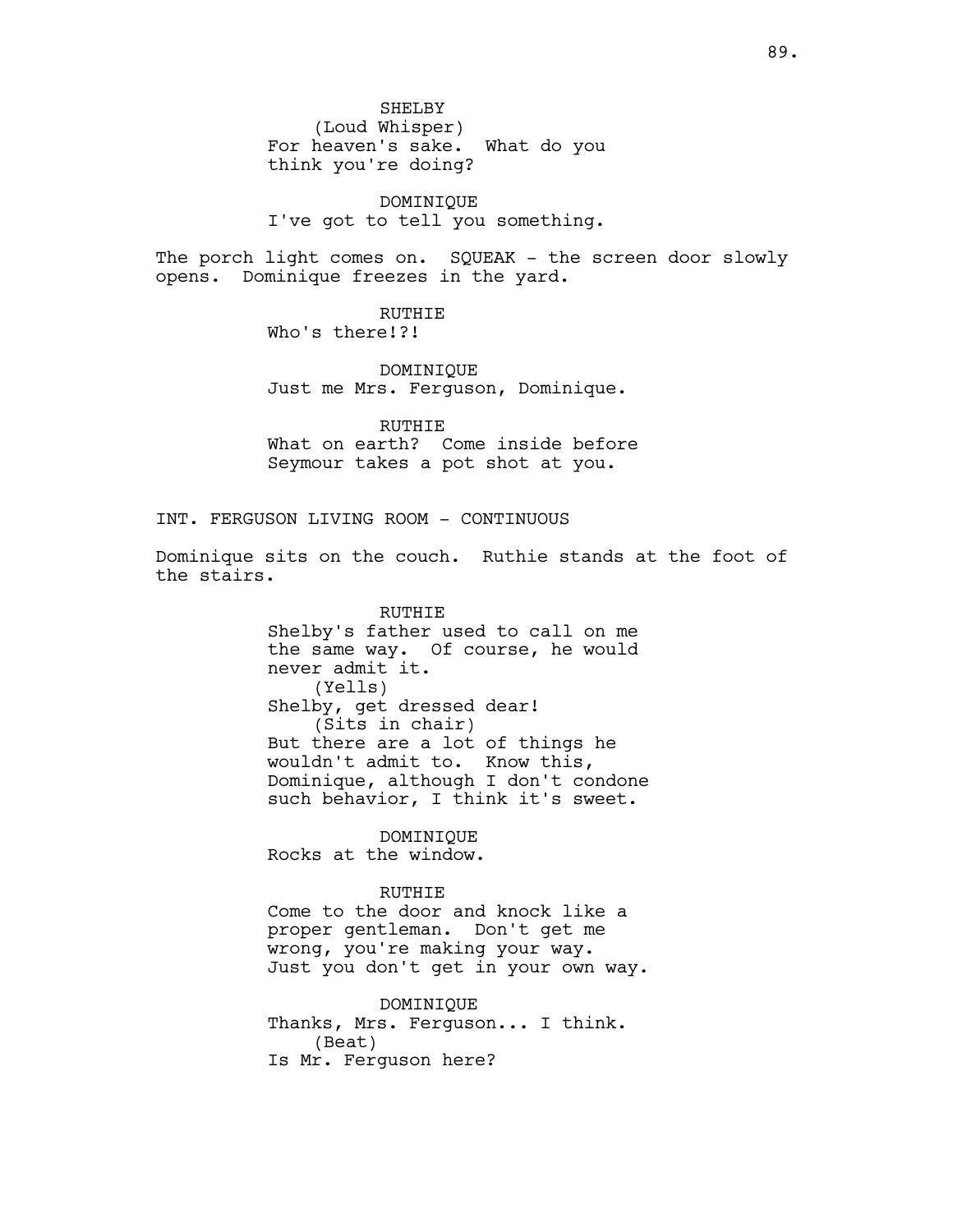SHELBY
(Loud Whisper)
For heaven's sake. What do you think you're doing?

DOMINIQUE
I've got to tell you something.

The porch light comes on. SQUEAK - the screen door slowly opens. Dominique freezes in the yard.

RUTHIE
Who's there!?!

DOMINIQUE
Just me Mrs. Ferguson, Dominique.

RUTHIE
What on earth? Come inside before Seymour takes a pot shot at you.

INT. FERGUSON LIVING ROOM - CONTINUOUS

Dominique sits on the couch. Ruthie stands at the foot of the stairs.

RUTHIE
Shelby's father used to call on me the same way. Of course, he would never admit it.
(Yells)
Shelby, get dressed dear!
(Sits in chair)
But there are a lot of things he wouldn't admit to. Know this, Dominique, although I don't condone such behavior, I think it's sweet.

DOMINIQUE
Rocks at the window.

RUTHIE
Come to the door and knock like a proper gentleman. Don't get me wrong, you're making your way. Just you don't get in your own way.

DOMINIQUE
Thanks, Mrs. Ferguson... I think.
(Beat)
Is Mr. Ferguson here?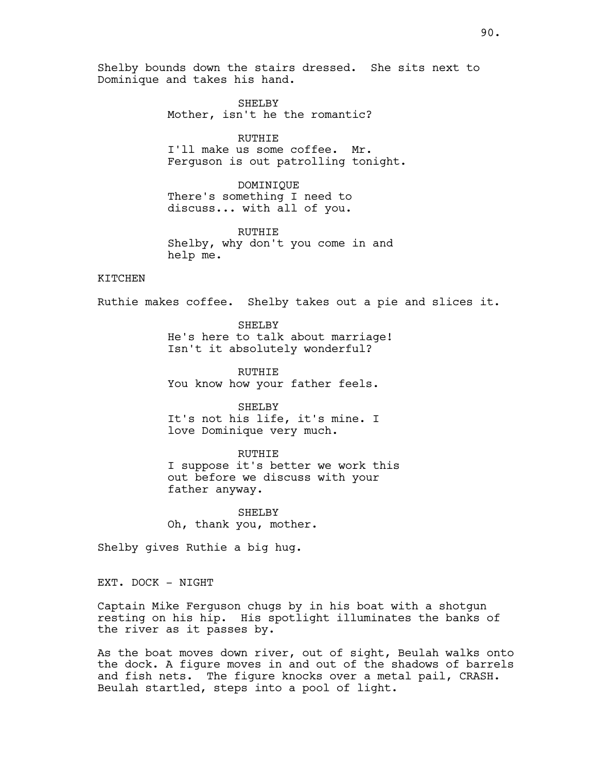Shelby bounds down the stairs dressed. She sits next to Dominique and takes his hand.

SHELBY
Mother, isn't he the romantic?

RUTHIE
I'll make us some coffee. Mr. Ferguson is out patrolling tonight.

DOMINIQUE
There's something I need to discuss... with all of you.

RUTHIE
Shelby, why don't you come in and help me.

KITCHEN

Ruthie makes coffee. Shelby takes out a pie and slices it.

SHELBY
He's here to talk about marriage! Isn't it absolutely wonderful?

RUTHIE
You know how your father feels.

SHELBY
It's not his life, it's mine. I love Dominique very much.

RUTHIE
I suppose it's better we work this out before we discuss with your father anyway.

SHELBY
Oh, thank you, mother.

Shelby gives Ruthie a big hug.

EXT. DOCK - NIGHT

Captain Mike Ferguson chugs by in his boat with a shotgun resting on his hip. His spotlight illuminates the banks of the river as it passes by.

As the boat moves down river, out of sight, Beulah walks onto the dock. A figure moves in and out of the shadows of barrels and fish nets. The figure knocks over a metal pail, CRASH. Beulah startled, steps into a pool of light.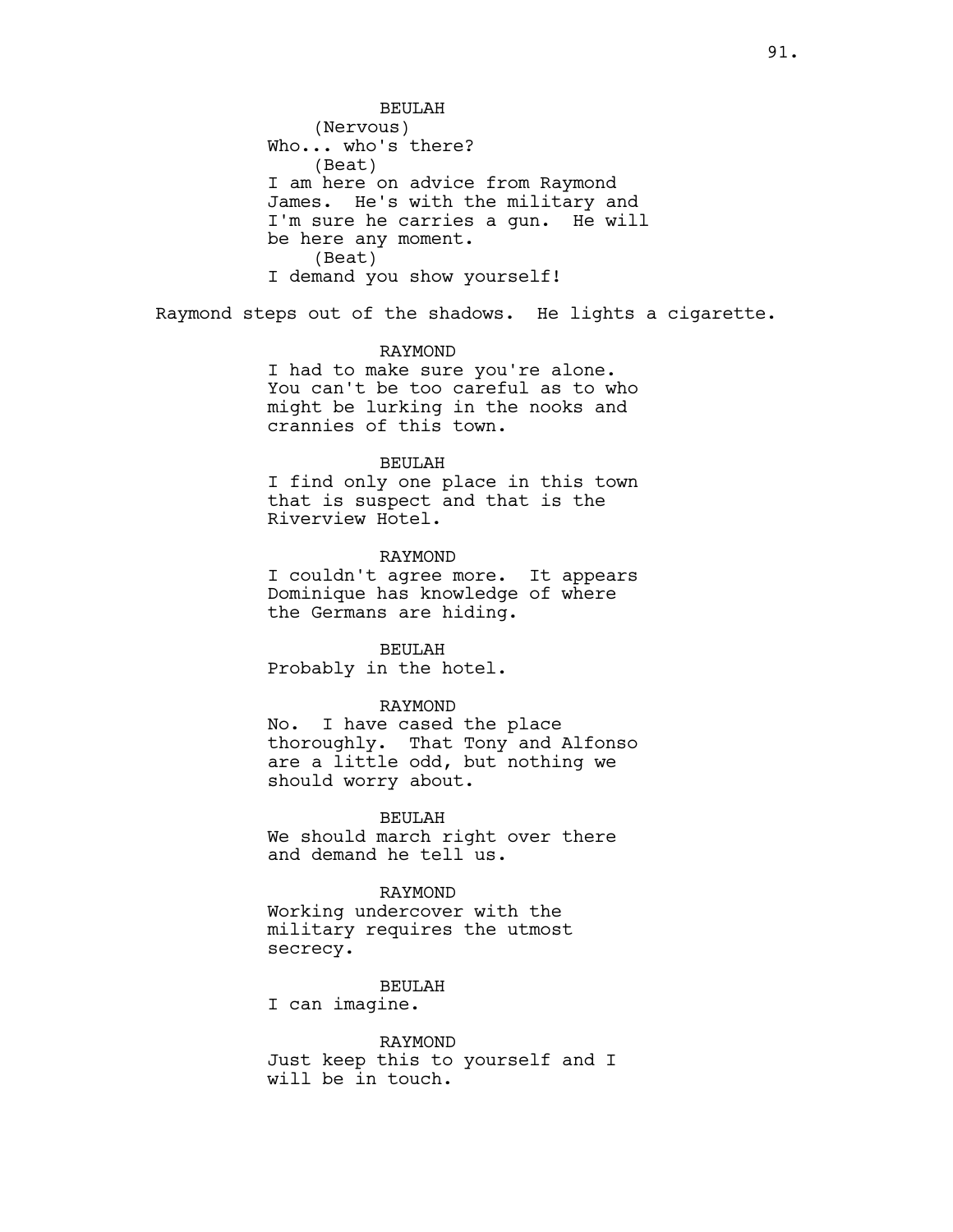BEULAH
(Nervous)
Who... who's there?
(Beat)
I am here on advice from Raymond James. He's with the military and I'm sure he carries a gun. He will be here any moment.
(Beat)
I demand you show yourself!

Raymond steps out of the shadows. He lights a cigarette.

RAYMOND
I had to make sure you're alone. You can't be too careful as to who might be lurking in the nooks and crannies of this town.

BEULAH
I find only one place in this town that is suspect and that is the Riverview Hotel.

RAYMOND
I couldn't agree more. It appears Dominique has knowledge of where the Germans are hiding.

BEULAH
Probably in the hotel.

RAYMOND
No. I have cased the place thoroughly. That Tony and Alfonso are a little odd, but nothing we should worry about.

BEULAH
We should march right over there and demand he tell us.

RAYMOND
Working undercover with the military requires the utmost secrecy.

BEULAH
I can imagine.

RAYMOND
Just keep this to yourself and I will be in touch.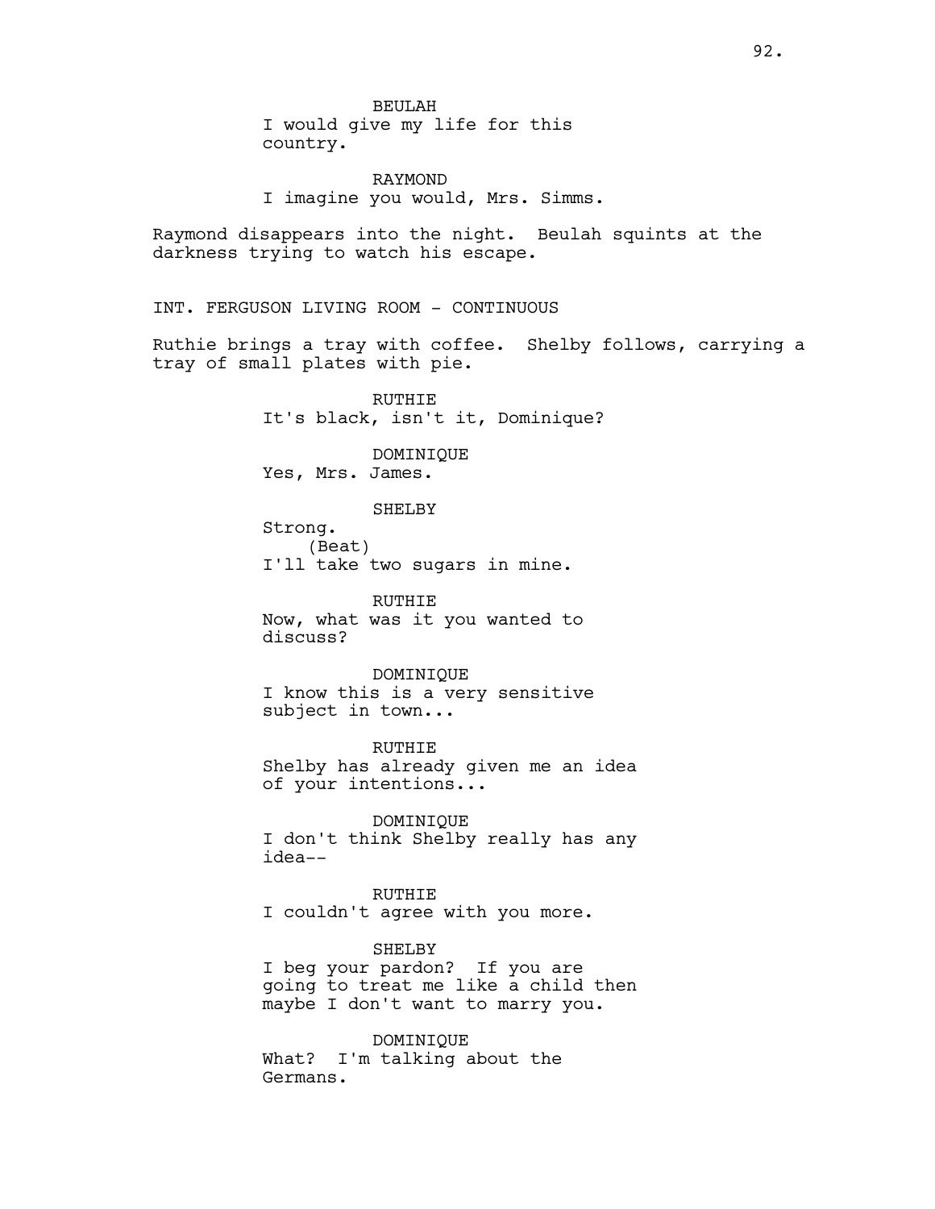BEULAH
I would give my life for this country.

RAYMOND
I imagine you would, Mrs. Simms.

Raymond disappears into the night. Beulah squints at the darkness trying to watch his escape.

INT. FERGUSON LIVING ROOM - CONTINUOUS

Ruthie brings a tray with coffee. Shelby follows, carrying a tray of small plates with pie.

RUTHIE
It's black, isn't it, Dominique?

DOMINIQUE
Yes, Mrs. James.

SHELBY
Strong.
(Beat)
I'll take two sugars in mine.

RUTHIE
Now, what was it you wanted to discuss?

DOMINIQUE
I know this is a very sensitive subject in town...

RUTHIE
Shelby has already given me an idea of your intentions...

DOMINIQUE
I don't think Shelby really has any idea--

RUTHIE
I couldn't agree with you more.

SHELBY
I beg your pardon? If you are going to treat me like a child then maybe I don't want to marry you.

DOMINIQUE
What? I'm talking about the Germans.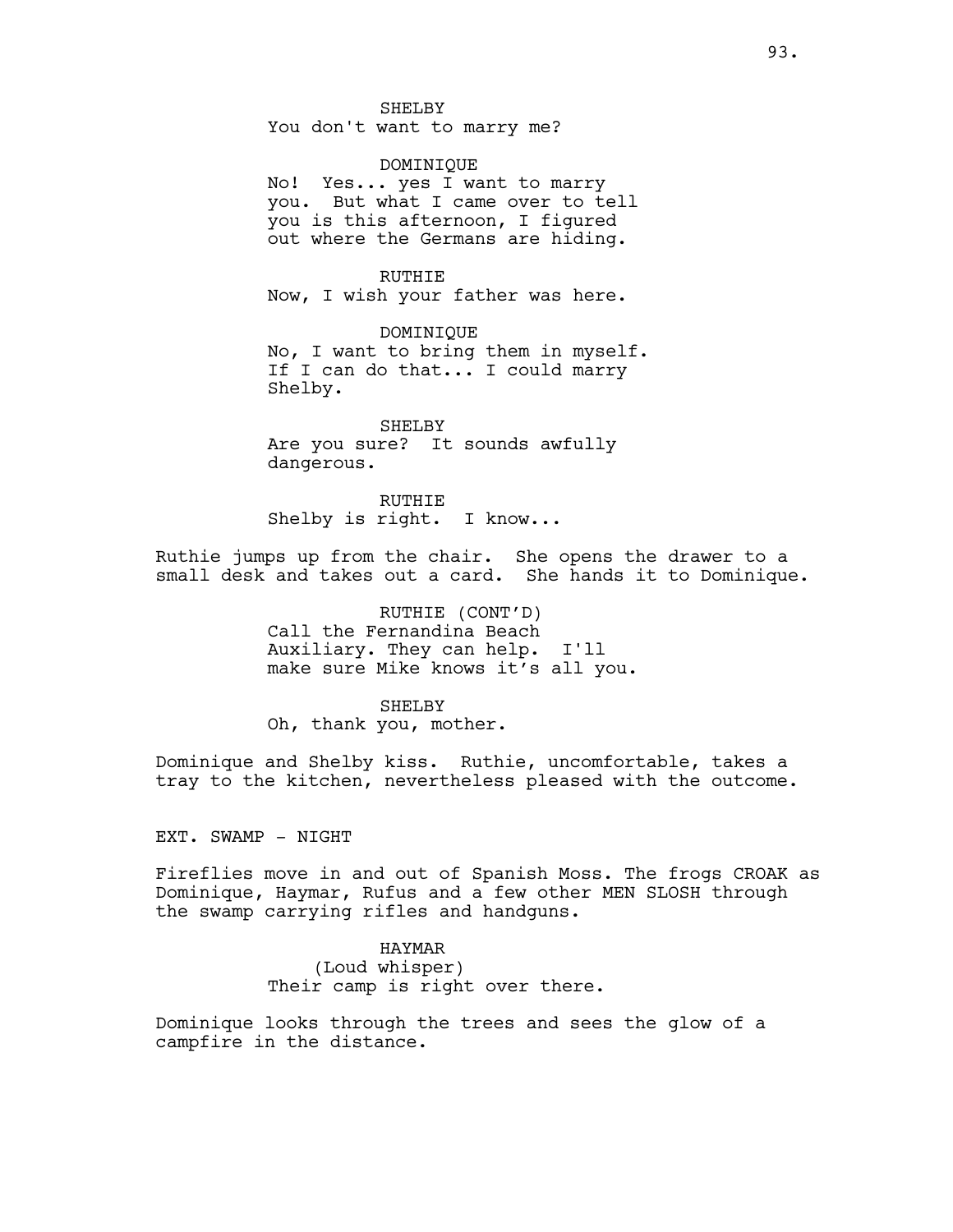SHELBY
You don't want to marry me?

DOMINIQUE
No! Yes... yes I want to marry you. But what I came over to tell you is this afternoon, I figured out where the Germans are hiding.

RUTHIE
Now, I wish your father was here.

DOMINIQUE
No, I want to bring them in myself. If I can do that... I could marry Shelby.

SHELBY
Are you sure? It sounds awfully dangerous.

RUTHIE
Shelby is right. I know...

Ruthie jumps up from the chair. She opens the drawer to a small desk and takes out a card. She hands it to Dominique.

RUTHIE (CONT'D)
Call the Fernandina Beach Auxiliary. They can help. I'll make sure Mike knows it's all you.

SHELBY
Oh, thank you, mother.

Dominique and Shelby kiss. Ruthie, uncomfortable, takes a tray to the kitchen, nevertheless pleased with the outcome.

EXT. SWAMP - NIGHT

Fireflies move in and out of Spanish Moss. The frogs CROAK as Dominique, Haymar, Rufus and a few other MEN SLOSH through the swamp carrying rifles and handguns.

HAYMAR
(Loud whisper)
Their camp is right over there.

Dominique looks through the trees and sees the glow of a campfire in the distance.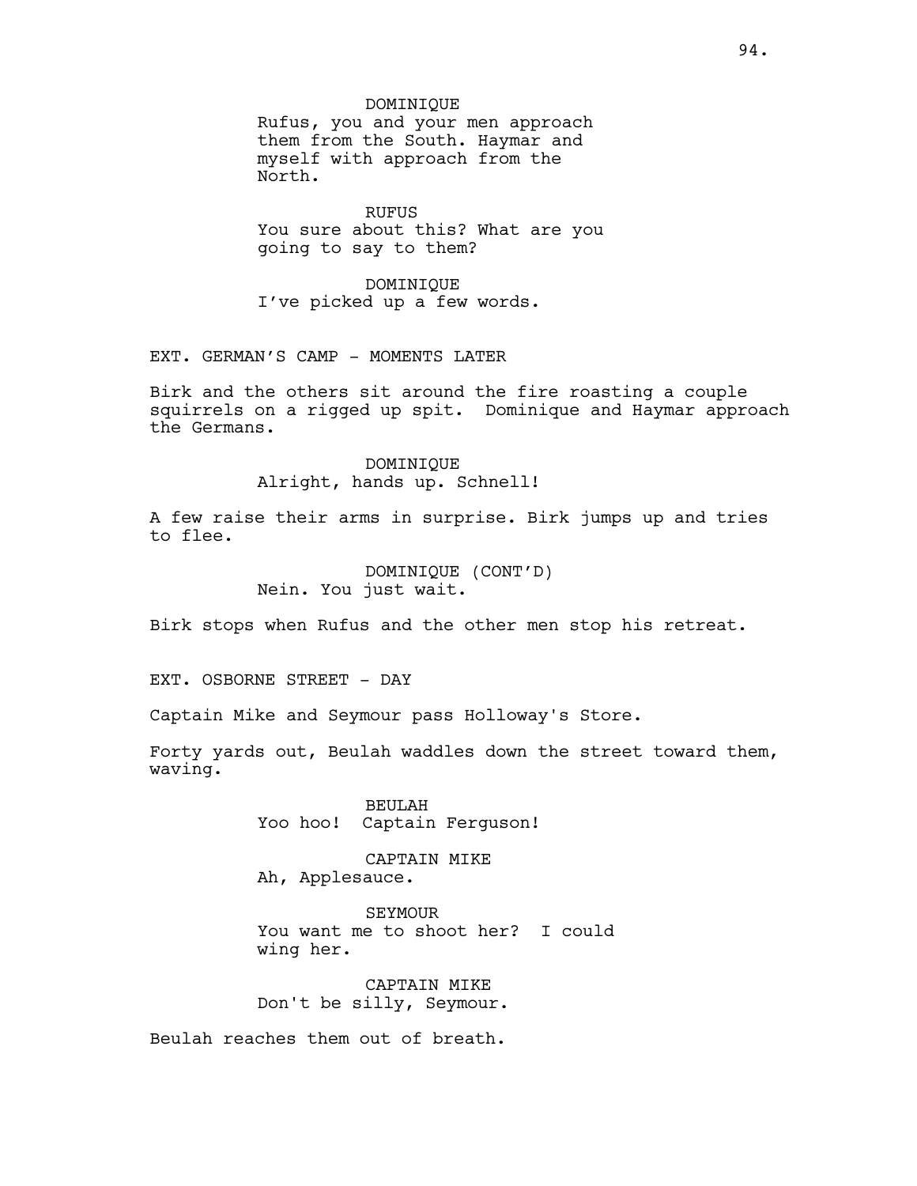DOMINIQUE
Rufus, you and your men approach them from the South. Haymar and myself with approach from the North.

RUFUS
You sure about this? What are you going to say to them?

DOMINIQUE
I've picked up a few words.

EXT. GERMAN'S CAMP - MOMENTS LATER

Birk and the others sit around the fire roasting a couple squirrels on a rigged up spit. Dominique and Haymar approach the Germans.

DOMINIQUE
Alright, hands up. Schnell!

A few raise their arms in surprise. Birk jumps up and tries to flee.

DOMINIQUE (CONT'D)
Nein. You just wait.

Birk stops when Rufus and the other men stop his retreat.

EXT. OSBORNE STREET - DAY

Captain Mike and Seymour pass Holloway's Store.

Forty yards out, Beulah waddles down the street toward them, waving.

BEULAH
Yoo hoo! Captain Ferguson!

CAPTAIN MIKE
Ah, Applesauce.

SEYMOUR
You want me to shoot her? I could wing her.

CAPTAIN MIKE
Don't be silly, Seymour.

Beulah reaches them out of breath.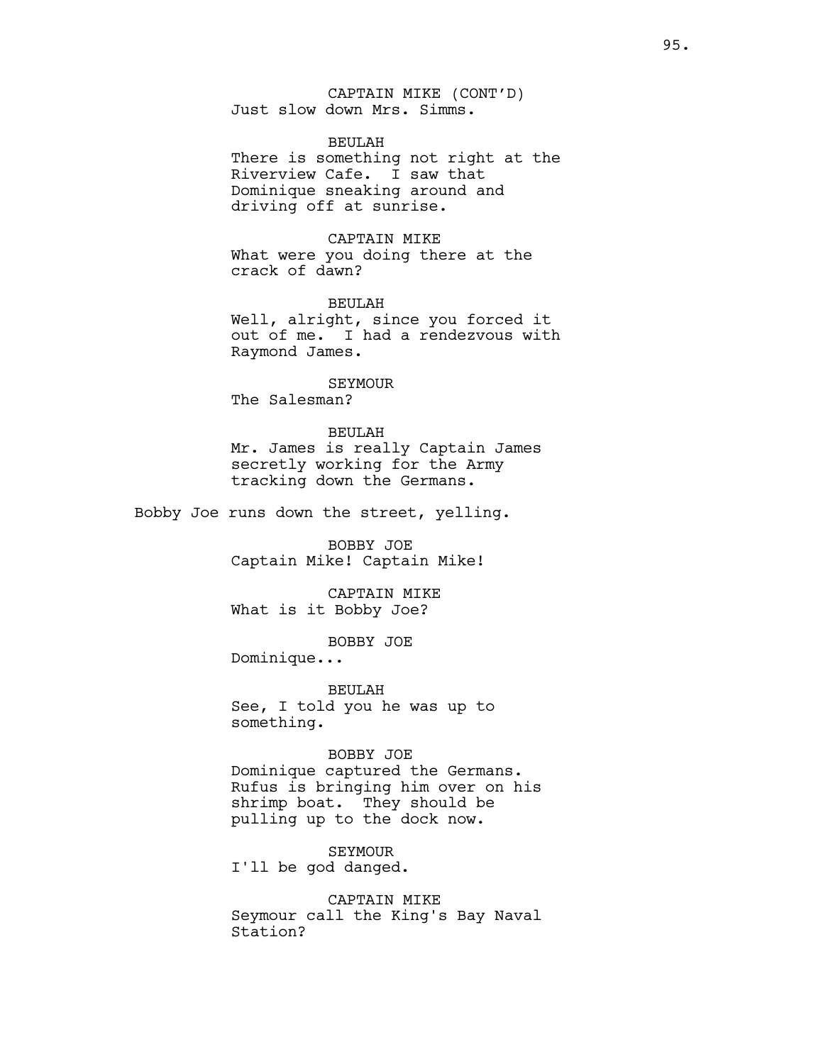CAPTAIN MIKE (CONT'D)
Just slow down Mrs. Simms.

BEULAH
There is something not right at the Riverview Cafe. I saw that Dominique sneaking around and driving off at sunrise.

CAPTAIN MIKE
What were you doing there at the crack of dawn?

BEULAH
Well, alright, since you forced it out of me. I had a rendezvous with Raymond James.

SEYMOUR
The Salesman?

BEULAH
Mr. James is really Captain James secretly working for the Army tracking down the Germans.

Bobby Joe runs down the street, yelling.

BOBBY JOE
Captain Mike! Captain Mike!

CAPTAIN MIKE
What is it Bobby Joe?

BOBBY JOE
Dominique...

BEULAH
See, I told you he was up to something.

BOBBY JOE
Dominique captured the Germans. Rufus is bringing him over on his shrimp boat. They should be pulling up to the dock now.

SEYMOUR
I'll be god danged.

CAPTAIN MIKE
Seymour call the King's Bay Naval Station?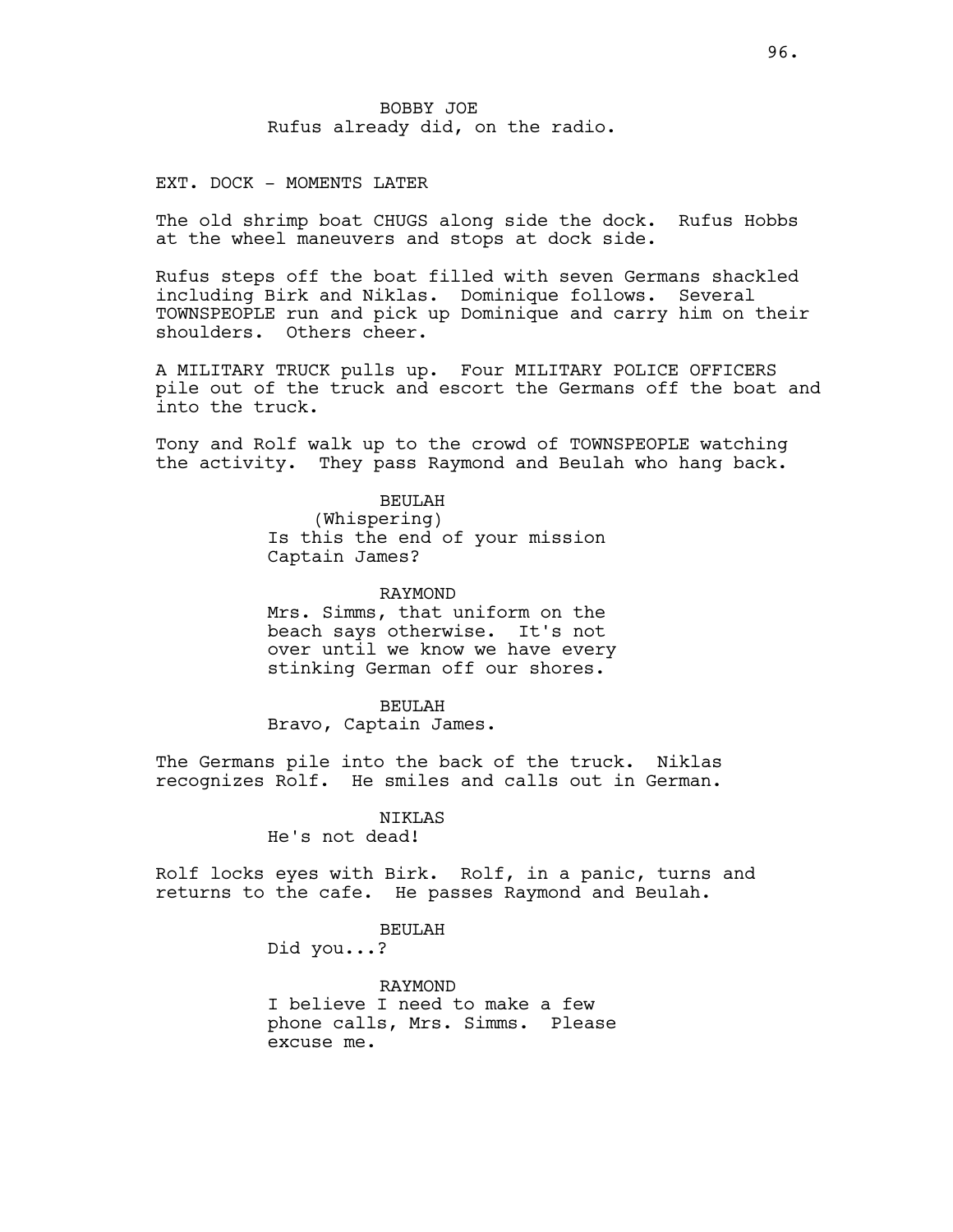BOBBY JOE
Rufus already did, on the radio.

EXT. DOCK - MOMENTS LATER

The old shrimp boat CHUGS along side the dock. Rufus Hobbs at the wheel maneuvers and stops at dock side.

Rufus steps off the boat filled with seven Germans shackled including Birk and Niklas. Dominique follows. Several TOWNSPEOPLE run and pick up Dominique and carry him on their shoulders. Others cheer.

A MILITARY TRUCK pulls up. Four MILITARY POLICE OFFICERS pile out of the truck and escort the Germans off the boat and into the truck.

Tony and Rolf walk up to the crowd of TOWNSPEOPLE watching the activity. They pass Raymond and Beulah who hang back.

BEULAH
(Whispering)
Is this the end of your mission Captain James?

RAYMOND
Mrs. Simms, that uniform on the beach says otherwise. It's not over until we know we have every stinking German off our shores.

BEULAH
Bravo, Captain James.

The Germans pile into the back of the truck. Niklas recognizes Rolf. He smiles and calls out in German.

NIKLAS
He's not dead!

Rolf locks eyes with Birk. Rolf, in a panic, turns and returns to the cafe. He passes Raymond and Beulah.

BEULAH
Did you...?

RAYMOND
I believe I need to make a few phone calls, Mrs. Simms. Please excuse me.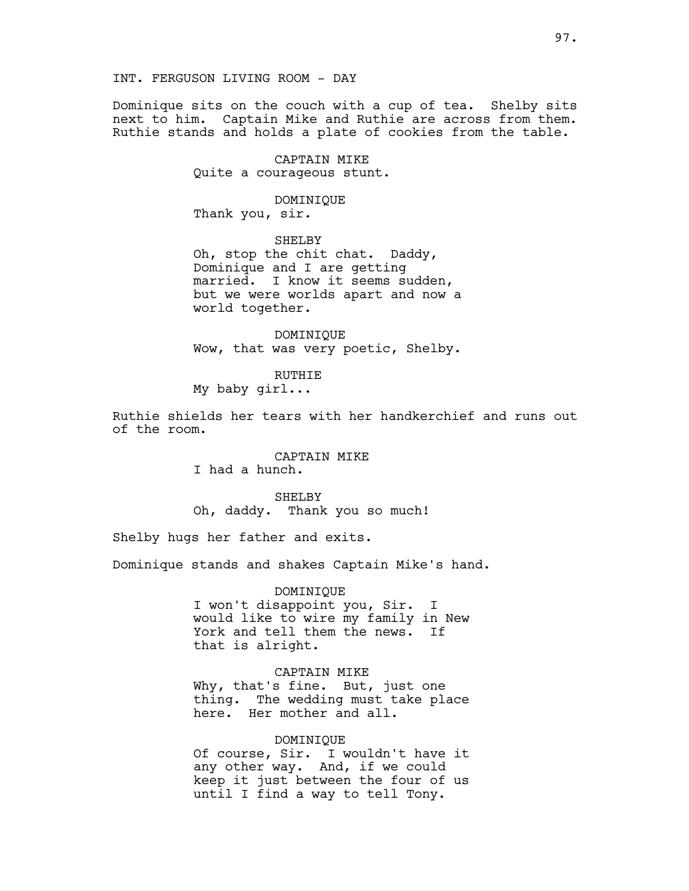INT. FERGUSON LIVING ROOM - DAY

Dominique sits on the couch with a cup of tea. Shelby sits next to him. Captain Mike and Ruthie are across from them. Ruthie stands and holds a plate of cookies from the table.

CAPTAIN MIKE
Quite a courageous stunt.

DOMINIQUE
Thank you, sir.

SHELBY
Oh, stop the chit chat. Daddy, Dominique and I are getting married. I know it seems sudden, but we were worlds apart and now a world together.

DOMINIQUE
Wow, that was very poetic, Shelby.

RUTHIE
My baby girl...

Ruthie shields her tears with her handkerchief and runs out of the room.

CAPTAIN MIKE
I had a hunch.

SHELBY
Oh, daddy. Thank you so much!

Shelby hugs her father and exits.

Dominique stands and shakes Captain Mike's hand.

DOMINIQUE
I won't disappoint you, Sir. I would like to wire my family in New York and tell them the news. If that is alright.

CAPTAIN MIKE
Why, that's fine. But, just one thing. The wedding must take place here. Her mother and all.

DOMINIQUE
Of course, Sir. I wouldn't have it any other way. And, if we could keep it just between the four of us until I find a way to tell Tony.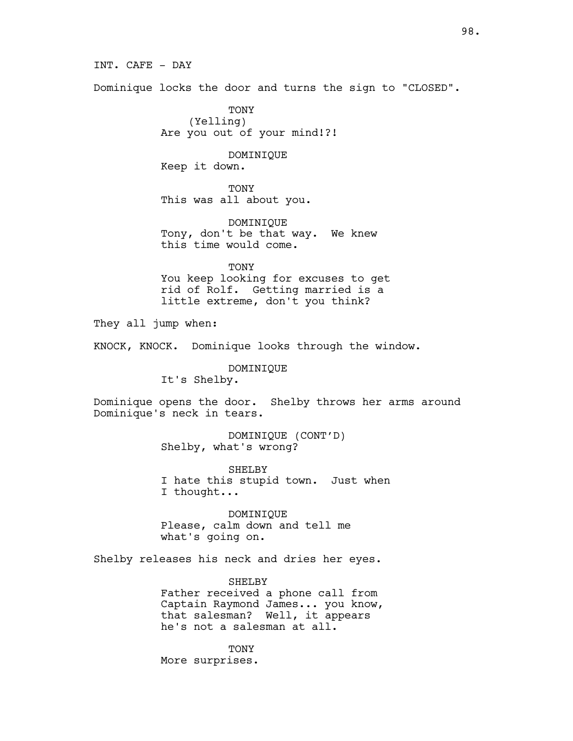INT. CAFE - DAY

Dominique locks the door and turns the sign to "CLOSED".

TONY
(Yelling)
Are you out of your mind!?!

DOMINIQUE
Keep it down.

TONY
This was all about you.

DOMINIQUE
Tony, don't be that way. We knew this time would come.

TONY
You keep looking for excuses to get rid of Rolf. Getting married is a little extreme, don't you think?

They all jump when:

KNOCK, KNOCK. Dominique looks through the window.

DOMINIQUE
It's Shelby.

Dominique opens the door. Shelby throws her arms around Dominique's neck in tears.

DOMINIQUE (CONT'D)
Shelby, what's wrong?

SHELBY
I hate this stupid town. Just when I thought...

DOMINIQUE
Please, calm down and tell me what's going on.

Shelby releases his neck and dries her eyes.

SHELBY
Father received a phone call from Captain Raymond James... you know, that salesman? Well, it appears he's not a salesman at all.

TONY
More surprises.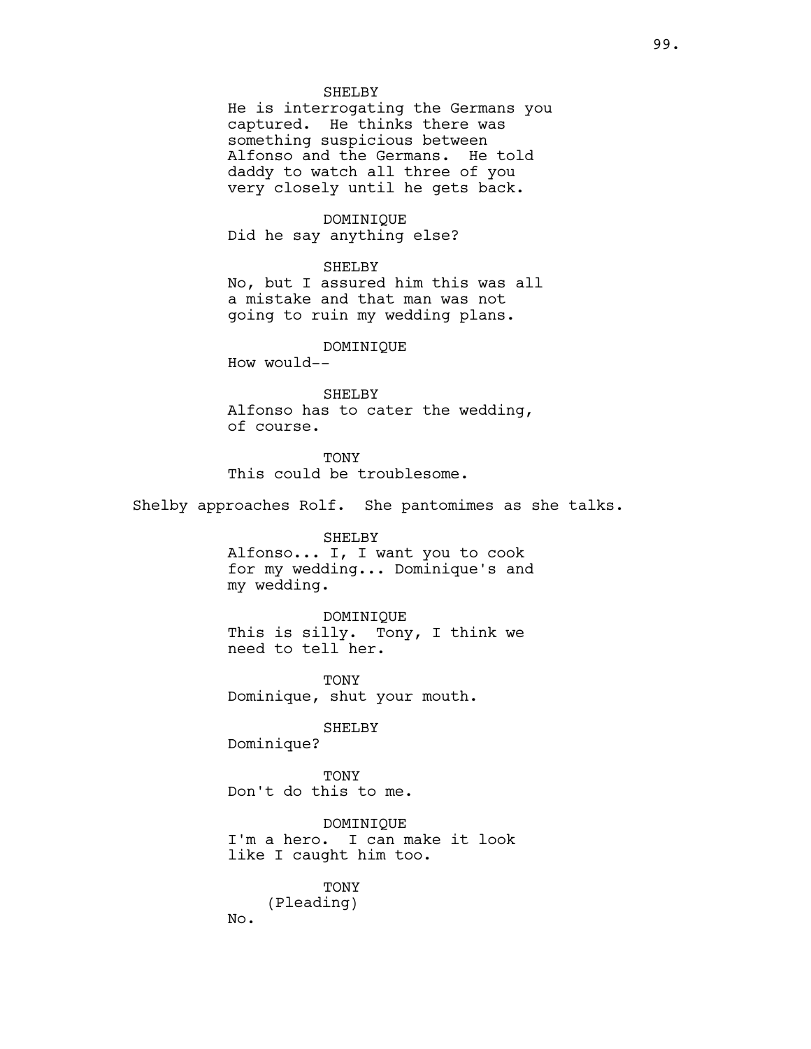SHELBY
He is interrogating the Germans you captured. He thinks there was something suspicious between Alfonso and the Germans. He told daddy to watch all three of you very closely until he gets back.

DOMINIQUE
Did he say anything else?

SHELBY
No, but I assured him this was all a mistake and that man was not going to ruin my wedding plans.

DOMINIQUE
How would--

SHELBY
Alfonso has to cater the wedding, of course.

TONY
This could be troublesome.

Shelby approaches Rolf. She pantomimes as she talks.

SHELBY
Alfonso... I, I want you to cook for my wedding... Dominique's and my wedding.

DOMINIQUE
This is silly. Tony, I think we need to tell her.

TONY
Dominique, shut your mouth.

SHELBY
Dominique?

TONY
Don't do this to me.

DOMINIQUE
I'm a hero. I can make it look like I caught him too.

TONY
(Pleading)
No.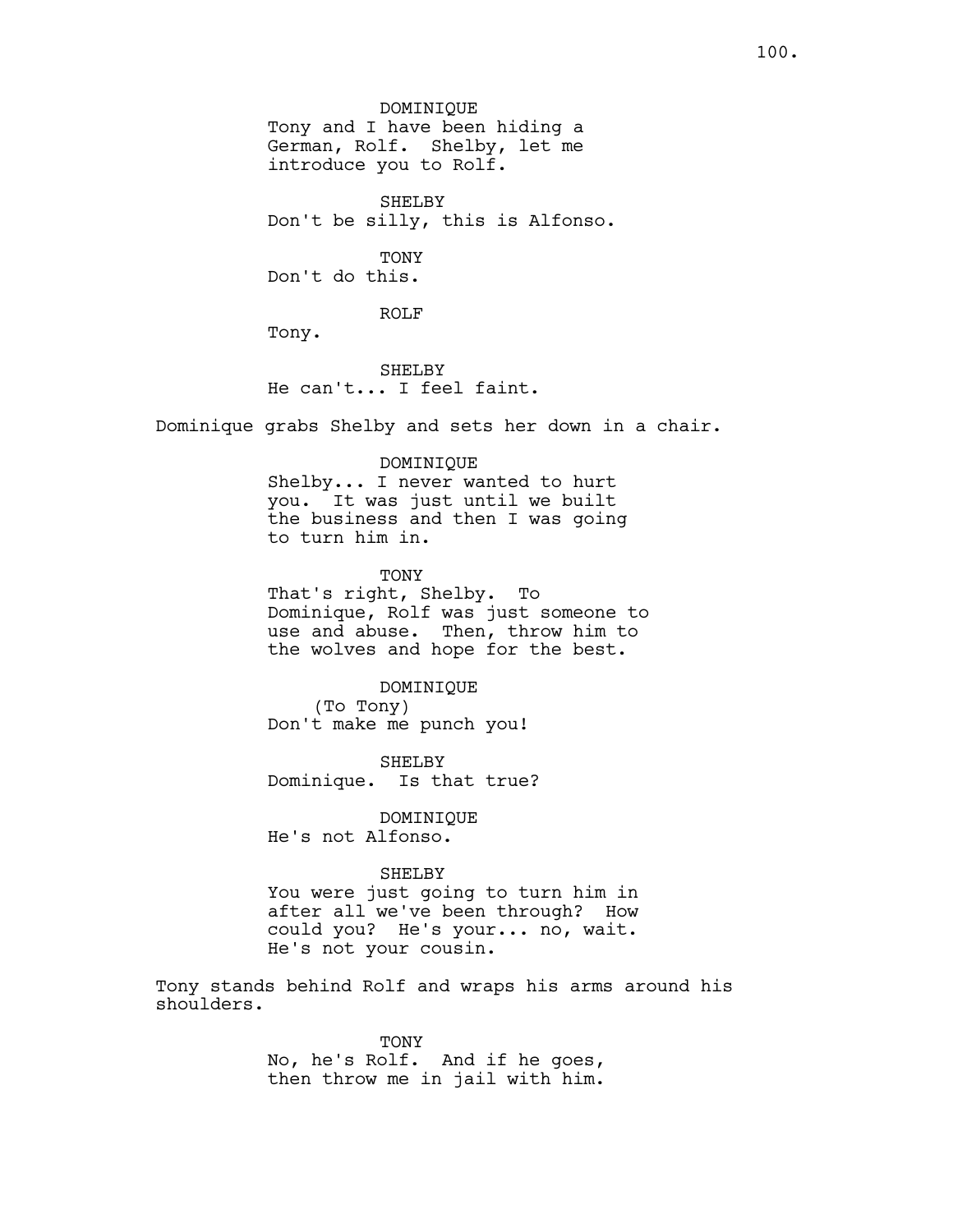DOMINIQUE
Tony and I have been hiding a German, Rolf. Shelby, let me introduce you to Rolf.

SHELBY
Don't be silly, this is Alfonso.

TONY
Don't do this.

ROLF
Tony.

SHELBY
He can't... I feel faint.

Dominique grabs Shelby and sets her down in a chair.

DOMINIQUE
Shelby... I never wanted to hurt you. It was just until we built the business and then I was going to turn him in.

TONY
That's right, Shelby. To Dominique, Rolf was just someone to use and abuse. Then, throw him to the wolves and hope for the best.

DOMINIQUE
(To Tony)
Don't make me punch you!

SHELBY
Dominique. Is that true?

DOMINIQUE
He's not Alfonso.

SHELBY
You were just going to turn him in after all we've been through? How could you? He's your... no, wait. He's not your cousin.

Tony stands behind Rolf and wraps his arms around his shoulders.

TONY
No, he's Rolf. And if he goes, then throw me in jail with him.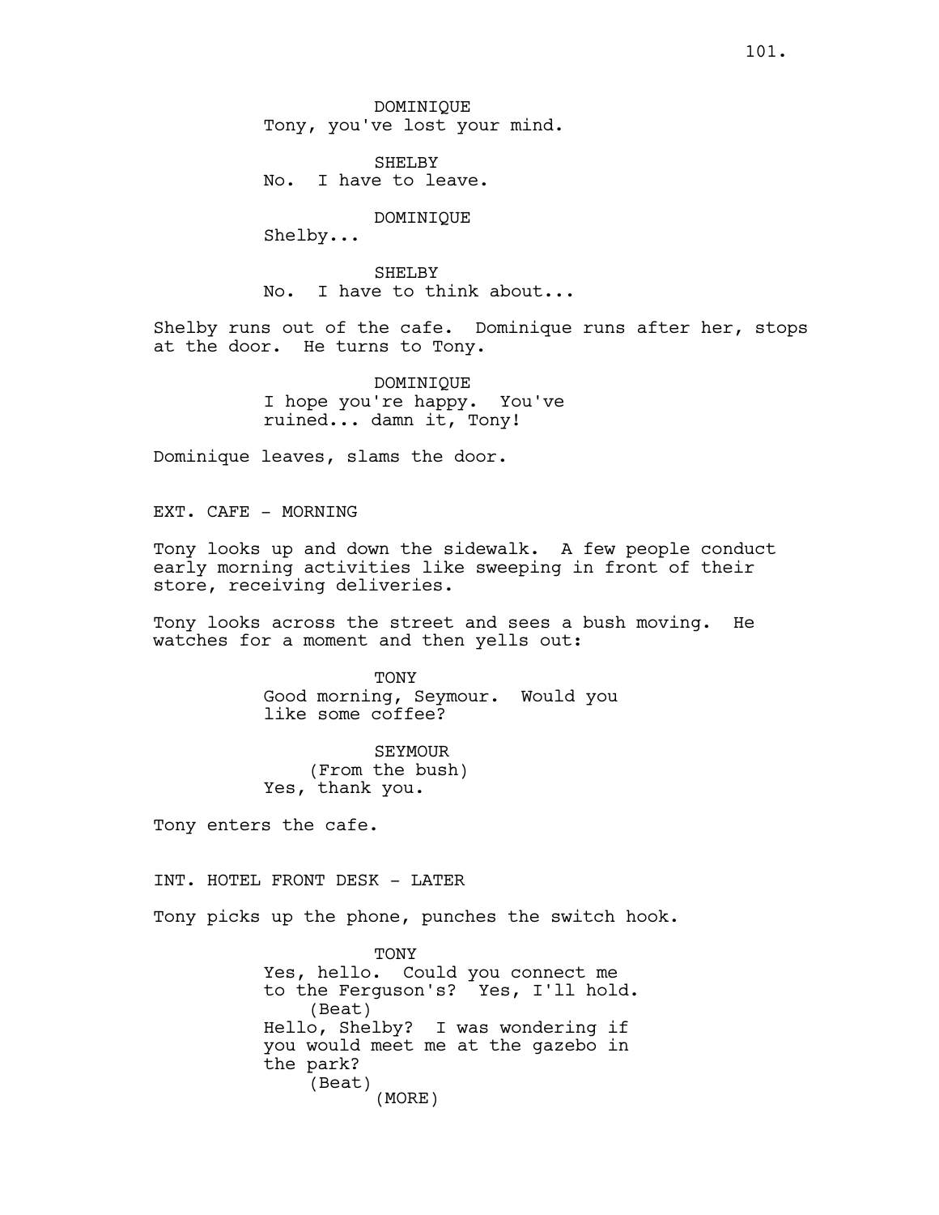DOMINIQUE
Tony, you've lost your mind.

SHELBY
No. I have to leave.

DOMINIQUE
Shelby...

SHELBY
No. I have to think about...

Shelby runs out of the cafe. Dominique runs after her, stops at the door. He turns to Tony.

DOMINIQUE
I hope you're happy. You've ruined... damn it, Tony!

Dominique leaves, slams the door.

EXT. CAFE - MORNING

Tony looks up and down the sidewalk. A few people conduct early morning activities like sweeping in front of their store, receiving deliveries.

Tony looks across the street and sees a bush moving. He watches for a moment and then yells out:

TONY
Good morning, Seymour. Would you like some coffee?

SEYMOUR
(From the bush)
Yes, thank you.

Tony enters the cafe.

INT. HOTEL FRONT DESK - LATER

Tony picks up the phone, punches the switch hook.

TONY
Yes, hello. Could you connect me to the Ferguson's? Yes, I'll hold.
(Beat)
Hello, Shelby? I was wondering if you would meet me at the gazebo in the park?
(Beat)
(MORE)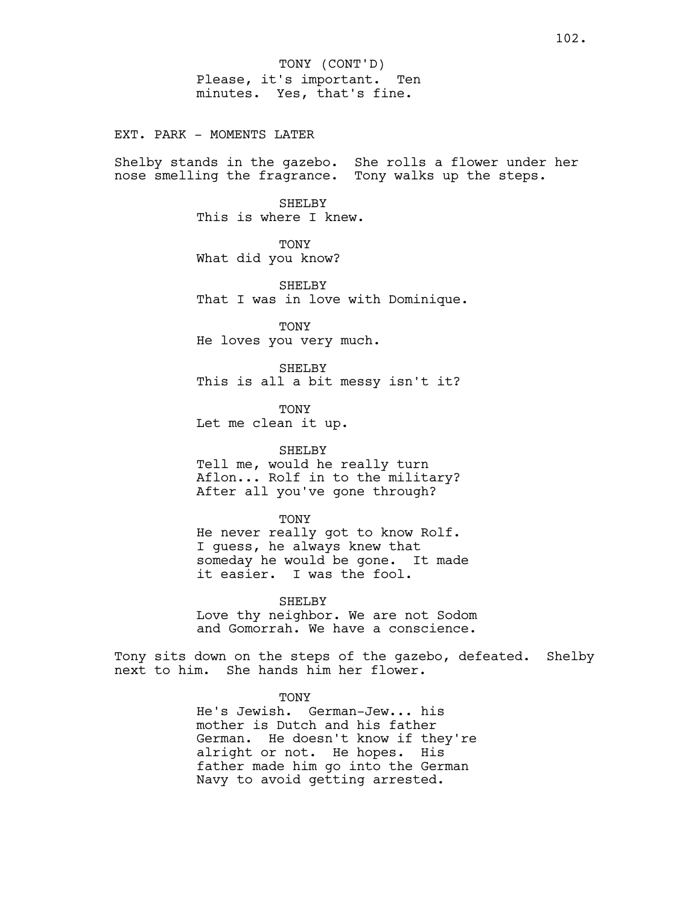TONY (CONT'D)
Please, it's important. Ten minutes. Yes, that's fine.

EXT. PARK - MOMENTS LATER

Shelby stands in the gazebo. She rolls a flower under her nose smelling the fragrance. Tony walks up the steps.

SHELBY
This is where I knew.

TONY
What did you know?

SHELBY
That I was in love with Dominique.

TONY
He loves you very much.

SHELBY
This is all a bit messy isn't it?

TONY
Let me clean it up.

SHELBY
Tell me, would he really turn Aflon... Rolf in to the military? After all you've gone through?

TONY
He never really got to know Rolf. I guess, he always knew that someday he would be gone. It made it easier. I was the fool.

SHELBY
Love thy neighbor. We are not Sodom and Gomorrah. We have a conscience.

Tony sits down on the steps of the gazebo, defeated. Shelby next to him. She hands him her flower.

TONY
He's Jewish. German-Jew... his mother is Dutch and his father German. He doesn't know if they're alright or not. He hopes. His father made him go into the German Navy to avoid getting arrested.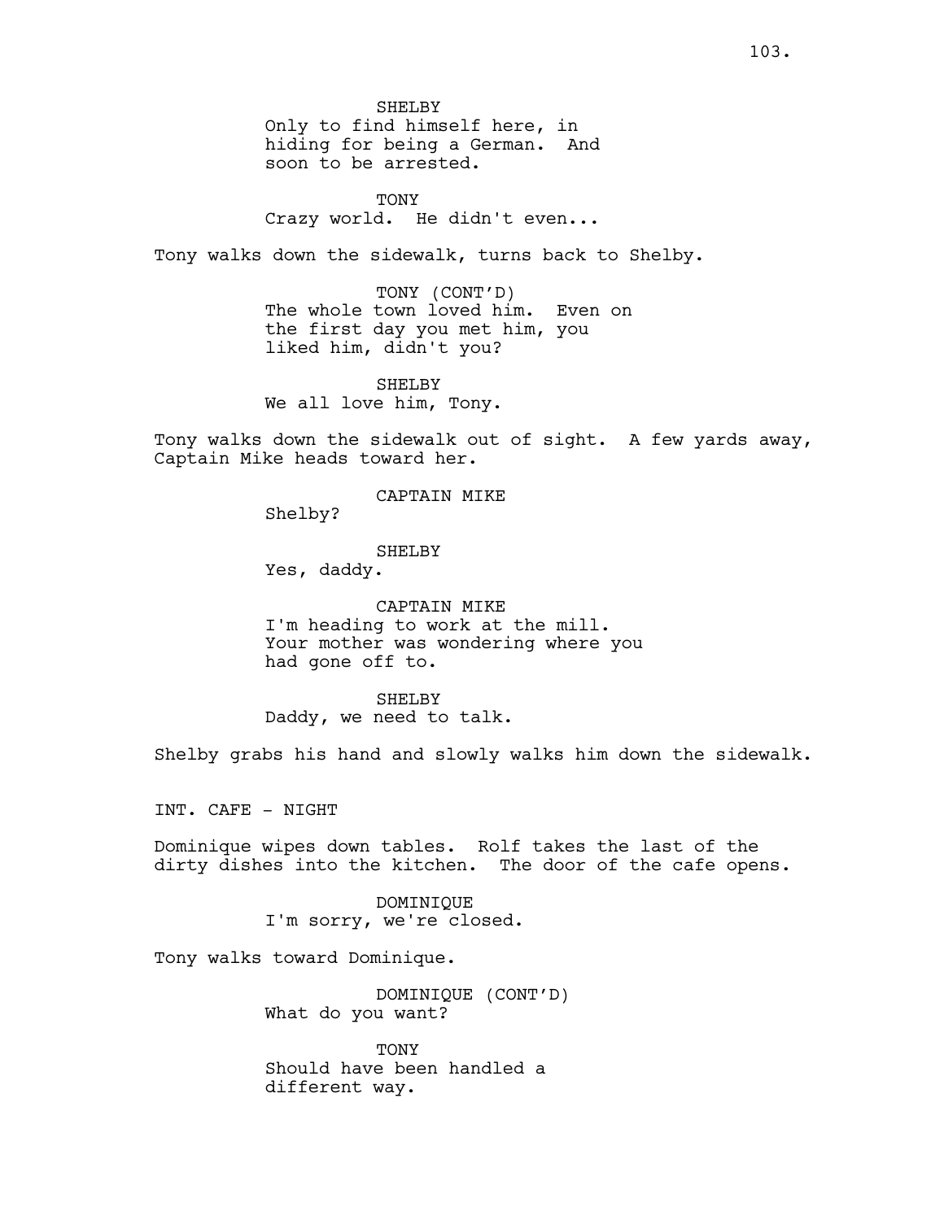SHELBY
Only to find himself here, in hiding for being a German. And soon to be arrested.

TONY
Crazy world. He didn't even...

Tony walks down the sidewalk, turns back to Shelby.

TONY (CONT'D)
The whole town loved him. Even on the first day you met him, you liked him, didn't you?

SHELBY
We all love him, Tony.

Tony walks down the sidewalk out of sight. A few yards away, Captain Mike heads toward her.

CAPTAIN MIKE
Shelby?

SHELBY
Yes, daddy.

CAPTAIN MIKE
I'm heading to work at the mill. Your mother was wondering where you had gone off to.

SHELBY
Daddy, we need to talk.

Shelby grabs his hand and slowly walks him down the sidewalk.

INT. CAFE - NIGHT

Dominique wipes down tables. Rolf takes the last of the dirty dishes into the kitchen. The door of the cafe opens.

DOMINIQUE
I'm sorry, we're closed.

Tony walks toward Dominique.

DOMINIQUE (CONT'D)
What do you want?

TONY
Should have been handled a different way.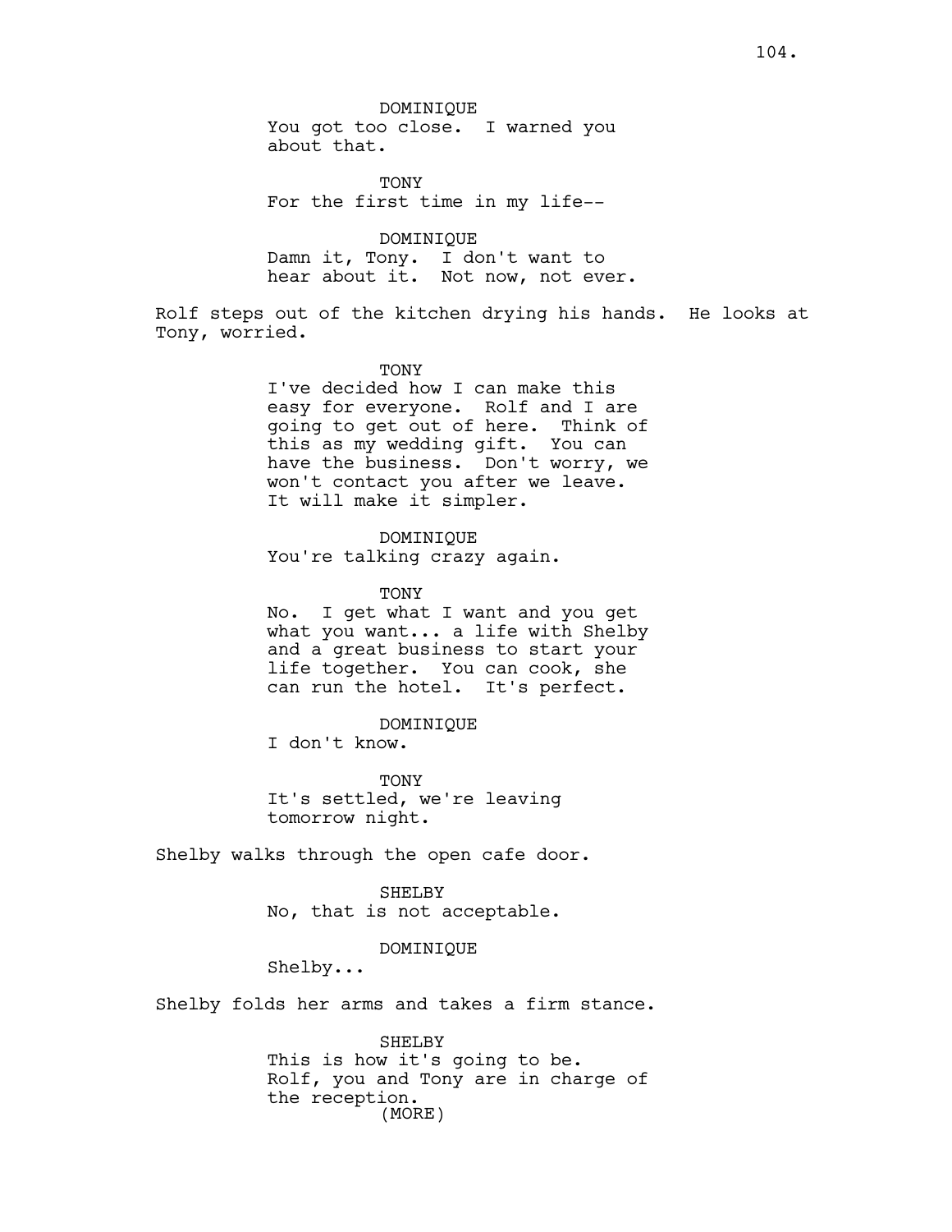DOMINIQUE
You got too close. I warned you about that.

TONY
For the first time in my life--

DOMINIQUE
Damn it, Tony. I don't want to hear about it. Not now, not ever.

Rolf steps out of the kitchen drying his hands. He looks at Tony, worried.

TONY
I've decided how I can make this easy for everyone. Rolf and I are going to get out of here. Think of this as my wedding gift. You can have the business. Don't worry, we won't contact you after we leave. It will make it simpler.

DOMINIQUE
You're talking crazy again.

TONY
No. I get what I want and you get what you want... a life with Shelby and a great business to start your life together. You can cook, she can run the hotel. It's perfect.

DOMINIQUE
I don't know.

TONY
It's settled, we're leaving tomorrow night.

Shelby walks through the open cafe door.

SHELBY
No, that is not acceptable.

DOMINIQUE
Shelby...

Shelby folds her arms and takes a firm stance.

SHELBY
This is how it's going to be. Rolf, you and Tony are in charge of the reception.
(MORE)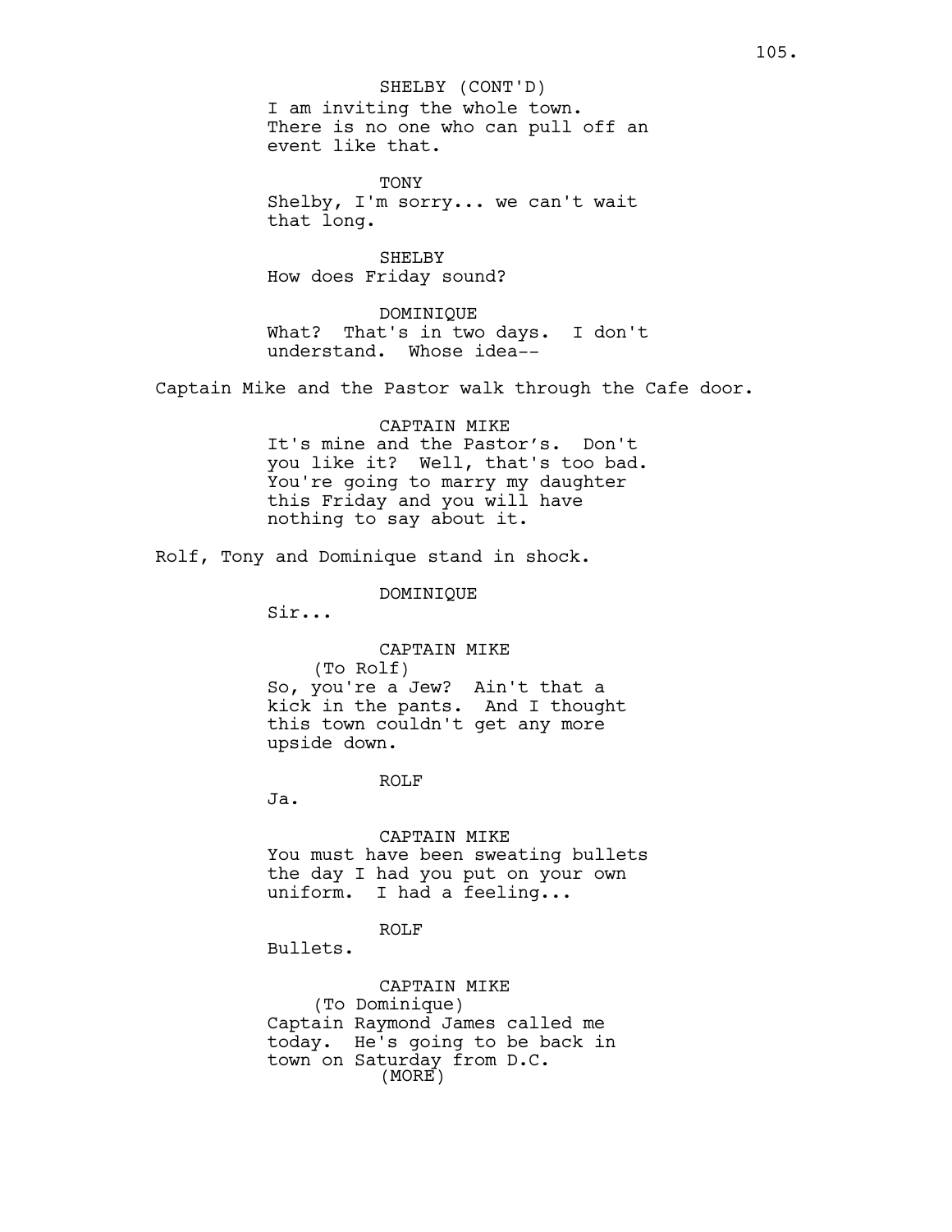SHELBY (CONT'D)
I am inviting the whole town. There is no one who can pull off an event like that.

TONY
Shelby, I'm sorry... we can't wait that long.

SHELBY
How does Friday sound?

DOMINIQUE
What? That's in two days. I don't understand. Whose idea--

Captain Mike and the Pastor walk through the Cafe door.

CAPTAIN MIKE
It's mine and the Pastor's. Don't you like it? Well, that's too bad. You're going to marry my daughter this Friday and you will have nothing to say about it.

Rolf, Tony and Dominique stand in shock.

DOMINIQUE
Sir...

CAPTAIN MIKE
(To Rolf)
So, you're a Jew? Ain't that a kick in the pants. And I thought this town couldn't get any more upside down.

ROLF
Ja.

CAPTAIN MIKE
You must have been sweating bullets the day I had you put on your own uniform. I had a feeling...

ROLF
Bullets.

CAPTAIN MIKE
(To Dominique)
Captain Raymond James called me today. He's going to be back in town on Saturday from D.C.
(MORE)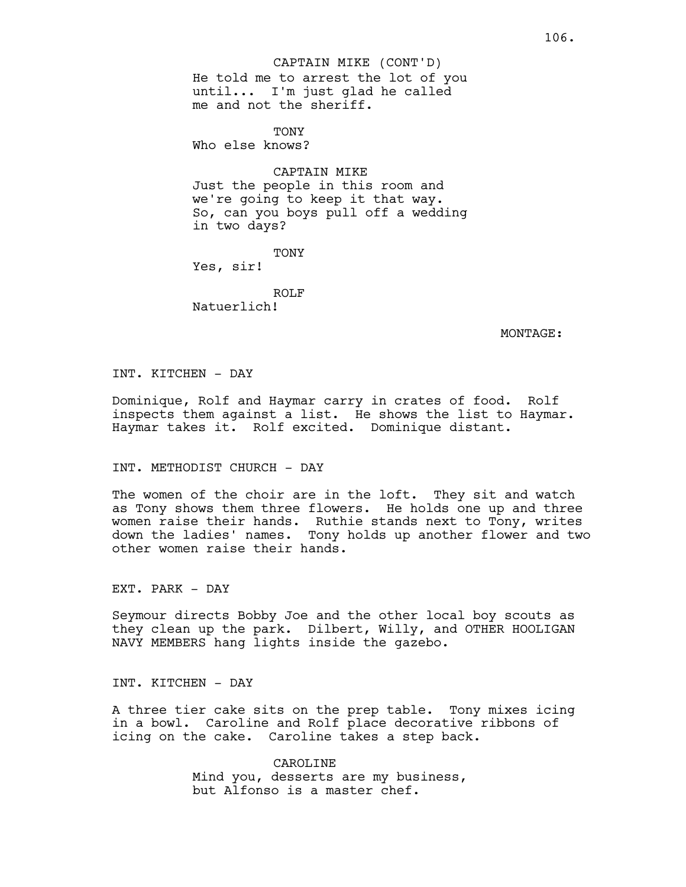CAPTAIN MIKE (CONT'D)
He told me to arrest the lot of you until... I'm just glad he called me and not the sheriff.

TONY
Who else knows?

CAPTAIN MIKE
Just the people in this room and we're going to keep it that way. So, can you boys pull off a wedding in two days?

TONY
Yes, sir!

ROLF
Natuerlich!

MONTAGE:

INT. KITCHEN - DAY

Dominique, Rolf and Haymar carry in crates of food. Rolf inspects them against a list. He shows the list to Haymar. Haymar takes it. Rolf excited. Dominique distant.

INT. METHODIST CHURCH - DAY

The women of the choir are in the loft. They sit and watch as Tony shows them three flowers. He holds one up and three women raise their hands. Ruthie stands next to Tony, writes down the ladies' names. Tony holds up another flower and two other women raise their hands.

EXT. PARK - DAY

Seymour directs Bobby Joe and the other local boy scouts as they clean up the park. Dilbert, Willy, and OTHER HOOLIGAN NAVY MEMBERS hang lights inside the gazebo.

INT. KITCHEN - DAY

A three tier cake sits on the prep table. Tony mixes icing in a bowl. Caroline and Rolf place decorative ribbons of icing on the cake. Caroline takes a step back.

CAROLINE
Mind you, desserts are my business, but Alfonso is a master chef.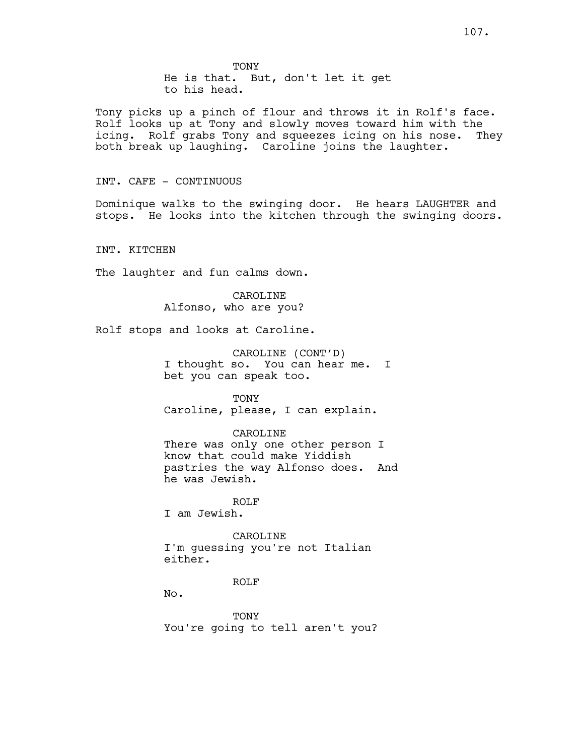TONY
He is that. But, don't let it get to his head.

Tony picks up a pinch of flour and throws it in Rolf's face. Rolf looks up at Tony and slowly moves toward him with the icing. Rolf grabs Tony and squeezes icing on his nose. They both break up laughing. Caroline joins the laughter.

INT. CAFE - CONTINUOUS

Dominique walks to the swinging door. He hears LAUGHTER and stops. He looks into the kitchen through the swinging doors.

INT. KITCHEN

The laughter and fun calms down.

CAROLINE
Alfonso, who are you?

Rolf stops and looks at Caroline.

CAROLINE (CONT'D)
I thought so. You can hear me. I bet you can speak too.

TONY
Caroline, please, I can explain.

CAROLINE
There was only one other person I know that could make Yiddish pastries the way Alfonso does. And he was Jewish.

ROLF
I am Jewish.

CAROLINE
I'm guessing you're not Italian either.

ROLF
No.

TONY
You're going to tell aren't you?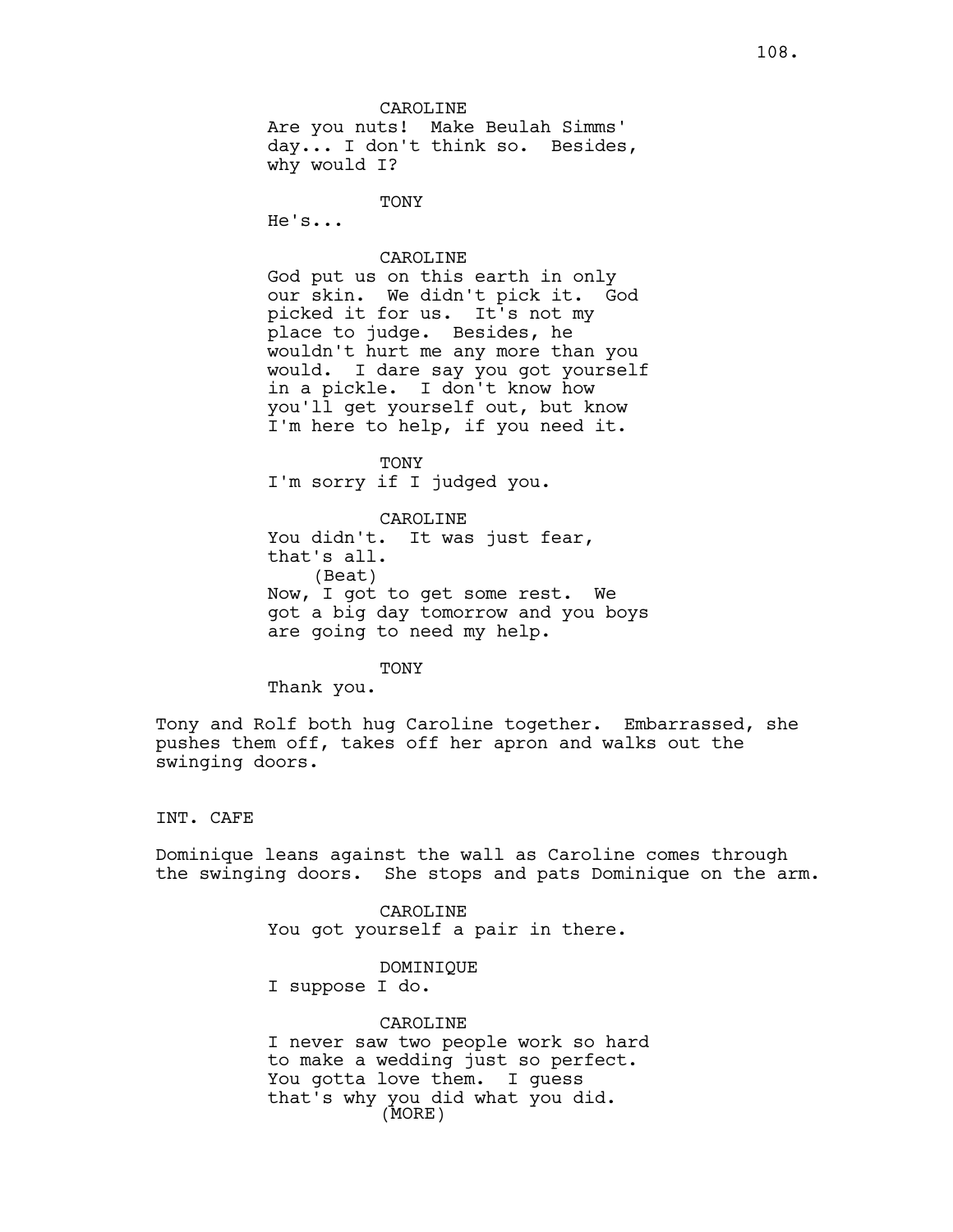CAROLINE
Are you nuts! Make Beulah Simms' day... I don't think so. Besides, why would I?

TONY
He's...

CAROLINE
God put us on this earth in only our skin. We didn't pick it. God picked it for us. It's not my place to judge. Besides, he wouldn't hurt me any more than you would. I dare say you got yourself in a pickle. I don't know how you'll get yourself out, but know I'm here to help, if you need it.

TONY
I'm sorry if I judged you.

CAROLINE
You didn't. It was just fear, that's all.
(Beat)
Now, I got to get some rest. We got a big day tomorrow and you boys are going to need my help.

TONY
Thank you.

Tony and Rolf both hug Caroline together. Embarrassed, she pushes them off, takes off her apron and walks out the swinging doors.

INT. CAFE

Dominique leans against the wall as Caroline comes through the swinging doors. She stops and pats Dominique on the arm.

CAROLINE
You got yourself a pair in there.

DOMINIQUE
I suppose I do.

CAROLINE
I never saw two people work so hard to make a wedding just so perfect. You gotta love them. I guess that's why you did what you did.
(MORE)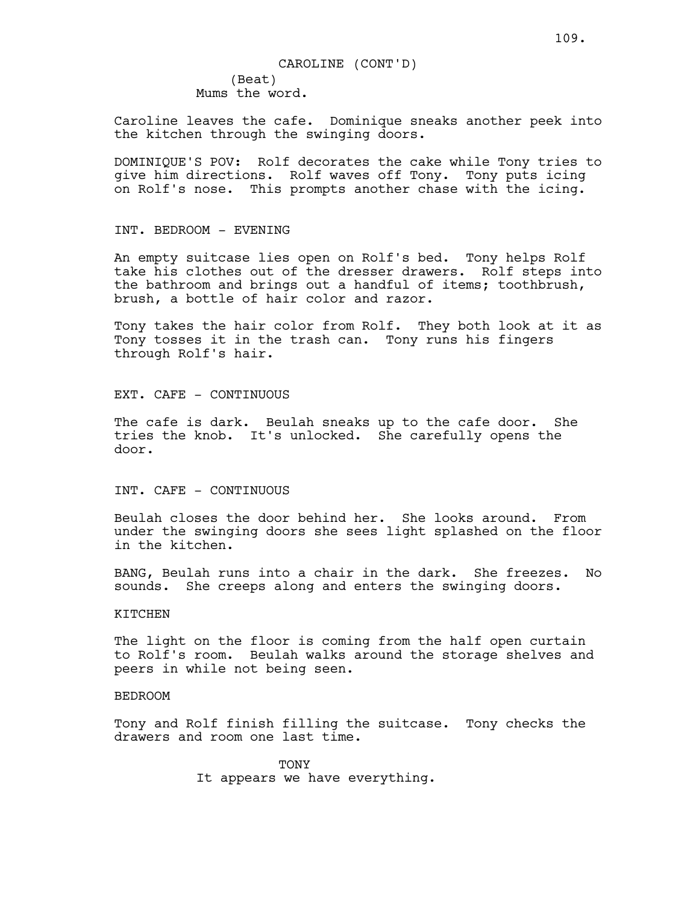CAROLINE (CONT'D)
(Beat)
Mums the word.

Caroline leaves the cafe. Dominique sneaks another peek into the kitchen through the swinging doors.

DOMINIQUE'S POV: Rolf decorates the cake while Tony tries to give him directions. Rolf waves off Tony. Tony puts icing on Rolf's nose. This prompts another chase with the icing.

INT. BEDROOM - EVENING

An empty suitcase lies open on Rolf's bed. Tony helps Rolf take his clothes out of the dresser drawers. Rolf steps into the bathroom and brings out a handful of items; toothbrush, brush, a bottle of hair color and razor.

Tony takes the hair color from Rolf. They both look at it as Tony tosses it in the trash can. Tony runs his fingers through Rolf's hair.

EXT. CAFE - CONTINUOUS

The cafe is dark. Beulah sneaks up to the cafe door. She tries the knob. It's unlocked. She carefully opens the door.

INT. CAFE - CONTINUOUS

Beulah closes the door behind her. She looks around. From under the swinging doors she sees light splashed on the floor in the kitchen.

BANG, Beulah runs into a chair in the dark. She freezes. No sounds. She creeps along and enters the swinging doors.

KITCHEN

The light on the floor is coming from the half open curtain to Rolf's room. Beulah walks around the storage shelves and peers in while not being seen.

BEDROOM

Tony and Rolf finish filling the suitcase. Tony checks the drawers and room one last time.

TONY
It appears we have everything.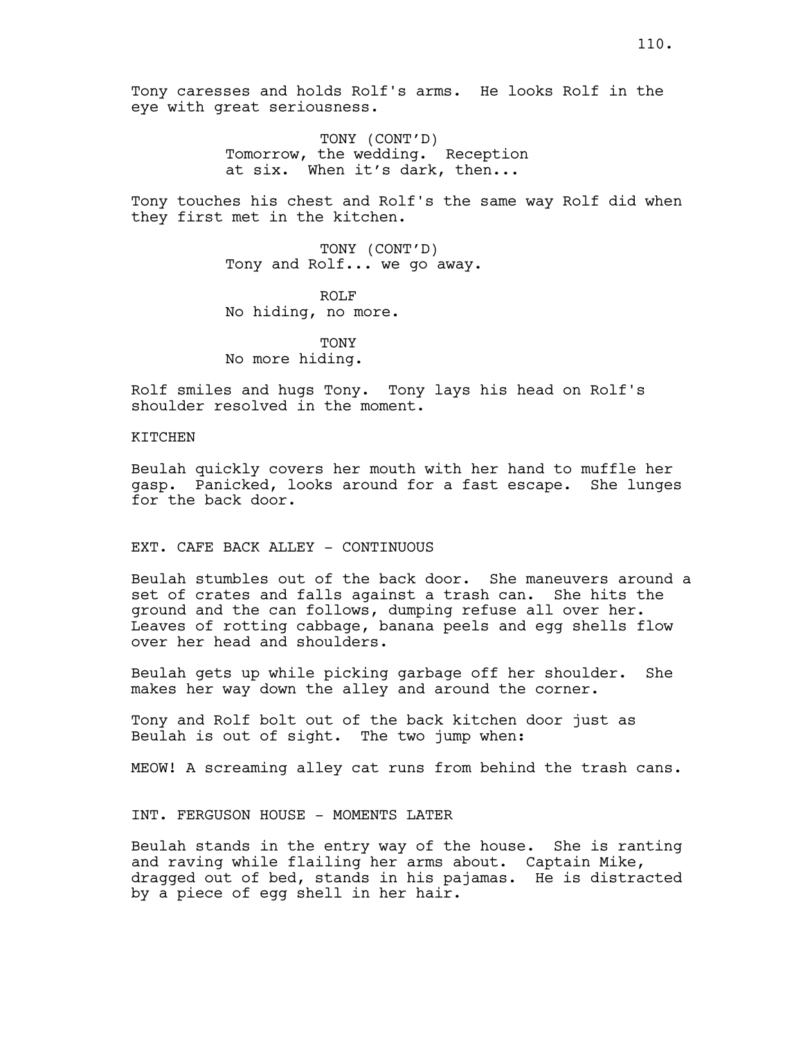Tony caresses and holds Rolf's arms. He looks Rolf in the eye with great seriousness.

TONY (CONT'D)
Tomorrow, the wedding. Reception at six. When it's dark, then...

Tony touches his chest and Rolf's the same way Rolf did when they first met in the kitchen.

TONY (CONT'D)
Tony and Rolf... we go away.

ROLF
No hiding, no more.

TONY
No more hiding.

Rolf smiles and hugs Tony. Tony lays his head on Rolf's shoulder resolved in the moment.

KITCHEN

Beulah quickly covers her mouth with her hand to muffle her gasp. Panicked, looks around for a fast escape. She lunges for the back door.

EXT. CAFE BACK ALLEY - CONTINUOUS

Beulah stumbles out of the back door. She maneuvers around a set of crates and falls against a trash can. She hits the ground and the can follows, dumping refuse all over her. Leaves of rotting cabbage, banana peels and egg shells flow over her head and shoulders.

Beulah gets up while picking garbage off her shoulder. She makes her way down the alley and around the corner.

Tony and Rolf bolt out of the back kitchen door just as Beulah is out of sight. The two jump when:

MEOW! A screaming alley cat runs from behind the trash cans.

INT. FERGUSON HOUSE - MOMENTS LATER

Beulah stands in the entry way of the house. She is ranting and raving while flailing her arms about. Captain Mike, dragged out of bed, stands in his pajamas. He is distracted by a piece of egg shell in her hair.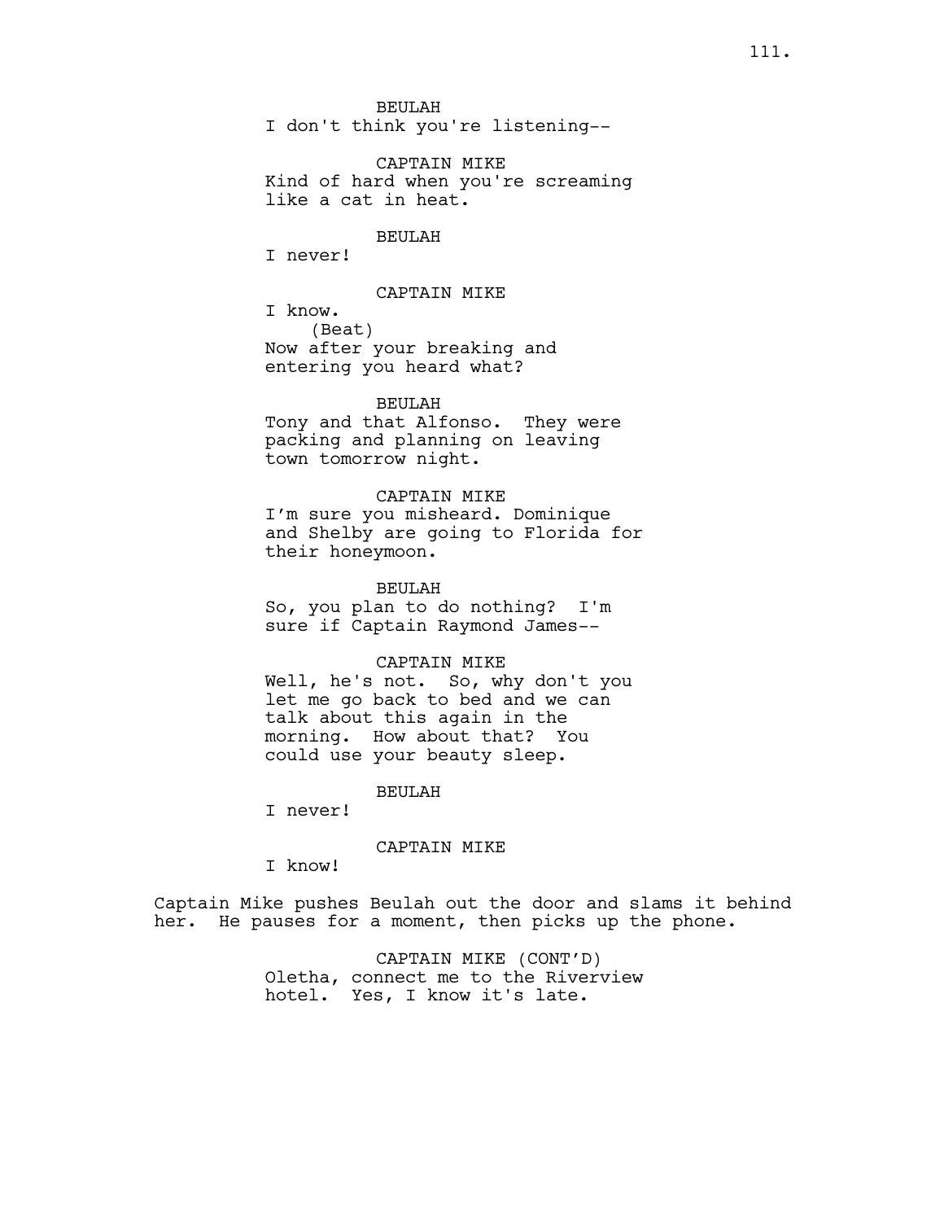BEULAH

I don't think you're listening--

CAPTAIN MIKE

Kind of hard when you're screaming like a cat in heat.

BEULAH

I never!

CAPTAIN MIKE

I know.

(Beat)

Now after your breaking and entering you heard what?

BEULAH

Tony and that Alfonso. They were packing and planning on leaving town tomorrow night.

CAPTAIN MIKE

I'm sure you misheard. Dominique and Shelby are going to Florida for their honeymoon.

BEULAH

So, you plan to do nothing? I'm sure if Captain Raymond James--

CAPTAIN MIKE

Well, he's not. So, why don't you let me go back to bed and we can talk about this again in the morning. How about that? You could use your beauty sleep.

BEULAH

I never!

CAPTAIN MIKE

I know!

Captain Mike pushes Beulah out the door and slams it behind her. He pauses for a moment, then picks up the phone.

CAPTAIN MIKE (CONT'D)

Oletha, connect me to the Riverview hotel. Yes, I know it's late.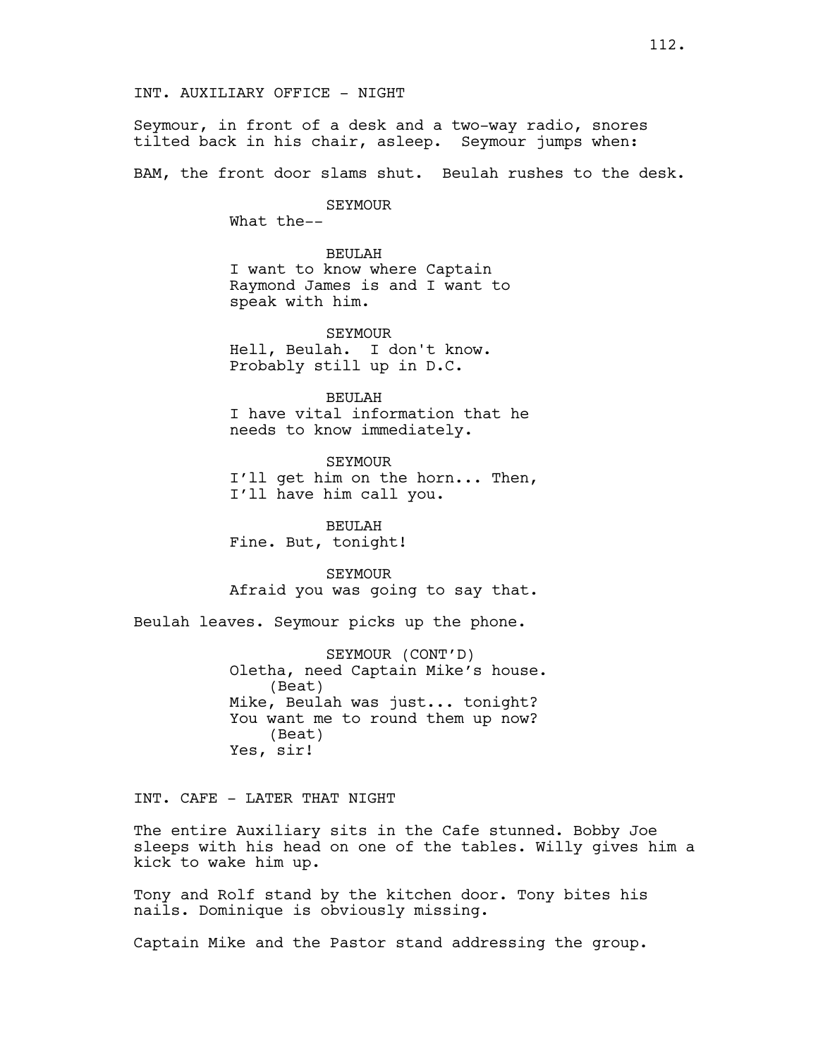INT. AUXILIARY OFFICE - NIGHT

Seymour, in front of a desk and a two-way radio, snores tilted back in his chair, asleep. Seymour jumps when:

BAM, the front door slams shut. Beulah rushes to the desk.

SEYMOUR
What the--

BEULAH
I want to know where Captain Raymond James is and I want to speak with him.

SEYMOUR
Hell, Beulah. I don't know. Probably still up in D.C.

BEULAH
I have vital information that he needs to know immediately.

SEYMOUR
I'll get him on the horn... Then, I'll have him call you.

BEULAH
Fine. But, tonight!

SEYMOUR
Afraid you was going to say that.

Beulah leaves. Seymour picks up the phone.

SEYMOUR (CONT'D)
Oletha, need Captain Mike's house.
(Beat)
Mike, Beulah was just... tonight? You want me to round them up now?
(Beat)
Yes, sir!

INT. CAFE - LATER THAT NIGHT

The entire Auxiliary sits in the Cafe stunned. Bobby Joe sleeps with his head on one of the tables. Willy gives him a kick to wake him up.

Tony and Rolf stand by the kitchen door. Tony bites his nails. Dominique is obviously missing.

Captain Mike and the Pastor stand addressing the group.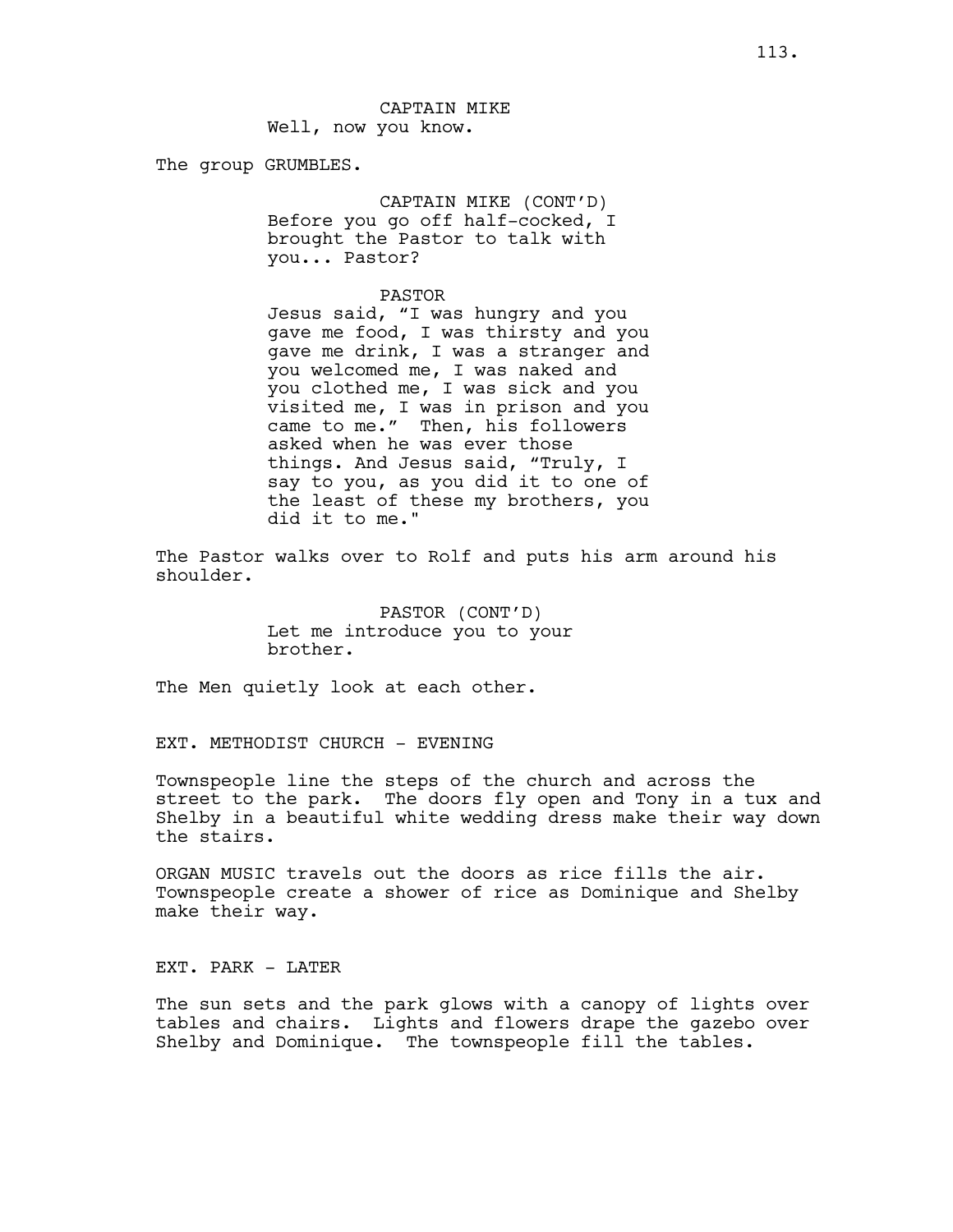CAPTAIN MIKE
Well, now you know.

The group GRUMBLES.

CAPTAIN MIKE (CONT'D)
Before you go off half-cocked, I brought the Pastor to talk with you... Pastor?

PASTOR
Jesus said, "I was hungry and you gave me food, I was thirsty and you gave me drink, I was a stranger and you welcomed me, I was naked and you clothed me, I was sick and you visited me, I was in prison and you came to me." Then, his followers asked when he was ever those things. And Jesus said, "Truly, I say to you, as you did it to one of the least of these my brothers, you did it to me."

The Pastor walks over to Rolf and puts his arm around his shoulder.

PASTOR (CONT'D)
Let me introduce you to your brother.

The Men quietly look at each other.

EXT. METHODIST CHURCH - EVENING

Townspeople line the steps of the church and across the street to the park. The doors fly open and Tony in a tux and Shelby in a beautiful white wedding dress make their way down the stairs.

ORGAN MUSIC travels out the doors as rice fills the air. Townspeople create a shower of rice as Dominique and Shelby make their way.

EXT. PARK - LATER

The sun sets and the park glows with a canopy of lights over tables and chairs. Lights and flowers drape the gazebo over Shelby and Dominique. The townspeople fill the tables.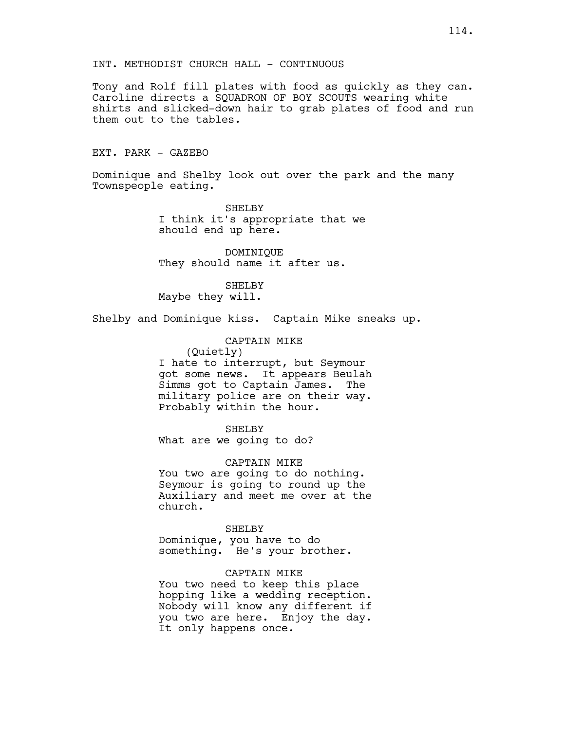INT. METHODIST CHURCH HALL - CONTINUOUS

Tony and Rolf fill plates with food as quickly as they can. Caroline directs a SQUADRON OF BOY SCOUTS wearing white shirts and slicked-down hair to grab plates of food and run them out to the tables.

EXT. PARK - GAZEBO

Dominique and Shelby look out over the park and the many Townspeople eating.

SHELBY
I think it's appropriate that we should end up here.

DOMINIQUE
They should name it after us.

SHELBY
Maybe they will.

Shelby and Dominique kiss. Captain Mike sneaks up.

CAPTAIN MIKE
(Quietly)
I hate to interrupt, but Seymour got some news. It appears Beulah Simms got to Captain James. The military police are on their way. Probably within the hour.

SHELBY
What are we going to do?

CAPTAIN MIKE
You two are going to do nothing. Seymour is going to round up the Auxiliary and meet me over at the church.

SHELBY
Dominique, you have to do something. He's your brother.

CAPTAIN MIKE
You two need to keep this place hopping like a wedding reception. Nobody will know any different if you two are here. Enjoy the day. It only happens once.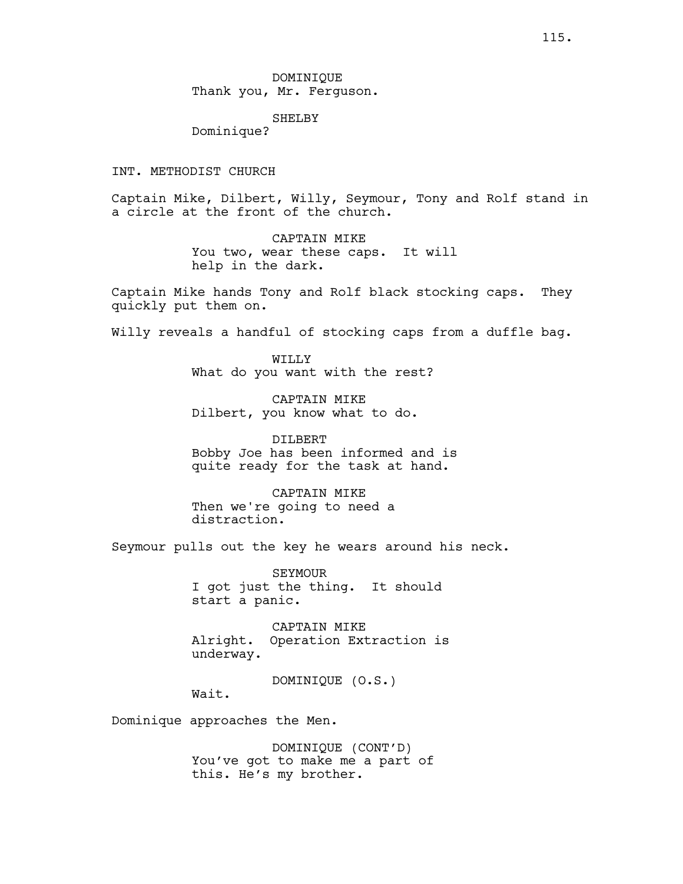DOMINIQUE
Thank you, Mr. Ferguson.

SHELBY
Dominique?

INT. METHODIST CHURCH

Captain Mike, Dilbert, Willy, Seymour, Tony and Rolf stand in a circle at the front of the church.

CAPTAIN MIKE
You two, wear these caps. It will help in the dark.

Captain Mike hands Tony and Rolf black stocking caps. They quickly put them on.

Willy reveals a handful of stocking caps from a duffle bag.

WILLY
What do you want with the rest?

CAPTAIN MIKE
Dilbert, you know what to do.

DILBERT
Bobby Joe has been informed and is quite ready for the task at hand.

CAPTAIN MIKE
Then we're going to need a distraction.

Seymour pulls out the key he wears around his neck.

SEYMOUR
I got just the thing. It should start a panic.

CAPTAIN MIKE
Alright. Operation Extraction is underway.

DOMINIQUE (O.S.)
Wait.

Dominique approaches the Men.

DOMINIQUE (CONT'D)
You've got to make me a part of this. He's my brother.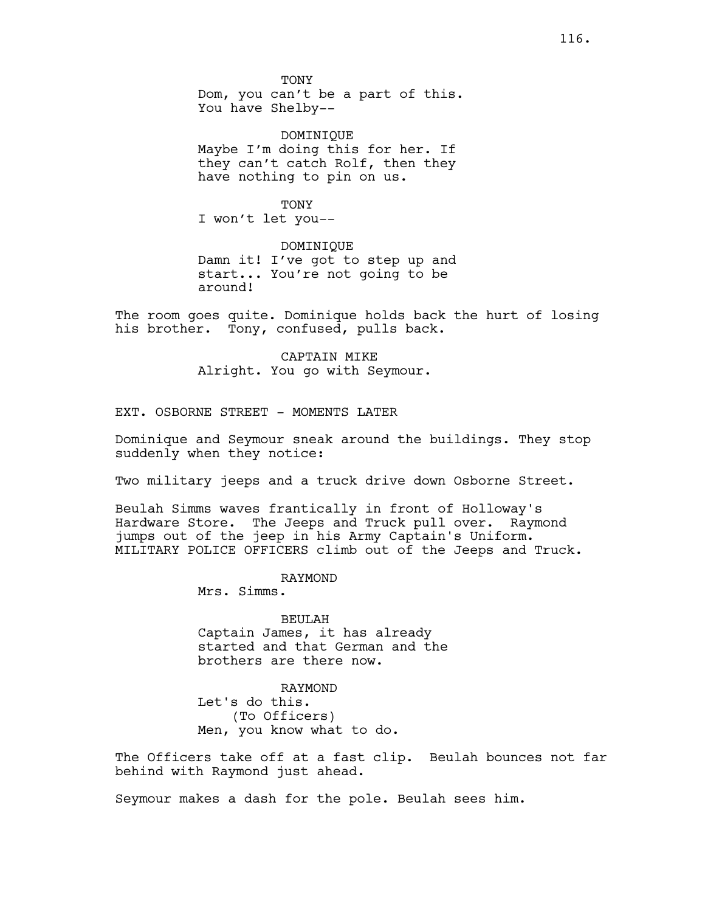TONY
Dom, you can't be a part of this.
You have Shelby--

DOMINIQUE
Maybe I'm doing this for her. If
they can't catch Rolf, then they
have nothing to pin on us.

TONY
I won't let you--

DOMINIQUE
Damn it! I've got to step up and
start... You're not going to be
around!

The room goes quite. Dominique holds back the hurt of losing his brother. Tony, confused, pulls back.

CAPTAIN MIKE
Alright. You go with Seymour.

EXT. OSBORNE STREET - MOMENTS LATER

Dominique and Seymour sneak around the buildings. They stop suddenly when they notice:

Two military jeeps and a truck drive down Osborne Street.

Beulah Simms waves frantically in front of Holloway's Hardware Store. The Jeeps and Truck pull over. Raymond jumps out of the jeep in his Army Captain's Uniform. MILITARY POLICE OFFICERS climb out of the Jeeps and Truck.

RAYMOND
Mrs. Simms.

BEULAH
Captain James, it has already
started and that German and the
brothers are there now.

RAYMOND
Let's do this.
(To Officers)
Men, you know what to do.

The Officers take off at a fast clip. Beulah bounces not far behind with Raymond just ahead.

Seymour makes a dash for the pole. Beulah sees him.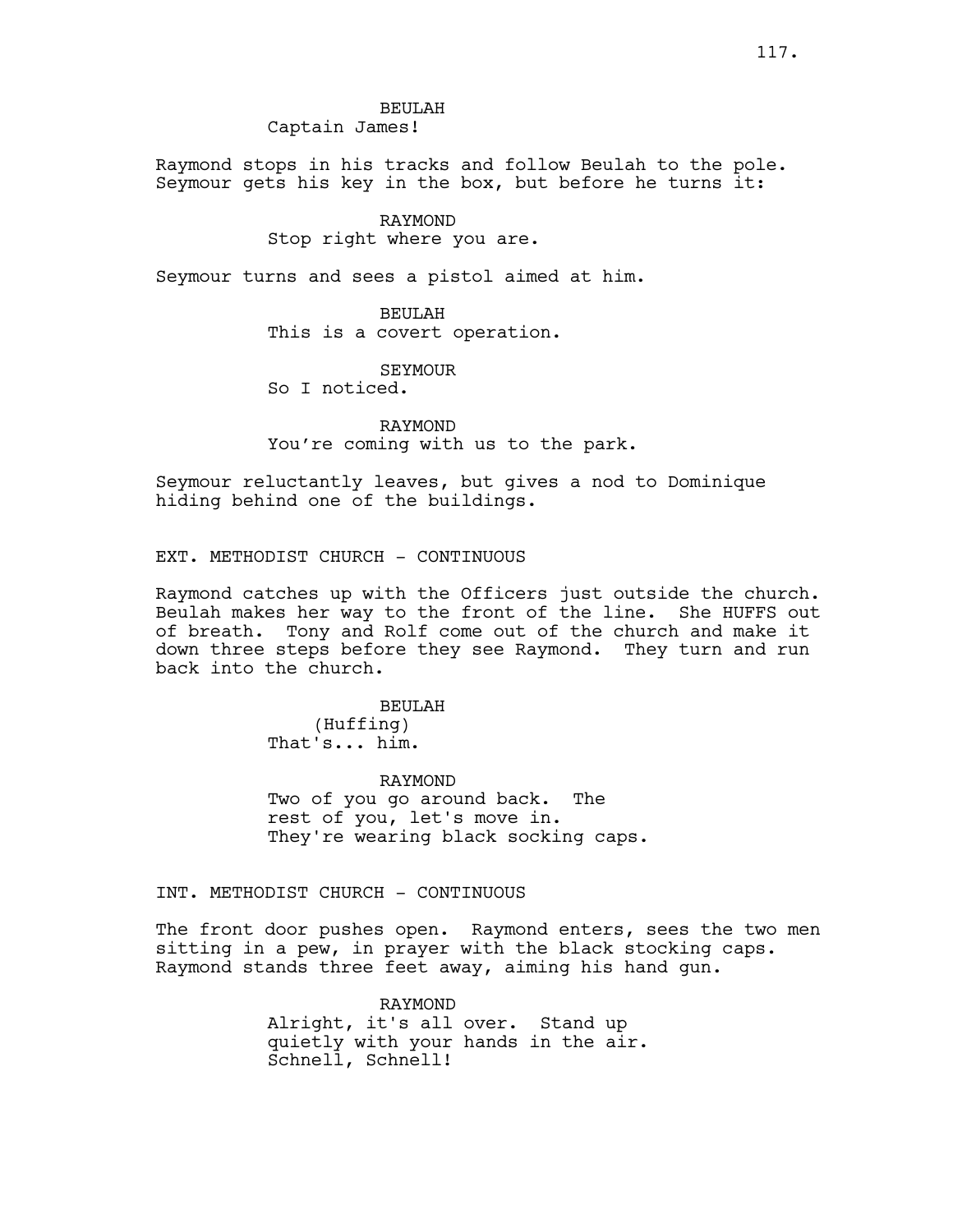BEULAH
Captain James!

Raymond stops in his tracks and follow Beulah to the pole. Seymour gets his key in the box, but before he turns it:

RAYMOND
Stop right where you are.

Seymour turns and sees a pistol aimed at him.

BEULAH
This is a covert operation.

SEYMOUR
So I noticed.

RAYMOND
You're coming with us to the park.

Seymour reluctantly leaves, but gives a nod to Dominique hiding behind one of the buildings.

EXT. METHODIST CHURCH - CONTINUOUS

Raymond catches up with the Officers just outside the church. Beulah makes her way to the front of the line. She HUFFS out of breath. Tony and Rolf come out of the church and make it down three steps before they see Raymond. They turn and run back into the church.

BEULAH
(Huffing)
That's... him.

RAYMOND
Two of you go around back. The rest of you, let's move in. They're wearing black socking caps.

INT. METHODIST CHURCH - CONTINUOUS

The front door pushes open. Raymond enters, sees the two men sitting in a pew, in prayer with the black stocking caps. Raymond stands three feet away, aiming his hand gun.

RAYMOND
Alright, it's all over. Stand up quietly with your hands in the air. Schnell, Schnell!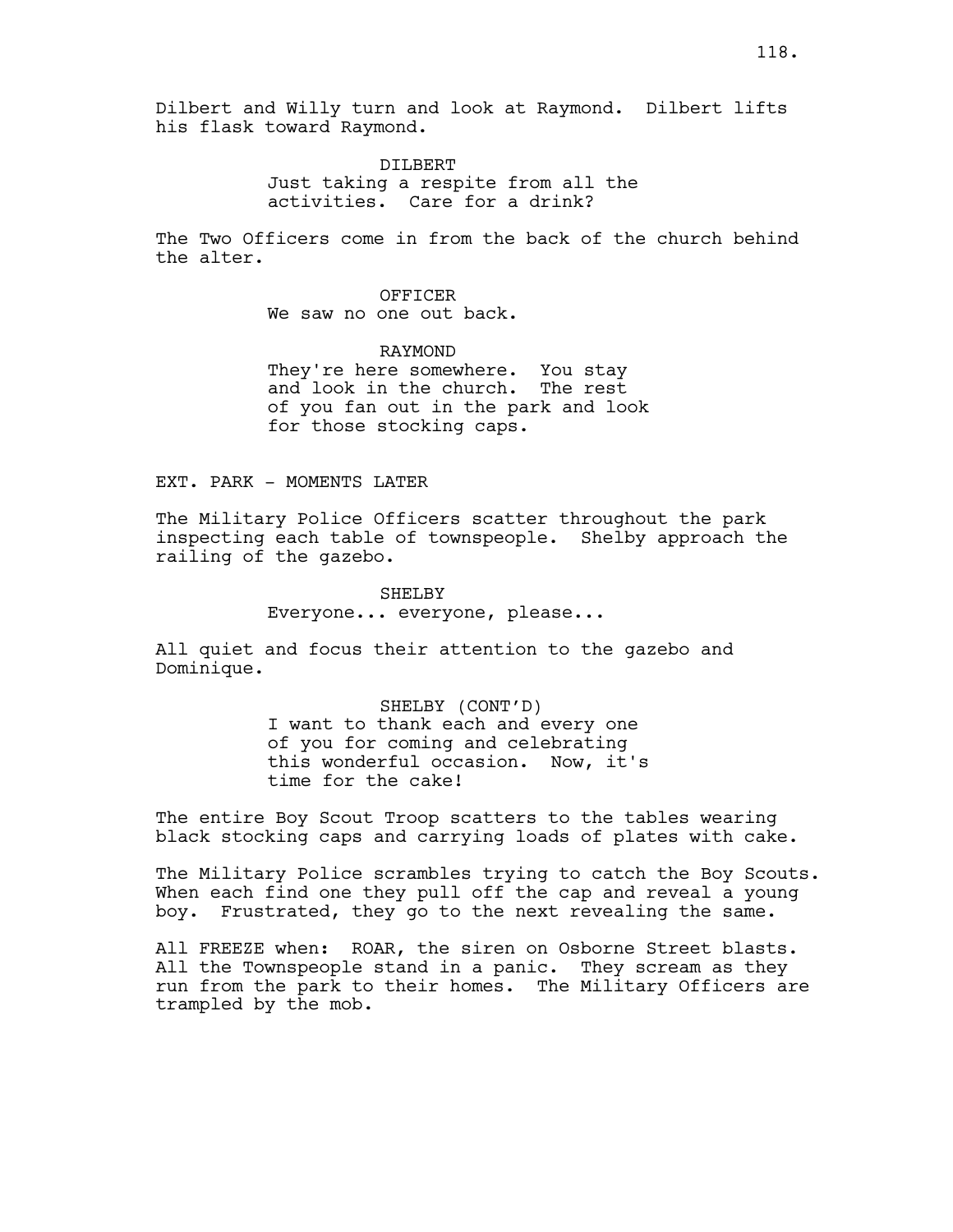Dilbert and Willy turn and look at Raymond. Dilbert lifts his flask toward Raymond.

DILBERT
Just taking a respite from all the activities. Care for a drink?

The Two Officers come in from the back of the church behind the alter.

OFFICER
We saw no one out back.

RAYMOND
They're here somewhere. You stay and look in the church. The rest of you fan out in the park and look for those stocking caps.

EXT. PARK - MOMENTS LATER

The Military Police Officers scatter throughout the park inspecting each table of townspeople. Shelby approach the railing of the gazebo.

SHELBY
Everyone... everyone, please...

All quiet and focus their attention to the gazebo and Dominique.

SHELBY (CONT'D)
I want to thank each and every one of you for coming and celebrating this wonderful occasion. Now, it's time for the cake!

The entire Boy Scout Troop scatters to the tables wearing black stocking caps and carrying loads of plates with cake.

The Military Police scrambles trying to catch the Boy Scouts. When each find one they pull off the cap and reveal a young boy. Frustrated, they go to the next revealing the same.

All FREEZE when: ROAR, the siren on Osborne Street blasts. All the Townspeople stand in a panic. They scream as they run from the park to their homes. The Military Officers are trampled by the mob.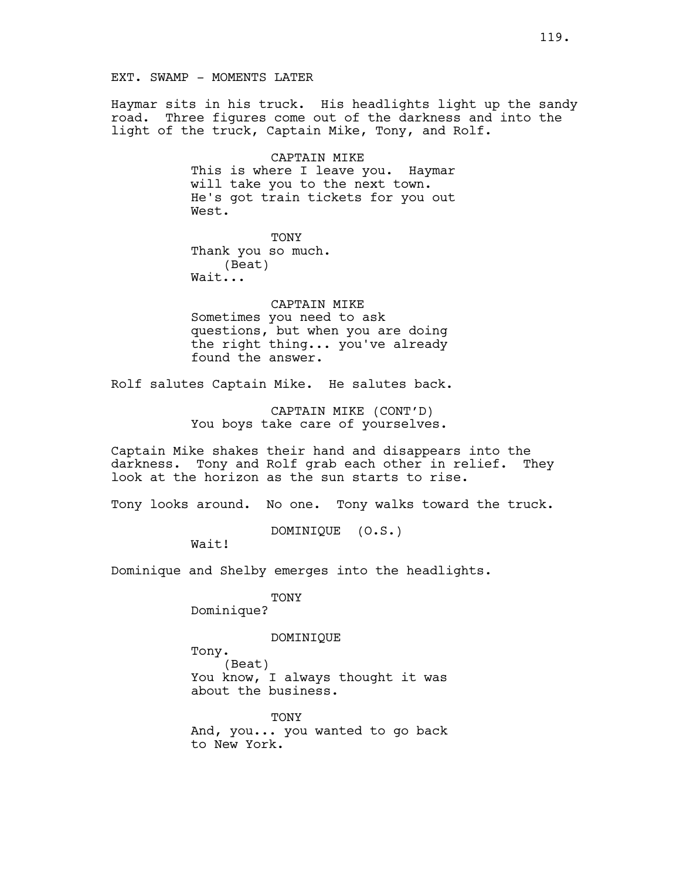EXT. SWAMP - MOMENTS LATER

Haymar sits in his truck. His headlights light up the sandy road. Three figures come out of the darkness and into the light of the truck, Captain Mike, Tony, and Rolf.

CAPTAIN MIKE
This is where I leave you. Haymar will take you to the next town. He's got train tickets for you out West.

TONY
Thank you so much.
(Beat)
Wait...

CAPTAIN MIKE
Sometimes you need to ask questions, but when you are doing the right thing... you've already found the answer.

Rolf salutes Captain Mike. He salutes back.

CAPTAIN MIKE (CONT'D)
You boys take care of yourselves.

Captain Mike shakes their hand and disappears into the darkness. Tony and Rolf grab each other in relief. They look at the horizon as the sun starts to rise.

Tony looks around. No one. Tony walks toward the truck.

DOMINIQUE (O.S.)
Wait!

Dominique and Shelby emerges into the headlights.

TONY
Dominique?

DOMINIQUE
Tony.
(Beat)
You know, I always thought it was about the business.

TONY
And, you... you wanted to go back to New York.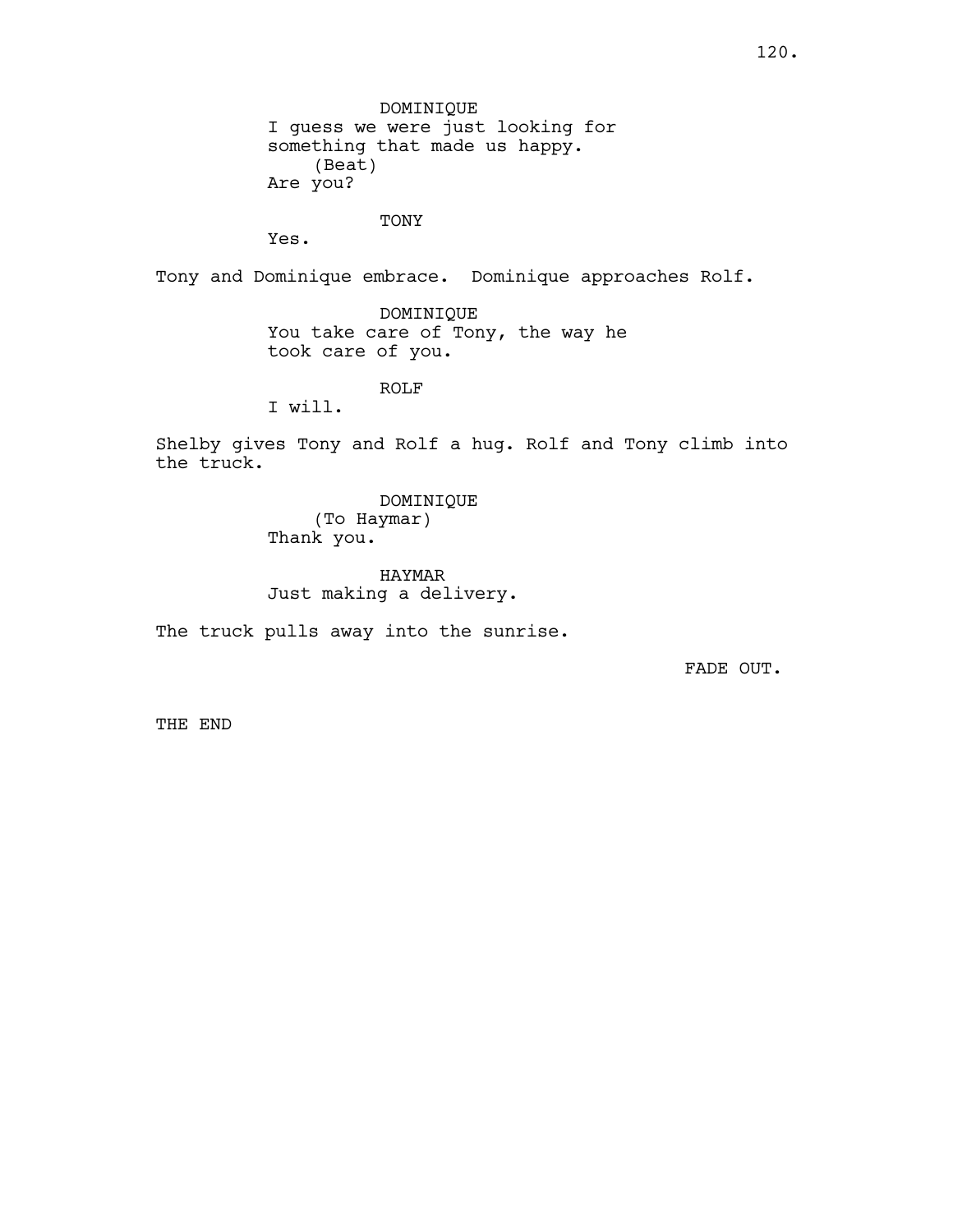DOMINIQUE
I guess we were just looking for
something that made us happy.
(Beat)
Are you?

TONY
Yes.

Tony and Dominique embrace. Dominique approaches Rolf.

DOMINIQUE
You take care of Tony, the way he
took care of you.

ROLF
I will.

Shelby gives Tony and Rolf a hug. Rolf and Tony climb into the truck.

DOMINIQUE
(To Haymar)
Thank you.

HAYMAR
Just making a delivery.

The truck pulls away into the sunrise.

FADE OUT.

THE END